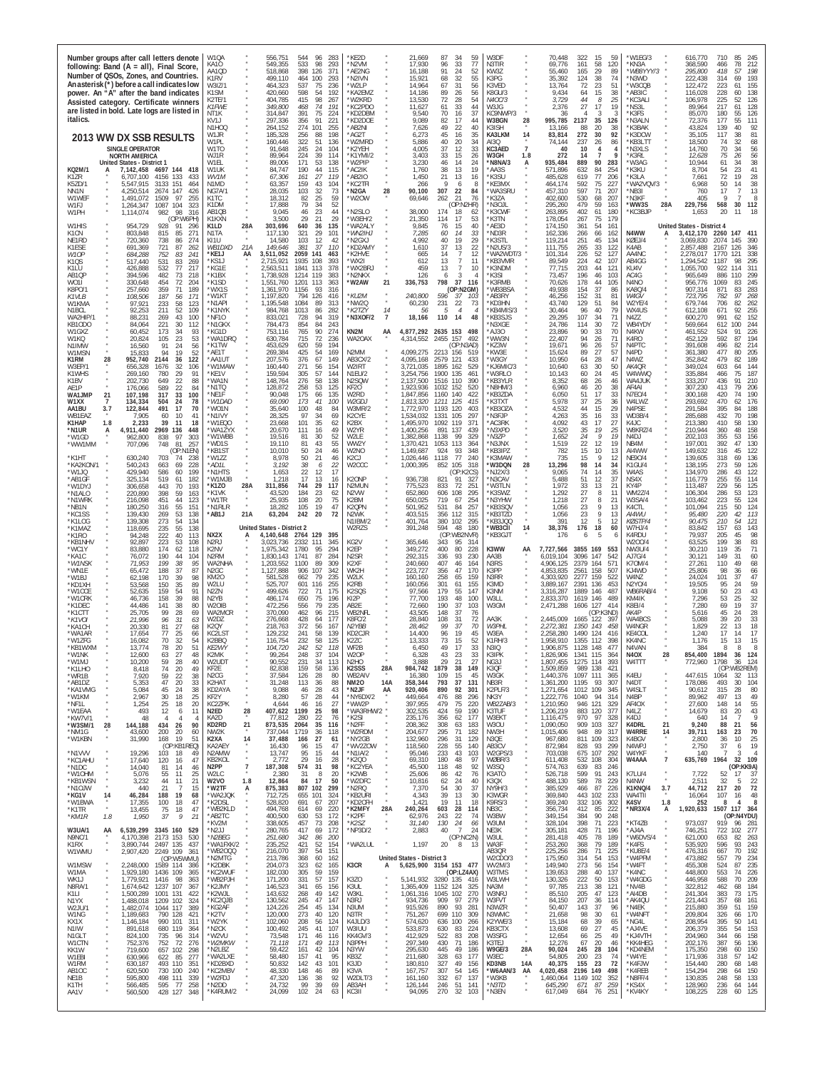Number groups after call letters denote following: Band (A = all), Final Score, Number of QSOs, Zones, and Countries. An asterisk (*) before a call indicates low power. An "A" after the band indicates Assisted category. Certificate winners are listed in bold. Late logs are listed in italics.

# 2013 WW DX SSB RESULTS

## SINGLE OPERATOR

### NORTH AMERICA

#### United States - District 1

**KQ2M/1 A 7,142,458 4697 144 418**
K1ZR 6,707,100 4156 133 433
K5ZD/1 5,547,915 3133 151 464
NN1N 4,250,514 2674 147 426
W1WEF 1,491,072 1509 97 255
W1FJ 1,264,347 1087 104 323
W1PH 1,114,074 982 98 316
(OP:W6PH)
W1HIS 954,729 928 91 296
K1CN 803,848 815 85 271
NE1RD 720,360 738 86 274
K1ESE 691,369 721 87 262
*W1OP 684,288 752 83 241*
K1QS 517,440 531 83 269
K1LU 426,888 532 77 217
AB1QP 394,596 482 73 218
WC1I 330,648 454 72 204
K8PO/1 257,660 359 71 189
*K1VLB 108,506 187 56 171*
W1KMA 97,921 233 58 123
N1BCL 92,253 211 52 109
WA2HIP/1 88,231 269 43 100
KB1ODO 84,064 221 30 112
W1GXZ 60,452 173 34 93
W1KQ 20,824 105 23 53
N1IMW 16,560 91 24 56
W1MSN 15,833 94 19 52
**K1RM 28 952,740 2144 36 122**
W3EP/1 656,328 1676 32 106
K1WHS 269,160 780 29 91
K1BV 202,730 649 22 88
AE1P 176,066 589 22 84
**WA1JMP 21 107,198 317 33 100**
**W1XX 7 134,334 504 24 78**
**AA1BU 3.7 122,844 491 17 79**
WB1EAZ 7,905 60 10 41
**K1HAP 1.8 2,233 39 11 18**
***N1UR A 4,911,440 2969 136 448**
*W1GD 962,800 838 97 303
*WW1MM 707,096 748 81 257
(OP:N1EN)
*K1HT 630,240 703 74 236
*KA2KON/1 540,243 663 69 228
*W1JQ 429,940 586 60 199
*AB1GF 325,134 519 61 182
*W1DYJ 306,658 443 70 193
*N1ALO 220,890 398 59 163
*N1WRK 216,098 451 44 123
*NB1N 180,250 316 55 151
*KC1SS 139,430 269 53 138
*K1LOG 139,308 273 54 134
*KM1AZ 118,695 235 55 138
*K1RO 94,248 222 40 113
*KB1NHV 92,897 223 53 108
*WC1Y 83,880 174 62 118
*KA1C 76,072 190 44 104
*W1NSK 71,953 199 38 95
*WN1E 65,472 188 37 87
*W1BJ 62,198 170 39 98
*KD1XH 53,568 150 35 89
*W1COE 52,635 159 54 91
*W1CRK 46,736 158 39 88
*K1DEC 44,486 141 38 80
*K1CTT 25,705 99 28 69
*K1VOI 21,996 96 31 63
*KA1CH 20,330 81 27 68
*WA1AR 17,654 77 25 66
*W1ZFG 16,082 70 32 54
*KB1WXM 13,774 78 20 51
*W1NK 12,600 63 27 48
*W1MJ 10,200 59 28 40
*K1LHO 8,418 74 20 49
*WR1B 7,920 59 22 32
*AB1DZ 5,353 47 20 33
*KA1VMG 5,084 45 24 38
*W1KM 2,967 30 18 25
*NF1L 1,254 25 18 20
*W1EAA 493 12 6 11
*KW7V/1 48 4 4 8
***W3SM/1 28 144,188 434 26 90**
*NM1G 43,600 200 20 60
*W1KBN 31,990 168 19 51
(OP:KB1REQ)
*N1VVV 19,296 103 18 49
*KC1AHU 17,640 120 16 47
*N1DC 14,040 81 14 46
*W1OHM 5,076 55 11 25
*KB1WSN 3,232 44 11 21
*N1CDW 440 21 7 15
***KG1V 14 46,284 188 19 68**
*W1BWA 17,355 100 18 47
*K1TR 13,455 75 18 47
*KM1R 1.8 1,950 37 9 21

**W3UA/1 AA 6,539,299 3345 160 529**
N8NC/1 4,170,398 2173 153 529
K1RX 3,890,744 2497 135 437
W1MMU 2,907,420 2249 109 361
(OP:W5MMU)
W1MSW 2,488,000 1589 114 386
W1MA 1,929,180 1436 109 365
WK1J 1,779,921 1416 98 363
N8RA/1 1,674,642 1237 107 367
K1LI 1,500,289 1001 131 422
N1YX 1,488,018 1209 102 324
W2JU/1 1,482,074 1044 117 389
W1NG 1,189,683 790 128 421
KX1X 1,146,180 909 101 279
N1IW 891,618 780 95 264
N1GLT 824,100 736 95 310
K1RV 757,296 752 72 216
KK1W 719,600 657 102 298
W1EBI 630,966 682 75 224
W1RM 630,187 493 110 351
AB1OC 620,500 730 100 240
KE1B 595,700 498 111 339
K1TH 566,485 595 77 228
AA1V 560,500 428 127 348
W1QA 556,751 544 96 283
KA1O 549,355 533 98 293
AA1QD 518,868 398 126 371
K1RV 499,110 464 100 293
W3IZ/1 464,323 537 75 236
K1SM 420,660 598 54 192
K2TE/1 404,785 415 98 267
*K1YWE 349,800 468 71 194*
NT1K 314,847 391 75 224
KV1J 297,336 356 91 221
N1HOQ 264,152 274 101 255
W1JR 185,328 256 88 198
W1PL 160,446 322 51 136
W1TO 91,648 245 24 104
WJ1R 89,964 224 39 114
W1EL 89,006 171 53 138
W1UK 84,747 190 44 115
*WV1M 67,306 161 27 119*
N1MD 63,357 159 43 104
NG7A/1 28,035 103 32 73
K1TC 18,312 82 25 59
K1DM 17,888 79 34 52
AB1QB 9,045 46 23 44
K1KXN 3,500 29 21 29
**K1LD 28A 303,696 640 36 135**
N1TA 117,130 321 29 101
K1IU 14,580 103 12 42
*WB1DXD 21A 149,646 381 37 110*
***KE1J AA 3,511,052 2059 141 463**
*KS1J 2,715,921 1935 108 393
*KG1E 2,563,511 1841 113 378
*K1BX 1,738,928 1214 119 383
*K1SD 1,551,760 1201 113 363
*WX1S 1,361,970 1156 93 316
*W1KT 1,197,820 794 126 416
*N1API 1,195,548 1084 89 313
*K1NYK 984,768 1013 86 282
*NP1O 833,021 728 94 319
*N1GKX 784,473 854 84 243
*KG1D 753,116 765 90 274
*WA1DRQ 630,784 715 72 236
*K1TW 453,629 620 59 194
*AE1T 269,384 425 54 169
*AA1UT 207,576 376 67 149
*W1MAW 160,440 271 56 154
*KE1V 159,594 305 57 144
*WA1N 148,764 276 58 138
*N1TQ 128,872 255 55 129
*NE1F 90,048 175 66 135
*W1DAD 69,090 173 41 100
*WX1N 35,640 100 48 84
*N1IVY 28,325 97 34 69
*W1EQO 23,668 101 35 62
*WA1ZYX 20,670 111 16 49
*W1WBB 19,516 81 36 52
*WD1S 19,110 81 43 55
*KB1ST 10,010 50 24 46
*W1ZZ 8,978 50 21 46
*AD1L 3,192 38 6 22
*N1HTS 1,653 22 12 17
*W1MJB 1,218 17 13 16
***K1ZO 28A 311,856 744 29 117**
*N1RLR 18,282 105 19 47
***AB1J 21A 63,204 242 20 72**

#### United States - District 2

**NX2X A 4,140,648 2764 129 395**
N2RJ 3,023,736 2332 111 345
K2NV 1,975,342 1780 95 294
N2RM 1,830,143 1741 87 284
WA2NHA 1,203,552 1100 89 309
N2GC 1,127,888 906 107 342
KN2O 581,528 662 79 235
N2TN 505,707 601 116 255
N2ZN 499,626 722 71 175
N2YB 486,174 650 75 196
W2OIB 472,256 556 79 235
WA2MCR 370,090 462 96 215
W2DZ 276,698 408 64 177
K2QY 218,763 372 56 167
KC2LST 129,232 241 58 139
K2BBQ 116,754 232 58 125
KE2WY 104,720 242 52 118
K2MK 99,264 248 37 104
WU2DT 90,552 231 34 113
KR2E 82,838 159 58 136
N2CG 37,584 126 28 80
K2HAT 31,248 113 36 88
KD2AYA 9,088 46 28 43
KF2Y 8,280 57 28 44
KC2ZPK 4,644 46 16 27
**N2ED 28 407,622 1199 25 98**
KA2D 77,812 280 22 76
**KD2RD 21 873,535 2064 35 116**
NW2K 737,044 1719 36 118
**K2XA 14 37,488 166 27 61**
KA2AEY 16,430 96 15 47
N2AMW 13,747 95 15 44
KB2KOL 2,772 29 16 28
**N2PP 7 187,308 574 31 98**
W2LC 2,380 31 8 20
**W2VO 1.8 12,864 84 17 50**
***W2TF A 875,383 807 102 299**
*WA2JQK 712,725 655 101 324
*K2DSL 528,620 691 67 207
*KG2AF 524,226 635 74 204
*N2CK 100,492 245 41 107
*W2VU 73,548 171 46 116
*W2MKW 71,214 167 37 105
*N2LBZ 59,422 161 42 104
*WA2LXE 58,480 157 41 95
*K2XF 51,744 157 38 92
*KD2BXD 50,832 142 42 90
*KC2MBV 48,330 178 36 69
*W2RZV 47,320 136 40 64
*N2DD 24,720 102 38 66
*K4RUM/2 24,099 102 24 63
*KE2D 21,669 87 34 59
*N2VM 17,930 96 33 77
*AE2NG 16,188 91 24 52
*N2IVN 15,921 68 32 55
*W2LP 14,964 67 31 56
*KA2EMZ 14,186 89 26 56
*W2KRD 13,530 72 28 54
*KC2PDO 11,627 61 33 44
*KD2DBM 9,540 70 16 37
*KD2DOE 9,089 82 17 44
*AB2NI 7,626 49 22 40
*AG2T 6,273 45 16 35
*W2MRD 5,886 40 20 34
*K2YEH 4,005 37 12 33
*K1YMI/2 3,403 33 15 26
*W2PIP 3,230 46 14 24
*AC2IK 1,760 38 13 19
*AB2IO 1,450 21 13 16
*KC2TFI 266 9 6 8
***N2GA 28 90,100 307 22 84**
*W2OW 69,646 262 21 76
(OP:N2HR)
*N2SLO 38,000 174 18 62
*W2EH/2 21,350 114 17 53
*WA2ALY 9,845 76 15 40
*WN2IHJ 7,285 60 14 33
*N2GXJ 4,992 40 19 29
*KD2AMY 1,610 37 10 13
*K2HVE 665 14 7 12
*WX2I 612 13 7 11
*WN2BRJ 459 13 7 10
*N2NKX 126 6 3 4
***W2AW 21 336,753 798 37 116**
(OP:N2GM)
*KU2M 240,800 596 37 103
*NW2Q 60,230 231 22 73
*K2TZY 14 56 5 4 4
***N3XOF/2 7 18,166 110 14 48**
**KN2M AA 4,877,292 2635 153 498**
WA2OAX 4,314,552 2455 157 492
(OP:N3AD)
N2MM 4,099,275 2213 156 519
AE3CV/2 4,095,168 2579 121 433
W2IRT 3,721,035 1895 162 529
N1EU/2 3,254,756 1900 135 461
N2SQW 2,137,500 1516 110 390
KF2O 1,923,936 1032 152 520
W2RD 1,847,856 1160 140 422
*W2GDJ 1,813,320 1211 125 415*
W3MR/2 1,772,970 1193 120 403
K2CYE 1,534,032 1331 105 297
K2BX 1,495,970 1092 119 371
W2YR 1,400,256 891 137 439
W2LE 1,382,868 1138 99 329
WW2Y 1,370,421 1053 113 364
W2NO 1,149,687 924 93 348
K2CJ 1,026,446 1118 77 240
W2CCC 1,000,395 852 105 318
(OP:K2CS)
K2ONP 936,738 821 91 327
N2MUN 775,523 833 72 251
NZVW 652,860 606 108 295
K2BM 650,025 719 67 254
K2QPN 501,952 531 84 257
N2WK 403,515 356 112 315
N1IBM/2 401,764 380 102 295
W2RZS 391,248 594 48 189
(OP:WB2NVR)
KG2V 365,646 343 95 314
K2EP 349,272 400 80 228
N2SR 292,315 336 93 230
K2XF 240,660 407 46 164
WK2H 223,727 356 47 170
W2LK 160,160 258 65 159
K2RB 160,056 301 61 155
K2SQS 97,566 179 55 147
K2P 77,700 193 48 100
AB2E 72,660 190 37 103
WB2NFL 43,505 148 37 76
K8FO/2 28,840 108 31 72
N2YBB 28,462 99 37 70
KD2CJR 14,400 96 19 45
K2ZC 13,333 73 15 52
WF2B 6,450 49 17 33
W2OP 6,328 43 23 33
N2HO 3,888 29 21 27
**K2SSS 28A 984,742 1879 38 149**
WB2AIV 16,380 109 15 45
**NM2O 14A 358,344 793 37 131**
***N2JF AA 920,406 890 92 301**
*NY6DX/2 449,664 476 86 296
*WW2P 397,955 479 75 220
*WA3RHW/2 302,535 424 59 190
*K2SI 235,176 356 62 177
*N2FF 208,362 308 63 183
*W2RDM 204,677 295 71 182
*NY2GB 132,960 290 31 129
*WV2ZOW 118,560 228 55 140
*N1IA/2 95,046 233 43 103
*K2QO 69,310 180 48 97
*KD2YEA 45,500 118 48 92
*K2WB 25,606 86 42 76
*KC2PT 22,440 86 41 44
*N2CPQ 7,370 54 30 37
*KB2URI 4,343 39 13 30
*KD2CFH 1,421 19 11 18
***K2MFY 28A 240,264 603 28 114**
*K2PF 62,976 243 22 74
*K2SZ 31,140 130 24 66
*NP3D/2 2,883 40 7 24
(OP:NC2N)
*WA2LUL 1,197 20 8 13

#### United States - District 3

**K3CR A 5,625,900 3154 153 477**
(OP:LZ4AX)
K3ZO 5,141,932 3280 135 416
K3UL 1,365,405 1152 124 325
W3KL 1,061,316 1045 102 270
N3RJ 934,736 909 97 279
W3MF 915,920 890 93 281
N3TR 751,267 699 115 276
K4JLD/3 574,620 562 88 212
W3IUU 533,873 552 95 248
K3DNE 452,904 529 84 204
KK4GV/3 412,920 522 83 193
NE3K 405,640 507 78 202
W3GQ 292,512 420 76 188
K3JD 180,810 327 62 148
K3ZE 168,872 323 57 139
WD3LT 160,545 310 59 136
KB3OZC 144,585 288 59 128
AB3AH 126,404 256 56 135
KC3II 94,095 270 32 103
W3DF 70,448 322 15 59
N3TIR 69,776 161 58 120
KW3Z 55,460 165 29 89
K3PG 35,392 124 38 74
K3VED 13,764 72 23 51
K8GU/3 9,434 64 15 38
*N4OC/3 3,729 44 8 25*
W3JG 2,376 27 17 19
KC3NWP/3 36 4 3 3
**W3BGN 28 995,785 2137 35 126**
K3ISH 13,166 88 20 38
**KA3LKM 14 83,814 272 30 92**
AI3Q 74,144 237 26 86
**KC3AED 7 40 10 4 4**
**W3GH 1.8 272 14 7 9**
***N8NA/3 A 935,484 889 90 283**
*KA3SCW 571,896 632 84 254
*K3SU 485,628 619 77 206
*KE3MX 464,174 592 75 227
*WA3SRU 457,310 597 71 207
*K3ZA 402,600 530 68 207
*N3OJL 295,260 479 59 163
*K3OWF 263,895 402 61 180
*K3TN 178,054 267 75 179
*AE3D 174,150 361 54 161
*ND3R 162,336 266 66 162
*K3STL 119,214 251 45 134
*NO3S/3 111,755 265 33 122
*WA2WDT/3 101,314 226 52 127
*KB3WMR 89,549 224 42 107
*K3NDM 77,715 203 44 121
*K3SI 73,457 196 46 103
*K3RMB 70,626 178 44 105
*WB3BSA 49,938 154 37 86
*AB3RY 46,256 152 31 81
*KD3HN 43,740 129 51 84
*KB4MIS/3 30,464 96 40 79
*KB3SJS 29,295 107 34 71
*N3XGE 24,786 114 30 72
*AJ3O 23,896 90 33 70
*WW3N 22,407 94 26 71
*KZ3W 19,671 96 26 57
*KW3E 15,624 89 27 57
*W3GY 10,950 64 28 47
*KA3MIC/3 10,640 63 30 50
*W3RLO 10,143 60 24 45
*KB3YLR 8,352 68 26 46
*N8HM/3 6,960 46 20 38
*KB3ZDA 6,050 51 17 33
*K3TXT 5,978 37 25 36
*KB3QZA 4,532 44 15 29
*N3FJP 4,263 35 16 33
*AC3RK 4,092 43 17 27
*N3XPD 3,520 35 19 25
*N3ZP 1,652 24 9 19
*N3JNX 1,519 22 12 19
*KB3IFZ 782 15 10 13
*K3MAW 735 15 9 12
***W3DQN 28 13,296 98 14 34**
*NJ2X/3 9,065 74 14 35
*N3CAV 5,488 51 12 37
*W3TLN 1,972 33 13 21
*K3SWZ 1,292 27 8 11
*N3YHW 1,218 27 8 21
*KB3SQV 1,056 23 9 13
*KB3TZD 1,056 23 9 13
*KB3JQQ 391 12 5 12
***WB3GII 14 38,376 176 18 60**
*KB3GJT 176 6 5 6

**K3WW AA 7,727,566 3855 169 553**
AA3B 6,019,104 3096 147 542
N3RS 4,906,125 2379 164 571
K3PP 4,853,655 2561 158 507
N3RR 4,303,920 2277 159 522
K3MD 3,889,167 2391 136 453
W3GM 2,471,288 1606 127 414
(OP:K3ND)
AA3K 2,445,009 1665 122 397
*W3PHL 2,272,381 1350 143 458*
W3EA 2,258,280 1490 124 416
K1RH/3 1,958,910 1355 112 398
N3IQ 1,906,875 1128 148 477
K3IPK 1,826,906 1341 115 364
NG3J 1,807,455 1275 114 393
K3QF 1,509,859 989 138 421
WG3K 1,440,376 1097 111 365
NB3R 1,361,200 1195 93 307
K2PLF/3 1,271,654 1012 109 345
NK3Y 1,222,776 1040 94 314
WB2ZAB/3 1,210,950 946 121 329
K3TUF 1,206,219 883 120 377
W3EKT 1,116,475 970 97 328
W3OU 1,090,050 909 103 327
NW3H 1,015,406 948 89 317
N3QE 967,680 811 109 323
AB3CV 872,984 828 93 299
W2GPS/3 703,038 675 107 292
W2BR/3 611,408 532 108 304
WS3Q 574,763 639 83 246
K3ATO 526,718 599 91 243
K3QK 488,130 589 78 229
NY3H/3 385,029 466 87 216
K3WGR 369,840 443 102 233
K3RYA 369,180 444 98 231
N3HC 362,600 432 ...
W3BW 349,154 ...
AB3QR 225,256 286 71 225
K3ES 195,880 ...
N3CDB 175,950 314 54 121
W3EE 174,540 ...
KC3DO 149,940 ...
K3ZU 139,653 ...
W3WL 130,326 ...
NF3R 85,510 ...
K3LA 84,150 ...
W3FVT 50,568 ...
W3DM 46,956 ...
KK3P 31,080 ...
W3NP 22,548 ...
W3ZSR 13,608 ...
WB3JEE 12,432 ...
N3SNN 9,135 ...
W3ACU 6,110 ...
**NF3J 28A 28,272 ...**
**W3NBB 14A 4,020,458 2196 149 498**
***W6AAN/3 AA ...**
*K3SEC ...
*N3KB ...
*N3EN 617,046 684 76 251
*W1EG/3 616,770 710 85 245
*KN3A 368,590 466 78 212
*WB8YYY/3 295,800 418 57 198
*N3WD 222,438 314 69 193
*W3CQB 122,472 223 61 155
*AB3IC 116,028 228 60 138
*KC3ALI 106,978 225 52 126
*NS3L 89,964 217 61 133
*K3FS 85,070 180 55 126
*N3ALN 72,376 177 55 111
*K3BAK 43,824 139 40 92
*K3DOW 35,105 117 38 81
*KB3LTT 18,500 74 32 68
*N3XLS 14,760 70 34 56
*K3RL 12,628 75 26 56
*W3AG 10,944 61 34 38
*K3KU 8,704 54 23 41
*K3LA 7,661 72 19 28
*WA2VQV/3 6,968 50 14 38
*NB3I 760 17 7 13
*N3KF 405 9 7 8
***WW3S 28A 229,756 568 30 112**
*KC3BJP 1,653 20 11 18

#### United States - District 4

**N4WW A 3,412,170 2260 147 411**
K2EJ/4 3,069,830 2074 145 390
K4AB 2,857,488 2167 126 346
AA4NC 2,278,017 1770 121 338
AB4GG 1,294,542 1187 98 295
KU4V 1,055,700 922 114 311
AC4G 965,649 886 110 299
N4NO 956,776 1069 83 245
KA8Q/4 907,314 871 83 283
*W4GV 723,795 782 97 268*
W2YE/4 679,744 706 82 262
WX4US 612,108 671 92 255
N4ZZ 600,270 591 62 152
WB4YDY 569,664 612 100 244
N4KW 461,552 524 91 226
K4RO 452,129 592 87 194
N4PTC 391,608 496 82 214
N4PD 361,380 477 80 205
N4WZ 352,842 479 82 189
AK4QR 349,024 603 64 144
W4WWQ 335,884 466 75 187
WA4JUK 333,207 436 91 210
AF4AI 307,230 413 79 206
N7EO/4 300,168 420 74 190
W4LWZ 293,692 470 62 176
N4PSE 291,584 395 84 188
WD3B/4 285,688 432 70 198
K4JC 213,380 410 58 130
WB8KRZ/4 210,944 360 48 158
N4DJ 202,103 355 53 156
NB4M 197,001 392 47 130
AI4WW 149,632 316 45 122
NE9O/4 139,605 318 69 136
K1GU/4 138,195 273 59 126
W4AS 134,970 286 43 122
NS4X 116,770 255 55 114
KY4P 113,487 229 56 125
WM2Z/4 106,304 286 53 123
W3SA/4 103,462 225 55 124
K4CTL 101,094 215 50 124
*AI4WU 95,480 220 42 113*
*KØSTP/4 90,475 210 54 121*
W7HJ/4 83,842 157 63 143
K4RDU 79,937 205 45 98
W2OO/4 63,525 199 38 83
NW3U/4 30,210 119 35 71
AJ7G/4 30,121 149 31 60
K7OM/4 27,261 110 49 68
KJ4WD 25,806 98 36 66
W4NZ 24,024 101 37 47
N2YO/4 19,505 95 24 59
WB6RAB/4 9,108 50 23 43
KM4IK 7,296 53 25 32
K8EI/4 7,280 69 19 37
AK4P 5,616 45 24 28
WA4BCS 5,088 39 20 33
W4NGR 1,829 22 13 18
KE4COL 1,240 17 14 17
KK4NC 1,176 15 13 15
N4VAN 384 8 8 8
**N4OX 28 854,400 1894 36 124**
W4TTT 772,960 1798 36 124
(OP:WB2REM)
K4EU 447,615 1064 32 113
N4DT 178,086 493 30 104
W4SLT 90,612 315 28 80
N4BP 89,962 317 23 75
AF4OX 27,600 148 14 55
N4LZ 14,679 83 20 43
K4DJ 640 14 7 9
**KD4RL 21 9,240 88 21 56**
**W4RRE 14 39,711 163 23 70**
K4BGV 2,800 36 10 25
N4WPJ 2,750 37 6 19
W4YKF 140 7 3 4
**W4AAA 7 635,769 1964 32 109**
(OP:KX9A)
K7LU/4 7,722 52 17 37
N4NW 2,511 32 9 22
**K1KNQ/4 3.7 44,712 217 20 72**
W4ATII 16,064 107 16 48
**K4SV 1.8 252 8 4 8**
***NR3X/4 A 1,920,633 1507 117 364**
(OP:N4YDU)
*KT4ZB 973,037 919 96 281
*AJ4A 746,251 722 102 277
*W6DVS/4 621,000 653 82 263
*K4FS 535,920 596 93 243
*KU8E/4 476,316 667 70 192
*W4PFM 473,882 567 79 234
*W4FT 455,308 524 87 235
*K4NC 448,800 553 74 226
*W4GDG 446,958 568 72 220
*NV4B 322,812 462 68 184
*AI4DB 241,304 383 75 173
*AK4QU 221,443 375 62 125
*N4EK 215,880 359 51 159
*W4NFT 209,804 353 56 150
*NG4L 208,954 356 53 165
*AJ4VE 206,379 367 58 163
*KJ4VTH 204,960 356 42 125
*KK4HEG 202,176 372 53 148
*KD4NEM 175,350 296 61 164
*W3DOD/4 174,056 ...
*K4FJW 154,440 ...
*K4REB 154,294 ...
*N8FF/4 130,835 ...
*KS4X 128,960 ...
*KV4KY 108,225 ...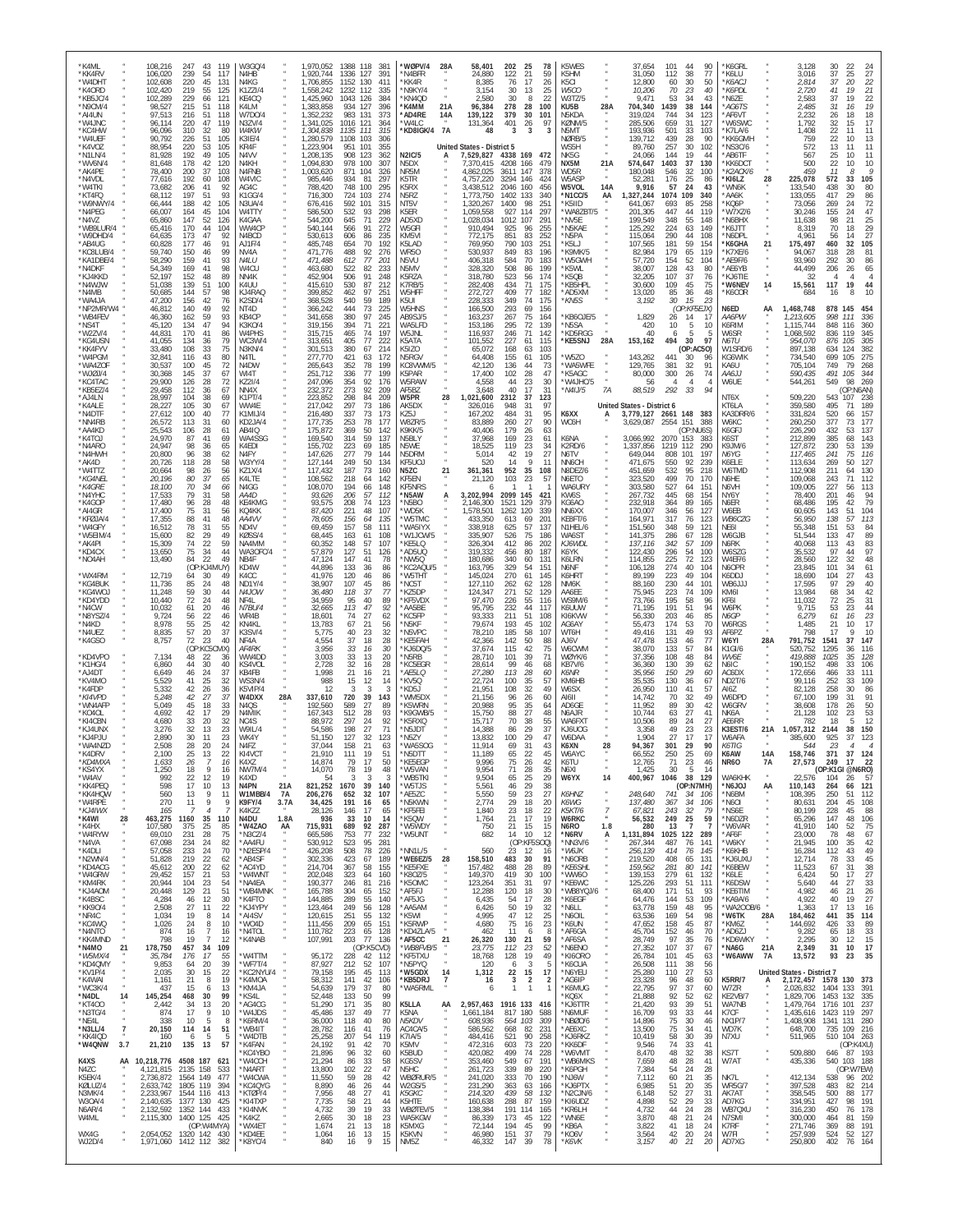*K4ML " 108,216 247 43 119
*KK4RV " 106,020 239 54 117
*W4DHT " 102,608 220 45 131
*K4ORD " 102,420 219 55 125
*KB5JO/4 " 102,289 229 66 121
*N9OW/4 " 98,527 215 51 118
*AI4UN " 97,513 216 51 118
*W4JNC " 96,134 220 47 119
*KC4HW " 96,096 310 32 80
*W4UEF " 90,792 226 51 105
*K4VOZ " 88,954 220 53 105
*N1LN/4 " 81,928 192 49 105
*WV6N/4 " 81,648 178 42 120
*AK4PE " 78,400 200 37 103
*N4VDL " 77,616 192 60 108
*W4TKI " 73,682 206 41 92
*KT4FQ " 68,112 197 51 93
*W9NWY/4 " 66,444 188 42 105
*N4PEG " 66,007 164 45 104
*N4VZ " 65,860 147 52 126
*WB8LUR/4 " 65,416 170 44 104
*W9DHD/4 " 64,635 173 47 92
*AB4UG " 60,828 177 46 91
*KO4UBI/4 " 59,740 150 46 99
*KA1DBE/4 " 58,290 159 41 93
*N4DKF " 54,349 169 41 98
*KJ4KKD " 52,197 152 48 89
*N4WJW " 51,038 139 51 100
*N4MB " 50,685 144 57 98
*WA4JA " 47,200 156 42 76
*NP2MR/W4 " 46,812 140 49 92
*WB4FEV " 46,360 162 59 93
*NS4T " 45,120 134 47 94
*WZ2V/4 " 44,831 170 41 86
*KG4USN " 41,055 134 36 79
*KK4FYV " 33,480 108 33 75
*W4PGM " 32,841 116 43 80
*WA4ZOF " 30,537 100 45 72
*WJ0U/4 " 30,368 145 37 67
*KC4TAC " 29,900 126 28 72
*KB5EZ/4 " 29,458 112 36 67
*AJ4LN " 28,997 104 38 69
*K4ALE " 28,227 105 30 67
*N4TDT " 27,612 100 40 77
*NN4RB " 26,572 113 31 60
*AA4KD " 25,543 106 28 61
*K4TOJ " 24,970 87 41 69
*N4ARO " 24,947 98 36 65
*N4HWH " 20,800 96 38 62
*AK4D " 20,726 118 28 58
*W4TTZ " 20,664 98 26 56
*KG4NEL " 20,196 80 37 65
*K4GRE " 18,100 70 34 66
*N4YHC " 17,533 79 31 58
*K4GOP " 17,480 96 28 48
*AI4GR " 17,400 75 31 56
*KF8JA/4 " 17,355 88 41 48
*W4GFY " 16,512 78 31 55
*W5EIM/4 " 15,600 82 29 49
*AK4PI " 15,309 74 22 59
*KD4CX " 13,650 75 34 44
*NO4AH " 13,490 84 22 49
(OP:KJ4MUY)
*WX4RM " 12,719 64 30 49
*KG4BUK " 11,736 85 24 48
*KG4WOJ " 11,248 59 30 44
*KD4YDD " 10,440 72 24 48
*N4CW " 10,032 61 20 46
*N8YSZ/4 " 9,724 56 22 46
*N4KD " 8,978 55 25 42
*N4UEZ " 8,835 57 20 37
*K4GSO " 8,757 72 23 40
(OP:KC5OMX)
*KD4VPO " 7,134 48 22 36
*K1HG/4 " 6,860 44 30 40
*AJ4DT " 6,649 46 24 37
*KV4MO " 5,529 41 25 32
*K4RDP " 5,332 42 26 36
*KI4VPD " 5,248 42 27 37
*WN4AFP " 5,049 45 18 33
*KO4DZ " 4,692 42 17 29
*KI4CBN " 4,680 33 20 32
*KJ4UNX " 3,276 32 13 23
*KJ4PJU " 2,890 30 11 23
*WA4NZD " 2,508 28 20 24
*K4DRV " 2,100 25 13 22
*KD4MXA " 1,633 26 7 16
*KS4YX " 1,250 18 9 16
*W4AV " 992 22 12 19
*KK4PEQ " 598 17 10 13
*KK4HQW " 560 13 9 11
*W4RPE " 270 11 9 9
*KJ4IWX " 165 7 4 7
**\*K4WI 28 463,275 1160 35 110**
*K4RX " 107,580 375 25 85
*W4RYW " 69,010 231 28 75
*N4VA " 67,098 234 24 82
*K4DLI " 57,058 233 24 70
*N2WN/4 " 51,828 219 22 62
*KD4ACG " 45,612 200 22 62
*W4GRW " 29,452 157 21 53
*KM4RK " 20,944 104 23 53
*KJ4AOM " 20,448 129 21 51
*K4BSC " 4,284 46 12 30
*KK9O/4 " 2,508 27 11 22
*NR4C " 1,034 19 8 14
*KC4WQ " 1,026 24 8 19
*N4NTO " 874 16 7 16
*KK4MND " 798 19 7 12
**\*N4MO 21 178,750 457 34 109**
*W5MX/4 " 35,784 176 17 55
*KD4QMY " 9,853 64 20 39
*KV1P/4 " 2,035 30 15 22
*K4WAI " 1,161 21 8 19
*WC3K/4 " 437 15 6 13
**\*N4DL 14 145,254 468 30 99**
*KT4OO " 2,442 34 13 20
*N3TG/4 " 874 17 9 10
*NE4L " 338 10 5 8
**\*N3LL/4 7 20,150 114 14 51**
*KK4IQD " 160 6 5 5
**\*W4QNW 3.7 21,210 135 13 57**

K4XS AA 10,218,776 4508 187 621
N4ZC " 4,121,815 2135 158 533
K5EK/4 " 2,736,872 1564 149 477
K2UFT/4 " 2,633,742 1805 119 394
N3MK/4 " 2,233,967 1544 116 413
W3GW/4 " 2,140,635 1377 130 425
N6AR/4 " 2,132,592 1352 144 433
W4ML " 2,115,300 1400 125 425
(OP:WA4MYA)
WX4G " 2,054,052 1320 142 430
WJ2D/4 " 1,971,060 1412 112 382
W3GQ/4 " 1,970,052 1388 118 381
N4HB " 1,920,744 1336 127 391
N4KG " 1,706,855 1152 130 411
K1ZZI/4 " 1,558,242 1232 112 335
KE4CQ " 1,425,960 1043 126 384
K4LM " 1,383,858 934 127 396
W7DO/4 " 1,352,232 983 131 373
N3ZV/4 " 1,341,025 1016 121 364
W4KW " 1,304,838 1135 111 315
K3IE/4 " 1,280,579 1108 103 306
KR4F " 1,223,904 951 101 355
N4VV " 1,208,135 908 123 362
N4KH " 1,094,830 978 100 307
N4PNB " 1,003,620 871 104 326
W4VIC " 985,446 934 81 297
AG4C " 788,420 748 100 295
K1GG/4 " 716,300 724 103 274
N3UA/4 " 676,416 592 101 315
W4TTY " 586,500 532 93 298
K4GAA " 544,200 645 71 229
WW4CP " 540,144 566 91 272
N4BCD " 530,613 606 86 235
AJ1F/4 " 485,748 654 70 192
NV4A " 471,776 488 92 276
N4LU " 471,488 612 77 201
W4CU " 463,680 522 82 233
NN4K " 452,904 506 91 248
K4UU " 415,610 530 87 212
KJ4RAQ " 399,852 462 97 251
K2SD/4 " 388,528 540 59 189
NT4D " 366,242 444 73 225
KB4CP " 341,658 380 97 245
K3KO/4 " 319,156 394 71 221
W4PHS " 315,715 465 74 197
WC3W/4 " 313,651 405 77 222
N3KN/4 " 301,513 380 67 214
N4TL " 277,770 421 63 172
N4DW " 265,643 352 78 199
W4IT " 251,712 336 77 199
KZ2I/4 " 247,096 354 92 176
NN4X " 232,372 273 92 209
K1PT/4 " 223,852 298 84 209
WW4E " 217,042 297 73 186
K1MU/4 " 216,480 327 73 173
KD2JA/4 " 177,735 253 78 177
AB4IQ " 175,872 369 50 142
WA4SSG " 169,540 314 59 137
K4EDI " 155,702 223 69 185
N4FY " 147,626 277 79 144
W3YY/4 " 127,144 249 50 134
K2IX/4 " 117,432 187 73 160
K4LTE " 108,562 218 64 142
N4GG " 108,070 194 66 148
AA4O " 93,626 206 57 112
KE4KMG " 93,575 208 74 129
KQ4KK " 87,420 221 48 107
AA4VV " 78,605 156 64 135
ND4V " 69,459 157 58 111
KØSS/4 " 68,445 163 61 108
NA4MM " 60,352 148 57 107
WA3OFC/4 " 57,879 127 51 126
NB4F " 47,124 147 41 78
KD4W " 44,896 133 36 86
K4CC " 41,976 120 46 86
ND1Y/4 " 38,907 107 45 86
N4JOW " 36,480 118 37 77
NF4L " 34,959 95 40 89
N7BU/4 " 32,665 113 47 92
WR4B " 18,601 74 27 62
KN4KL " 13,783 67 21 56
K3SV/4 " 5,775 40 23 32
NF4A " 4,554 37 18 28
AF4RK " 3,956 33 16 30
WW4DD " 3,003 33 13 20
KS4VOL " 2,728 32 16 28
KB4FB " 1,998 21 16 21
WS3N/4 " 988 15 12 14
K5VIP/4 " 12 3 3 3
**W4DXX 28A 337,610 720 39 143**
N4QS " 192,560 589 27 89
N4MIK " 167,343 512 28 93
NC4S " 88,972 297 24 92
W9IL/4 " 54,586 198 27 71
WK4Y " 51,150 127 32 123
N4FZ " 37,044 158 21 63
KI4VCT " 21,910 111 19 51
K4XZ " 14,874 79 17 50
NW7M/4 " 14,070 78 19 48
K4XD " 54 3 3 3
**N4PN 21A 821,252 1670 39 140**
**W1MBB/4 7A 206,276 652 32 107**
**K9FY/4 3.7A 34,425 191 16 65**
K4KZZ " 28,126 146 17 65
**N4DU 1.8A 936 33 10 14**
**\*W4ZAO AA 715,931 689 92 287**
*N3CZ/4 " 665,586 753 77 232
*AA4FU " 530,912 523 95 281
*N2ESP/4 " 426,208 508 78 226
*AB4SF " 302,336 423 67 189
*AC4YD " 214,704 367 58 155
*W4WNT " 202,048 323 64 160
*NA4EA " 190,247 246 81 216
*WB4MNK " 165,788 304 65 152
*K4FTO " 144,885 295 55 140
*KJ4YPY " 123,464 249 56 128
*AI4SV " 120,615 251 55 140
*W2OD " 111,456 200 64 140
*N4TCL " 110,782 223 65 128
*K4NAB " 107,991 203 77 136
(OP:K5CVD)
*W4TTM " 95,172 228 42 112
*WF7T/4 " 87,927 172 59 142
*KC2NYU/4 " 79,158 195 45 113
*K4MOA " 58,312 141 42 106
*KM4JA " 54,639 179 37 80
*KS4L " 52,448 133 50 90
*AG4CG " 51,290 171 35 75
*W4JDS " 45,486 137 49 89
*K6RM/4 " 36,000 110 48 96
*KF4EJN " 35,217 146 27 56
*KA4FZN " 24,192 91 42 70
*KC4YBO " 21,896 96 32 56
*W4CCH " 21,204 90 32 61
*KB4OE " 20,904 72 38 63
*W4GM " 11,938 55 31 43
*KJ4QYG " 8,118 60 20 34
*KT0P/4 " 7,956 48 27 41
*K4TXP " 7,735 38 32 53
*KI4NVK " 4,732 39 20 32
*WX4ET " 1,674 21 13 18
*K4EEE " 1,258 19 14 20
*K8YC/4 " 840 16 9 15
**\*W0PV/4 28A 58,401 202 25 78**
*N4BFR " 24,880 122 21 59
*KK4R " 8,385 76 17 26
*N9KY/4 " 3,154 30 13 25
*KN4QD " 2,580 30 8 22
**\*K4MM 21A 96,384 278 28 100**
**\*AD4RE 14A 139,122 379 30 101**
*W4LC " 131,364 401 26 97
**\*KD8IGK/4 7A 48 3 3 3**

## United States - District 5

N2IC/5 A 7,529,827 4338 169 472
N5DX " 7,370,415 4208 166 479
N5RM " 4,862,025 3611 147 378
K5TR " 4,757,220 3294 146 424
K5RX " 3,438,512 2046 160 456
WB5Z " 1,773,750 1402 133 340
NT5V " 1,320,267 1400 98 251
K5ER " 1,059,558 927 114 297
AD5XD " 1,028,034 1012 107 291
W5GFI " 910,494 925 96 255
KM5VI " 772,175 851 83 252
K5LAD " 769,950 790 103 251
WR5O " 530,937 849 83 196
N5VU " 406,318 584 70 183
N5MV " 328,320 508 86 199
K5RZA " 318,780 523 56 174
KC5WMM/5 " 282,408 434 71 175
W5HFF " 272,727 409 77 182
K5DRM " 228,333 349 74 175
W5HNS " 166,500 293 69 156
AB9SJ/5 " 163,237 267 75 164
WA5LFD " 153,186 295 72 139
W5JNL " 116,937 246 71 142
K5ATA " 101,552 227 61 115
K5IZO " 65,072 168 63 103
N5RGV " 64,408 155 61 105
KC5WVM/5 " 42,120 136 44 73
K5PAR " 17,400 102 28 47
W5RAW " 4,558 44 23 30
AF5BZ " 3,648 40 17 31
**W5PR 28 1,021,600 2312 37 123**
AK5DX " 326,016 948 31 97
K2SJ " 167,202 484 31 95
W6ZR/5 " 83,889 260 27 90
K9KK/5 " 40,406 179 26 63
N5BLY " 37,968 169 23 61
N5WE " 18,525 119 23 34
N5DRM " 5,014 42 19 27
KF5UOJ " 520 14 9 11
**N5ZC 21 361,361 952 35 108**
KF5EN " 21,120 103 23 57
KF5NRS " 6 1 1 1
**\*N5AW A 3,202,994 2099 145 421**
*N5BO " 2,146,300 1521 129 379
*WD5K " 1,578,501 1262 120 339
*W5TMC " 433,350 613 69 201
*WA5IYX " 338,918 625 57 137
*W1JCW/5 " 335,907 526 75 186
*KE5LQ " 326,304 412 86 202
*AD5UQ " 319,332 456 80 187
*NW5Q " 180,686 340 60 131
*KC2AQU/5 " 163,795 329 54 151
*W5THT " 145,024 270 61 145
*NC5T " 127,110 262 62 128
*KZ5DP " 124,347 271 52 129
*KF5VDX " 97,470 226 55 116
*AA5BE " 95,795 232 44 117
*KC5FP " 93,333 211 51 108
*N5KF " 79,674 193 45 102
*N5VPC " 78,210 185 58 107
*KE5FAH " 42,366 142 50 88
*KJ6DQ/5 " 37,674 115 42 75
*N5RB " 28,710 101 39 71
*KC5EGR " 28,614 99 46 68
*AE5LQ " 27,280 113 28 60
*KV5Q " 22,724 100 35 57
*KD5J " 21,951 108 32 49
*WM5DX " 21,156 96 26 60
*K5WRN " 20,988 95 35 64
*KG5WB/5 " 15,750 88 27 48
*K5RXQ " 15,717 70 38 55
*N5JDT " 14,388 86 29 37
*N5ZY " 13,832 100 29 47
*WA5SOG " 11,914 69 31 43
*N5DTT " 11,189 65 22 45
*KE5EGP " 9,996 75 26 42
*W5VAN " 9,954 71 28 35
*WB5TKI " 9,504 65 25 29
*W5TJS " 5,561 46 29 38
*AE5ZC " 5,550 59 23 27
*N5KWN " 2,774 29 18 20
*KF5FBI " 1,840 23 18 22
*K5QW " 1,764 21 17 19
*W5WDY " 750 21 15 15
*W5UNT " 682 14 10 12
(OP:KF5SOQ)
*NN1L/5 " 560 23 12 16
**\*WE6EZ/5 28 158,510 483 30 91**
*KE5FXE " 157,482 488 28 89
*K8OZ/5 " 149,370 419 30 100
*K5ORC " 123,264 351 31 97
*AF5FJ " 12,288 120 18 30
*AF5JG " 6,435 54 17 28
*AA5AM " 6,426 50 19 35
*K5WI " 4,095 47 12 25
*K5RWP " 4,680 75 16 23
*KD4ZLA/5 " 462 11 6 8
**\*AF5CC 21 26,320 130 21 59**
*WB8FVB/5 " 23,775 112 23 52
*KF5TXU " 18,768 128 19 49
*N5PYQ " 120 6 5 5
**\*W5GDX 14 1,312 22 15 17**
**\*KB5DRJ 7 16 3 2 2**
*WA5RML " 6 1 1 1

**K5LLA AA 2,957,463 1916 133 416**
K5NA " 1,661,184 1182 127 385
KK5DV " 608,936 564 103 309
N5BZ " 486,954 652 87 215
K7IA/5 " 484,416 521 90 258
K5MV " 472,316 603 73 220
N5HC " 261,223 459 69 148
WB2RUR/5 " 241,020 333 70 190
W2GS/5 " 231,290 353 67 163
N5VYS " 214,320 393 62 130
K5HTE " 160,638 253 64 167
WB2TEV/5 " 158,346 311 61 125
WA5KGW " 86,339 175 49 118
K5MSQ " 72,144 172 42 90
K5KVN " 46,830 147 39 74
N5MSZ " 46,332 147 39 78
K5WES " 37,654 101 44 90
K5HM " 31,050 112 38 77
K5CI " 12,800 60 30 50
W5GO " 10,206 70 23 40
W3TZ/5 " 9,471 53 34 43
**KU5B 28A 704,340 1439 38 144**
N5KDA " 319,024 744 34 123
KØNM/5 " 285,506 659 31 127
N5MT " 193,936 501 33 103
NØRB/5 " 139,712 439 28 90
W5SH " 89,760 257 30 102
NK5G " 24,066 144 19 44
**NX5M 21A 574,647 1403 37 130**
WD5R " 180,048 546 32 100
W5ASP " 52,281 176 25 86
**W5VOL 14A 9,916 57 24 43**
**\*N1CC/5 AA 1,327,244 1074 109 340**
*K5IID " 641,067 693 85 258
*WA8ZBT/5 " 201,305 447 44 119
*NV5E " 199,549 348 55 148
*N5KAE " 125,292 224 63 149
*N5PA " 115,064 290 44 108
*K5LJ " 107,565 181 59 154
*K5MK/5 " 82,984 179 65 119
*W5GWH " 57,720 154 52 104
*K5WL " 38,007 128 43 80
*K5QB " 32,205 107 37 76
*KB5HPL " 30,600 109 45 75
*AD5XM " 13,020 85 36 48
*KN5S " 3,192 30 15 23
(OP:KF5EJX)
*KB6OJE/5 " 1,829 26 14 17
*N5SA " 420 10 5 10
*KD5RGG " 40 6 5 5
**\*KE5SNJ 28A 153,162 494 30 97**
(OP:AC5O)
*W5ZO " 143,262 441 30 96
*WA5WFE " 129,765 381 32 91
*K5AGC " 80,000 300 26 74
*W4JHC/5 " 56 4 4 4
*N4IJ/5 7A 88,519 292 33 94

## United States - District 6

K6XX A 3,779,127 2561 148 383
WC6H " 3,629,087 2554 151 388
(OP:NU6S)
N6NA " 3,066,992 2070 153 383
K2RD/6 " 1,337,856 1219 112 290
N6TV " 649,044 808 101 197
NN6CH " 471,675 550 92 239
NE0E/6 " 451,659 532 95 218
NE6TO " 323,520 499 70 170
WA6URY " 303,580 527 64 151
KW6S " 267,732 445 68 154
KG6AO " 232,918 364 89 165
NN6XX " 170,007 346 56 127
KE8FT/6 " 164,971 317 76 123
N1HEL/6 " 151,560 348 59 121
WA6ST " 141,375 286 67 128
KJ6WDL " 137,116 342 57 109
KX6YK " 122,430 296 54 100
K6LRN " 114,855 225 72 123
N6NF " 106,128 274 40 104
K6HRT " 89,199 223 49 104
NM6K " 88,160 230 44 101
AA6EE " 75,945 223 74 109
W9IM/6 " 73,766 195 58 96
K6UJW " 71,195 191 51 94
KI6KVW " 56,330 203 46 85
AG6AY " 55,473 174 53 70
WT6H " 49,416 131 49 93
AJ6V " 47,478 153 46 77
W6CWM " 38,070 133 57 84
WØYK/6 " 37,356 108 48 84
KB7V/6 " 36,360 130 39 62
K6NR " 35,956 150 29 60
KM6HB " 35,535 130 36 67
W6SX " 26,950 110 41 57
AI6II " 14,742 70 32 49
AD6GE " 11,952 89 30 42
KE6AR " 10,744 63 27 41
WA6FXT " 10,506 89 24 27
KJ6UOG " 3,358 49 23 23
W6DAA " 1,904 27 17 17
**K6XN 28 94,367 301 29 90**
W6AYC " 66,552 250 25 69
K6TU " 12,765 71 23 46
NE6I " 1,425 30 5 14
**W6YX 14 400,967 1046 38 129**
(OP:N7MH)
K6HNZ " 248,640 741 34 106
K6VHG " 137,480 367 34 106
K5KT/6 7 67,821 243 32 79
**W6RKC " 56,532 249 25 59**
**N6RO 1.8 280 13 7 7**
**\*N6RV A 1,131,894 1025 122 289**
*NN3V/6 " 267,344 487 76 141
*W6UK " 256,139 414 76 145
*N6ORB " 219,520 408 65 131
*KE6SHL " 159,562 281 80 141
*WW6O " 139,173 279 61 132
*KE6WC " 135,226 293 51 111
*WB8YQJ/6 " 68,400 171 51 93
*K6EGF " 64,476 143 53 109
*N6LL " 63,728 156 49 87
*N6OIL " 63,536 169 54 98
*K6UN " 47,652 158 45 87
*K6ISO " 36,654 136 43 66
*AF6SA " 28,749 97 35 76
*N6ENO " 27,327 107 37 67
*KI6ORO " 26,784 101 45 63
*K6CUA " 26,508 111 38 56
*N6YEU " 25,280 110 37 43
*AG6IP " 23,328 96 48 60
*K6MUG " 22,795 97 37 60
*KQ6X " 21,888 92 35 61
*KJ6TTR " 21,420 93 39 51
*N6MUF " 16,709 93 22 51
*KB6OZ " 14,896 75 34 42
*K6GS " 9,546 74 33 41
*W6VMT " 8,470 48 32 38
*WB6MKS " 7,659 68 27 34
*K6PGH " 7,384 54 23 32
*NJ6W " 7,112 62 25 31
*KZ2CJN/6 " 6,148 52 27 36
*K6VK " 3,157 40 21 20
*K6GRL " 3,128 30 22 24
*K6LU " 3,016 37 25 27
*K6ACJ " 2,814 37 20 22
*K6PDL " 2,720 41 19 21
*N6ZE " 2,583 37 19 22
*AG6TS " 2,485 31 16 19
*AF6VT " 2,232 26 18 18
*W6SWC " 1,792 32 15 17
*K7LA/6 " 1,408 22 11 11
*KK6GMH " 759 22 10 13
*NS3C/6 " 572 13 11 11
*AB6TF " 567 25 10 11
*KK6DCT " 500 22 10 10
*K2ACK/6 " 459 11 8 9
**\*KI6LZ 28 225,078 572 33 105**
*WN6K " 133,540 438 30 80
*AA6K " 133,055 417 29 86
*KQ6P " 73,056 269 24 72
*W7XZ/6 " 30,246 155 24 47
*N6BHX " 11,638 98 21 25
*K6JTT " 8,319 70 18 29
*N6DPL " 4,961 56 14 27
**\*K6GHA 21 175,497 460 32 105**
*K7XE/6 " 94,067 318 28 81
*AE9F/6 " 93,960 292 30 86
*AE6YB " 44,499 206 26 65
*KJ6TIE " 32 4 4 4
**\*W6NEV 14 15,561 117 19 44**
*K6COR " 684 16 8 10

**N6ED AA 1,468,748 878 145 454**
AA6PW " 1,213,605 998 111 336
K6RIM " 1,115,744 848 116 360
W6SR " 1,068,592 836 119 345
N6TU " 954,070 876 105 305
W1SRD/6 " 897,138 634 124 382
KG6WIK " 734,540 699 105 275
KA6U " 705,104 749 79 268
AA6JJ " 590,435 491 105 344
W6UE " 544,261 549 98 269
(OP:N6AN)
NT6X " 509,220 543 107 238
KT6LA " 359,580 495 71 189
KA3DRR/6 " 331,824 520 66 157
W6KC " 260,250 377 73 177
K6GFJ " 226,290 432 53 137
K6ST " 212,899 385 68 143
K9JM/6 " 127,872 230 53 139
N6YG " 117,465 241 75 116
K6ELE " 113,634 269 50 127
W6TMD " 112,908 211 64 130
N6HE " 109,068 243 71 112
N6VH " 109,005 227 56 113
NY6Y " 78,400 201 46 94
N6ER " 68,486 195 42 79
W6EB " 60,605 143 51 104
WB6CZG " 56,950 138 57 113
NE6I " 55,348 151 53 84
W6GJB " 51,544 133 47 89
N6RK " 40,068 113 43 83
W6SZG " 35,532 97 44 97
W4EF/6 " 28,560 122 32 48
N6OPR " 23,845 101 34 61
K6DDH " 18,690 104 27 43
WB6JJJ " 17,595 97 29 40
KM6I " 13,984 68 34 42
KF6I " 11,032 72 25 31
W6PK " 9,715 53 23 44
N6GP " 6,279 61 16 23
W6RGS " 1,485 21 10 17
AF6PZ " 798 17 9 10
**W6YI 28A 791,752 1541 37 147**
K1GI/6 " 520,752 1295 36 116
WV6E " 419,888 1025 35 129
N6IC " 190,152 498 33 106
AC6DX " 172,656 466 33 111
ND2T/6 " 99,116 252 33 109
AI6Z " 82,128 258 30 86
W6DPD " 67,100 199 31 91
W6GRV " 38,608 178 26 50
NK6A " 21,128 102 23 53
AE6RR " 782 18 5 12
**K3EST/6 21A 1,057,312 2144 38 150**
W6AFA " 385,600 925 37 123
K6TIG " 544 23 4 4
**K6AW 14A 158,746 371 37 124**
**NR6O 7A 27,573 249 17 22**
(OP:K1GI @N6RO)
WA6KHK " 22,576 104 26 57
**\*N6JOJ AA 110,143 264 66 121**
*N6BM " 108,395 250 51 112
*N6OI " 80,631 201 45 108
*NS6E " 80,199 228 45 88
*N6DZR " 65,296 147 48 106
*W6VAR " 41,910 140 52 75
*AF6F " 23,000 78 48 67
*W6KY " 21,945 100 35 42
*K6KHB " 16,284 112 43 49
*K6JXU " 12,714 78 33 45
*K6BEW " 11,523 67 31 38
*K6LE " 6,424 50 17 27
*K6DSW " 5,640 44 27 33
*KE6TIM " 4,982 46 21 26
*KA9A/6 " 4,922 40 19 27
*WA2OOB/6 " 1,363 17 13 16
**\*W6TK 28A 184,462 441 35 114**
*KM6Z " 144,692 426 33 89
*K6EI " 9,282 65 18 33
*K6KWY " 2,295 30 12 15
**\*NA6G 21A 2,349 31 10 17**
**\*W6AWW 7A 13,572 93 23 35**

## United States - District 7

K5RR/7 A 2,172,457 1578 130 373
W7ZR " 2,026,832 1404 133 391
KE2VB/7 " 1,829,100 1457 117 333
WA7NB " 1,479,764 1716 101 237
K7VIT " 1,435,616 1423 119 297
NX1P/7 " 1,005,480 1063 106 254
WD7K " 648,700 735 109 216
N7XU " 511,950 633 95 190
(OP:K4XU)
KS7T " 509,880 646 87 193
W7AT " 435,330 543 98 187
(OP:W7EW)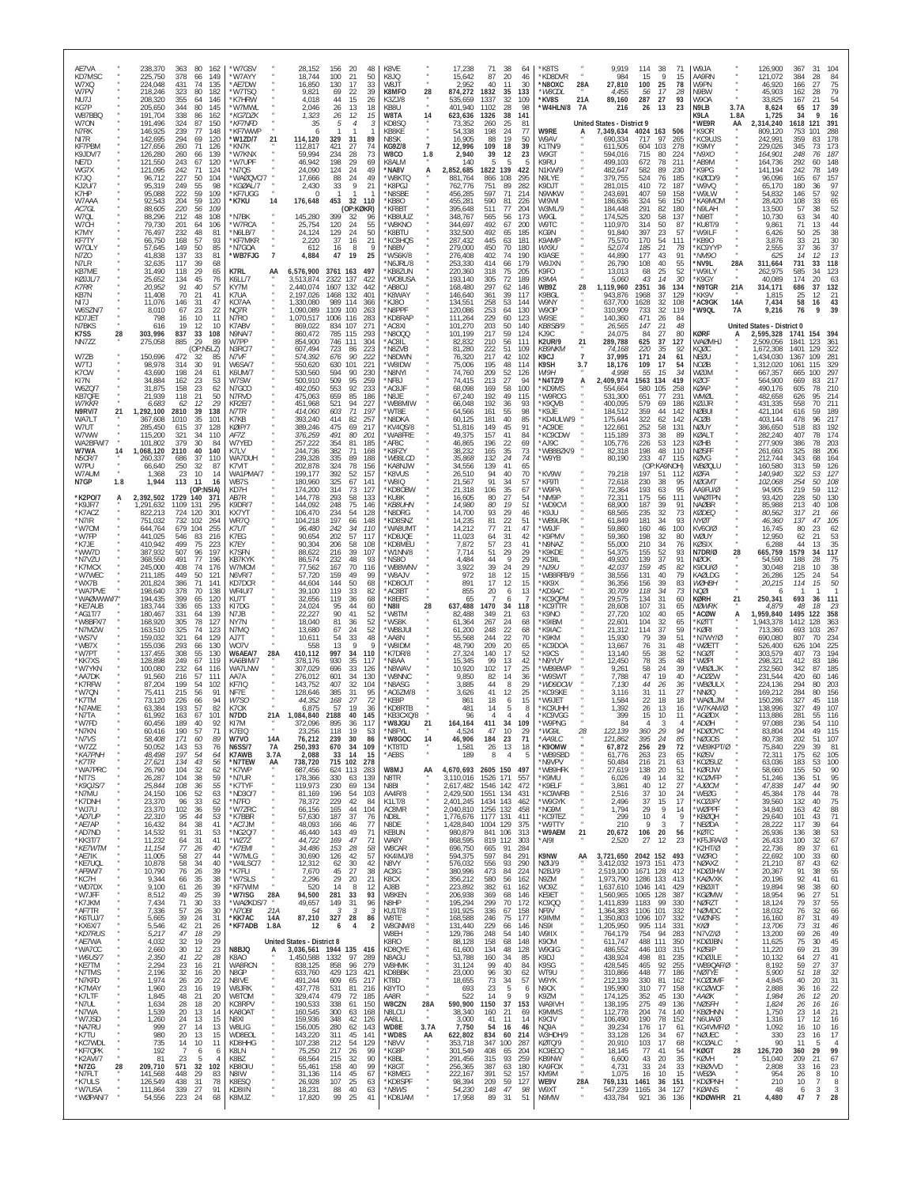AE7VA " 238,370 363 80 162
KD7MSC " 225,750 378 66 149
W7XQ " 224,048 431 74 135
W7PV " 218,246 323 80 182
NU7J " 208,320 355 64 146
KG7P " 205,650 344 80 145
WB7BBQ " 191,704 338 86 162
W7ON " 191,496 324 87 150
N7RK " 146,925 239 77 148
NI7R " 142,695 294 69 120
KF7PBM " 127,656 260 71 126
K9JDV/7 " 126,280 260 66 139
NE7D " 121,550 243 67 120
WG7X " 121,095 242 71 124
K7JQ " 96,712 227 50 104
KJ7JJ " 95,319 249 55 98
K7HP " 95,088 222 59 109
W7AAA " 92,543 204 59 120
AC7GL " 88,605 220 56 109
W7QL " 88,296 212 48 108
W7CH " 79,730 201 64 106
K7MY " 76,497 232 48 81
KF7TY " 66,750 168 57 93
W7OLY " 57,645 149 50 85
N7ZO " 41,838 137 33 81
N7LR " 32,635 117 39 68
KB7ME " 31,490 118 29 65
KØJJL/7 " 25,652 134 45 76
K7RR " 20,952 91 40 57
KB7N " 11,408 70 21 41
NI7J " 11,076 146 31 47
W6SZN/7 " 8,010 67 23 22
KD7JET " 798 16 10 11
N7BKS " 616 19 12 10
K7SS 28 303,996 837 33 108
NN7ZZ " 275,058 885 29 89
(OP:N5LZ)
W7ZB " 150,696 472 32 85
W7TJ " 98,978 314 30 91
K7CW " 43,690 198 24 61
KI7N " 34,884 162 23 53
W6ZQ/7 " 31,875 158 23 62
KB7QFE " 21,939 118 21 56
W7KKR " 6,683 62 12 29
N9RV/7 21 1,292,100 2810 39 138
WA7LT " 367,608 1010 35 101
W7UT " 285,450 615 37 128
W7WW " 115,200 321 34 110
WA2BRW/7 " 101,802 379 30 84
W7WA 14 1,068,120 2110 40 140
N5OR/7 " 260,337 686 37 110
W7PU " 66,640 250 32 87
W7AUM " 1,368 23 10 14
N7GP 1.8 1,944 113 11 16
(OP:N5IA)
*K2PO/7 A 2,392,502 1729 140 371
*K9JF/7 " 1,291,632 1109 131 295
*K7ACZ " 822,213 724 120 301
*N7IR " 751,032 732 102 264
*W7CM " 644,764 679 104 255
*W7FP " 441,025 546 83 216
*K7JE " 410,942 499 75 223
*WW7D " 387,932 507 96 197
*N7VZU " 368,550 491 77 196
*K7MCX " 245,000 408 74 176
*W7WEC " 211,185 449 50 121
*WX7B " 201,824 386 71 141
*WA7PVE " 198,640 378 70 138
*WAØWWW/7 " 194,435 399 65 120
*KE7AUB " 183,744 336 65 133
*AG1T/7 " 180,467 331 64 139
*WB8FK/7 " 168,920 305 78 127
*N7MZW " 163,510 325 74 123
*WS7V " 159,032 321 64 129
*WB7X " 155,036 293 66 130
*W7PT " 137,455 308 55 130
*KK7XS " 128,898 249 67 119
*W7YKN " 100,080 232 64 116
*AA7DK " 91,560 216 57 111
*K7RFW " 87,204 199 54 102
*W7QN " 75,411 215 56 91
*K7TM " 73,120 226 66 94
*N7AME " 63,384 193 57 82
*N7TA " 61,992 163 67 101
*W7FD " 60,456 189 40 92
*N7KN " 60,416 190 57 71
*N7VS " 58,408 171 60 89
*W7ZZ " 50,052 143 53 76
*KA7PNH " 48,498 197 54 64
*KC7R " 27,621 134 43 56
*WA7PRC " 26,790 104 32 62
*NT7S " 26,287 104 38 59
*K9QJS/7 " 25,844 108 36 55
*N7MU " 24,150 106 52 63
*K7DNH " 23,370 96 33 62
*WJ7U " 23,370 102 36 59
*AD7UP " 22,310 95 44 59
*AE7AP " 16,432 84 38 41
*AD7ND " 14,532 91 31 53
*KK3T/7 " 11,232 64 31 41
*KE7WTM " 11,154 77 26 40
*AE7IK " 11,005 58 27 44
*KE7UQL " 10,878 58 34 40
*AF9W/7 " 10,790 76 26 39
*KC7H " 9,344 66 35 38
*WD7DX " 9,100 61 26 39
*W7JFF " 8,512 49 25 31
*K7JKM " 7,434 71 30 33
*AF7TR " 7,336 57 26 30
*KE7LUD/7 " 5,665 39 21 34
*KX6X/7 " 5,546 42 21 26
*KD7RUS " 5,217 47 18 29
*AE7WA " 4,032 32 19 29
*WA7CC " 2,660 30 12 23
*W6US/7 " 2,350 41 22 28
*KE7TM " 2,294 23 16 21
*N7TMS " 2,196 32 17 19
*N7KFD " 1,974 26 22 20
*K7MAY " 1,960 23 16 19
*K7LTF " 1,845 48 21 20
*N7UL " 1,634 38 20 18
*N7WA " 1,539 20 13 14
*W7JSD " 1,260 24 13 15
*NA7RU " 999 27 15 22
*K7TU " 980 20 13 15
*KC7WDL " 735 14 11 10
*KF7QPK " 192 7 6 6
*K2AVI/7 " 81 3 3 3
*N7ZG 28 209,710 571 32 102
*N7FLT " 141,568 448 29 75
*K7ULS " 126,549 438 30 73
*WØPAN/7 " 54,556 223 24 68
*W7GSV " 28,152 156 20 48
*W7AYY " 18,744 100 21 50
*AE7DW " 16,850 130 17 33
*W7TSQ " 9,821 69 22 39
*K7HRW " 4,018 44 15 26
*W7MWL " 2,046 26 13 18
*KG7DZK " 1,323 26 12 15
*KF7NFD " 35 5 4 3
*KF7WMP " 6 1 1 1
*W1ZD/7 21 114,120 329 31 89
*KN7K " 112,817 421 27 74
*W7KNX " 59,994 234 28 73
*W7UPF " 46,942 198 29 69
*N7QS " 24,090 124 24 49
*WAØQVO/7 " 17,666 88 24 49
*KQ0AL/7 " 2,430 33 9 21
*KF7UGG " 0 1 1 1
*K7KU 14 176,648 453 32 110
(OP:KØKR)
*N7BK " 145,280 399 32 96
*W7RCA " 25,754 120 24 55
*NEL8/7 " 24,124 129 24 50
*KF7MKR " 2,220 37 16 21
*N7GOA " 612 16 8 9
*WB7FJG 7 4,884 47 19 25
K7RL AA 6,576,900 3761 163 497
K6LL/7 " 3,513,874 2322 137 422
KY7M " 2,440,074 1807 132 442
K7UA " 2,197,026 1468 132 401
KO7AA " 1,330,080 989 114 366
NQ7R " 1,090,589 1109 100 263
N7RO " 1,070,517 1006 116 283
K7ABV " 869,022 834 107 271
N9NA/7 " 860,472 785 115 293
W7PP " 854,900 746 111 304
N3RC/7 " 607,494 723 86 223
W7VF " 574,392 676 90 222
W6SA/7 " 550,620 630 101 221
K6UM/7 " 530,560 594 90 230
W7SW " 500,910 509 95 259
N7GCO " 492,050 553 92 233
N7RVD " 475,063 659 85 186
KR2E/7 " 451,968 521 94 227
N7TR " 414,060 603 71 197
K7KB " 393,240 414 82 257
KØIP/7 " 389,246 475 69 217
AF7Z " 376,259 491 80 201
W7YED " 257,222 354 81 185
K7LV " 244,736 382 71 168
WA7DUH " 239,328 335 89 188
K7VIT " 202,878 324 78 156
WA1PMA/7 " 199,177 392 52 157
WB7S " 180,960 325 67 141
KD7H " 174,200 314 73 127
AB7R " 144,778 293 58 133
K9DR/7 " 144,092 248 75 146
KX7YT " 106,470 234 54 128
WR7Q " 104,218 197 66 148
K7UT " 96,480 242 34 110
K7EG " 90,654 202 57 117
K7EY " 90,304 206 58 108
K7SFN " 88,622 216 39 107
KB7KYK " 86,574 232 48 93
W7MCM " 77,562 167 70 116
NE6VR/7 " 57,720 159 49 99
KD7DCR " 44,604 144 50 68
WF4U/7 " 39,100 119 33 82
KU7T " 32,656 119 36 68
KI7DG " 24,024 95 44 60
N7JB " 22,227 90 41 52
KF7NL " 18,040 81 36 52
N7MQ " 13,680 67 24 52
AJ7T " 10,611 54 33 48
WO7V " 558 13 9 9
W6AEA/7 28A 410,112 997 34 110
KA6BIM/7 " 378,176 930 35 117
WA7LNW " 307,029 696 33 126
AA7A " 276,012 601 34 130
KF7IQ " 143,752 407 32 104
NF7E " 128,646 385 31 95
W7SO " 44,352 168 27 72
K7OX " 6,875 57 19 36
N7DD 21A 1,084,840 2188 40 145
KI7M " 372,096 895 36 117
K7EIQ " 23,256 118 19 53
W7VO 14A 76,212 239 30 86
N6SS/7 7A 250,393 670 34 109
K7AWB 3.7A 2,088 33 14 15
*N7TEW AA 738,720 715 102 278
*K7WP " 687,456 624 113 283
*N7UR " 178,366 330 63 139
*K7TYF " 119,973 230 69 134
*ND3O/7 " 81,169 196 54 103
*N7FO " 78,372 229 42 84
*W7ZRC " 66,156 165 44 100
*K7BBR " 57,630 187 37 76
*AC7JM " 48,093 166 46 77
*NG2Q/7 " 46,440 143 49 71
*WZ7Z " 44,289 169 47 71
*K7EMI " 34,486 153 28 58
*W7MLG " 30,690 126 42 57
*WA6LSC/7 " 12,312 62 30 42
*K7RLI " 7,670 45 27 38
*W7SLS " 2,296 29 20 21
*KF7WMM " 520 14 8 12
*W7ISG 28A 94,500 281 33 93
*WAØKDS/7 " 49,657 149 31 96
*N7OBI 21A 54 3 3 3
*KK7AC 14A 87,210 327 28 86
*KF7ADB 1.8A 12 6 4 2

## United States - District 8

N8BJQ A 3,036,561 1944 135 416
K8AO " 1,450,588 1332 97 289
WA8RCN " 838,125 858 96 279
N8GP " 633,760 429 123 421
N8VE " 491,604 562 96 222
W8JRK " 437,778 531 81 216
W8TOM " 329,474 479 72 185
KC8RPV " 190,533 308 70 149
WD8EOL " 143,020 281 71 149
KD8HHG " 177,024 258 68 140
K8LN " 75,250 227 46 79
K8BZ " 68,564 215 33 61
K8KNO " 55,421 171 41 86
N8WU " 31,136 114 45 67
K8ESQ " 26,928 107 25 63
K8DD " 16,416 86 22 54
K8BIN " 17,820 99 25 41
K8MJZ " 17,820 99 25 41
K8VE " 17,238 71 38 64
K8JQ " 15,642 87 20 46
W8JT " 2,952 40 11 30
K8MFO 28 874,272 1832 35 133
K3ZJ/8 " 535,659 1337 32 109
KB8U " 401,940 1102 28 98
W8TA 14 623,636 1326 38 141
KD8SQ " 73,352 260 25 81
KB8KE " 54,338 198 24 77
N8SK " 16,905 88 19 50
KG9Z/8 7 12,996 109 18 39
W8CO 1.8 2,940 39 12 23
K8ALM " 140 5 5 5
*NA8V A 2,852,685 1822 139 422
*W8KTQ " 881,764 866 108 295
*K8PGJ " 762,776 751 89 282
*N8SBE " 456,285 597 71 214
*KB8O " 455,281 590 81 226
*KF8BT " 395,648 511 77 204
*KB8UUZ " 348,767 565 56 173
*W8KNO " 344,697 492 67 200
*KB8TU " 332,500 492 65 185
*KC8HQS " 287,432 445 63 181
*N8BV " 279,000 450 70 180
*WS6K/8 " 276,408 402 74 190
*N8JRL/8 " 253,330 414 66 179
*KB8ZUN " 220,360 318 75 205
*WO8USA " 193,140 305 72 189
*AB8OJ " 168,480 297 62 146
*K8WAY " 146,640 361 39 117
*KJ8O " 134,551 258 53 144
*N8PPF " 120,086 253 64 130
*KD8RAP " 111,264 229 60 123
*AC8XI " 101,270 203 50 140
*N8OQQ " 101,199 217 59 124
*AC8IL " 82,832 210 56 111
*N8ZVB " 81,280 222 51 109
*N8DWN " 76,320 217 42 102
*W8EDW " 75,006 195 48 114
*N8NYI " 74,760 209 52 126
*NF8J " 74,415 213 27 94
*AC8JF " 68,098 169 58 100
*N8JE " 67,240 192 49 115
*WB8MIW " 66,048 192 36 93
*WT8E " 64,566 161 55 98
*N8DKA " 60,125 181 40 85
*KV4QS/8 " 51,816 149 45 91
*WA8FRE " 49,375 157 41 84
*AF8C " 46,865 198 22 69
*K8FZY " 38,232 165 35 73
*WB8LCD " 35,868 132 24 74
*KA8NJW " 34,556 139 41 65
*K8VUS " 26,510 94 40 70
*W8IQ " 21,567 91 34 57
*KD8CBW " 21,318 106 35 67
*KU8K " 16,605 80 27 54
*KB8UHN " 14,980 80 19 51
*N8DRG " 14,700 93 29 46
*KD8SNZ " 14,235 81 22 51
*WA8UMT " 14,212 77 21 47
*KD8JQE " 11,023 64 31 42
*KD8MEU " 7,872 57 23 41
*W1NN/8 " 7,714 51 29 29
*NS8O " 4,484 44 9 29
*WB8WNV " 3,922 39 24 29
*W8AJV " 972 18 12 15
*KD8OUT " 891 17 12 15
*AC8BT " 855 20 6 13
*K8ERS " 65 7 6 7
*N8II 28 637,488 1470 34 118
*W8TM " 82,488 349 21 63
*WS8K " 61,364 267 24 68
*WB8JUI " 61,200 248 22 68
*AA8N " 55,568 244 22 70
*W8IDM " 48,790 209 20 65
*KD8FR/8 " 27,324 140 17 52
*N8AA " 15,345 99 13 42
*N8WAV " 10,920 102 17 25
*WB8NC " 9,850 82 14 36
*N8ASG " 3,885 44 8 29
*AC8ZM/8 " 3,626 41 12 25
*KEB8P " 861 18 6 15
*KD8RTB " 481 14 5 8
*KB3CXQ/8 " 96 4 4 4
*W8JGU 21 164,164 411 34 109
*N8FYL " 4,524 47 10 29
*W8GOC 14 46,906 184 23 71
*KT8TD " 1,581 26 13 18
*AE8S " 189 8 4 5
W8MJ AA 4,670,693 2605 150 497
N8TR " 3,110,016 1526 171 557
N8BI " 2,617,482 1546 142 472
AA4R/8 " 2,429,500 1551 134 431
K1LT/8 " 2,401,245 1434 143 462
AC8MR " 2,040,810 1256 132 458
ND8L " 1,776,676 1177 131 411
NF8M " 1,428,840 1004 129 375
KE8UN " 980,879 841 106 313
W8AY " 868,595 819 112 303
W8CAR " 696,750 665 91 284
KK4IMJ/8 " 594,375 597 84 291
N8VV " 576,032 556 93 290
AC8G " 380,996 473 84 224
K8CX " 356,212 580 56 162
AJ8B " 223,892 382 61 162
W8KEN " 206,938 369 68 155
N8HP " 195,294 299 70 172
KU1T/8 " 191,925 336 67 158
W8TE " 168,588 246 75 177
W8GNM/8 " 131,440 229 66 146
W8BH " 129,786 226 54 140
K8RO " 88,128 158 68 128
KD8QYE " 61,600 134 48 128
N8GU " 53,788 160 34 85
W8HMK " 31,124 99 40 84
KD8BBK " 23,000 96 30 62
KT8D " 18,615 69 35 70
K8YTO " 693 23 5 6
AA8R " 522 14 9 9
W8DE 7A 7,750 54 17 33
N8LCU " 38,400 161 24 56
*WD8S AA 622,802 634 82 214
*K8GI " 523,900 584 91 239
*KD8SPF " 98,494 ...
*N8WS " 24,970 ...
*KD8JAM " 17,958 89 31 ...
*K8TS " 9,919 114 38 71
*KD8DVR " 984 15 9 15
*N8OXC 28A 27,810 100 25 78
*W8CDL " 4,455 56 17 28
*KV8S 21A 89,160 287 27 93
*W4HLN/8 7A 216 26 13 23

## United States - District 9

W9RE A 7,349,634 4024 163 506
W9AV " 690,334 717 97 265
K1TN/9 " 611,505 604 103 278
W9GT " 594,016 715 80 224
K9RU " 499,103 672 78 211
N1KW/9 " 482,647 582 89 230
N9LYE " 379,755 524 76 185
K9DJT " 281,015 410 72 187
N9WKW " 243,691 407 59 158
WI9WI " 186,636 324 56 150
W3ML/9 " 184,448 291 82 180
W9GL " 174,525 320 58 137
W9TC " 110,970 314 50 87
KG9N " 91,840 397 23 57
K9AMP " 75,570 170 54 111
WX9U " 52,074 185 21 78
K9ASE " 44,890 177 43 91
W9JXN " 26,790 108 40 55
K9FO " 13,013 68 25 52
K9MA " 5,060 43 14 30
WB9Z 28 1,119,960 2351 36 134
K9BGL " 943,876 1968 37 129
W9NY " 637,700 1628 32 108
W9CP " 310,909 733 32 119
W9SE " 140,360 471 26 84
KB8SB/9 " 26,565 147 21 48
KJ9C " 24,075 84 27 80
K2UR/9 21 289,788 625 37 127
KB9NKM " 74,168 220 35 92
K9CJ 7 37,995 171 24 61
K9SH 3.7 18,176 109 17 54
W9IH " 4,998 55 15 34
*N4TZ/9 A 2,409,974 1563 134 419
*KD9MS " 554,664 580 105 258
*W9ROG " 531,300 651 77 231
*K9QVB " 400,095 579 69 186
*K9JE " 184,512 359 44 142
*KD4ULW/9 " 175,644 322 62 142
*AC9DE " 122,661 252 58 131
*KC9CDW " 115,189 373 38 89
*AJ9C " 105,776 226 53 123
*WB8BZK/9 " 82,318 198 48 110
*W9YB " 80,190 233 47 115
(OP:KA9NOH)
*KV9W " 79,218 197 51 112
*KF9TI " 72,618 230 38 95
*W9PA " 72,364 193 63 95
*AA9P " 72,311 175 56 111
*WD9CVI " 68,900 187 39 91
*K9JU " 68,565 235 32 73
*WB9LRK " 61,849 181 34 93
*W9JF " 59,860 160 46 100
*K9PMV " 59,360 198 32 80
*N9NAZ " 55,000 210 34 76
*K9KDE " 54,375 155 52 93
*KC9IL " 49,920 139 37 91
*NJ9U " 42,037 159 45 82
*WB9RFB/9 " 38,556 131 40 79
*KK9X " 36,356 156 39 83
*KD9AC " 30,709 118 34 73
*KC9QPM " 29,575 134 31 60
*KC9TTR " 28,608 107 31 65
*K9NO " 27,720 102 40 65
*K9IBM " 22,601 104 32 65
*K9IAC " 21,312 114 37 59
*K9KM " 15,930 79 39 51
*KC9DOA " 13,667 76 31 48
*KC9S " 13,140 55 38 52
*N9YUY " 12,450 78 35 48
*WB9BWP " 9,261 58 24 39
*W9SWT " 7,788 47 19 40
*WD9DCW " 7,130 44 26 36
*KC9SKE " 3,116 31 11 27
*W9JET " 1,584 22 18 18
*KC9UHH " 1,392 26 13 16
*KC9VGG " 399 15 10 11
*W9FNG " 84 4 3 4
*WG9L 28 122,130 360 29 94
*AA9LC " 121,862 395 24 85
*K9OMW " 67,872 256 29 72
*WB9SBD " 61,776 263 23 65
*N9VPV " 50,484 216 21 63
*WB9HFK " 27,619 138 20 51
*K9MU " 6,026 49 14 32
*K9ELF " 3,861 40 12 27
*KC9WRB " 2,516 37 10 24
*W9GYK " 2,496 37 15 17
*NG9M " 1,794 29 9 14
*KC9TEZ " 299 10 4 9
*W9TTY " 210 9 3 7
*W9AEM 21 20,672 106 20 56
*AI9I " 2,520 27 12 23
K9NW AA 3,721,650 2042 152 493
N9LJ/9 " 3,412,032 1973 151 473
N2BJ/9 " 2,519,100 1671 128 412
N9ZM " 1,973,790 1286 133 413
WO9Z " 1,637,610 1046 141 429
K9ZO " 1,560,665 1065 128 387
K9OQ " 1,411,839 1183 99 330
N9QA " 1,397,430 ...
W9KKN " 1,364,383 1110 102 305
NS9I " 1,205,950 995 114 331
W9IIX " 764,179 754 94 283
K9OM " 611,747 488 111 336
W9GIG " 486,552 446 103 315
K9SG " 428,545 465 92 255
WE9V 28A 769,131 1461 36 135
N9MW " 433,784 921 36 136
W9JA " 126,900 367 31 104
AA9RN " 121,072 384 28 84
W9PN " 46,920 166 27 75
N9BW " 45,903 162 28 79
W9OA " 33,825 167 21 54
N9LB 3.7A 8,624 65 17 39
K9LA 1.8A 1,725 34 9 16
*WE9R AA 2,314,240 1618 121 391
*K9OR " 809,120 753 101 288
*KC9UJS " 242,991 359 83 178
*K9MY " 229,026 345 73 173
*N9XO " 164,901 249 76 167
*AB9M " 164,736 292 60 148
*K9PG " 141,194 242 78 149
*KØCD/9 " 96,096 165 67 157
*W9VQ " 65,170 180 36 97
*W9LW " 54,832 146 57 92
*KA9MOM " 28,420 108 33 65
*N9LAH " 13,500 57 38 52
*N9BT " 10,730 63 34 40
*KU8T/9 " 9,861 71 13 44
*W9ILF " 6,426 50 25 38
*KB9O " 3,876 33 21 30
*KC9YYP " 2,555 37 36 37
*NM9O " 625 14 12 13
*NV9L 28A 311,664 731 33 118
*W9ILY " 262,975 585 34 123
*K9GY " 40,089 174 20 63
*N9TGR 21A 314,171 686 37 132
*KK9V " 1,815 25 12 21
*AC9GK 14A 7,434 58 16 43
*W9QL 7A 9,216 76 9 39

## United States - District Ø

KØRF A 2,595,328 1741 154 394
WAØMHJ " 2,509,056 1841 123 361
KQØC " 1,672,308 1401 129 322
NEØU " 1,434,030 1367 109 281
NCØB " 1,312,020 1061 115 329
WØUM " 667,357 665 100 297
KØCF " 564,900 669 83 217
KØAP " 490,176 605 78 210
WMØL " 482,658 626 95 214
KØJJR " 431,335 558 70 211
NØBUI " 421,104 616 59 189
ACØB " 403,144 478 96 217
NØUY " 386,650 518 83 192
KØALT " 282,240 407 78 174
KØHB " 277,909 386 78 203
NØSFF " 261,660 325 88 206
KØVG " 212,744 343 68 164
WBØQLU " 180,580 313 59 126
KØFA " 140,940 322 53 127
NØGMT " 102,068 254 50 108
AAØFU/Ø " 94,905 219 59 112
WAØTPN " 93,420 228 50 130
NAØBR " 85,988 213 40 108
KØDEQ " 80,562 317 21 66
NYØT " 46,360 137 47 105
KVØQ " 16,745 80 23 62
WØUY " 12,950 62 21 53
KØSIX " 6,288 44 13 35
N7DR/Ø 28 665,759 1579 34 117
NØOK " 54,590 188 28 75
K9DU/Ø " 30,048 218 10 38
KAØLDG " 26,286 125 24 54
WØHBH " 20,215 114 15 50
NQØI " 6 1 1 1
KØRH 21 250,341 693 36 111
NØWRK " 4,879 48 18 23
*ACØW A 1,959,840 1495 122 358
*KØTT " 1,943,378 1412 128 363
*KØRI " 713,360 693 103 267
*N7WY/Ø " 690,080 807 70 234
*WØETT " 526,400 626 104 225
*NGØT " 303,579 407 73 194
*WØPI " 298,321 412 83 186
*WBØLJK " 232,560 342 87 185
*ACØZW " 231,544 420 60 146
*WBØJLX " 224,136 294 80 203
*NNØQ " 169,212 284 80 156
*WAØLJM " 150,286 327 45 118
*W7KAM/Ø " 138,996 327 49 107
*AGØDX " 113,886 281 55 116
*ADØH " 97,088 236 54 110
*KDØQYC " 83,804 204 49 115
*NØGOS " 80,738 202 51 107
*WB9KPT/Ø " 75,840 229 39 81
*KØSV " 72,331 175 62 105
*KCØSUZ " 63,036 183 53 100
*KØRJW " 58,660 155 50 90
*KCØVFP " 51,246 136 51 95
*AJØCM " 47,838 147 44 90
*WEØG " 45,384 178 44 78
*KCØJFY " 39,560 132 46 79
*WØPPF " 34,840 163 42 88
*KBØQH " 29,640 101 43 71
*NEØDA " 28,222 117 39 64
*KØTC " 26,936 136 38 53
*KF5JRA/Ø " 26,433 100 32 67
*K2HT/Ø " 22,736 89 37 61
*WZØO " 22,692 100 33 60
*NØAXZ " 21,210 87 43 62
*KDØJHW " 20,367 91 38 55
*KAØVXK " 20,196 92 41 61
*KBØJIT " 19,894 85 38 60
*KGØMW " 18,954 96 27 51
*NØRZT " 18,124 79 37 55
*KCØLUV " 17,945 80 35 50
*KG4VMF/Ø " 16,160 87 31 49
*KAØK " 11,662 76 25 37
*KDØEK " 11,390 62 34 33
*KØGT 28 126,720 360 29 99
*KDØWHR 21 4,480 47 7 28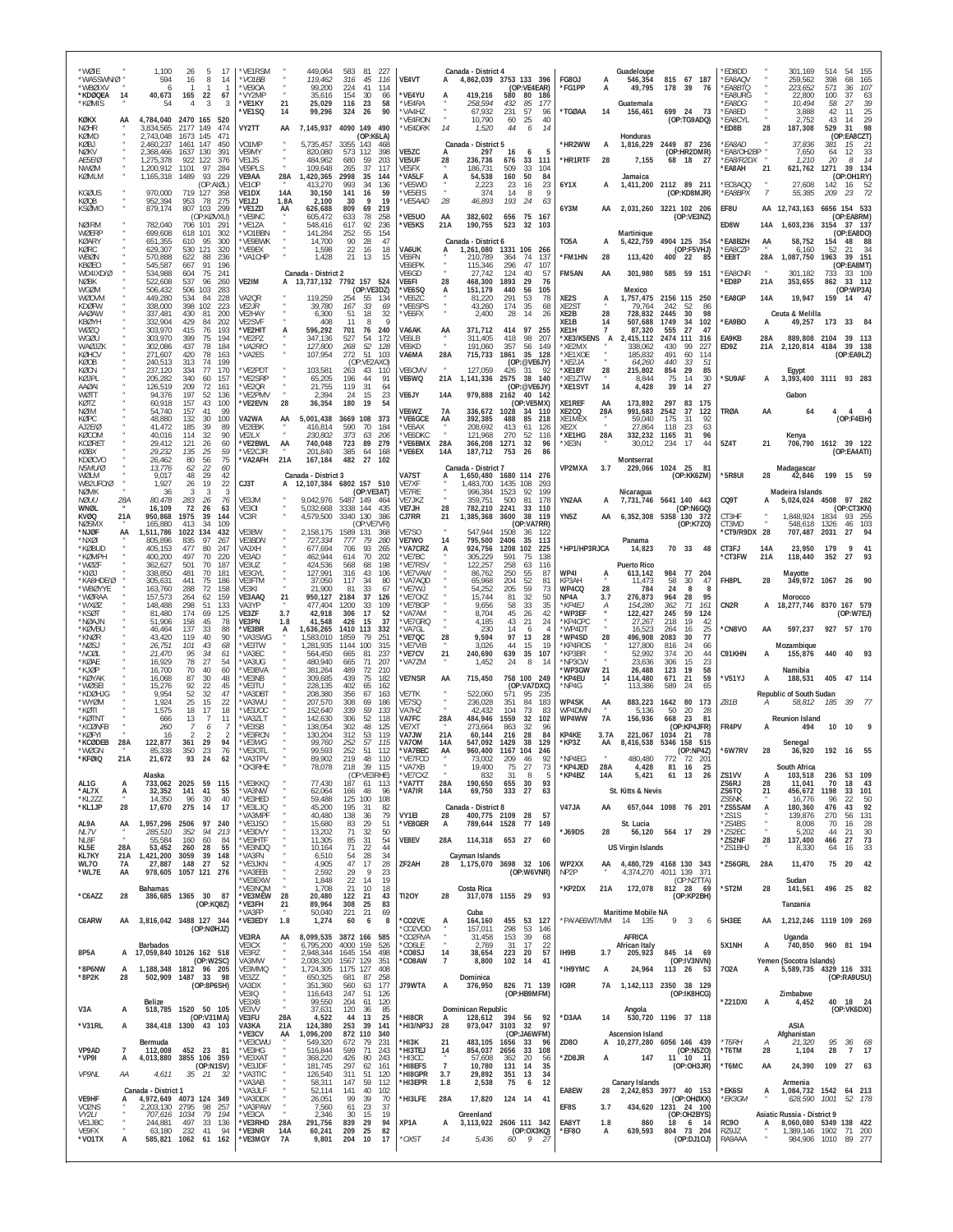*WØIE " 1,100 26 5 17
*WA5SWN/Ø " 594 16 8 14
*WBØIXV " 6 1 1 1
*KDØQEA 14 40,673 165 22 67
*KØMIS " 54 4 3 3

KØKX AA 4,784,040 2470 165 520
NØHR " 3,834,565 2177 149 474
KØMD " 2,743,048 1673 145 471
KØBJ " 2,460,237 1461 147 450
NØKV " 2,368,466 1637 130 391
AEØEØ " 1,275,378 922 122 376
NWØM " 1,200,912 1101 97 284
KØMLM " 1,165,318 1489 93 229
(OP:AIØL)
KGØUS " 970,000 719 127 358
KØQB " 952,394 953 78 275
KSØMO " 879,174 807 103 299
(OP:KØVXU)
NØIRM " 782,040 706 101 291
WØERP " 699,608 618 101 302
KØARY " 651,355 610 95 300
KØRC " 629,307 530 121 320
WBØN " 570,888 622 88 236
KBØEO " 545,587 667 91 196
WD4IXD/Ø " 534,988 604 75 241
NBØK " 522,608 537 96 260
WGØM " 506,432 506 103 283
WØOVM " 449,280 534 84 228
KDØFW " 338,000 398 102 223
AAØAW " 337,481 430 81 200
KBØYH " 332,904 429 84 202
WØZQ " 303,970 415 76 193
WGØU " 303,970 399 75 194
WAØIZK " 302,086 437 78 184
KØHCV " 271,607 420 78 163
KØOB " 240,513 313 74 199
KØCN " 237,120 334 77 170
KØJPL " 205,282 340 60 157
AAØAI " 126,519 209 72 161
WØTT " 94,376 197 52 136
KØTZ " 60,918 157 43 100
KØIM " 54,740 157 41 99
KØPC " 48,880 132 30 100
AJ2EØ " 41,472 185 39 89
KØCOM " 40,016 114 32 90
KCØRET " 29,412 121 26 60
KØBX " 29,232 135 25 59
KDØCVO " 26,462 80 56 75
N5MU/Ø " 13,776 62 22 60
WØLM " 9,017 48 29 42
WB2UFO/Ø " 1,927 26 19 22
NØMK " 36 3 3 3
NØUU 28A 80,478 283 26 76
WNØL " 16,109 72 26 63
KVØQ 21A 950,868 1975 39 144
NØSMX " 165,880 413 34 109
*NJØF AA 1,511,786 1022 134 432
*NXØI " 805,896 835 97 267
*KØBUD " 405,153 477 80 247
*KØMPH " 400,200 497 70 220
*WØZF " 362,627 501 70 187
*KIØJ " 338,850 481 70 181
*KA8HDE/Ø " 305,631 441 75 186
*WBØYYE " 163,760 288 72 158
*WØRAA " 157,573 264 62 159
*WXØZ " 148,488 298 51 133
*KSØT " 81,480 174 69 125
*NØAJN " 51,906 158 45 78
*KØVBU " 46,464 137 33 88
*KNØR " 43,420 119 40 90
*NØSJ " 26,751 101 43 68
*NØJL " 21,470 95 34 61
*KØAE " 16,929 78 27 54
*KJØP " 16,700 70 40 60
*KØYAK " 16,068 87 30 48
*WØSEI " 15,276 92 22 45
*KDØHJG " 9,954 52 32 47
*WYØM " 1,924 25 15 22
*KØTI " 1,575 18 17 18
*KØTNT " 666 13 7 11
*KCØNFB " 260 7 6 7
*KØFYI " 16 2 2 2
*KCØDEB 28A 122,877 361 29 94
*WØGN " 85,338 350 23 76
*KFØIQ 21A 21,672 93 24 62

**Alaska**
AL1G A 733,062 2025 59 115
*AL7X A 32,352 141 41 55
*KL2ZZ " 14,350 96 30 40
*KL1JP 28 17,670 275 14 17

AL9A AA 1,957,296 2506 97 240
NL7V " 285,510 352 94 213
NL8F " 55,584 160 60 84
KL5E 28A 53,452 260 28 55
KL7KY 21A 1,421,200 3059 39 148
WL7O 7A 27,887 148 27 52
*WL7E AA 978,605 1057 121 276

**Bahamas**
*C6AZZ 28 386,685 1365 30 87
(OP:KQ8Z)

C6ARW AA 3,816,042 3488 127 344
(OP:NØHJZ)

**Barbados**
8P5A A 17,059,840 10126 162 518
(OP:W2SC)
*8P6NW A 1,188,348 1812 96 205
*8P2K 28 502,909 1487 33 98
(OP:8P6SH)

**Belize**
V3A A 518,785 1520 50 105
(OP:V31MA)
*V31RL A 384,418 1300 43 103

**Bermuda**
VP9AD 7 112,008 452 23 81
*VP9I A 4,013,880 3855 106 359
(OP:N1SV)

VP9NL AA 4,611 35 21 32

**Canada - District 1**
VE9HF A 4,972,649 4073 124 349
VO2NS " 2,203,130 2795 98 257
VY2LI " 707,616 1034 79 194
VE1JBC " 244,881 497 33 136
VE9FX " 63,180 232 41 94
*VO1TX A 585,821 1062 61 162
*VE1RSM " 449,840 583 81 227
*VO1BB " 119,462 316 45 116
*VE9OA " 99,200 224 41 114
*VY2MP " 35,616 154 30 66
*VE1KY 21 25,029 116 23 58
*VE1SQ 14 99,296 324 26 90

VY2TT AA 7,145,937 4090 149 490
(OP:K6LA)
VO1MP " 5,735,457 3355 143 468
VE9MY " 820,080 573 112 398
VE1JS " 484,962 680 59 203
VE9PLS " 109,648 265 37 117
VE9AA 28A 1,420,365 2998 35 144
VE1OP " 413,270 993 34 136
VE1DX 14A 30,150 141 16 59
VE1ZJ 1.8A 2,100 30 9 19
*VE1ZD AA 626,688 809 69 219
*VE9NC " 605,472 633 78 258
*VE1ZA " 548,416 617 92 236
*VO1BBN " 141,284 252 55 154
*VE9BWK " 14,700 90 28 47
*VE9EX " 1,598 22 16 18
*VA1CHP " 1,428 21 13 15

**Canada - District 2**
VE2IM A 13,737,132 7792 157 524
(OP:VE3DZ)
VA2QR " 119,259 254 55 134
VE2JR " 39,780 167 33 69
VE2HAY " 6,300 51 18 32
VE2SVF " 408 11 8 9
*VE2HIT A 596,292 701 76 240
*VE2PZ " 347,136 527 54 172
*VA2RIO " 127,800 268 52 128
*VA2ES " 107,954 272 51 103
(OP:VE2AXO)
*VE2PDT " 103,581 263 43 110
*VE2SHP " 65,205 196 44 91
*VE2QR " 21,755 119 31 64
*VE2PMV " 2,394 24 15 23
*VE2EVN 28 36,354 180 19 54

VA2WA AA 5,001,438 3669 108 373
VE2EBK " 416,814 590 70 184
VE2LX " 230,802 373 63 206
*VE2BWL AA 740,048 723 89 279
*VE2CJR " 201,840 385 64 168
*VA2AFH 21A 167,184 482 27 102

**Canada - District 3**
CJ3T A 12,107,384 6802 157 510
(OP:VE3AT)
VE3JM " 9,042,976 5487 149 464
VE3OI " 5,032,668 3338 144 435
VC3R " 4,579,500 3340 130 396
(OP:VE7VR)
VE3BW " 2,158,175 1589 131 368
VE3RDN " 727,334 777 79 280
VA3XH " 677,694 706 63 265
VE3AD " 462,944 614 70 202
VE3UZ " 424,536 568 68 198
VE3GYL " 127,991 316 43 106
VE3FTM " 37,050 117 34 80
VE3KI " 21,900 81 33 67
VE3AAQ 21 950,127 2184 37 126
VA3YP " 477,404 1200 33 109
VE3ZF 3.7 42,918 306 17 52
VE3PN 1.8 41,548 426 15 37
*VE3BR A 1,636,265 1410 113 332
*VA3SWG " 1,583,010 1859 79 251
*VE3TW " 1,281,935 1144 100 315
*VA3EC " 564,450 665 81 237
*VA3UG " 480,940 665 71 207
*VE3BVA " 381,264 489 72 210
*VE3NB " 309,685 439 75 182
*VE3TU " 228,135 402 65 162
*VA3DBT " 208,380 356 67 163
*VA3WU " 207,570 308 69 186
*VE3JOC " 152,640 339 59 133
*VA3ZLT " 142,630 306 52 118
*VE3SB " 138,054 302 48 125
*VE3RCN " 130,204 312 53 119
*VE3WG " 99,760 252 57 115
*VE3OTL " 99,593 252 51 112
*VA3TPV " 89,902 219 48 110
*CK3RHE " 78,078 218 39 115
(OP:VE3RHE)
*VE3KKQ " 77,430 187 61 113
*VA3NW " 62,064 166 48 96
*VE3HED " 59,488 125 100 108
*VE3LJQ " 45,200 195 31 82
*VA3MPF " 40,480 138 36 79
*VE3JSO " 15,680 83 29 51
*VE3DVY " 13,202 71 32 50
*VE3HTF " 11,305 85 31 54
*VE3NDQ " 10,164 71 22 44
*VA3FN " 6,510 54 28 34
*VE3JKN " 4,905 47 17 28
*VA3EEB " 2,592 29 9 23
*VE3EXW " 1,848 22 14 19
*VE3NQM " 1,708 21 10 18
*VE3MEW 28 20,480 122 21 43
*VE3FH 21 89,964 308 25 83
*VA3FP " 50,040 221 21 69
*VE3EDY 1.8 1,274 60 6 8

VE3RA AA 8,099,535 3872 166 585
VE3CX " 6,795,200 4000 159 526
VE3RZ " 2,948,344 1645 154 498
VA3MW " 2,008,320 1567 129 351
VE3MMQ " 1,724,305 1175 127 408
VE3ZZ " 650,325 681 87 258
VA3DX " 351,360 560 63 177
VE3IQ " 116,643 247 51 126
VE3XB " 99,550 204 61 120
VE3VV " 37,631 120 36 85
VE3FU 28A 4,522 44 13 25
VA3KA 21A 124,380 253 39 141
*VE3CV AA 1,096,200 872 110 340
*VE3CWU " 549,320 672 79 231
*VE3HG " 516,844 599 71 243
*VE3XAT " 368,220 426 80 243
*VE3JDF " 181,745 297 62 161
*VE3TIC " 126,540 311 51 120
*VA3AB " 58,311 147 59 112
*VA3JLF " 52,114 141 40 102
*VA3DDX " 26,051 99 39 70
*VA3PAW " 7,560 61 23 37
*VE3CA " 2,346 30 15 19
*VE3RHD 28A 291,756 839 29 94
*VE3NR 14A 60,241 209 25 82
*VE3MGY 7A 9,801 204 10 17

VE4VT A 4,862,039 3753 133 396
(OP:VE4EAR)
*VE4YU A 419,216 580 80 186
*VE4RA " 258,594 432 85 177
*VA4HZ " 67,932 231 57 96
*VE4RON " 10,790 60 25 40
*VE4DRK 14 1,520 44 6 14

**Canada - District 5**
VE5ZC A 297 16 6 5
VE5UF 28 236,736 676 33 111
VE5FX " 186,731 509 33 104
*VA5LF A 54,538 160 50 84
*VE5WD " 2,223 23 16 23
*VE5EIS " 374 14 8 9
*VE5AAD 28 46,893 193 24 63
*VE5UO AA 382,602 656 75 167
*VE5KS 21A 190,755 523 32 103

**Canada - District 6**
VA6UK A 1,261,080 1331 106 266
VE6FN " 210,789 364 74 137
VE6EPK " 115,346 296 47 107
VE6GD " 27,742 124 40 57
VE6FI 28 468,300 1893 29 76
*VE6SQ A 151,179 440 56 105
*VE6ZC " 81,220 291 53 78
*VE6SPS " 43,260 174 35 68
*VE6FX " 2,400 28 14 26

VA6AK AA 371,712 414 97 255
VE6LB " 311,405 418 98 207
VE6KD " 191,060 357 56 149
VA6MA 28A 715,733 1861 35 128
(OP:@VE6JY)
*VE6CMV " 127,059 426 31 92
*VE6WQ 21A 1,141,336 2575 38 140
(OP:@VE6JY)
VE6JY 14A 979,888 2162 40 142
(OP:VE5MX)
VE6WZ 7A 336,672 1028 34 110
*VE6GCE AA 392,385 488 85 218
*VE6AX " 208,692 413 61 126
*VE6DKC " 121,968 270 52 116
*VE6BMX 28A 366,208 1271 32 96
*VE6EX 14A 187,712 753 26 86

**Canada - District 7**
VA7ST A 1,650,480 1680 114 276
VE7XF " 1,483,700 1435 108 293
VE7RE " 996,384 1523 92 199
VE7JKZ " 359,751 500 81 178
VE7JH 28 782,210 2241 33 110
CJ7RR 21 1,385,368 3600 38 119
(OP:VA7RR)
VE7SO " 547,944 1508 36 122
*VE7WO 14 795,500 2406 35 113
*VA7CRZ A 924,756 1208 102 225
*VE7BC " 305,229 591 75 138
*VE7RSV " 122,257 258 63 116
*VE7VAW " 86,762 250 55 87
*VA7AQD " 65,968 204 52 81
*VE7WJ " 54,252 205 59 73
*VE7CKZ " 15,744 81 32 50
*VE7BGP " 9,656 58 33 35
*VA7AM " 8,704 45 26 42
*VE7GRQ " 4,185 43 21 24
*VA7GL " 230 14 6 4
*VE7QC 28 9,594 97 13 28
*VE7VIB " 3,026 44 15 19
*VE7CV 21 240,690 639 35 107
*VA7ZM " 1,452 24 8 14

VE7NSR AA 715,450 758 100 249
(OP:VA7DXC)
VE7TK " 522,060 571 95 235
VE7SQ " 236,028 351 84 183
VA7HZ " 42,432 104 73 83
VA7FC 28A 484,946 1559 32 102
VE7XT " 273,664 863 32 96
VA7JW 21A 60,144 216 28 84
VA7OM 14A 547,092 1429 38 129
*VA7BEC AA 960,400 1167 104 246
*VE7FCO " 73,002 209 46 92
*VA7XB " 19,400 75 27 73
*VE7CXZ " 832 31 8 5
*VA7TT 28A 190,650 655 30 93
*VA7IR 14A 69,750 333 27 63

**Canada - District 8**
VE8GER 28 400,775 2109 28 57
*VE8GER A 789,644 1528 77 149

VE8EV 28A 114,318 653 27 60

**Cayman Islands**
ZF2AH 28 1,175,070 3698 32 106
(OP:W6VNR)

**Costa Rica**
TI2OY 28 317,078 1155 29 93

**Cuba**
*CO2VE A 164,160 455 53 127
*CO2VDD " 157,071 298 53 146
*CO2RVA " 31,458 153 39 68
*CO6LE " 2,769 31 17 22
*CO8SJ 14 38,654 223 20 57
*CO8AW 7 8,800 102 14 41

**Dominica**
J79WTA A 376,950 826 71 139
(OP:HB9MFM)

**Dominican Republic**
*HI8CR A 128,612 394 56 92
*HI3/NP3J 28 973,047 3103 32 97
(OP:JA6WFM)
*HI3K 21 483,105 1656 33 96
*HI3TEJ 14 854,037 2656 33 108
*HI3CC " 57,608 362 20 56
*HI8EFS 7 10,780 131 14 35
*HI8GPR 3.7 29,892 351 13 34
*HI3EPR 1.8 2,538 75 6 12

*HI3LFE 28A 177,828 707 30 78

**Greenland**
XP1A A 3,113,922 2606 111 342
(OP:OX3KQ)
*OX5T 14 5,436 60 9 27

**Guadeloupe**
FG8OJ A 546,354 815 67 187
*FG1PP A 49,795 178 39 76

**Guatemala**
*TGØAA 14 156,461 699 24 73
(OP:TG9ADQ)

**Honduras**
*HR2WW A 1,816,229 2449 87 236
(OP:HR2DMR)
*HR1RTF 28 7,155 68 18 27

**Jamaica**
6Y1X A 1,411,200 2112 89 211
(OP:KD8MJR)

6Y3M AA 2,031,260 3221 102 206
(OP:VE3NZ)

**Martinique**
TO5A A 5,422,759 4904 125 354
(OP:F5VHJ)
*FM1HN 28 113,420 400 22 85

FM5AN AA 301,980 585 59 151

**Mexico**
XE2S A 1,757,475 2156 115 250
XE2ST " 79,764 242 52 86
XE2B 28 728,832 2445 30 98
XE1B 14 507,688 1749 34 102
XE1H 7 87,320 555 27 47
*XE3/K5ENS A 2,415,112 2474 111 316
*XE2MX " 338,062 430 99 227
*XE1XOE " 185,832 491 60 114
*XE2JA " 64,260 440 33 51
*XE1BY 28 215,802 854 29 85
*XE1ZTW " 8,844 75 14 30
*XE1SVT 14 4,428 39 14 27

XE1REF AA 173,892 297 83 175
XE2CQ 28A 991,683 2542 37 122
XE1MEX " 59,040 175 31 92
XE2X " 27,864 118 23 63
*XE1HG 28A 332,232 1165 31 96
*XE3N " 30,012 234 17 44

**Montserrat**
VP2MXA 3.7 229,066 1024 25 81
(OP:KK6ZM)

**Nicaragua**
YN2AA A 7,731,746 5641 140 443
(OP:N6GQ)
YN5Z AA 6,352,308 5358 130 372
(OP:K7ZO)

**Panama**
*HP1/HP3RJC A 14,823 70 33 48

**Puerto Rico**
WP4I A 613,142 984 77 204
KP3AH " 11,473 58 30 47
WP4CQ 28 784 24 8 8
NP4A 3.7 276,873 964 28 95
*KP4EJ A 154,280 362 71 161
*WP3EF " 122,427 245 59 124
*KP4CPC " 27,267 218 19 42
*WP4DT " 16,523 264 16 25
*WP4SD 28 496,908 2083 30 77
*KP4ROS " 127,800 816 24 66
*KP3BR " 52,992 374 20 44
*NP3OW " 23,636 306 15 23
*WP3GW 21 26,488 123 19 58
*KP4EU 14 114,480 671 21 59
*NP4G " 113,386 589 24 65

WP4SK AA 883,223 1642 80 173
WP4DMN " 5,136 50 20 28
WP4WW 7A 156,936 668 23 81
(OP:KP4JFR)
KP4KE 3.7A 221,067 1034 21 78
*KP3Z AA 8,416,538 5346 158 515
(OP:NP4Z)
*NP4EG " 480,480 772 72 201
*KP4JED 28A 4,428 81 16 25
*KP4BZ 14A 5,421 61 13 26

**St. Kitts & Nevis**
V47JA AA 657,044 1098 76 201

**St. Lucia**
*J69DS 28 56,120 564 17 29

**US Virgin Islands**
WP2XX AA 4,480,729 4168 130 343
NP2P " 4,374,270 4011 139 371
(OP:N2TTA)
*KP2DX 21A 172,078 812 28 69
(OP:KP2BH)

**Maritime Mobile NA**
*PA/AE6WT/MM 14 135 9 3 6

## AFRICA

**African Italy**
IH9B 3.7 205,923 845 14 69
(OP:IV3NVN)
*IH9YMC A 24,964 113 26 53

**Angola**
D3AA 14 530,720 1196 37 118

**Ascension Island**
ZD8O A 10,277,280 6056 146 439
(OP:N5ZO)
*ZD8JR A 147 11 10 11
(OP:OH3JR)

**Canary Islands**
EA8EW A 2,242,853 3977 40 153
(OP:OHØXX)
EF8S 3.7 434,620 1231 24 100
(OP:OH2BYS)
EA8YT 1.8 860 18 6 14
*EF8O A 639,593 804 73 204
(OP:DJ1OJ)
*ED8DD " 301,169 514 54 155
*EA8AQV " 259,562 398 68 165
*EA8BTQ " 223,652 571 36 107
*EA8URG " 22,800 100 37 63
*EA8DG " 10,494 58 27 39
*EA8ED " 3,888 42 11 25
*EA8CYL " 2,752 43 14 29
*ED8B 28 187,308 529 31 98
(OP:EA8CZT)
*EA8AD " 37,836 381 15 21
*EA8/OH2BP " 7,650 64 12 33
*EA8/R2DX " 1,210 20 8 14
*EA8AH 21 621,762 1271 39 114
(OP:OH1RY)
*EC8AQQ " 27,608 142 16 52
*EA8BPX 7 55,385 209 23 72

EF8U AA 12,743,163 6656 154 533
(OP:EA8RM)
ED8W 14A 1,603,236 3154 37 137
(OP:EA8DO)
*EA8BZH AA 58,752 154 48 88
*EA8CZP " 6,160 52 21 34
*EE8T 28A 1,087,750 1963 39 151
(OP:EA8MT)
*EA8CNR " 301,182 733 33 109
*ED8P 21A 353,655 862 33 112
(OP:WP3A)
*EA8GP 14A 19,947 159 14 47

**Ceuta & Melilla**
*EA9BO A 49,257 173 33 84

EA9KB 28A 889,808 2104 39 113
ED9Z 21A 2,120,814 4184 39 138
(OP:EA9LZ)

**Egypt**
*SU9AF A 3,393,400 3111 93 283

**Gabon**
TRØA AA 64 4 4 4
(OP:F4EIH)

**Kenya**
5Z4T 21 706,790 1612 39 122
(OP:EA4ATI)

**Madagascar**
*5R8UI 28 42,846 199 15 59

**Madeira Islands**
CQ9T A 5,024,024 4508 97 282
(OP:CT3KN)
CT3HF " 1,848,924 1834 93 255
CT3MD " 548,618 1326 46 103
*CT9/R9DX 28 707,487 2031 27 94

CT3FJ 14A 23,950 179 9 41
*CT3FW 21A 118,440 352 27 93

**Mayotte**
FH8PL 28 349,972 1067 26 90

**Morocco**
CN2R A 18,277,746 8370 167 579
(OP:W7EJ)

*CN8VO AA 597,237 927 57 170

**Mozambique**
C91KHN A 155,876 440 40 93

**Namibia**
*V51YJ A 188,531 405 47 114

**Republic of South Sudan**
Z81B A 58,812 185 39 77

**Reunion Island**
FR4PV A 494 10 10 9

**Senegal**
*6W7RV 28 36,920 192 16 55

**South Africa**
ZS1VV A 103,518 236 53 109
ZS6RJ 28 11,040 70 18 43
ZS6TQ 21 456,672 1198 33 101
ZS5NK " 16,776 96 22 50
*ZS5SAM A 180,360 476 43 92
*ZS1S " 139,876 270 56 131
*ZS4BS " 8,008 70 16 28
*ZS2EC " 5,202 44 21 30
*ZS2NF 28 137,400 466 27 73
*ZS1BHJ " 8,330 64 16 33

*ZS6GRL 28A 11,470 75 20 42

**Sudan**
*ST2M 28 141,561 496 25 82

**Tanzania**
5H3EE A 1,212,246 1119 109 269

**Uganda**
5X1NH A 740,850 960 81 194

**Yemen (Socotra Islands)**
7O2A A 5,589,735 4329 116 331
(OP:RA9USU)

**Zimbabwe**
*Z21DXI A 4,452 40 18 24
(OP:VK6DXI)

## ASIA

**Afghanistan**
*T6RH A 21,320 95 36 68
*T6TM 28 1,104 28 7 17

*T6MC AA 24,390 207 27 63

**Armenia**
*EK6SI A 1,084,732 1542 64 213
*EK3GM " 628,590 1001 52 178

**Asiatic Russia - District 9**
RC9O A 8,060,080 5349 138 422
RZ9JZ " 1,389,146 1902 71 200
RA9AAA " 984,906 1010 89 277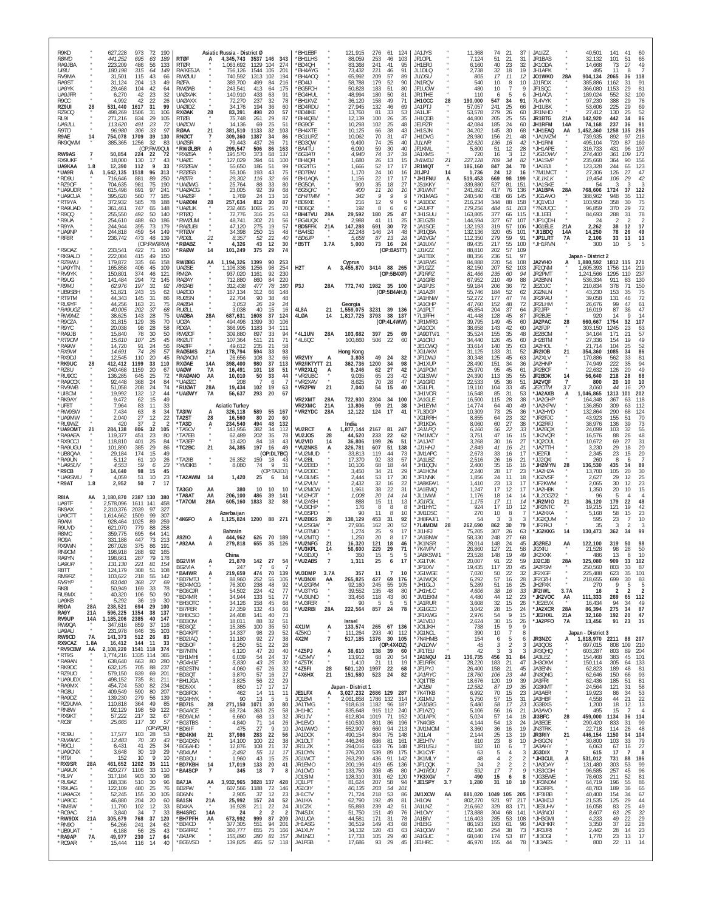R9KD " 627,228 973 72 190
*R8MD* " 441,252 695 63 189
RA9JBA " 223,209 486 56 133
*UI8U* " 180,198 315 64 149
RV9MA " 31,501 115 43 66
RA9ST " 31,124 204 13 49
UA9YK " 29,468 104 42 64
UA9JFR " 6,270 42 23 32
R9OC " 4,992 42 22 26
**RZ9UI 28 531,440 1617 31 99**
RZ9OQ " 498,269 1506 31 106
RL9I " 271,216 834 29 105
*UA9JLL* " 113,620 491 23 72
*R9TO* " 96,980 306 33 97
**R9AE 14 754,078 1709 39 130**
RK9QWM " 385,365 1256 32 83
(OP:RW9QU)
**RW9AS 7 50,854 224 22 72**
RX9UKF " 18,000 130 17 43
**UA9KAA 1.8 12,390 112 9 33**
***UA9R A 1,642,135 1518 96 313**
*RD9U " 716,646 881 89 250
*RZ9OF " 704,635 981 75 190
*UA9UDR " 615,498 691 97 241
*UA9OUA " 395,620 560 77 185
*RT9YA " 372,932 585 78 188
*RA9UAD " 361,461 747 65 148
*R9QQ " 255,550 492 50 140
*R9UA " 254,610 488 60 186
*R9YA " 244,944 395 73 179
*UA9NP " 244,818 459 54 149
*RF8R " 236,742 473 48 139
(OP:RW9RW)
*R9OAZ " 233,541 422 71 160
*RK9ALD " 222,084 415 49 150
*RZ9WU " 179,872 335 66 158
*UA9YTN " 165,858 406 45 109
*RV9YK " 150,801 374 46 121
*R9UG " 141,484 294 72 145
*R9MJ " 62,976 197 31 92
*UB9SBH " 51,821 243 15 62
*RT9TM " 44,343 145 31 86
*RU9YF " 44,256 163 21 75
*RA9UGZ " 40,005 202 37 68
*RW9MZ " 38,625 143 28 75
*R9CZA " 31,815 129 35 70
*R9YC " 20,038 98 28 58
*RA9JB " 15,840 78 30 50
*RT9OM " 15,610 107 25 45
*RA9W " 14,720 91 24 56
*RX9WI " 14,691 74 26 57
*RX9DJ " 12,545 110 20 45
***RK9UC 28 412,412 1199 33 110**
*RZ8U " 240,468 1159 20 67
*RU9CC " 136,285 645 25 72
*RA9CCK " 92,448 368 24 84
*RV9WB " 51,058 208 24 74
*UI8CM " 19,992 132 12 44
*RK9AY " 9,472 62 15 49
*UF8T " 7,964 83 11 33
*RW9SW " 7,434 63 8 34
*UA9MW " 2,040 27 12 22
*RU9WZ " 420 37 2 2
***UA9OMT 21 284,138 806 32 105**
*RA9AEA " 119,377 451 23 80
*RX9CCJ " 118,810 401 25 84
*RA9UGU " 101,890 385 29 86
*UB8QAA " 29,184 174 15 49
*RA9UN " 5,112 61 10 26
*UA9UX " 4,553 59 6 23
***R9CB 7 14,640 98 15 45**
*UA9SMU " 4,059 51 10 23
***R9AT 1.8 2,952 50 7 17**

**R8IA AA 3,180,870 2387 130 380**
UA9TF " 2,578,096 1611 141 458
RK9AX " 2,310,376 2039 97 327
UA9CTT " 1,614,662 1509 99 307
R9AM " 928,464 1025 89 259
R9UVD " 621,070 779 88 258
R8MC " 359,775 695 64 141
RO9A " 331,188 447 73 213
RX9WN " 267,028 375 86 191
RN9CM " 198,918 288 92 165
RA9YN " 198,661 287 79 178
UA9UR " 131,130 221 81 154
R8TT " 124,179 308 51 108
RM9RZ " 103,622 218 55 142
RV9YP " 83,040 368 27 69
RK8I " 50,949 169 33 78
RU9MX " 40,320 106 50 90
UA9KB " 5,292 36 19 30
**RK9DA 28A 238,521 694 29 100**
**RA9Y 21A 596,225 1354 38 137**
**RV9UP 14A 1,185,206 2385 40 147**
RW9QA " 347,616 859 37 116
UA9AU " 231,978 646 35 103
**RW9CD 7A 141,373 512 26 83**
**RX9CAZ 1.8A 16,412 144 11 33**
***RV9CBW AA 2,108,220 1541 118 374**
*RT9S " 1,774,216 1335 114 365
*RA9AN " 638,640 663 80 280
*RK9DC " 632,125 705 88 237
*RZ9UO " 579,150 839 69 201
*UA9UDX " 498,152 735 81 211
*RA9MX " 454,724 530 82 234
*RG8U " 409,549 590 80 207
*RA9DZ " 139,230 279 56 139
*RZ9UMA " 110,818 364 49 85
*RN8W " 92,129 198 59 122
*RX9KT " 57,222 217 32 67
*RC8I " 25,665 117 30 57
(OP:RQ9I)
*RO9U " 17,577 103 28 53
*RW9WC " 12,483 70 30 43
*R9CLI " 6,431 41 25 34
*UA9CNX " 3,648 30 17 15
*RT9I " 152 10 9 10
***RX9SR 28A 461,652 1202 35 111**
*UA9UX " 420,277 1106 33 110
*RL9Y " 317,184 903 30 98
*RU9AZ " 168,336 510 30 66
*R9UAG " 122,109 480 25 76
*UA9AGX " 52,245 155 27 78
*RN9OK " 42,570 245 17 49
*RM8W " 11,790 102 13 32
*RO9AC " 3,840 34 7 23
***RW9DX 21A 305,679 768 37 122**
*RN9O " 54,266 241 24 62
*UB9UAT " 6,188 56 15 19
***RA9AP 7A 49,977 237 17 64**
*RC9AR " 15,444 116 14 40

Asiatic Russia - District Ø
**RTØF A 4,345,743 3537 146 343**
RA/KE5JA " 756,126 1544 105 201
RWØUU " 740,592 1313 102 194
RØFA " 389,700 499 84 216
RWØAB " 243,541 413 64 175
UAØKAK " 140,910 433 63 91
UAØAXX " 72,270 237 32 78
UAØIDZ " 34,176 194 36 60
**RXØAK 28 83,391 498 20 57**
RTØB " 75,748 261 29 87
UAØCW " 14,136 69 25 51
**RØAA 21 381,510 1133 32 103**
**RNØCT 7 309,360 1387 34 86**
UAØSR " 79,443 437 26 71
***RWØLBR A 299,547 506 86 163**
*RXØSA " 195,570 373 68 137
*UAØC " 127,029 394 61 100
*RZØSW " 55,650 186 51 99
*RZØSB " 55,106 193 43 113
*RØTR " 29,302 116 32 66
*UAØWG " 25,764 88 33 80
*UAØACG " 23,005 92 39 68
*UAØSF " 1,769 24 13 16
***UAØDM 28 257,634 812 30 87**
*UAØUK " 232,465 1065 25 70
*RTØQ " 72,776 316 25 63
*RWØUM " 48,741 302 21 56
*RAØUBI " 47,120 275 19 57
*RTØW " 34,398 250 15 48
*RZØL 21 8,357 52 21 40
***RØABZ " 4,326 43 12 30**
***RAØW 14 101,249 375 29 74**

**RWØBG AA 1,194,326 1399 90 253**
UAØSE " 1,106,336 1256 98 254
RMØA " 937,020 1161 92 230
RAØAY " 712,880 860 84 220
RKØAB " 312,438 477 78 180
UAØOD " 167,134 312 66 148
RUØSN " 22,704 90 38 48
RAØBA " 3,053 26 19 24
RUØLL " 3,038 40 15 16
**UAØBA 28A 687,631 1608 37 124**
UCØA " 494,496 1399 30 106
RDØA " 366,995 1183 34 111
RWØCF " 309,880 897 33 94
RKØUT " 107,364 511 21 71
RAØFF " 49,612 235 21 58
**RAØSMS 21A 178,794 594 33 93**
RAØACM " 26,656 108 32 66
**RXØAE 14A 398,400 980 37 113**
**UAØW 7A 16,491 101 18 51**
***RAØANO AA 10,010 50 33 44**
*UAØZC " 208 7 6 7
***RUØAT 28A 19,434 102 19 63**
***UAØWY 7A 56,637 293 20 67**

Asiatic Turkey
**TA3IW A 326,118 589 55 167**
**TA2ST 28 16,560 80 20 60**
***TA3D A 234,540 494 48 132**
*TA5CV " 143,956 382 34 112
*TA7EB " 62,489 202 35 78
*TA3EP " 13,420 84 18 43
***TC2BC 21 34,385 197 16 49**
(OP:DL7BC)
*TA2IB " 26,352 159 18 43
*YM3KB " 8,080 74 9 31
(OP:TA3DJ)
***TA2AWM 14 1,420 25 6 14**

**TA3GO AA 380 10 10 10**
***TA8AT AA 206,100 486 39 141**
***TA7OM 28A 605,160 1833 32 88**

Azerbaijan
***4K6FO A 1,125,824 1200 88 271**

Bahrain
**A92IO A 444,962 626 70 189**
***A92AA A 279,818 655 35 126**

China
**BG2VIM A 21,870 142 27 54**
BG2VIA " 247 7 6 7
***BA4WR A 219,659 474 70 139**
*BD7MTJ " 88,960 252 55 105
*BD4MCG " 76,300 238 48 92
*BG6CJR " 54,502 224 42 77
*BD4MR " 34,944 133 51 77
*BH3OTC " 34,126 158 45 68
*BI7PER " 27,359 132 43 66
*BH6CSO " 24,408 141 40 73
*BD3OM " 18,011 88 32 51
*BG5ISC " 15,385 100 35 50
*BG4KPT " 14,337 98 29 52
*BD2IAQ " 11,180 92 27 38
*BG6OF " 6,250 51 22 28
*BI7NTN " 6,120 47 20 40
*BH1MHI " 6,039 54 24 37
*BG4HJE " 5,830 43 25 30
*BD2STN " 4,060 67 26 32
*BD3QT " 3,870 57 16 27
*BH1JGA " 3,825 56 22 29
*BD5XX " 850 17 17 17
*BG8FCK " 462 14 11 11
*BG4HYK " 90 13 5 5
***BD7IS 28 271,150 1071 30 80**
*BG4ACE " 68,724 363 25 58
*BD9ALM " 6,660 68 13 32
*BG3TBS " 4,840 71 14 26
*BD6IF " 475 27 9 10
***BD4KM 21 37,986 283 22 56**
*BG4DSN " 14,100 100 22 38
*BG6AHD " 12,876 108 21 37
*BD4UM " 2,492 55 11 17
*BD3QU " 1,860 43 15 16
***BD7KBH 14 17,019 133 20 41**
***BA4SCP 7 345 18 7 8**

**BA7JA AA 3,932,965 3028 137 428**
BD7BW " 607,566 1188 72 146
BG6TN " 2,905 37 12 23
**BA1SN 28A 13,104 81 30 48**
BH4AZB " 4,800 50 24 36
**BH4SRC 14A 24 2 2 2**
***BH7PFH AA 673,692 999 87 209**
*BD4CD " 377,305 751 63 142
*BG4FRZ " 360,777 655 75 166
*BA1PK " 155,890 296 81 137
*BG5VSD " 139,825 455 57 118
*BH1EBF " 121,915 276 61 124
*BH1LHS " 88,059 253 46 103
*BD4QH " 83,368 241 41 95
*BH4AYG " 73,432 221 46 91
*BH4ACQ " 65,992 209 57 89
*BD4IJ " 58,788 179 52 90
*BG5FCH " 50,828 183 51 80
*BG4HUL " 48,994 180 50 81
*BH1KVZ " 36,120 158 49 71
*BD4RDU " 27,945 132 46 69
*BD4IKE " 13,760 81 33 53
*BH4QBV " 12,139 100 26 35
*BG6OA " 10,293 102 25 48
*BH4XTE " 10,125 66 38 43
*BG1URZ " 10,062 70 31 47
*BD3QW " 9,490 74 25 40
*BA4TU " 6,090 59 30 40
*BG3ATI " 4,940 74 37 39
*BH4QR " 1,680 26 13 15
*BG2ITG " 1,666 52 17 17
*BD7BW " 1,170 24 10 16
*BH1AQA " 1,156 22 17 17
*BG6OA " 900 35 18 27
*BG5QJC " 400 11 10 10
*BH4TMM " 342 9 9 9
*BD6QZ " 192 8 6 6
***BH4TVU 28A 29,592 180 25 47**
*BG8UQX " 2,968 41 11 25
***BD5FFK 21A 147,288 691 30 72**
*BA4SD " 22,248 146 24 48
*BD6JP " 5,658 87 13 29
***B5TT 3.7A 5,000 73 16 24**
(OP:BA5TT)

Cyprus
**H2T A 3,455,870 3414 88 265**
(OP:5B4XF)

**P3J 28A 772,740 1982 35 100**
(OP:5B4AHJ)

Georgia
**4L8A 21 1,559,075 3231 39 136**
**4L0A 14 1,817,725 3793 38 137**
(OP:4L4WW)

***4L1UN 28A 103,682 397 25 69**
*4L6QC " 100,860 506 22 60

Hong Kong
**VR2VIY A 3,808 49 24 32**
**VR2/IK7YTT 21 362,736 1200 34 98**
***VR2XLQ A 9,246 62 27 42**
*VR2UBC " 9,035 65 23 42
*VR2XAV " 8,625 70 28 47
***VR2PW 21 7,040 54 15 40**

**VR2XMT 28A 722,930 2304 34 100**
**VR2XMC 21A 13,806 99 21 38**
***VR2YDC 28A 12,122 124 17 41**

India
**VU2RCT A 1,877,144 2167 81 247**
**VU2JOS 28 44,520 233 22 62**
**VU2VID 14 36,806 199 26 51**
***VU2NKS A 326,781 607 51 138**
*VU2MUD " 33,813 119 44 73
*VU2BL " 17,370 92 33 57
*VU2DED " 10,106 68 18 44
*VU2OEC " 3,450 34 21 29
*VU3LMS " 2,444 53 17 30
*VU2VUV " 2,432 32 16 22
*VU2MCW " 1,961 38 22 31
*VU2HOT " 1,008 20 14 14
*VU2ASH " 888 15 11 13
*VU3CHP " 176 8 8 8
*VU3SPD " 90 11 8 10
***VU2BGS 28 138,129 453 31 92**
*VU2SGW " 27,636 162 20 52
*VU3TMO " 1,274 25 9 17
*VU2MTQ " 1,250 20 8 17
***VU2NFG 21 16,320 121 18 46**
***VU3KPL 14 56,600 229 29 71**
*VU3DJQ " 350 15 5 5
***VU2ABS 7 1,311 25 6 17**

**VU3DMP 3.7A 357 11 7 10**
***VU3NXI AA 265,825 427 69 176**
*VU2CVS " 92,160 245 55 105
*VU3TYG " 39,552 135 48 80
*VU3UNO " 33,456 118 43 80
*VU3FER " 90 5 5 5
***VU2RBI 28A 222,564 857 24 78**

Israel
**4X1IM A 133,574 265 67 136**
4Z5KO " 111,264 293 40 112
**4X2M 7 517,185 1376 30 105**
(OP:4X4DZ)
***4Z5PJ A 38,610 138 39 60**
*4Z5MV " 13,692 68 20 54
*4Z5TK " 1,410 21 11 19
***4Z5FI 28 501,120 1997 22 68**
***4X6HX 21 151,580 523 24 82**

Japan - District 1
**JE1LFX A 3,027,232 2686 129 287**
JG1BMI " 2,061,888 1786 132 314
JA1TMG " 918,618 1182 96 187
JH1HIC " 835,648 915 112 240
JG1AZQ " 612,804 1019 71 152
JR1IJV " 610,530 801 86 166
JA1DCK " 490,154 804 75 148
JG1LFT " 446,248 686 81 161
JR1LZK " 394,016 633 76 148
JS1OYN " 376,200 539 79 171
JG1WET " 263,290 436 91 142
JR1EMO " 200,196 419 65 136
JG1KHM " 134,232 293 40 112
JQ1SIM " 128,130 327 61 94
JQ1LPT " 81,624 227 64 94
JG1OIY " 70,245 171 64 91
JH1CTV " 71,724 178 50 82
JH1TSX " 71,061 172 60 86
JH1QHQ " 62,288 163 68 71
JI1CZK " 55,893 239 42 51
7N4SJX " 51,750 201 36 54
JH1RIZ " 51,255 139 55 70
JA1UOA " 44,531 171 31 66
JL1AXY " 36,519 159 33 48
JM1NZJ " 17,073 85 31 40
JA1FGB " 17,686 93 29 45
JA1JYS " 11,368 74 21 37
JF1OPL " 7,124 51 21 31
JH1ERJ " 6,160 40 23 32
JL1DLQ " 2,738 32 18 19
*JI1DSU* " 805 17 11 12
JN1RQV " 540 10 8 10
JF1UOW " 480 10 7 9
JR1THE " 110 6 5 6
**JH1OCC 28 190,000 547 34 91**
JA1PTJ " 57,057 241 25 66
JA1LJF " 53,578 279 26 60
JH1QDB " 44,800 205 25 55
JE1RZR " 42,084 185 24 60
JH1SJN " 34,202 145 30 68
JH1DVG " 28,980 156 21 48
*JI1LNR* " 22,620 136 16 42
JF1KML " 5,800 51 12 28
JA1XMS " 720 16 3 12
*JH1MDJ 21 227,128 709 34 82*
**JR1MQT " 186,160 847 34 70**
**JI1JPJ 14 1,736 24 12 16**
***JH1FNU A 519,453 669 98 199**
*JL1KLK " 339,880 527 81 151
*JF1WNT " 241,892 417 76 136
*7K1MAG " 240,540 438 66 145
*JA1DDZ " 216,234 344 88 158
*JA1JFT " 179,256 484 51 103
*JH1SUU " 163,805 377 66 115
*JE1GZB " 144,594 327 67 107
*JA1SCE " 132,193 319 57 106
*JR1QBA " 132,136 320 65 101
*JA1VGV " 112,350 279 59 91
*JA1UXV " 89,435 217 55 100
*JJ1KZZ " 88,810 202 57 109
*JA1TBX " 88,356 236 51 97
*JA1RVS " 84,888 220 54 108
*JF1GZZ " 82,150 207 52 103
*JF1RPZ " 81,466 235 60 94
*JA1GFB " 67,952 210 49 88
*JA1PJS " 59,184 206 36 72
*JA1AZR " 55,746 184 52 62
*JA1HNW " 52,272 177 47 74
*JA1OHP " 47,760 152 48 72
*JA1PLT " 45,854 204 37 64
*7L1FFH " 41,448 128 45 87
*JR1MRG " 39,795 149 45 60
*JA1CCX " 38,658 143 42 60
*JA9OTV/1 " 35,524 155 35 48
*JA1CRJ " 34,440 126 45 60
*JE1COW " 33,614 140 35 63
*JG1AKM " 31,125 133 31 52
*JF1DWJ " 30,348 125 45 63
*JH1XUP " 28,490 151 34 36
*JA1POM " 25,970 95 45 61
*JG1SWV " 24,390 113 35 55
*JA1GRD " 22,533 95 36 51
*JG1LPL " 19,110 104 33 45
*JH1VOR " 16,548 85 31 53
*JA1GLE " 16,500 115 28 38
*JH1EYM " 14,774 64 40 49
*7L3DGP " 10,309 73 25 36
*JG1RRH " 8,855 64 23 32
*JR1KDA " 8,060 60 27 38
*JA1LPQ " 6,160 56 22 33
*7M1MCY " 3,751 47 16 15
*JA1UMT " 3,268 30 16 27
*JJ1HHJ " 2,849 41 16 21
*JM1APC " 2,673 33 16 17
*JA1LBZ " 2,516 26 16 21
*JH1QQN " 2,400 35 16 16
*JA1HOM " 2,240 28 17 23
*JF1NNK " 1,856 24 11 18
*JA8KEA/1 " 1,410 23 13 17
*JA1EMQ " 1,247 17 12 17
*JL1MWM " 1,176 18 14 14
*JG1TGU " 1,175 17 11 14
*JH1HYC " 924 17 10 12
*JM1DSC " 270 10 8 7
*JH8FAJ/1 " 54 3 3 3
***7L4MDM 28 262,690 862 30 79**
*JJ1FGH " 75,205 307 26 63
*JF1HFJ " 58,330 248 27 68
*JA1BNW " 28,014 148 24 45
*JK1NSR " 26,860 127 21 58
*7K4VPV " 23,528 148 19 49
*JA8KSW/1 " 20,007 91 22 59
*JG1TVK " 19,435 117 20 45
*JP1IXV " 7,020 50 22 32
*JG1WGE " 6,292 57 16 28
*JA1WQX " 5,289 51 16 25
*JE1GQJ " 4,606 38 16 33
*JH1HLC " 4,480 44 12 23
*JM1EKM " 3,608 32 15 26
*JA1RUR " 3,042 28 15 24
*JG1GCO " 2,976 54 9 15
*JF1KWG " 2,624 30 15 26
*JA1VDJ " 738 15 9 9
*JA1KDH " 390 10 7 8
*JG1NCL " 154 6 5 6
*7N4HMB " 45 3 2 3
*JN1DNV " 42 3 3 3
***JF1TEU 21 136,735 456 31 84**
*JA1NQU " 28,220 183 21 47
*JE1RRK " 26,400 158 21 45
*JF1PYJ " 18,760 106 23 44
*JA1RYC " 12,584 87 19 29
*JQ1TTB " 11,500 85 19 27
*JK1BII " 6,992 70 15 23
*7K4TKB " 5,750 57 15 31
*JG1MIJ " 5,106 56 16 22
*JA1DPO " 4,144 54 13 24
*JA1RZD " 3,360 36 16 24
*JJ1IAI " 2,144 51 11 21
*7K4CIB " 1,880 36 13 21
*JM1MOM " 810 18 8 7
*JA1RRP " 56 4 3 4
*JE1HTV " 810 28 8 7
*JE1STK " 476 15 13 ...
*7K3XGV " 490 15 7 7
*JE1SPY 1.8 7 1 1 1

**JM1XCW AA 881,020 1049 105 205**
JA1IZZ " 40,501 141 41 60
JR1BAS " 32,132 101 51 65
JK1ODA " 14,668 73 27 49
JH1APK " 495 11 8 7
**JO1WKO 28A 904,134 2065 36 118**
JJ1RDX " 385,886 1162 31 91
JF1SQC " 366,080 1153 29 81
JH1ACA " 189,024 552 32 100
7L4VYK " 97,230 388 29 76
JH1UBK " 53,606 225 29 69
JR1NHD " 27,412 130 25 52
**JR1BTG 21A 142,920 442 34 86**
**JH1RFM 14A 74,168 237 36 91**
***JH1EAQ AA 1,452,360 1258 135 285**
*JA1MZM " 739,935 892 97 218
*JH1RNI " 495,104 720 87 169
*JH1APE " 316,733 431 96 197
*JG1OWV " 274,400 361 109 171
*JA1SVP " 235,688 364 90 156
*JA1BJI " 123,328 244 65 123
*7M1MCT " 27,306 126 27 47
*JL1KLK " 19,454 106 29 42
*JA1SKE " 54 3 3 3
***JA1BPA 28A 768,606 1724 37 122**
*JG1AVO " 388,962 948 35 112
*JQ1VDJ " 103,950 358 30 75
*7N2UQC " 96,859 370 29 72
*JL1EEI " 84,693 288 31 78
*JP1QDH " 24 2 2 2
***JG1ELE 21A 2,262 38 12 17**
***JJ1BDQ 14A 14,250 78 26 49**
***JP1LRT 7A 2,106 33 13 13**
*JH1RVN " 300 10 5 5

Japan - District 2
**JA2VHO A 1,880,592 1812 115 271**
JF2QNM " 1,605,393 1756 114 219
JF2PMT " 1,241,566 1295 110 237
JA2BNN " 536,334 911 83 130
JE2DJC " 210,834 378 71 150
JG2NLN " 43,230 153 35 75
JR2PAU " 39,058 131 46 72
JR2LHM " 26,676 99 47 61
JF2JFP " 16,019 87 36 47
JR2BJE " 920 14 9 14
**JA2PAC 28 660,667 1754 32 107**
JF2XJP " 303,150 1245 23 63
JE2BOM " 34,164 171 21 57
JH2BTM " 27,336 154 19 49
JA2HOL " 21,714 104 25 52
**JR2IOB 21 354,360 1085 34 86**
JA2XLV " 170,886 562 33 81
JA2HNP " 74,949 222 35 94
JR2BCF " 22,632 126 20 49
**JF2BDK 14 56,640 218 28 68**
**JA2VQF 7 800 20 10 10**
*JE2OTM 3.7 3,060 44 16 20*
***JA2AXB A 1,046,865 1313 101 202**
*JA2GHP " 164,349 367 63 118
*JA2KPW " 136,850 309 63 112
*JA2HYD " 132,864 290 68 124
*JR2FJC " 43,923 155 51 70
*JG2REJ " 38,976 136 39 73
*JA2BQX " 24,099 103 32 55
*JK2VQR " 16,576 88 26 48
*JQ2OUL " 10,672 69 27 31
*JA2TTH " 3,230 29 18 20
*JE2FJI " 2,345 23 15 20
*JJ2QXI " 260 8 6 7
***JH2MYN 28 136,530 435 34 89**
*JA2HZA " 13,700 105 20 30
*JG2VSF " 2,627 29 12 25
*JF2KWM " 2,065 30 12 23
*JA2HBK " 1,350 20 10 15
*JL2OGZ/2 " 96 5 4 4
***JR2MIO 21 36,120 179 22 48**
*JR2NTC " 19,215 121 19 42
*JA2KKA " 5,168 58 15 23
*JG2QUM " 595 23 7 10
*JF2FKJ " 35 3 2 3
***JG2KKG 14 130,473 362 34 99**

**JG2REJ AA 122,100 319 50 98**
JI2XIU " 21,528 98 28 50
JK2XXK " 486 13 8 10
**JJ2CJB 28A 325,080 909 33 102**
JA2FSM " 250,560 803 33 87
JF2XGF " 225,488 623 35 101
JF2QZH " 218,655 699 30 83
JH2FXK " 270 9 5 5
**JF2IWL 3.7A 16 2 2 2**
***JK2VOC AA 111,333 269 65 112**
*JE2EVX " 16,434 94 34 49
***JA2XCR 28A 86,394 275 34 87**
***JE2HXL 21A 32,160 192 20 47**
***JA2PFO 7A 13,456 91 23 35**

Japan - District 3
**JR3NZC A 1,818,970 2211 88 207**
JA3QOS " 697,015 808 109 210
JR3QHQ " 603,287 803 89 204
JA3LEZ " 154,468 383 45 101
JH3OXM " 150,114 305 64 133
JA3ENN " 62,823 189 48 81
JN3QNG " 62,646 155 60 93
JA3FRI " 62,436 185 51 81
JA3GKI " 24,564 121 31 58
JA3AER " 19,923 86 34 53
JH3BHF " 4,558 44 21 22
JG3BXS " 1,200 18 12 13
JA3AVO " 495 15 7 4
**JI3BFC 28 459,000 1134 36 114**
JA3EGE " 290,420 833 31 99
JN3TRK " 22,718 114 26 48
**JR3RIY 21 446,154 1150 34 104**
JH3GCN " 30,800 103 79
JA3AHY " 16,063
**JG3DIX 7 615 17 7 8**
***JH3CUL A 531,012 731 88 186**
*JA3DAY " 131,480 303 53 99
*JG3CGH " 96,585 207 73 122
*JG3EWE " 78,603 211 53 88
*JR3NDM " 64,719 196 56 86
*JG3RPL " 48,783 169 42 69
*JE3UHV " 16,058 82 28 50
*JR3RWB " 13,806 78 28 50
*JA3HBF " 9,944 61 28 40
*JA3HKR " 3,990 37 20 22
*JI3AES " 800 22 11 14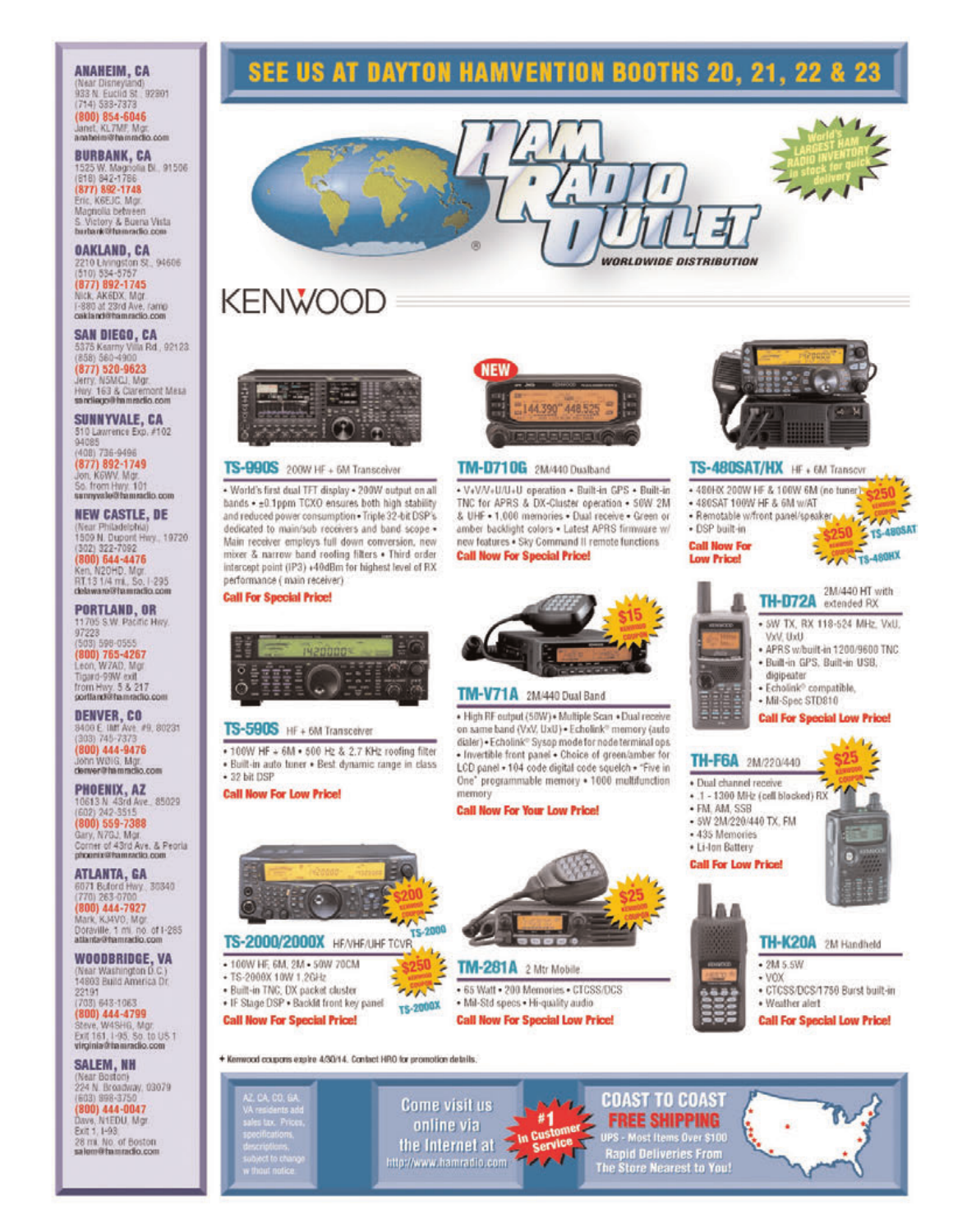# SEE US AT DAYTON HAMVENTION BOOTHS 20, 21, 22 & 23

## HAM RADIO OUTLET

WORLDWIDE DISTRIBUTION

World's LARGEST HAM RADIO INVENTORY In stock for quick delivery

## KENWOOD

### TS-990S 200W HF + 6M Transceiver

• World's first dual TFT display • 200W output on all bands • ±0.1ppm TCXO ensures both high stability and reduced power consumption • Triple 32-bit DSP's dedicated to main/sub receivers and band scope • Main receiver employs full down conversion, new mixer & narrow band roofing filters • Third order intercept point (IP3) +40dBm for highest level of RX performance ( main receiver)

**Call For Special Price!**

### TM-D710G 2M/440 Dualband

NEW

• V+V/V+U/U+U operation • Built-in GPS • Built-in TNC for APRS & DX-Cluster operation • 50W 2M & UHF • 1,000 memories • Dual receive • Green or amber backlight colors • Latest APRS firmware w/ new features • Sky Command II remote functions

**Call Now For Special Price!**

### TS-480SAT/HX HF + 6M Transcvr

• 480HX 200W HF & 100W 6M (no tuner)
• 480SAT 100W HF & 6M w/AT
• Remotable w/front panel/speaker
• DSP built-in

**Call Now For Low Price!**

$250 KENWOOD COUPON TS-480SAT
$250 KENWOOD COUPON TS-480HX

### TS-590S HF + 6M Transceiver

• 100W HF + 6M • 500 Hz & 2.7 KHz roofing filter • Built-in auto tuner • Best dynamic range in class • 32 bit DSP

**Call Now For Low Price!**

### TM-V71A 2M/440 Dual Band

$15 KENWOOD COUPON

• High RF output (50W) • Multiple Scan • Dual receive on same band (VxV, UxU) • Echolink® memory (auto dialer) • Echolink® Sysop mode for node terminal ops • Invertible front panel • Choice of green/amber for LCD panel • 104 code digital code squelch • "Five in One" programmable memory • 1000 multifunction memory

**Call Now For Your Low Price!**

### TH-D72A 2M/440 HT with extended RX

• 5W TX, RX 118-524 MHz, VxU, VxV, UxU
• APRS w/built-in 1200/9600 TNC
• Built-in GPS, Built-in USB, digipeater
• Echolink® compatible,
• Mil-Spec STD810

**Call For Special Low Price!**

### TH-F6A 2M/220/440

$25 KENWOOD COUPON

• Dual channel receive
• .1 - 1300 MHz (cell blocked) RX
• FM, AM, SSB
• 5W 2M/220/440 TX, FM
• 435 Memories
• Li-Ion Battery

**Call For Low Price!**

### TS-2000/2000X HF/VHF/UHF TCVR

$200 KENWOOD COUPON TS-2000
$250 KENWOOD COUPON TS-2000X

• 100W HF, 6M, 2M • 50W 70CM
• TS-2000X 10W 1.2GHz
• Built-in TNC, DX packet cluster
• IF Stage DSP • Backlit front key panel

**Call Now For Special Price!**

### TM-281A 2 Mtr Mobile

$25 KENWOOD COUPON

• 65 Watt • 200 Memories • CTCSS/DCS
• Mil-Std specs • Hi-quality audio

**Call Now For Special Low Price!**

### TH-K20A 2M Handheld

• 2M 5.5W
• VOX
• CTCSS/DCS/1750 Burst built-in
• Weather alert

**Call For Special Low Price!**

+ Kenwood coupons expire 4/30/14. Contact HRO for promotion details.

AZ, CA, CO, GA, VA residents add sales tax. Prices, specifications, descriptions, subject to change without notice.

Come visit us online via the Internet at http://www.hamradio.com

#1 In Customer Service

COAST TO COAST FREE SHIPPING
UPS - Most Items Over $100
Rapid Deliveries From The Store Nearest to You!

---

**ANAHEIM, CA**
(Near Disneyland)
933 N. Euclid St., 92801
(714) 533-7373
(800) 854-6046
Janet, KL7MF, Mgr.
anaheim@hamradio.com

**BURBANK, CA**
1525 W. Magnolia Bl., 91506
(818) 842-1786
(877) 892-1748
Eric, K6EJC, Mgr.
Magnolia between S. Victory & Buena Vista
burbank@hamradio.com

**OAKLAND, CA**
2210 Livingston St., 94606
(510) 534-5757
(877) 892-1745
Nick, AK6DX, Mgr.
I-880 at 23rd Ave. ramp
oakland@hamradio.com

**SAN DIEGO, CA**
5375 Kearny Villa Rd., 92123
(858) 560-4900
(877) 520-9623
Jerry, N5MCJ, Mgr.
Hwy. 163 & Claremont Mesa
sandiego@hamradio.com

**SUNNYVALE, CA**
510 Lawrence Exp. #102
94085
(408) 736-9496
(877) 892-1749
Jon, K6WV, Mgr.
So. from Hwy. 101
sunnyvale@hamradio.com

**NEW CASTLE, DE**
(Near Philadelphia)
1509 N. Dupont Hwy., 19720
(302) 322-7092
(800) 644-4476
Ken, N2OHD, Mgr.
RT.13 1/4 mi., So. I-295
delaware@hamradio.com

**PORTLAND, OR**
11705 S.W. Pacific Hwy.
97223
(503) 598-0555
(800) 765-4267
Leon, W7AD, Mgr.
Tigard-99W exit from Hwy. 5 & 217
portland@hamradio.com

**DENVER, CO**
8400 E. Iliff Ave. #9, 80231
(303) 745-7373
(800) 444-9476
John WØIG, Mgr.
denver@hamradio.com

**PHOENIX, AZ**
10613 N. 43rd Ave., 85029
(602) 242-3515
(800) 559-7388
Gary, N7GJ, Mgr.
Corner of 43rd Ave. & Peoria
phoenix@hamradio.com

**ATLANTA, GA**
6071 Buford Hwy., 30340
(770) 263-0700
(800) 444-7927
Mark, KJ4VO, Mgr.
Doraville, 1 mi. no. of I-285
atlanta@hamradio.com

**WOODBRIDGE, VA**
(Near Washington D.C.)
14803 Build America Dr.
22191
(703) 643-1063
(800) 444-4799
Steve, W4SHG, Mgr.
Exit 161, I-95, So. to US 1
virginia@hamradio.com

**SALEM, NH**
(Near Boston)
224 N. Broadway, 03079
(603) 898-3750
(800) 444-0047
Dave, N1EDU, Mgr.
Exit 1, I-93;
28 mi. No. of Boston
salem@hamradio.com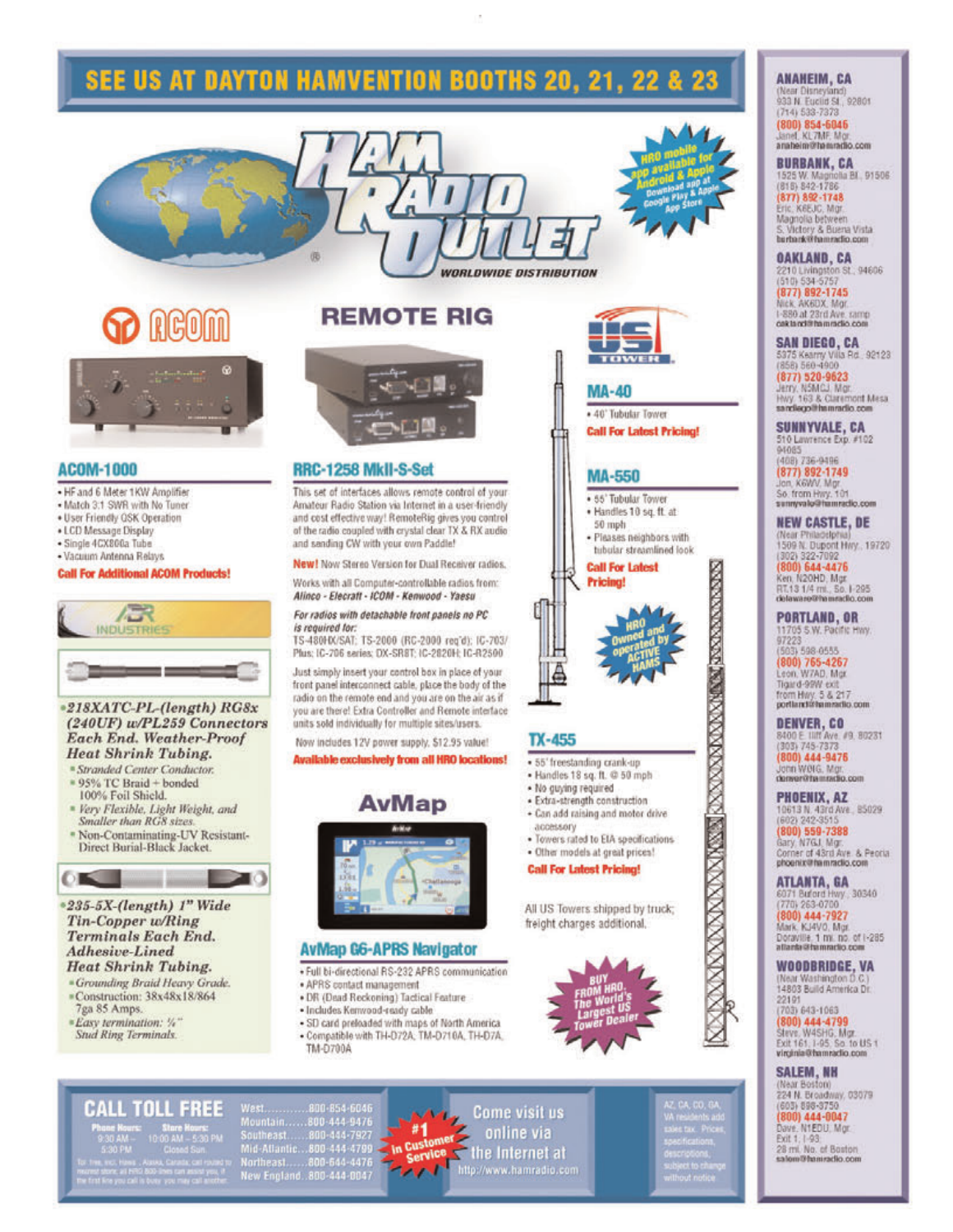# SEE US AT DAYTON HAMVENTION BOOTHS 20, 21, 22 & 23

HAM RADIO OUTLET®

WORLDWIDE DISTRIBUTION

HRO mobile app available for Android & Apple. Download app at Google Play & Apple App Store

## ACOM

### ACOM-1000

- HF and 6 Meter 1KW Amplifier
- Match 3:1 SWR with No Tuner
- User Friendly QSK Operation
- LCD Message Display
- Single 4CX800a Tube
- Vacuum Antenna Relays

**Call For Additional ACOM Products!**

## ABR INDUSTRIES

- *218XATC-PL-(length) RG8x (240UF) w/PL259 Connectors Each End. Weather-Proof Heat Shrink Tubing.*
  - *Stranded Center Conductor.*
  - 95% TC Braid + bonded 100% Foil Shield.
  - *Very Flexible, Light Weight, and Smaller than RG8 sizes.*
  - Non-Contaminating-UV Resistant-Direct Burial-Black Jacket.

- *235-5X-(length) 1" Wide Tin-Copper w/Ring Terminals Each End. Adhesive-Lined Heat Shrink Tubing.*
  - *Grounding Braid Heavy Grade.*
  - Construction: 38x48x18/864 7ga 85 Amps.
  - *Easy termination: ¼" Stud Ring Terminals.*

## REMOTE RIG

### RRC-1258 MkII-S-Set

This set of interfaces allows remote control of your Amateur Radio Station via Internet in a user-friendly and cost effective way! RemoteRig gives you control of the radio coupled with crystal clear TX & RX audio and sending CW with your own Paddle!

**New!** Now Stereo Version for Dual Receiver radios.

Works with all Computer-controllable radios from: ***Alinco - Elecraft - ICOM - Kenwood - Yaesu***

***For radios with detachable front panels no PC is required for:***
TS-480HX/SAT; TS-2000 (RC-2000 req'd); IC-703/Plus; IC-706 series; DX-SR8T; IC-2820H; IC-R2500

Just simply insert your control box in place of your front panel interconnect cable, place the body of the radio on the remote end and you are on the air as if you are there! Extra Controller and Remote interface units sold individually for multiple sites/users.

Now includes 12V power supply, $12.95 value!

**Available exclusively from all HRO locations!**

## AvMap

### AvMap G6-APRS Navigator

- Full bi-directional RS-232 APRS communication
- APRS contact management
- DR (Dead Reckoning) Tactical Feature
- Includes Kenwood-ready cable
- SD card preloaded with maps of North America
- Compatible with TH-D72A, TM-D710A, TH-D7A, TM-D700A

## US TOWER

### MA-40

- 40' Tubular Tower

**Call For Latest Pricing!**

### MA-550

- 55' Tubular Tower
- Handles 10 sq. ft. at 50 mph
- Pleases neighbors with tubular streamlined look

**Call For Latest Pricing!**

HRO Owned and operated by ACTIVE HAMS

### TX-455

- 55' freestanding crank-up
- Handles 18 sq. ft. @ 50 mph
- No guying required
- Extra-strength construction
- Can add raising and motor drive accessory
- Towers rated to EIA specifications
- Other models at great prices!

**Call For Latest Pricing!**

All US Towers shipped by truck; freight charges additional.

BUY FROM HRO, The World's Largest US Tower Dealer

## CALL TOLL FREE

**Phone Hours:** 9:30 AM – 5:30 PM
**Store Hours:** 10:00 AM – 5:30 PM Closed Sun.

Toll free, incl. Hawaii, Alaska, Canada; call routed to nearest store; all HRO 800-lines can assist you, if the first line you call is busy, you may call another.

- West............800-854-6046
- Mountain......800-444-9476
- Southeast......800-444-7927
- Mid-Atlantic...800-444-4799
- Northeast.......800-644-4476
- New England..800-444-0047

#1 in Customer Service

Come visit us online via the Internet at http://www.hamradio.com

AZ, CA, CO, GA, VA residents add sales tax. Prices, specifications, descriptions, subject to change without notice.

## ANAHEIM, CA
(Near Disneyland)
933 N. Euclid St., 92801
(714) 533-7373
**(800) 854-6046**
Janet, KL7MF, Mgr.
anaheim@hamradio.com

## BURBANK, CA
1525 W. Magnolia Bl., 91506
(818) 842-1786
**(877) 892-1748**
Eric, K6EJC, Mgr.
Magnolia between S. Victory & Buena Vista
burbank@hamradio.com

## OAKLAND, CA
2210 Livingston St., 94606
(510) 534-5757
**(877) 892-1745**
Nick, AK6DX, Mgr.
I-880 at 23rd Ave. ramp
oakland@hamradio.com

## SAN DIEGO, CA
5375 Kearny Villa Rd., 92123
(858) 560-4900
**(877) 520-9623**
Jerry, N5MCJ, Mgr.
Hwy. 163 & Claremont Mesa
sandiego@hamradio.com

## SUNNYVALE, CA
510 Lawrence Exp. #102 94085
(408) 736-9496
**(877) 892-1749**
Jon, K6WV, Mgr.
So. from Hwy. 101
sunnyvale@hamradio.com

## NEW CASTLE, DE
(Near Philadelphia)
1509 N. Dupont Hwy., 19720
(302) 322-7092
**(800) 644-4476**
Ken, N2OHD, Mgr.
RT.13 1/4 mi., So. I-295
delaware@hamradio.com

## PORTLAND, OR
11705 S.W. Pacific Hwy. 97223
(503) 598-0555
**(800) 765-4267**
Leon, W7AD, Mgr.
Tigard-99W exit from Hwy. 5 & 217
portland@hamradio.com

## DENVER, CO
8400 E. Iliff Ave. #9, 80231
(303) 745-7373
**(800) 444-9476**
John W0IG, Mgr.
denver@hamradio.com

## PHOENIX, AZ
10613 N. 43rd Ave., 85029
(602) 242-3515
**(800) 559-7388**
Gary, N7GJ, Mgr.
Corner of 43rd Ave. & Peoria
phoenix@hamradio.com

## ATLANTA, GA
6071 Buford Hwy., 30340
(770) 263-0700
**(800) 444-7927**
Mark, KJ4VO, Mgr.
Doraville, 1 mi. no. of I-285
atlanta@hamradio.com

## WOODBRIDGE, VA
(Near Washington D.C.)
14803 Build America Dr. 22191
(703) 643-1063
**(800) 444-4799**
Steve, W4SHG, Mgr.
Exit 161, I-95, So. to US 1
virginia@hamradio.com

## SALEM, NH
(Near Boston)
224 N. Broadway, 03079
(603) 898-3750
**(800) 444-0047**
Dave, N1EDU, Mgr.
Exit 1, I-93;
28 mi. No. of Boston
salem@hamradio.com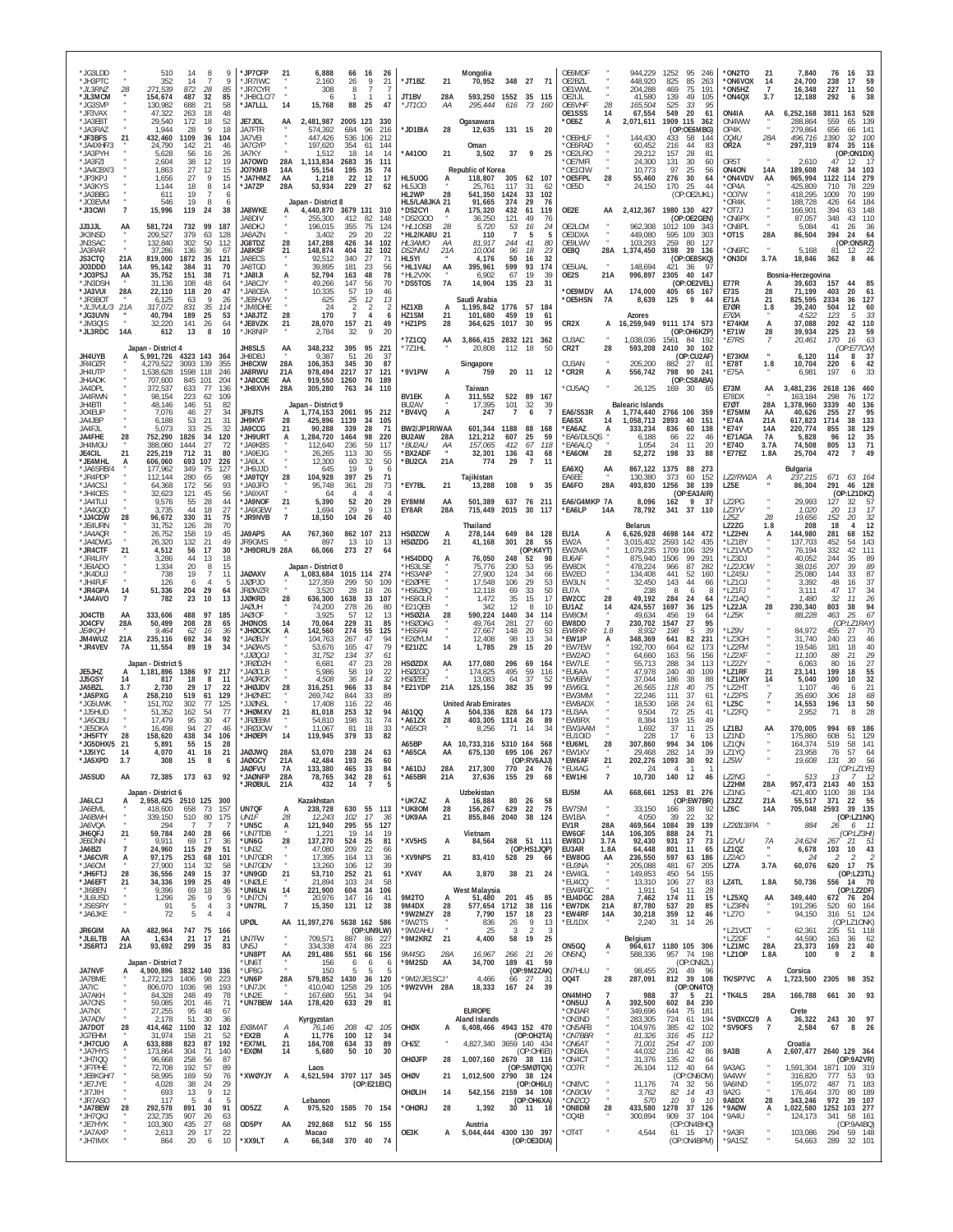*JG3LDD " 510 14 8 9
*JH3PTC " 352 14 7 9
*JL3RNZ 28 271,539 872 28 85
*JL3MCM " 154,674 487 32 85
*JG3SVP " 130,982 688 21 58
*JF3VAX " 47,322 263 18 48
*JA3EBT " 29,540 172 18 52
*JA3RAZ " 1,944 28 9 18
*JF3BFS 21 432,460 1109 36 104
*JA4XHF/3 " 24,790 142 21 46
*JA3PYH " 5,628 56 16 26
*JA3FZI " 2,604 38 12 19
*JA4CBX/3 " 1,863 27 12 15
*JP3KPJ " 1,656 27 9 15
*JA3KYS " 1,144 18 8 14
*JA3BBG " 611 19 7 6
*JO3EVM " 546 19 8 6
*JI3CWI 7 15,996 119 24 38

JJ3JJL AA 581,724 732 99 187
JK3NSD " 209,527 379 63 128
JN3SAC " 132,840 302 50 112
JA3RAR " 37,286 136 36 67
JS3CTQ 21A 819,000 1872 35 121
JO3DDD 14A 95,142 384 31 70
*JO3PSJ AA 35,752 151 38 71
*JN3DSH " 31,136 108 48 64
*JA3VUI 28A 22,110 118 20 47
*JR3BOT " 6,125 63 9 26
*JL3VUL/3 21A 317,072 831 35 114
*JG3UVN " 40,794 189 25 53
*JM3QIS " 32,220 141 26 64
*JL3RDC 14A 612 13 8 10

Japan - District 4
JH4UYB A 5,991,726 4323 143 364
JR4OZR " 4,279,522 3093 139 355
JH4UTP " 1,538,628 1598 118 246
JH4ADK " 707,600 845 101 204
JA4DPL " 372,537 633 77 136
JA4RWN " 98,154 223 62 109
JH4BTI " 48,146 146 51 82
JO4EUP " 7,076 46 27 34
JA4JBP " 6,188 53 21 31
JA4FJL " 5,073 33 25 32
JA4FHE 28 752,290 1826 34 120
JH4MQU " 388,080 1444 27 72
JE4CIL 21 225,219 712 31 80
*JE4MHL A 606,060 693 107 226
*JA6SRB/4 " 177,962 349 75 127
*JR4PDP " 112,144 280 65 98
*JA4CSJ " 64,368 172 56 93
*JH4CES " 32,623 121 45 56
*JA4TUJ " 9,576 55 28 44
*JA4GQD " 3,735 44 18 27
*JJ4CDW 28 96,672 330 31 75
*JE4URN " 31,752 126 28 70
*JA4AQR " 26,752 158 19 45
*JA4DWG " 26,320 132 21 49
*JR4CTF 21 4,512 56 17 30
*JR4LRY " 3,286 44 13 18
*JE4ADO " 1,334 20 8 15
*JK4DUJ " 738 19 7 11
*JH4FUF " 126 6 4 5
*JR4GPA 14 51,336 204 29 64
*JA4AVO 7 782 23 10 13

JO4CTB AA 333,606 488 97 185
JO4CFV 28A 50,499 208 28 65
JE4KQH " 9,464 62 16 36
JM4WUZ 21A 235,116 692 34 92
*JR4VEV 7A 11,554 89 19 34

Japan - District 5
JE5JHZ A 1,181,896 1386 97 217
JJ5GSY 14 817 18 8 11
JA5BZL 3.7 2,730 29 17 22
*JA5PXG A 258,210 519 61 129
*JG5UWK " 151,702 302 77 125
*JJ5HUD " 51,352 162 54 77
*JA5CBU " 17,479 95 30 47
*JE5DKA " 16,498 94 27 46
*JH5FTY 28 158,620 438 34 106
*JO5DHX/5 21 5,891 55 15 28
*JJ5IYC 14 4,070 41 16 21
*JA5XPD 3.7 308 15 8 6

JA5SUD AA 72,385 173 63 92

Japan - District 6
JA6LCJ A 2,958,425 2510 125 300
JA6EML " 418,600 658 73 157
JA6BWH " 339,150 510 80 175
JA6VQA " 294 7 7 7
JH6QFJ 21 59,784 240 28 66
JE6DNN " 9,911 69 17 36
JA6BZI 7 24,960 115 29 51
*JA6CVR A 97,175 253 68 101
*JA6CM " 27,900 114 32 58
*JH6FTJ 28 36,556 249 15 37
*JA6EFT 21 34,336 199 25 49
*JI6BEN " 9,396 69 18 36
*JL6USD " 1,296 26 9 9
*JS6SRY " 91 5 4 3
*JA6JKE " 72 5 4 4

JR6GIM AA 482,964 747 75 166
*JL6LTB AA 1,634 21 17 21
*JS6RTJ 21A 93,692 299 35 83

Japan - District 7
JA7NVF A 4,900,896 3832 140 336
JA7BME " 1,272,123 1406 98 223
JA7IC " 806,070 1036 98 193
JA7AKH " 84,328 248 49 78
JA7ONS " 59,085 201 46 71
JA7NX " 27,255 95 48 67
JA7ADV " 2,178 51 30 36
JA7DOT 28 414,462 1100 32 102
JG7EHM " 31,974 158 21 52
*JH7CUO A 633,888 823 87 192
*JA7HYS " 173,864 304 71 140
*JH7IQQ " 96,668 258 56 78
*JF7PHE " 72,708 192 57 89
*JE8KGH/7 " 58,995 169 59 76
*JE7JYE " 4,028 38 24 29
*JI7JIH " 693 13 9 12
*JR7ASO " 117 5 4 5
*JA7BEW 28 292,578 891 30 91
*JH7QXJ " 232,735 907 26 63
*JH7FHK " 103,360 435 27 68
*JA7AXP " 2,613 29 11 28
*JH7IMX " 864 20 6 10

*JP7CFP 21 6,888 66 16 26
*JR7IWC " 2,160 26 9 21
*JR7CYR " 308 8 7 7
*JH8CLC/7 " 6 1 1 1
*JA7LLL 14 15,768 88 25 47

JE7JDL AA 2,481,987 2005 123 330
JA7FTR " 574,392 684 96 216
JA7VEI " 447,426 536 106 212
JA7GYP " 197,620 354 61 144
JA7KY " 1,512 18 14 14
JA7OWD 28A 1,113,834 2683 35 111
JO7KMB 14A 55,154 195 35 74
*JA7HMZ AA 1,218 22 12 17
*JA7ZP 28A 53,934 229 27 62

Japan - District 8
JA8WKE A 4,440,870 3679 131 310
JA8DIV " 255,300 412 82 148
JA8DKJ " 196,015 355 75 124
JA8AZN " 3,402 29 20 22
JG8TDZ 28 147,288 426 34 102
JA8KSF 21 148,874 404 32 102
JA8ECS " 92,512 340 27 71
JA8TGD " 39,895 181 23 56
*JA8IJI A 52,794 163 48 78
*JA8CJY " 49,266 147 56 70
*JA8CEA " 10,335 57 19 46
*JE8HJW " 625 25 12 13
*JM8DHE " 24 2 2 2
*JA8JTZ 28 170 7 4 6
*JE8VZK 21 28,070 157 21 49
*JK8NIP " 2,784 32 9 20

JH8SLS AA 348,232 395 95 221
JH8DEJ " 9,387 51 26 37
JH8CXW 28A 106,353 345 30 87
JA8RWU 21A 978,494 2217 37 121
*JA8COE AA 919,550 1260 76 189
*JH8XVH 28A 305,280 763 34 110

Japan - District 9
JF9JTS A 1,774,153 2061 95 212
JH9KVF 28 425,896 1139 34 105
JA9CCG 21 90,288 339 28 71
*JH9URT A 1,284,720 1464 98 220
*JA9KBS " 112,640 236 59 117
*JA9EJG " 26,265 113 30 55
*JA9LX " 12,300 60 32 50
*JK9DJD " 645 19 9 6
*JA9TQY 28 104,928 397 25 71
*JA9JFO " 95,748 361 28 73
*JA9XAT " 64 4 4 4
*JA9NOF 21 5,390 52 20 29
*JA9GEW " 1,694 29 9 13
*JR9NVB 7 18,150 104 26 40

JA9APS AA 767,360 862 107 213
JR9GMS " 897 13 10 13
*JH9DRL/9 28A 66,066 273 27 64

Japan - District 0
JA0AXV A 1,083,684 1015 114 274
JJ0PJD " 127,359 299 50 109
JR0WZR " 3,520 28 18 26
JJ0KRD 28 636,300 1638 33 107
JA0JLH " 74,200 278 26 80
JA0IOF " 3,925 57 12 13
JH0NOS 14 70,064 229 31 85
*JH0CCK A 142,560 274 55 125
*JA0BJY " 104,763 267 47 94
*JA0AVS " 53,676 165 47 79
*JJ0QOJ " 31,752 134 37 61
*JR0DZH " 6,681 47 23 28
*JA0CLB " 5,986 58 19 22
*JA0RCK " 4,508 36 14 32
*JH0DJV 28 316,251 966 33 84
*JH0NEC " 269,742 844 33 89
*JJ0NSL " 17,408 116 22 46
*JH0MXV 21 81,018 253 32 94
*JR0EBM " 54,810 198 31 74
*JR0DOW " 11,067 81 18 33
*JH0EPI 14 119,945 379 33 82

JA0JWQ 28A 53,070 238 24 63
JA0GCY 21A 42,484 193 26 60
JA0FVU 7A 133,380 465 33 84
*JA0NFP 28A 78,765 342 28 61
*JR0BUL 21A 432 14 7 5

Kazakhstan
UN7QF A 238,728 630 55 113
UN1F 28 12,243 102 17 36
*UN5C A 121,940 295 55 127
*UN7TDB " 1,221 19 14 19
*UN6G 28 137,270 524 25 81
*UN3Z " 47,080 209 22 66
*UN7GDR " 17,395 164 13 36
*UN7GDV " 13,260 106 12 39
*UN9GD 21 53,710 252 21 61
*UN8LE " 21,894 103 24 58
*UN6LN 14 221,900 604 34 106
*UN7CN " 20,976 147 16 41
*UN7RL 7 15,350 131 12 38

UP0L AA 11,397,276 5638 162 586
(OP:UN9LW)
UN7FW " 709,571 887 86 227
UN5J " 334,338 474 86 223
*UN8PT AA 291,486 551 66 156
*UN6T " 156 6 6 6
*UP8G " 150 5 5 5
*UN6P 28A 579,852 1430 36 120
*UN7JX " 410,040 1258 29 105
*UN2E " 167,680 551 34 94
*UN7BEW 14A 178,420 633 29 81

Kyrgyzstan
EX8MAT A 76,146 208 42 105
*EX2B A 11,776 100 12 34
*EX7ML 21 184,008 634 33 89
*EX0M 14 5,680 50 10 30

Laos
*XW0YJY A 4,521,594 3707 117 345
(OP:E21EIC)

Lebanon
OD5ZZ A 975,520 1585 70 114

Macao
OD5PY AA 292,868 512 56 155
*XX9LT A 66,348 370 40 74

*JT1BZ 21 70,952 348 27 71

JT1BV 28A 593,250 1552 35 115
*JT1CO AA 295,444 616 73 160

Mongolia

Ogasawara
*JD1BIA 28 12,635 131 15 20

Oman
*A41OO 21 3,502 37 9 25

Republic of Korea
HL5UOG A 118,807 305 62 107
HL5JCB " 25,761 117 31 62
HL2WP 28 541,350 1424 33 102
HL5/LA8JKA 21 91,665 374 29 76
*DS2CYI A 175,320 432 61 119
*DS2GOO " 36,250 121 49 76
*HL1OSB 28 5,720 53 16 24
*HL2/KA8U 21 110 7 5 5
HL3AMO AA 81,917 244 41 80
DS2NMJ 21A 10,004 96 18 23
HL5YI " 4,176 50 16 32
*HL1VAU AA 395,961 599 93 174
*HL2VXK " 6,902 67 19 39
*DS5TOS 7A 14,904 135 23 31

Saudi Arabia
HZ1XB A 1,195,842 1776 57 184
HZ1SM 21 101,680 459 19 61
*HZ1PS 28 364,625 1017 30 95

*7Z1CQ AA 3,866,415 2832 121 362
*7Z1HL " 20,808 112 18 50

Singapore
*9V1PW A 759 20 11 12

Taiwan
BV1EK A 311,552 522 89 167
BU2AV " 17,395 101 32 39
*BV4VQ A 247 7 6 7

BW2/JP1RIWAA 601,344 1188 88 168
BU2AW 28A 121,212 607 25 59
*BU2AU AA 157,065 412 67 118
*BX2ADF " 32,301 136 43 68
*BU2CA 21A 774 29 7 11

Tajikistan
*EY7BL 21 13,288 108 9 35

EY8MM AA 501,389 637 76 211
EY8AR 28A 715,449 2015 30 117

Thailand
HS0ZCW A 278,144 649 84 128
HS0ZDG 21 41,168 301 28 55
(OP:K4YT)
*HS4DDQ A 76,050 248 52 98
*HS3LSE " 75,776 230 53 95
*HS3ANP " 27,900 124 34 66
*E20PFE " 17,548 106 29 53
*HS6ZBQ " 12,118 69 33 50
*HS8GLR " 1,472 35 15 17
*E21QEB " 342 12 8 10
*HS0ZIA 28 590,224 1440 34 114
*HS0ZOAG " 49,764 281 27 60
*HS5FAI " 27,667 148 20 53
*E20YLM " 12,408 98 13 34
*E21IZC 14 1,785 29 15 20

HS0ZDX AA 177,080 296 69 164
HS0ZGQ " 174,825 495 59 116
HS0ZEE " 13,083 64 37 52
*E21YDP 21A 125,156 382 35 99

United Arab Emirates
A61QQ A 504,336 828 64 173
*A61ZX 28 403,305 1314 26 89
*A65CR " 8,256 71 14 34

A65BP AA 10,733,316 5310 164 568
*A65CA AA 675,130 695 106 267
(OP:RV6AJJ)
*A61DJ 28A 217,300 770 24 76
*A65BR 21A 37,636 155 29 68

Uzbekistan
*UK7AZ A 16,884 80 26 58
*UK8OM 28 156,267 629 22 75
*UK9AA 21 855,846 2040 38 124

Vietnam
*XV5HS A 84,564 268 51 111
(OP:HS1JQP)
*XV9NPS 21 83,410 528 29 66

*XV4Y AA 3,870 38 21 24

West Malaysia
9M2TO A 51,480 201 45 85
9M4DX 28 577,654 1712 38 116
*9W2MZY 28 7,790 157 18 23
*9W2TS " 836 26 9 13
*9W2AHU " 25 3 2 3
*9M2KRZ 21 4,400 58 19 25

9M4SG 28A 16,967 266 21 26
*9M2SD AA 34,700 189 41 59

EUROPE
Aland Islands
OH0X A 6,408,466 4943 152 470
(OP:OH2TA)
OH0Z " 4,827,340 3659 140 434
(OP:OH6EI)
OH0JFP 28 1,007,160 2670 38 116
(OP:SM0TQX)
OH0V " 1,012,500 2790 38 124
(OP:OH6LI)
OH0R 14 542,156 2159 34 108
(OP:OH6XA)
*OH0RJ A 1,392 30 11 18

Austria
OE3K A 5,044,444 4300 130 397
(OP:OE3DIA)

*9M2/JE1SCJ " 4,466 66 27 31
*9W2VVH 28A 18,333 167 24 39

OE6MDF " 944,229 1252 95 246
OE2BZL " 448,920 825 85 263
OE1WWL " 204,288 469 75 191
OE2IJL " 41,580 139 49 105
OE6VHF 28 165,504 525 33 95
OE1SSS 14 67,554 549 20 61
*OE6Z A 2,071,611 1909 115 362
(OP:OE6MBG)
*OE6HLF " 144,430 433 58 144
*OE6RAD " 60,452 216 44 83
*OE2LRO " 29,212 157 28 81
*OE7MFI " 24,300 131 30 60
*OE1CIW " 10,773 97 25 56
*OE5FPL 28 55,460 276 30 64
*OE5D " 24,150 170 25 44
(OP:OE2UKL)

OE2E AA 2,412,367 1980 130 427
(OP:OE2GEN)
OE2LCM " 962,308 1012 109 343
OE3DXA " 449,080 595 109 303
OE9LWV " 103,293 259 80 127
OE8Q 28A 1,374,450 3198 39 136
(OP:OE8SKQ)
OE5UAL " 148,694 421 36 97
OE2S 21A 996,897 2305 40 147
(OP:OE2VEL)
*OE9MDV AA 174,000 405 65 167
*OE5HSN 7A 8,639 125 9 44

Azores
CR2X A 16,259,949 9111 174 573
(OP:OH6KZP)
CU3AC " 1,038,036 1561 84 192
CR2T 28 593,208 2410 30 102
(OP:CU2AF)
CU3AN " 205,200 882 27 81
*CR2R A 556,742 798 90 241
(OP:CS8ABA)
*CU5AQ " 26,125 169 30 65

Balearic Islands
EA6/S53R A 1,774,440 2766 106 359
EA6SX 14 1,058,713 2893 40 151
*EA6AZ A 333,234 836 60 138
*EA6/DL5QS " 6,188 66 22 46
*EA6ALQ " 1,054 24 11 20
*EA6OM 28 52,272 198 33 88

EA6XQ AA 867,122 1375 88 273
EA6EE " 130,380 373 60 152
EA6FO 28A 493,830 1256 38 139
(OP:EA3AIR)
EA6/G4MKP 7A 8,096 162 9 37
*EA6LP 14A 78,792 341 37 110

Belarus
EU1A A 6,626,928 4698 144 472
EW2A " 3,015,402 2593 142 435
EW2MA " 1,079,235 1709 106 329
EU6AF " 875,940 1506 99 291
EW8DX " 478,224 966 87 282
EW2EO " 134,408 441 52 160
EW3LN " 32,450 143 44 66
EU7A " 238 8 6 8
EW2CC 28 49,192 284 24 64
EU1AZ 14 424,557 1697 36 125
EW8OM " 49,634 456 19 64
EW8DD 7 230,702 1547 27 95
EW6RR 1.8 6,932 198 5 39
*EW1IP A 348,369 641 82 231
*EW7EW " 192,700 664 62 173
*EW2AO " 64,660 163 56 156
*EW7LE " 55,713 288 34 113
*EU6AA " 47,978 240 40 109
*EW6EW " 37,044 186 38 88
*EW6GL " 26,565 118 40 75
*EW3MM " 22,246 111 37 61
*EW8ADX " 18,530 168 24 61
*EU3AA " 9,504 72 25 41
*EW8RX " 8,384 119 15 49
*EW3AAM " 1,692 37 11 25
*EU1CHD " 228 17 6 13
*EU6ML 28 307,860 994 34 106
*EW1KV " 29,468 282 14 39
*EW6AF 21 202,276 1093 30 92
*EU4AG " 24 4 1 1
*EW1HI 7 10,730 140 12 46

EU5M AA 668,661 1253 81 276
(OP:EW7BR)
EW7SM " 33,150 166 38 92
EW1BA " 4,050 39 22 32
EV1R 28A 469,564 1084 39 139
EW6GF 14A 106,305 888 24 71
EW8DJ 3.7A 92,430 931 17 73
EU3AR 1.8A 64,448 801 11 65
*EW8OG AA 236,550 597 63 186
*EU3NA " 205,088 481 67 205
*EW4GL " 149,853 450 54 155
*EU4CQ " 13,310 106 27 83
*EW4FGC " 1,911 54 11 28
*EU4DGC 28A 7,462 174 11 15
*EW7DK 21A 87,780 537 20 85
*EW4RF 14A 30,218 359 12 46
*EU1DX " 2,240 31 14 26

Belgium
ON5GQ A 964,617 1180 105 306
ON5NQ " 588,336 957 74 198
(OP:ON8ZL)
ON7HLU " 98,455 291 49 96
OQ4T 28 287,091 812 39 108
(OP:ON4TO)
ON4MHO 7 988 37 5 21
*ON5UJ A 392,500 602 84 230
*ON3AR " 349,696 644 75 181
*ON3ND " 283,305 724 61 194
*ON5AFB " 104,976 385 42 102
*ON7BBR " 81,326 155 45 112
*ON6AT " 71,001 254 47 100
*ON3EA " 44,032 216 42 86
*ON4CT " 31,376 135 42 64
*OO7R " 26,104 112 40 64
*ON8VC " 11,776 74 32 56
*ON3GW " 3,762 82 14 43
*ON2CQ " 570 10 9 10
*ON8DM 28 43,808 219 30 58
*OQ4B " 300,894 909 37 104
(OP:ON4BHQ)
*OT4T " 4,544 61 15 17
(OP:ON4BPM)

*ON2TO 21 7,840 76 16 33
*ON6VOX 14 24,700 238 17 59
*ON5HZ 7 16,348 227 11 50
*ON4QX 3.7 12,188 292 6 38

ON4IA AA 6,252,168 3811 163 528
ON4WW " 288,864 559 65 139
OP4K " 279,864 656 66 141
OQ4U 28A 496,716 1390 32 100
OR2A " 297,319 874 35 116
(OP:ON1DX)
OR5T " 2,610 47 12 17
ON4ON 14A 189,608 748 34 103
*ON4VDV AA 965,994 1122 114 279
*OP4A " 425,809 710 78 229
*OO7W " 418,295 1009 70 199
*OR4K " 188,728 426 64 184
*OT7J " 166,901 394 63 148
*ON6PX " 87,057 348 43 110
*ON8PL " 5,084 41 26 36
*OT1S 28A 86,504 394 24 64
(OP:ON5RZ)
*ON6FC " 5,168 81 12 22
*ON3DI 3.7A 18,846 362 8 46

Bosnia-Herzegovina
E77R A 39,603 157 44 85
E73S 28 71,199 403 20 61
E71A 21 825,595 2334 36 127
E70R 1.8 39,240 504 12 60
E70A " 4,522 123 5 33
*E74KM A 37,088 202 42 110
*E71W 28 39,934 225 23 59
*E7RS 7 20,461 170 16 63
(OP:E77CW)
*E73KM " 6,120 114 8 37
*E78T 1.8 10,704 220 6 42
*E75A " 6,981 197 6 33

E73M AA 3,481,236 2618 136 460
E78DX " 163,184 298 76 172
E70T 28A 1,378,960 3339 40 136
*E75MM AA 40,626 255 27 95
*E74A 21A 617,823 1714 38 133
*E74Y 14A 220,774 855 38 129
*E71AGA 7A 5,828 96 12 35
*E74O 3.7A 74,508 805 13 71
*E72KE 1.8A 25,704 472 7 49

Bulgaria
LZ2/RW2A A 237,215 671 63 164
LZ5E " 86,304 291 46 128
(OP:LZ1DKZ)
LZ2PG " 29,993 127 32 57
LZ3YV " 1,020 20 13 17
LZ5Z 28 19,656 152 20 32
LZ2ZG 1.8 208 18 4 12
*LZ2HN A 144,980 281 68 152
*LZ1BY " 137,703 452 54 143
*LZ1VVD " 76,194 332 42 111
*LZ3DJ " 40,052 244 35 89
*LZ2JOW " 38,016 207 39 89
*LZ4SU " 25,080 144 33 87
*LZ1OJ " 3,392 48 16 37
*LZ1FJ " 3,111 47 17 34
*LZ1AQ " 1,480 32 11 26
*LZ2JA 28 230,340 803 38 94
*LZ5K " 88,228 463 25 67
(OP:LZ1RAY)
*LZ9V " 84,972 455 27 70
*LZ3GH " 31,740 240 23 46
*LZ2FM " 19,546 181 18 40
*LZ2XF " 11,100 88 21 29
*LZ2ZY " 6,063 80 16 27
*LZ1RF 21 23,141 199 18 55
*LZ1IKY 14 5,040 100 10 32
*LZ2HT " 1,107 46 6 21
*LZ2PS 7 35,690 306 18 68
*LZ5C " 14,553 196 13 50
*LZ2FQ " 2,952 71 8 28

LZ1BJ AA 370,005 994 69 186
LZ1ND " 175,860 679 51 129
LZ1QN " 164,374 519 58 141
LZ1YQ " 23,958 76 57 64
LZ5W " 19,608 131 30 56
(OP:LZ1YE)
LZ2NG " 513 13 7 12
LZ2HM 28A 957,473 2143 40 153
LZ1NG " 421,400 1100 38 134
LZ3ZZ 21A 55,517 371 22 55
LZ6C 14A 705,048 2593 39 135
(OP:LZ1NK)
LZ2ØL3IPA " 884 26 6 11
(OP:LZ3HI)
LZ2VU 7A 24,624 267 21 51
LZ1QZ " 6,678 103 10 43
LZ2AO " 24 2 2 2
LZ7A 3.7A 60,076 620 17 75
(OP:LZ3TL)
LZ4TL 1.8A 50,736 556 14 70
(OP:LZ2DF)
*LZ5XQ AA 349,440 672 76 204
*LZ3RN " 191,296 520 60 164
*LZ7O " 94,150 316 51 124
(OP:LZ1ONK)
*LZ1VCT " 62,361 235 51 118
*LZ2DF " 44,590 163 36 62
*LZ1MC 28A 23,373 169 23 40
*LZ1OP 1.8A 100 9 2 8

Corsica
TK/SP7VC A 1,723,500 2305 98 352

*TK4LS 28A 166,788 661 33 93

Crete
*SV0XCC/9 A 36,322 243 30 77
*SV9OFS 7 2,584 67 8 26

Croatia
9A3B A 2,607,477 2640 129 364
(OP:9A2VR)
9A3AG " 1,591,304 1871 109 319
9A4WY " 316,820 777 53 93
9A6IND " 195,072 487 71 183
9A2IC " 146,454 270 78 195
9A8DX 28 243,236 972 39 107
*9A0W A 1,022,580 1252 103 277
*9A4U " 124,173 341 58 161
(OP:9A4BQ)
*9A3R " 103,086 299 58 140
*9A1SZ " 54,663 289 32 101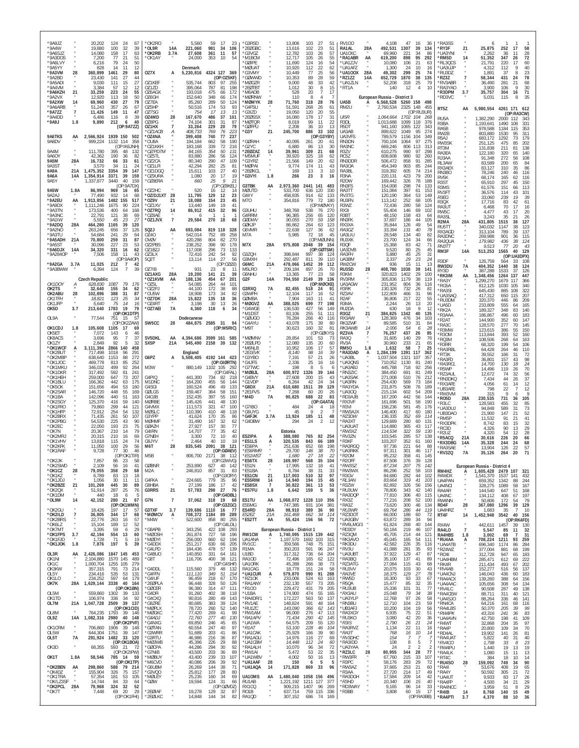```
*9A0JZ " 20,202 124 24 67
*9A4W " 19,880 100 32 39
*9A6SJZ " 14,080 158 17 63
*9A3DOS " 7,200 77 21 51
*9A6LVY " 6,216 79 24 50
*9A5YY " 828 14 11 12
*9A3VM 28 360,899 1461 29 80
*9A2BD " 23,430 141 27 44
*9A6ADI " 9,030 111 15 27
*9A4VM " 3,384 57 12 12
*9A6KZH 21 33,259 223 24 55
*9A2VX " 12,920 113 18 50
*9A2XW 14 69,960 430 27 79
*9A6ARB " 51,243 357 26 67
*9A7ZZ 7 11,426 149 11 47
*9A4DD " 6,486 116 8 39
*9A9J 1.8 9,890 212 6 40
(OP:9A7ZZ)

9A6TKS AA 2,566,924 1939 150 502
9A8DV " 999,224 1132 114 358
(OP:IK6JNH)
9A4M " 111,780 395 48 132
9A6OY " 42,362 190 36 82
9A5M 28A 16,732 66 33 61
9A3ST " 3,570 34 11 24
9A9A 21A 1,475,352 3354 39 147
9A6A 14A 1,354,914 3371 39 159
9A5Y " 1,337,877 3440 40 159
(OP:9A7DX)
9A5W 1.8A 86,994 969 16 65
9A2AJ " 77,490 932 14 68
*9A2EU AA 1,913,856 1482 155 517
*9A9DX " 1,111,246 1675 90 224
*9A3TN " 173,536 400 64 168
*9A3NC " 22,791 121 38 69
*9A1IW " 5,550 45 23 27
*9A2DQ 28A 464,280 1165 39 120
*9A2NO " 263,245 656 37 126
*9A3TU " 54,684 241 29 64
*9A5ADH 21A 70,800 259 31 87
*9A5ST " 30,096 227 23 53
*9A6DJX 14A 34,320 331 16 62
*9A2840P " 7,506 158 11 43
(OP:9A4OP)
*9A2GA 3.7A 11,025 212 7 42
*9A3BWW " 6,394 124 7 39

Czech Republic
OK1DOY A 628,830 1087 79 176
OK2TS " 32,640 155 34 62
OK2ABU 28 102,896 388 31 87
OK1TFH " 18,821 123 25 34
OK1JFP " 5,640 75 14 16
OK5D 3.7 213,640 1783 19 79
(OP:OK1DTP)
OL9A " 77,544 751 15 57
(OP:OK2ZAW)
OK1CDJ 1.8 105,608 1105 17 69
OK5ET " 7,072 143 6 46
OK8ACS " 3,696 95 7 37
OK1ZY " 2,849 92 5 32
*OK1WCF A 3,111,394 2866 140 458
*OK2BUT " 717,498 1018 96 291
*OK2MBP " 638,640 1153 88 272
*OL1JOC " 469,778 813 85 252
*OK1MKU " 346,032 499 92 264
*OK1DKR " 317,492 592 81 241
*OK1HEH " 259,000 647 73 207
*OK1BLU " 166,362 442 63 175
*OK5OK " 151,656 494 53 160
*OK2SAR " 146,720 448 55 169
*OK1BA " 142,096 440 51 163
*OK2SGY " 125,370 416 59 140
*OK1FRO " 79,860 299 44 121
*OK1FHP " 72,912 254 54 132
*OK2BRX " 71,435 261 50 107
*OK2PBG " 54,530 225 43 90
*OK2EC " 22,050 193 23 75
*OK7N " 20,367 210 14 79
*OK2MRJ " 20,315 210 16 69
*OK1VHV " 13,818 115 24 74
*OK2KFK " 11,050 100 29 56
*OK1RAF " 9,728 77 30 46
(OP:OK1TIR)
*OK2JK " 7,857 86 23 58
*OK2SWD " 2,109 56 16 41
*OK1CZ 28 79,055 358 29 68
*OK1KZ " 6,789 83 13 18
*OL1DJ " 1,056 30 11 11
*OK2BZE 21 101,269 445 30 89
*OK2QX " 51,914 287 25 76
*OK1DM " 440 18 6 5
*OL9M 14 42,152 280 21 67
(OP:OK1MMN)
*OK2GU " 18,426 197 17 57
*OK2ILD 7 36,805 344 17 68
*OK2BRS " 22,776 263 16 57
*OK6LZ " 15,104 189 12 52
*OK7MT " 3,395 59 6 29
*OK1FPS 3.7 42,194 554 13 60
*OK1FJD " 1,728 71 5 19
*OK1JOK 1.8 7,876 197 5 39

OL3R AA 2,426,086 1847 145 453
OK1NI " 2,104,800 1570 145 489
OK1C " 1,000,704 1255 105 279
OK1KW " 357,315 791 73 214
OL5Y " 234,416 535 53 131
OK1LO " 234,252 597 64 179
OK7K 28A 1,629,144 3338 40 164
(OP:OK1BN)
OL5M " 559,860 1302 39 133
OK1TD " 106,974 336 34 92
OL7M 21A 1,047,728 2509 39 137
(OP:OK1CID)
OL8M " 764,235 1793 38 142
OL9Z 14A 1,082,316 2980 40 148
(OP:OK2PVF)
OK1CRM " 706,860 1906 39 148
OL5W " 644,304 1751 39 137
OL5T 7A 291,924 1482 33 120
(OP:OK1BOA)
OK3D " 68,355 593 21 72
(OP:OK2IPW)
OK1T 1.8A 58,546 785 14 59
(OP:OK1TN)
*OK2BEN AA 298,860 598 79 214
*OK4DZ " 155,904 326 75 157
*OK1TRA " 57,354 181 53 105
*OK/LZ3SF " 14,744 84 33 64
*OK2PCL 28A 79,968 324 32 52
*OK7T " 7,448 69 20 29
(OP:OK1FHI)

*OK2RO " 5,560 59 17 23
*OL9R 14A 221,060 981 34 106
*OK2RB 3.7A 27,608 361 11 57
*OK1AY " 24,000 353 10 54

Denmark
OZ7X A 5,230,816 4324 127 369
(OP:OZ5KF)
OZ1KEF " 535,744 803 97 255
OZ1ZD " 395,064 787 81 198
OZ6AGX " 193,018 475 66 172
OZ6OH " 152,640 348 66 174
OZ7EA " 85,260 289 50 124
OZ5HP " 50,516 174 53 93
OZ7SG " 754 17 13 13
OZ4MD 28 167,670 486 37 101
OZ8PG " 74,104 301 31 87
OZ1HX 7 33,264 229 20 79
*OZ1ACB A 408,733 769 76 223
*OZ4NA " 399,408 740 77 237
*OU8A " 194,184 662 58 190
*OZ1KKH " 183,168 339 72 216
*OZ/PD7M " 84,165 354 50 131
*OZ5TL " 83,880 286 56 124
*OZ2CA " 80,340 290 47 109
*OZ1LR " 42,294 282 25 81
*OZ1DGQ " 15,611 103 27 40
*OZ9URA " 1,080 20 17 19
*OZ8ERA " 660 25 9 21
(OP:OZ8KEL)
*OZ2HC " 520 16 12 14
*OZ/DJ1XT 28 11,795 129 12 23
*OZ9V 21 18,088 154 23 45
*OZ1XV " 13,440 149 19 41
*OZ7RQ 14 86,912 415 32 96
*OZ8AE " 6 1 1 2
*OZ1JVX 7 29,584 270 18 68

5Q2J AA 693,084 819 118 328
OZ4O " 542,014 752 89 258
OV2V " 420,288 804 82 270
OZ2PBS " 238,252 398 90 178
OZ1BZJ " 117,008 296 73 133
OZ3LX " 72,416 242 54 92
5Q2T " 13,114 114 27 56
(OP:OZ0J)
OZ7IB " 931 23 8 11
OZ1AXG 28A 19,200 141 21 39
*OZ1KVM AA 188,136 454 67 201
*OZ5L " 54,085 264 44 101
*OZ2PJ " 44,100 172 38 88
*OU5W " 18,908 173 34 82
*OZ7DK 28A 15,822 135 18 36
*OZ4RT " 3,198 30 13 26
*OZ7AEI 7A 4,360 118 6 34

Dodecanese
SW5CC 28 484,875 2585 31 94
(OP:M5RIC)

SV5DKL AA 4,394,686 3599 161 585
SX5P 21A 545,490 2158 39 132

England
G6PZ A 5,508,405 4192 144 423
(OP:G0RTN)
M3W " 880,149 1102 105 292
(OP:G4FAL)
G4PIQ " 441,300 734 82 218
M1DNC " 164,200 455 56 144
G4SGI " 160,524 496 49 133
G0LGS " 159,467 364 58 151
G4OJB " 152,435 397 55 160
M0RBE " 145,426 441 48 130
G4VMX " 111,573 321 47 100
M0SLC " 110,390 410 48 110
G3YPP " 41,624 170 35 86
M0HMF " 31,490 167 32 62
G0AZH " 27,927 157 30 77
G4IRN " 14,707 77 35 42
G7NEH " 3,300 72 10 40
G8JYV " 2,464 40 10 18
M6T 28 835,545 2091 38 121
(OP:G0AEV)
M5B " 806,700 2171 38 112
(OP:G3WVG)
G0BNR " 253,890 627 40 142
M2A " 246,810 857 31 83
(OP:G3ORY)
G4FKA " 224,665 779 35 96
G8HBA " 27,199 186 17 42
G3RRS 21 57,783 298 27 76
(OP:G4DBL)
G7N 7 37,062 318 19 68
(OP:G3ZGC)
G3TXF 3.7 139,686 1110 16 77
*M0MCV A 708,372 1184 89 289
*M4W " 522,600 858 80 255
(OP:G4LDL)
*G8APB " 343,256 422 108 293
*M0OSH " 261,874 727 58 196
*M0DYI " 256,000 660 62 194
*G0DDX " 251,217 630 66 205
*G4LPD " 184,436 478 57 139
*G4BUO " 140,850 331 64 161
*G8T " 116,706 400 38 121
(OP:G4SHF)
*G4DDL " 115,560 379 48 132
*G4FFN " 111,110 349 51 154
*G4IUF " 96,459 277 49 130
*2E0PLA " 96,448 328 50 126
*G0CER " 96,380 274 45 110
*G4DRI " 91,260 402 38 118
*G4CXQ " 90,816 280 49 143
*G8ZRE " 80,685 383 39 124
*M0PLX " 78,720 260 52 140
*M0GKC " 77,420 269 41 99
*G4ADJ " 72,600 277 40 110
*G4NXG " 69,850 246 45 65
*G0TAN " 60,554 247 40 97
*G3WRR " 51,680 245 34 80
*G3RTU " 46,986 226 36 87
*M0IWB " 45,696 191 39 89
*G7NIB " 43,500 203 36 89
*M0BUY " 43,400 203 36 89
*M6CVD " 40,086 206 34 85
*G0EBQ " 38,584 157 39 76
*2E0SKK " 35,175 177 35 50
*M0LEY " 25,235 131 34 73
*G0W " 19,594 124 31 55
(OP:G0ORE)
*2E0IAF " 19,278 129 32 87
*2E0LKC " 14,848 144 34 82

*G3RSD " 13,806 103 27 51
*G4FKA " 13,616 102 23 51
*G3VGZ " 12,782 103 26 57
*M1BCM " 12,717 105 26 55
*G0IPE " 11,690 124 16 54
*M0UAT " 10,920 112 22 62
*G3VMY " 10,449 77 25 56
*G0WWD " 10,353 89 28 59
*M0GZR " 9,000 48 33 42
*2E0TBT " 1,012 30 8 15
*M6ADB " 528 20 7 17
*M0RNW " 110 8 4 7
*M0MYK 28 71,760 318 28 76
*G4FSU " 51,591 268 26 61
*G3IZD " 19,050 120 20 55
*2E0SSX " 16,080 178 17 31
*M0TQR " 8,019 99 11 22
*G0FPU " 2,208 36 10 13
*G3Y 21 245,700 886 33 102
(OP:G3YBY)
*G0RAH " 40,095 261 20 61
*G2YC " 6,880 86 13 30
*2E0ZAZ 14 39,961 309 21 68
*M5MUF " 39,920 325 18 62
*G3YRZ " 21,566 149 20 62
*M0PAI " 9,774 174 11 43
*2E0KCL " 169 13 3 10
*G3VYI 1.8 266 23 3 16

G3TBK AA 2,973,360 2441 141 483
M0UTD " 533,700 636 120 330
G4IIY " 458,835 914 62 133
M7O " 354,816 779 72 180
(OP:M0VKY)
G3UHU " 348,768 538 76 200
G4RRM " 96,385 256 63 120
G0DWV " 90,055 270 59 158
G0KJP " 86,862 264 63 123
G6VMR " 22,638 127 36 62
M7A " 5,985 72 18 45
(OP:M0UNN)
M7X 28A 975,808 2048 39 154
(OP:G0TSM)
G3ZQH " 398,844 997 38 124
G3MXH " 292,487 811 39 110
G6MC 21A 478,066 1452 39 112
M5LRO " 209,184 897 26 70
G6NHU " 13,365 77 23 58
G2F 14A 704,550 2149 39 136
(OP:M0CKE)
G3RXQ 7A 82,455 518 24 91
G3WPH " 12,104 117 16 52
G0MBA " 7,904 163 11 41
*M0GVZ AA 388,025 699 77 198
*G4WGE " 136,530 427 56 149
*M1DST " 83,106 255 51 111
*G0UGO " 76,284 266 40 116
*G4AYU " 43,078 175 39 80
*M9T " 30,623 160 32 81
(OP:G0KYS)
*M0MNV " 28,854 101 53 73
*2E0LPD " 12,080 135 20 60
*M6NLB " 10,952 106 17 56
*2E1EVK " 8,140 98 16 39
*G3YBO " 7,191 57 21 26
*G4JFS " 2,336 25 16 16
*G7TWC " 198 8 5 6
*M0BJL 28A 600,972 1326 39 144
*G4BVY " 27,608 200 15 43
*G1VDP " 6,264 42 24 34
*G8DX 21A 610,680 1511 39 129
*2E1FVS " 7,268 60 20 26
*M4D 7A 90,825 688 22 83
(OP:G4ATA)
*G7IBO " 484 24 4 18
*G6UYG " 45 9 2 7
*G4FJK 3.7A 13,924 185 11 48
*G4DBW " 294 24 2 12

Estonia
ES2IPA A 388,080 765 82 254
*ES1LS A 320,535 843 66 189
*ES6PA " 251,636 652 68 198
*ES6RMR " 29,700 146 38 70
*ES1WST " 1,680 27 18 22
*ES6TX 28 169,997 568 35 104
*ES1N " 17,955 132 18 41
*ES1BA " 6,784 38 31 33
*ES1CN 21 117,003 510 32 97
*ES5RIM 14 14,940 194 15 45
*ES8SX 7 30,822 361 13 53
*ES7FU 1.8 6,642 159 5 36

ES1TU AA 1,068,072 1228 110 356
ES5MG " 747,385 931 104 381
ES4RD 28A 98,910 389 36 90
ES2EZ 21A 161,468 662 34 114
ES2TT AA 55,424 156 56 72

European Russia - District 1
RW1CW A 1,740,095 1515 139 442
UA1ANA " 1,197,570 1692 103 315
RV1CC " 359,568 748 75 151
R1MA " 350,203 591 96 247
UA1ZCL " 317,312 736 64 204
RA1QD " 72,496 165 62 122
UA1ORK " 45,288 266 38 79
RA1CAG " 18,778 151 24 58
*UA1CUR A 579,870 990 91 288
*RA1QR " 233,006 524 63 163
*RA1ANY " 232,130 557 73 205
*R1CO " 229,432 431 79 205
*UA1BA " 174,900 474 55 155
*RA4DR/1 " 172,227 563 50 137
*RV1AE " 128,804 295 79 157
*RA1ALH " 10,070 95 37 46
*RU1ZC " 143,090 366 62 143
*RW1AM " 96,000 276 47 113
*RA1APV " 71,434 292 42 145
*UA1WA " 64,575 229 55 120
*R1AT " 53,100 228 46 104
*UA1CAK " 25,929 166 39 90
*RA1AGU " 14,976 126 37 67
*UA1CBM " 11,270 81 31 44
*RA1ALH " 10,070 95 37 46
*RW1AI " 5,472 53 22 35
*UA1WBV " 4,002 50 16 30
*UA1AAF " 150 6 5 5
*UA1AQA 14 171,828 869 33 96

UA1OMS AA 2,530,976 2184 143 569
RU1AB " 1,221,192 1211 127 371
RC1B " 637,714 759 115 336
RA1QD " 307,152 686 74 189

RA1AL " 15,588 103 23 51
RA1AL 28A 492,531 1307 39 134
UA1CKC " 69,960 221 34 86
*RA1ABR AA 619,200 898 95 292
*UA1ZJV " 10,080 106 21 63
*UA1AFZ " 1,300 24 10 16
*UA1OOX 28A 49,302 299 25 74
*RZ1ZZ 14A 652,729 1870 38 135
*UA1ZLN " 52,208 318 25 79
*RT1A " 140 12 4 10

European Russia - District 3
UA5B A 6,568,528 5260 158 498
RM2U " 2,760,534 2325 148 455
(OP:RU3UR)
UI5R " 1,064,664 1702 104 268
R3DL " 1,013,688 1099 118 376
R5DT " 941,160 1065 122 343
UA3AB " 899,622 1049 95 274
UA3VFS " 789,579 1156 104 349
RN3DN " 700,104 1064 97 275
RA3NC " 669,246 806 113 313
R3ZV " 610,275 990 97 298
RC5Z " 608,608 980 92 260
RN3DDR " 506,472 858 91 285
RA3OA " 454,349 903 85 244
RA3BL " 319,392 605 74 214
R3NA " 220,131 423 79 200
R2DW " 169,442 326 78 188
RN3FS " 154,008 298 74 133
RA3TT " 151,084 397 61 153
RV3TG " 120,190 364 53 149
RU3FN " 113,142 252 68 105
R3WZ " 72,436 280 58 124
RX3I " 55,404 146 69 102
R3BT " 48,150 158 43 64
RN3FK " 37,697 186 44 105
RX3XA " 35,844 126 49 54
RA3GZ " 33,394 131 40 78
UA3LIU " 28,548 134 40 82
RU3XK " 23,700 124 34 66
R3QF " 15,368 83 42 71
UA3DVB " 9,520 80 25 45
RA3FH " 5,880 45 25 31
UA3BM " 3,337 29 23 24
RW2CW " 936 15 11 13
RU3SD 28 408,780 1038 39 141
R3KM " 320,823 1402 29 100
RV3RM " 305,838 1179 38 119
RA3AGW " 231,952 804 36 116
R3RK " 130,326 732 26 81
RZ3AV " 122,809 466 31 96
R2AF " 36,806 217 22 55
R3MA " 2,244 26 13 20
RU2DA " 630 18 9 12
R3GZ 21 384,825 1342 40 135
RX3AW " 128,369 476 34 103
RK3ZWF " 89,585 510 31 84
RK3AWB 14 2,006 54 6 28
RZ3VA 7 76,257 437 26 85
RA3Q " 31,605 140 29 76
RV3A " 30,960 233 21 65
RN3Q 1.8 1,632 58 7 25
*RA3DAD A 1,284,199 1391 117 362
*UA3BL " 1,037,504 1321 107 357
*UA3QNS " 710,052 1130 81 240
*UA3ABJ " 445,788 718 92 256
*RN3ZIC " 384,450 691 81 249
*UA3SAK " 271,008 510 76 212
*UA3RN " 254,430 569 73 184
*RA3YDA " 231,875 508 76 189
*UA3QQ " 215,134 602 54 209
*RD3AJB " 167,200 442 56 144
*RX3VF " 161,696 501 58 190
*RV3ZN " 158,236 581 45 176
*RW3AJX " 146,400 417 60 180
*RZ3DW " 136,335 352 69 114
*RA3XT " 129,689 280 60 131
*UA3UAT " 114,880 365 43 117
*RW3XZ " 114,534 322 59 130
*RA3ZN " 103,545 285 57 138
*R3KF " 103,207 352 61 160
*RA3RGQ " 97,736 221 64 88
*UA3RKK " 97,371 301 46 117
*R2OM " 95,232 358 41 145
*R2OFF " 87,508 376 39 128
*RW3SZ " 87,234 207 75 142
*RW3WX " 86,296 252 58 103
*R3GV " 84,680 282 44 102
*RL3AN " 83,664 319 41 103
*R3ZW " 82,892 326 56 156
*RU3UW " 78,806 343 42 140
*RA3QQP " 77,810 306 40 115
*RX3Z " 77,216 208 52 100
*RA3Z " 73,620 306 46 134
*RU3WR " 69,764 286 44 119
*RZ3OT " 66,000 188 60 72
*UA3YAA " 63,872 289 34 94
*RV6LMG/3 " 61,824 268 40 144
*R3DY " 50,184 219 46 107
*RZ3QM " 45,705 214 44 121
*RK3AVO " 45,045 165 54 111
*RA3TND " 42,606 225 35 118
*RV3U " 41,088 281 35 93
*UA3UBT " 37,922 129 47 87
*RA3BQ " 35,100 137 41 89
*RZ3ATG " 27,084 113 43 89
*RU3W " 20,075 130 30 43
*RA3XM " 18,375 129 27 78
*RN5D " 16,300 93 33 67
*R5QA " 15,477 85 32 35
*RU3UB " 15,336 80 43 49
*RX3AU " 15,048 79 34 38
*UA3VLP " 12,768 97 26 58
*RN3BU " 12,710 80 32 30
*UB3AFI " 10,200 104 19 56
*RA3XGY " 6,935 75 22 51
*RA3VE " 3,096 33 12 12
*RA3FF " 2,325 30 16 15
*RZ3LC 28 80,955 344 28 77
*RW3FR " 67,760 318 28 70
*RA3A " 27,720 137 17 49
*RA3DAT " 7,238 66 14 33
*RV3DHC " 154 7 5 6
*RA3IDO " 44 4 2 2
*RA3DDD " 4 2 1 1
*RK3PWJ 21 198,009 763 37 104
*RN3Q " 17,955 132 18 41
*R3TM " 16,200 161 18 33
*RA3DQP 7 33,540 309 19 72
*R3RD " 17,298 198 17 52
*R3HD " 10,340 160 15 40
*RW3PF " 9,828 146 14 40
*R3BB " 3,808 60 15 41
(OP:RA3BB)

*RA3SS " 6 1 1 1
*RY3F 21 25,875 252 17 58
*UA3YNI " 2,262 36 11 28
*RM5D 14 51,352 347 26 72
*RL3QCS " 21,791 220 17 60
*UA3UJP " 4,312 112 9 40
*RU3DZ " 1,891 37 8 23
*RZ3Z 7 58,344 431 24 78
*RV3ABR " 36,490 281 21 68
*RA3YAO " 3,900 106 9 30
*R3DPM 3.7 35,757 304 16 71
*RD3VC " 5,031 115 8 35

RT5Z AA 5,980,554 4261 171 612
(OP:RA3CW)
RU5A " 1,382,290 2000 112 343
R3BA " 1,193,641 1490 108 331
RA5B " 978,588 1184 115 353
RW2B " 803,880 1530 95 311
R5AJ " 683,172 1292 73 179
RW3SK " 251,125 475 85 202
RT3M " 131,838 211 81 138
RA3EA " 122,180 320 65 140
RJ3AA " 91,348 272 56 108
RL3AW " 83,589 200 65 84
RX3AEX " 83,127 310 35 86
RN3BO " 78,246 240 46 116
RV5K " 68,174 165 62 116
R3ST " 65,910 297 45 150
R3MS " 61,576 151 66 113
RV3FT " 36,576 114 43 101
R3EG " 33,060 239 19 39
R3QX " 17,716 83 42 61
RA3UT " 6,468 70 17 16
RW5C " 4,477 43 17 20
RA3SL " 3,243 35 21 26
R2MA 28A 431,805 1515 38 127
RU5TT " 340,032 1147 38 123
RX3AGD " 313,104 789 39 137
RA3DNC " 269,988 901 36 115
RA3QUA " 179,982 436 38 124
RN3TT " 9,513 77 20 43
RM3F 14A 513,253 1565 40 129
(OP:UA3DPX)
R3DF " 126,759 564 33 108
RW3DU 7A 404,352 1440 38 124
RY3D " 387,288 1533 37 126
*RK3IM AA 1,348,456 1264 137 447
*RA3Y " 1,299,270 1679 117 366
*RG5A " 812,125 1030 105 340
*RA3SI " 645,430 885 108 322
*UA3SAQ " 417,312 650 115 207
*RU3DM " 320,370 446 86 209
*UA5D " 233,809 555 64 165
*RK2A " 189,327 348 83 140
*R3AAA " 186,867 496 60 183
*R2AT " 144,900 352 60 147
*RA3C " 128,570 277 70 145
*R3MW " 123,615 386 55 150
*R3OM " 113,844 393 52 160
*RQ3M " 108,506 268 64 163
*R3RR " 68,320 199 54 106
*RA3RBL " 64,428 264 46 110
*RT3K " 39,552 166 31 72
*RA3FD " 36,801 157 43 98
*RA3RCL " 14,700 130 18 24
*R5WP " 14,496 119 26 70
*RZ3AUL " 12,672 74 32 56
*RN3DKQ " 7,434 44 26 37
*RX3AFE " 4,056 61 14 12
*UB3AFE " 798 22 7 12
*RW3VM " 315 9 6 9
*RO5D 28A 230,535 731 36 105
*R3LC " 128,583 455 32 85
*UA3DUJ " 94,848 589 31 73
*UB3DAO " 21,900 147 21 52
*RM5P " 11,532 91 21 41
*RX3DPK " 8,742 83 15 32
*RC3D " 4,320 90 13 29
*R2UZ " 4,320 54 12 28
*R5ACQ 21A 30,616 226 20 66
*RX3DBG 14A 35,328 244 24 68
*RA3SAE " 13,904 126 22 57
*RV3ZQ 7A 35,126 264 20 71

European Russia - District 4
RM4HZ A 1,605,428 2479 107 321
RW4DX " 1,541,370 1537 141 432
UA4PAN " 659,352 1342 88 244
UA4NCI " 328,275 1089 58 167
RA4AR " 144,540 647 51 168
UA4NC " 134,112 408 67 197
RW4NN " 50,806 172 54 79
RD4F 28 367,080 1296 39 129
UA4HRZ " 1,683 35 7 10
RT4F 14 1,452,948 3542 40 156
(OP:RK4FD)
RX4W " 442,611 1457 39 130
RA4LO 7 5,547 85 11 32
RA4HBS 1.8 3,002 69 7 31
*RU4AA A 708,224 1211 93 259
*UA4ATB " 696,340 1174 86 284
*RZ4WZ " 377,004 881 69 199
*RO4I " 312,728 947 65 183
*UA4HBM " 285,471 612 69 222
*RK4R " 211,434 493 67 200
*RV4AB " 152,277 516 56 137
*UA4CNJ " 146,043 436 60 183
*RA4AX " 129,260 388 64 156
*UA4AAC " 105,656 308 54 134
*RV4LC " 90,528 301 48 128
*RA4CEW " 88,711 311 40 121
*UA4SJO " 88,264 286 46 141
*RN4CA " 82,616 356 41 78
*RL4BS " 50,370 205 39 99
*RW4PK " 43,316 241 36 83
*R4AKZ " 37,592 197 39 85
*R4WT " 32,868 204 35 97
*RA4P " 20,800 109 37 67
*RD4AL " 19,902 115 41 97
*RA4UAT " 5,822 40 31 35
*RW4CO " 1,260 44 8 20
*RW4PU " 1,440 19 19 17
*RA4LK " 1,080 18 15 30
*RT4C " 736 18 11 12
*RU4SO 28 159,092 749 34 78
*RA4Y " 58,176 293 29 67
*UA4UT " 9,834 107 21 52
*RA4FP " 4,500 34 21 29
*RA4CF " 1,794 46 11 15
*RA4IB 14 8,768 140 10 36
*RA4PTI 3.7 4,370 88 10 36
```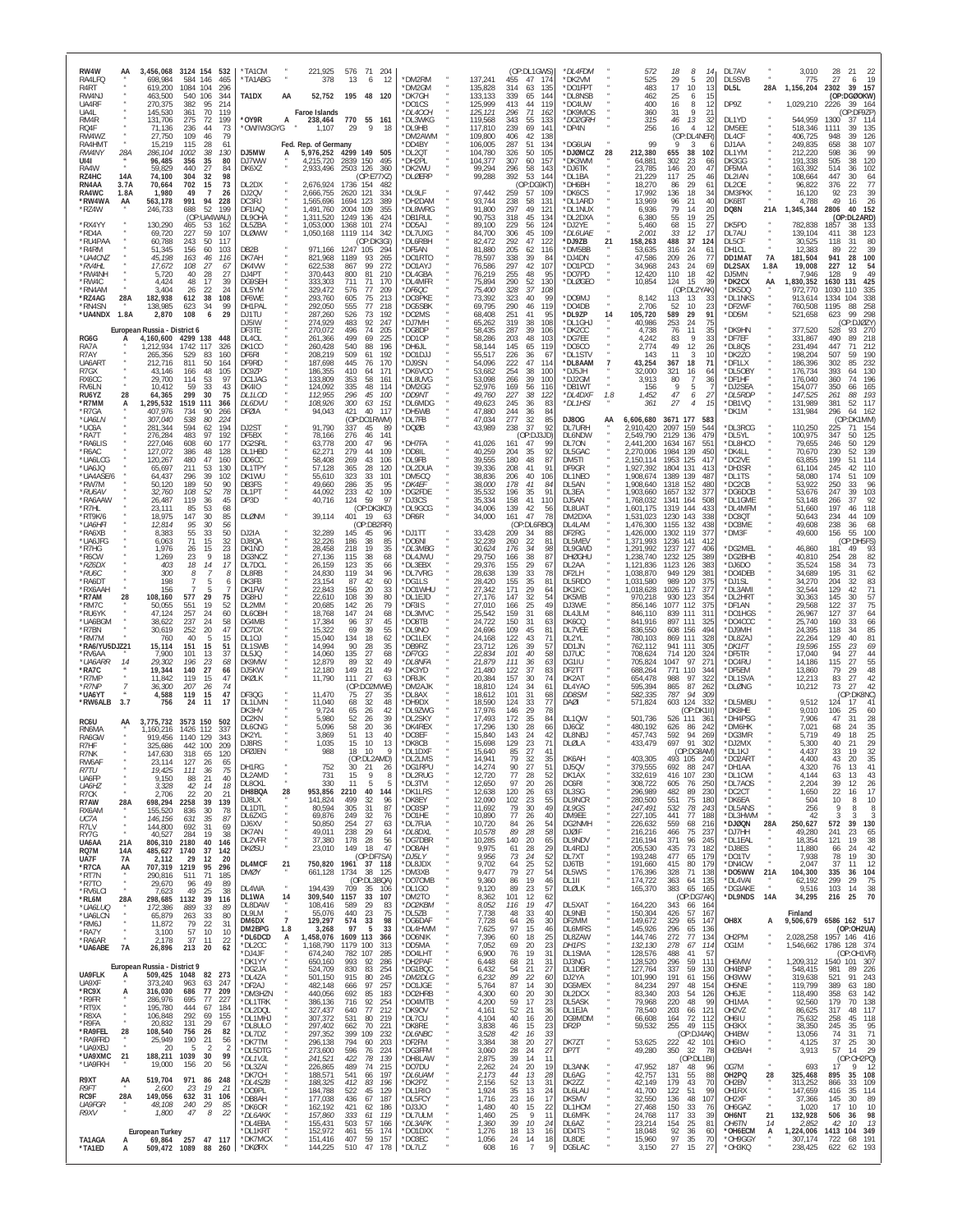RW4W AA 3,456,068 3124 154 532
RA4LFQ " 698,984 584 146 465
R4RT " 619,200 1084 104 296
RW4NJ " 463,500 540 106 344
UA4RF " 270,375 382 95 214
UA4L " 145,530 361 70 119
RM4R " 131,706 275 72 199
RQ4F " 71,136 236 44 73
RW4WZ " 27,750 109 46 79
RA4HMT " 15,219 115 28 61
RW4NY 28A 286,104 1002 38 130
UI4I " 96,485 356 35 80
RA4W " 59,829 440 27 84
RZ4HC 14A 74,100 304 32 98
RN4AA 3.7A 70,664 702 15 73
RA4WC 1.8A 1,980 49 7 26
*RW4WA AA 563,178 991 94 228
*RZ4W " 246,733 688 52 199
(OP:UA4WAU)
*RX4YY " 130,290 465 53 162
*RD4A " 69,720 227 59 107
*RU4PAA " 60,788 243 50 117
*R4RM " 51,345 156 60 103
*UA4CNZ " 45,198 163 46 116
*RV4HL " 17,672 108 27 67
*RW4NH " 5,720 40 28 27
*RW4C " 4,424 48 17 39
*RN4AM " 3,404 26 22 24
*RZ4AG 28A 182,938 612 38 108
*RN4SN " 138,985 623 34 99
*UA4NDX 1.8A 2,870 108 6 29

European Russia - District 6
RG6G A 4,160,600 4299 138 448
RA7A " 1,212,934 1742 117 326
R7AY " 265,356 529 83 160
UA6ART " 212,716 811 50 164
R7GX " 43,146 166 48 105
RX6CC " 29,700 114 53 97
RV6LN " 10,412 59 33 43
RU6YZ 28 64,365 299 30 75
*R7MM A 1,295,532 1519 111 366
*R7GA " 407,976 734 90 266
*UA6LN " 307,040 538 80 224
*UC6A " 281,344 594 62 194
*RA7T " 276,284 483 97 192
*RA6LIS " 227,046 608 60 177
*R6AC " 127,072 386 48 128
*UA6LCG " 120,267 480 47 160
*UA6JQ " 65,697 211 53 130
*UA4ASE/6 " 64,437 296 39 102
*RW7M " 50,120 189 50 90
*RU6AV " 32,760 108 52 78
*RA6AAW " 26,487 119 36 45
*R7HL " 23,111 85 53 68
*RT9K/6 " 18,975 147 30 85
*UA6HFI " 12,814 95 30 56
*RA6XB " 8,383 55 33 50
*UA6JFG " 6,063 71 15 32
*R7HG " 1,976 26 15 23
*R6CW " 1,269 23 9 18
*RZ6DX " 403 18 14 17
*RU6C " 300 8 7 8
*RA6DT " 198 7 5 6
*RX6AAH " 156 7 7 5
*R7AM 28 108,160 577 29 75
*RM7C " 50,055 551 19 52
*RU6YK " 47,124 257 24 60
*UA6BGM " 38,622 237 24 58
*R7BN " 30,619 252 20 47
*RM7M " 760 40 5 15
*RA6/YU5DJZ 21 15,114 151 15 51
*RV6AA " 7,900 101 13 37
*UA6ARR 14 29,302 196 23 68
*RA7C " 19,344 140 27 66
*R7MP " 11,842 119 15 47
*R7NP 7 36,300 207 26 74
*UA6YT " 4,588 119 15 47
*RW6ALB 3.7 756 24 11 17

RC6U AA 3,775,732 3573 150 502
RN6MA " 1,160,216 1426 112 337
RA6GW " 919,456 1140 129 343
R7HF " 325,686 442 100 209
R7NK " 147,630 318 65 120
RW6AF " 23,114 127 26 65
R7TU " 19,425 111 36 75
UA6FP " 9,150 88 21 40
UA6HZ " 3,328 42 14 18
R7CK " 2,706 22 20 21
R7AW 28A 698,294 2258 39 139
RX6AM " 155,520 836 30 78
UC7A " 146,156 631 35 87
R7LV " 144,800 692 31 69
RY7G " 40,527 284 19 38
UA6AA 21A 806,310 2180 40 146
RQ7M 14A 485,627 1740 37 142
UA7F 7A 2,112 29 12 20
*R7CA AA 707,319 1219 95 296
*RT7N " 290,816 511 71 185
*R7TO " 29,670 96 49 89
*RV6LCI " 7,623 49 25 38
*RL6M 28A 298,685 1132 39 116
*UA6LUQ " 172,386 889 33 89
*UA6LCN " 65,879 263 33 80
*RM6J " 11,872 79 22 31
*RA7Y " 3,100 57 10 10
*RA6AR " 2,178 37 11 22
*UA6ABE 7A 26,896 213 20 62

European Russia - District 9
UA9FLK A 509,425 1048 82 273
UA9XF " 373,240 963 63 247
*RC9X A 316,030 686 77 209
*R9FR " 286,596 695 77 227
*RT9X " 195,780 444 67 184
*R8XA " 106,848 292 69 155
*R9FA " 20,832 131 29 67
*RA9FEL 28 108,540 756 26 82
*RA9FRD " 25,949 190 21 56
*UA9XBJ " 20 5 2 2
*UA9XMC 21 188,211 1039 30 99
*UA9FKH " 19,000 156 20 56

R9XT AA 519,704 971 86 248
R9FT " 2,600 23 19 21
RC9F 28A 149,056 632 31 106
UA9FGR " 48,108 240 29 85
R9XV " 1,800 47 8 22

European Turkey
TA1AGA A 69,864 257 47 117
*TA1ED A 509,472 1089 88 260
*TA1CM " 221,925 576 71 204
*TA1ABG " 378 13 6 12

TA1DX AA 52,752 195 48 120

Faroe Islands
*OY9R A 238,464 770 55 161
*OW/W3GYG " 1,107 29 9 18

Fed. Rep. of Germany
DJ5MW A 5,976,252 4299 149 505
DJ7WW " 4,215,720 2839 150 495
DK6XZ " 2,933,496 2503 126 360
(OP:E77XZ)
DL2DX " 2,676,924 1736 154 482
DJ2QV " 2,666,755 2620 121 334
DC3RJ " 1,565,696 1694 123 389
DF1IAQ " 1,491,760 2004 109 355
DL9OHA " 1,311,520 1249 136 424
DL5ZBA " 1,053,000 1368 101 274
DL0WW " 1,050,168 1119 114 342
(OP:DK3GI)
DB2B " 971,166 1247 105 294
DK7AH " 921,968 1189 93 265
DK4VW " 622,538 867 99 272
DJ4PT " 370,443 800 81 210
DG9SEH " 333,303 711 71 170
DL5YM " 329,472 576 77 209
DF6WE " 293,760 605 75 213
DH1PAL " 292,050 555 77 218
DJ1TU " 287,260 526 73 192
DJ5IW " 274,929 483 92 247
DF3TE " 270,072 496 74 205
DL4OL " 261,366 499 69 225
DK1CO " 260,428 540 88 196
DG6RI " 208,219 509 61 192
DF9RD " 187,698 445 76 170
DO9ZP " 186,355 410 64 171
DL1JAG " 133,809 353 58 161
DK4IO " 124,092 335 48 114
DL1LOD " 112,955 296 45 100
DL6DVU " 108,926 300 63 151
DF2IA " 94,043 421 40 117
(OP:DO1RWM)
DJ2ST " 91,790 337 45 89
DF5BX " 78,166 276 46 141
DG2SRL " 63,778 200 47 96
DL1HBD " 62,271 279 44 109
DD6CC " 58,408 269 43 106
DL1TPY " 57,128 365 28 120
DK1WU " 55,610 323 33 101
DB3FS " 49,660 286 35 95
DL1PT " 44,092 233 42 109
DP3D " 40,716 124 59 97
(OP:DK3KD)
DL0NM " 39,114 401 19 63
(OP:DB2RR)
DJ2IA " 32,289 145 45 96
DJ8QA " 32,226 186 38 85
DL1NO " 28,458 218 19 35
DG3NCZ " 27,136 115 38 68
DL7DCL " 26,159 123 35 66
DL8RB " 24,830 119 34 96
DK3FB " 23,154 87 42 60
DK1FW " 22,843 156 20 33
DG8HJ " 22,610 108 39 80
DL2MM " 20,685 142 26 79
DL6OBH " 18,768 147 24 68
DG4MB " 17,384 96 37 45
DC7DX " 15,322 69 39 55
DL1OJ " 15,040 134 18 62
DL1SWB " 14,994 90 28 35
DL5JQ " 14,060 135 27 68
DK9MW " 12,879 89 32 49
DJ5KW " 12,180 149 21 49
DK2LK " 11,790 111 27 63
(OP:DO2MWE)
DF3QG " 11,470 75 27 35
DL1LMN " 11,040 68 32 48
DK3HV " 9,724 65 26 42
DC2KN " 5,980 52 26 39
DL6CNG " 5,096 58 20 36
DK2YL " 3,869 51 13 40
DJ8RS " 1,035 15 10 13
DF2IJEN " 988 18 10 9
(OP:DL2AMD)
DH1RG " 752 30 21 26
DL2AMD " 731 15 9 8
DL8CKL " 330 11 5 5
DH8BQA 28 953,856 2210 40 144
DJ8LX " 141,824 499 32 96
DL1DTL " 80,594 305 31 87
DL6ZXG " 69,876 249 32 76
DJ6XV " 50,850 254 27 63
DK7AN " 49,011 238 29 64
DL2VFR " 37,380 178 28 56
DK2BJ " 23,010 149 18 47
(OP:DF7SA)
DL4MCF 21 750,820 1961 37 118
DM0Y " 661,128 1734 38 125
(OP:DL3BQA)
DL4WA " 194,439 709 35 106
DL1WA 14 309,540 1157 33 107
DL8DAW " 108,416 589 29 83
DL9LM " 55,076 440 23 75
DM6DX 7 129,267 574 33 98
DM2BPG 1.8 3,268 97 5 33
*DL6DCD A 1,458,076 1609 113 366
*DL2CC " 1,168,790 1179 100 313
*DJ4AK " 674,240 782 107 285
*DK1YY " 650,160 993 92 286
*DG2JA " 524,709 830 83 254
*DL4ZA " 501,150 975 80 245
*DF2AJ " 482,148 666 97 257
*DM3HZN " 440,056 692 85 183
*DL1TRK " 386,136 716 92 254
*DL2DQL " 307,173 531 71 238
*DL1MHJ " 307,350 603 81 196
*DL8ULO " 297,402 662 70 221
*DL7DZ " 297,352 399 109 232
*DK7TM " 296,138 794 60 203
*DL5DTG " 273,600 596 72 224
*DL1VJL " 226,442 484 73 126
*DL3ZAI " 226,865 489 74 215
*DK7CH " 188,571 541 66 197
*DL3HAH " 185,955 524 62 163
*DB8AH " 177,038 456 58 188
*DK6OR " 162,192 421 62 186
*DL1NEO " 157,710 399 55 203
*DG4MK " 156,285 416 61 154
*DL4EBA " 155,431 503 57 156
*DL1KRT " 152,972 432 58 168
*DK7MCX " 151,416 407 59 157
*DK0RX " 144,225 510 47 178
*DM2RM " 137,241 455 47 174
*DM2GM " 135,828 314 63 135
*DK7GH " 133,133 339 65 144
*DO1CS " 125,999 413 44 119
*DL4OCH " 125,121 296 71 162
*DL3WKG " 119,568 343 55 133
*DL9HB " 117,810 239 69 141
*DM2AWM " 109,800 406 42 138
*DD4BY " 106,005 287 51 134
*DL2QT " 104,780 326 50 105
*DH2PL " 104,377 307 60 157
*DK2WU " 99,294 296 58 143
*DL0ERP " 99,288 392 53 144
(OP:DG9KT)
*DL9LF " 97,442 259 57 109
*DH2DAM " 93,744 238 58 131
*DL8WRG " 91,800 297 49 121
*DB1RUL " 90,753 318 45 134
*DD5AJ " 89,100 229 56 124
*DL7UXG " 84,700 306 45 109
*DL6RBH " 82,472 292 47 122
*DF5AN " 81,880 205 62 116
*DO1RTO " 78,597 338 39 84
*DO1AYJ " 76,586 297 42 107
*DL4GBA " 76,219 255 48 95
*DL4MFR " 75,894 290 52 130
*DF6QC " 75,400 328 37 108
*DC9PKE " 73,392 323 40 99
*DG5SBK " 69,795 290 46 119
*DO2MS " 68,408 251 41 95
*DJ7MH " 65,262 319 38 108
*DG8DP " 58,435 287 39 106
*DD1OP " 58,286 203 48 103
*DH6JL " 58,144 145 65 119
*DO1DJJ " 55,517 226 36 67
*DJ9SN " 54,096 222 47 114
*DK6VCO " 53,682 254 38 100
*DL8UVG " 53,098 266 39 100
*DM2GG " 52,976 169 56 116
*DD9NT " 49,760 227 38 122
*DL6MDG " 49,623 245 36 83
*DH6WB " 47,880 244 36 84
*DL7FB " 47,034 277 32 85
*DQ0B " 43,989 238 37 92
(OP:DJ3JD)
*DH7FA " 41,026 161 47 99
*DD8IL " 40,259 204 35 92
*DL9FB " 39,555 180 48 87
*DL2DUA " 39,336 208 41 91
*DM5CQ " 38,836 206 40 106
*DK4EF " 38,000 178 41 84
*DG9DE " 35,532 196 35 91
*DJ3CS " 35,334 158 41 110
*DL9GCG " 34,006 139 42 56
*DR6R " 34,000 161 47 78
(OP:DL6RBO)
*DJ1TT " 33,428 209 34 88
*DO6NI " 32,239 260 22 81
*DL3MBG " 30,624 176 34 98
*DL4JWU " 29,750 166 38 87
*DL3EBX " 29,376 155 29 67
*DL7VRG " 28,638 139 33 78
*DG1LS " 28,420 155 35 81
*DO1WHU " 27,342 171 29 64
*DL1EJD " 27,176 147 32 54
*DF8IS " 27,010 166 25 49
*DL3MVC " 25,542 159 31 68
*DO8TB " 24,722 150 31 63
*DL9NO " 24,696 109 45 81
*DO1LEX " 24,168 122 43 71
*DB9RZ " 23,712 126 39 57
*DF7GG " 22,834 101 40 58
*DL8NFA " 21,879 111 36 63
*DK3YD " 21,480 122 37 83
*DF8JK " 20,384 157 30 74
*DM2AJK " 18,810 124 34 61
*DL8AX " 18,612 101 31 68
*DH8DX " 18,590 124 33 77
*DL9ZWG " 17,976 146 29 78
*DL2SKY " 17,493 172 35 84
*DK4REX " 17,296 130 28 66
*DO8EF " 15,840 143 24 42
*DK8CB " 15,698 129 23 71
*DL1DXF " 15,640 85 27 41
*DL2LMS " 14,941 79 32 35
*DG1RPU " 14,274 90 27 51
*DL2RUG " 12,720 77 28 52
*DL3TVI " 12,650 97 20 26
*DK1LRS " 12,638 120 26 63
*DK8EY " 12,090 102 23 55
*DO8SP " 11,692 79 30 49
*DO1HE " 10,890 77 26 40
*DL7FUA " 10,720 84 26 54
*DL8DXL " 10,578 89 28 58
*DG7DBR " 10,285 140 20 65
*DO8AH " 9,975 61 28 29
*DJ5JU " 9,956 73 24 52
*DL8ZDX " 9,702 64 25 52
*DM3XB " 9,477 79 22 37
*DO7OMB " 9,360 86 19 46
*DL1GO " 9,120 89 23 57
*DM2TO " 8,362 101 12 62
*DG2KBM " 8,052 116 19 47
*DL5ZB " 7,738 48 33 40
*DG6DAF " 7,728 64 26 30
*DL4HMM " 7,625 97 15 46
*DO6NIK " 7,396 60 18 25
*DB5MA " 7,052 69 20 23
*DL9GLA " 7,000 53 25 31
*DL1RIO " 6,924 68 18 25
*DO7DU " 6,864 64 21 27
*DO4MTB " 4,200 39 17 23
*DK9OV " 4,161 52 21 36
*DL1EJA " 4,080 36 20 28
*DL7CU " 3,864 48 19 23
*DK8RE " 3,838 40 15 23
*DL9NBC " 3,528 42 16 32
*DK9MOS " 3,526 47 14 29
*DM6RN " 2,262 34 12 27
*DL1GJ " 2,254 25 13 11
*DL6UAM " 2,173 44 13 26
*DO5SDB " 1,936 35 10 34
*DO1AVT " 1,428 25 10 18
*DL6GR " 1,113 28 11 10
*DO3BE " 1,056 22 11 11
*DL7LZ " 608 16 8 8
(OP:DL1GWS)
*DL4FDM " 572 18 8 14
*DK2VM " 525 29 5 20
*DO1FPT " 483 17 10 13
*DL8NSB " 462 25 6 15
*DO4UW " 400 16 8 12
*DK9MOS " 360 31 9 21
*DO2GRH " 315 46 13 32
*DP4N " 256 16 4 12
(OP:DL4NER)
*DG6UAI " 99 9 3 6
*DJ0MCZ 28 212,380 655 38 102
*DK3WM " 64,881 302 23 66
*DJ6TK " 23,785 146 20 47
*DL1BA " 21,229 117 25 46
*DH6BH " 18,270 86 29 61
*DK6CS " 17,992 136 18 34
*DL1ARD " 13,969 96 21 40
*DL1NUX " 6,936 79 14 20
*DL2DXA " 6,380 55 19 25
*DJ2YE " 5,460 68 15 27
*DL6UAE " 2,001 33 12 17
*DJ9ZB 21 158,263 488 37 124
*DM5BB " 53,635 316 24 61
*DJ4DN " 47,586 209 26 77
*DO1PCD " 34,968 243 24 69
*DO7PD " 12,420 110 18 42
*DL0GEO " 10,854 124 15 39
(OP:DL2YAK)
*DO9MJ " 8,142 113 13 33
*DO4DB " 2,706 52 10 23
*DL9ZP 14 105,720 589 29 91
*DL1GHJ " 40,986 253 24 75
*DK2CC " 4,738 76 11 35
*DG7EE " 4,242 83 9 33
*DO6CO " 2,774 49 12 26
*DL1STV " 143 11 3 10
*DL8AAM 7 43,254 367 18 71
*DJ5JH " 32,000 321 16 64
*DJ2GM " 3,913 80 7 36
*DB1WT " 156 9 5 7
*DL4DXF 1.8 1,452 47 6 27
*DL1HSI " 361 27 4 15

DJ8OG AA 6,606,680 3671 177 583
DL7URH " 2,910,420 2097 159 544
DL6NDW " 2,549,790 2129 136 479
DL7ON " 2,441,200 1634 167 551
DL5GAC " 2,270,006 1984 139 450
DM5TI " 2,150,114 1953 125 417
DF9GR " 1,927,392 1804 131 413
DL1NEO " 1,908,674 1389 139 487
DL5AN " 1,908,640 1318 152 480
DL3EA " 1,903,660 1657 132 377
DJ5AN " 1,768,032 1341 164 508
DL8UAT " 1,601,175 1319 144 433
DM2DXA " 1,531,023 1230 143 338
DL4LAM " 1,476,300 1155 132 438
DF2RG " 1,426,000 1302 119 377
DL5MEV " 1,371,993 1236 141 412
DL9GWD " 1,291,992 1237 127 406
DH0GHU " 1,238,740 1232 125 389
DL2AA " 1,121,836 1123 126 383
DF2LH " 1,038,870 949 129 381
DL5RDO " 1,031,580 989 120 375
DL1KC " 1,018,628 1026 117 377
DK5MB " 970,218 930 123 354
DJ3WE " 856,146 1077 112 375
DL4JLM " 846,110 839 111 311
DK6CQ " 841,916 897 111 325
DL7VEE " 836,550 608 156 494
DL2YL " 780,103 869 111 328
DO1JN " 762,112 941 111 305
DJ7UC " 708,624 714 120 324
DG1IU " 705,824 1047 97 271
DF2TT " 688,264 771 110 344
DK2AT " 654,478 988 97 322
DL4YAO " 595,394 865 87 262
DO8SM " 582,335 787 94 309
DA0I " 571,824 603 124 332
(OP:DK1II)
DL1QW " 501,736 526 111 361
DJ6OZ " 480,192 626 86 242
DL8NBJ " 457,743 592 94 269
DL8LA " 433,479 697 91 302
(OP:DG8AM)
DK6AH " 403,305 493 105 240
DJ5QV " 379,555 692 88 247
DK1AX " 332,619 416 107 230
DC8RI " 308,722 605 76 250
DL2CC " 296,989 482 89 230
DL9NCR " 280,500 551 75 180
DL9GS " 247,491 532 78 243
DM9EE " 227,105 441 77 188
DG2NMH " 226,632 559 68 216
DJ0IF " 216,216 466 75 237
DL9NDV " 216,191 371 96 245
DH8BJ " 205,530 435 73 182
DL7XT " 193,248 477 65 179
DK6TB " 191,660 415 80 179
DL5WS " 176,396 328 71 138
DL1II " 174,720 363 64 135
DL0LK " 165,370 383 65 165
(OP:DG7AK)
DL5XAT " 164,220 343 66 164
DL9NB " 150,304 426 57 167
DF2MM " 149,672 329 65 147
DL6MRS " 145,926 296 65 136
DL8ZAW " 144,746 272 77 134
DH1PS " 132,130 278 67 114
DL1GTL " 129,808 277 64 124
DL1SMA " 128,576 248 68 140
DJ3NG " 128,520 296 59 111
DL1DBR " 127,764 337 59 130
DJ2YA " 101,990 191 61 156
DG5MEX " 84,294 273 46 120
DL2DCX " 83,340 203 54 126
DL5ASK " 79,968 220 48 99
DL2ZA " 78,540 203 66 124
DG9MDM " 66,608 164 57 127
DR2P " 59,532 255 49 115
(OP:DJ4AK)
DK7ZT " 53,625 180 45 80
DP7T " 49,280 250 38 74
(OP:DL1BI)
DL3ANK " 47,952 181 48 96
DL6AG " 42,757 131 55 88
DK2ZZ " 42,149 173 37 80
DL6LAU " 41,700 122 51 99
DK5MV " 32,550 105 50 100
DK1RV " 29,820 132 42 71
DH8BQ " 28,638 115 47 79
DL1HRN " 24,300 103 41 59
DO4ST " 21,460 136 29 56
DL4ME " 19,312 94 39 59
DO4TS " 17,424 116 29 59
DL8DE " 15,950 97 28 60
DJ9AO " 12,348 82 27 57
DG8LAC " 9,375 62 29 46
DL7AV " 3,010 28 21 22
DL5SVB " 775 27 6 19
DL5L 28A 1,156,204 2302 39 157
(OP:DG0OKW)
DP9Z " 1,029,210 2226 39 164
(OP:DF9ZP)
DL1YD " 544,959 1300 37 114
DM5EE " 518,346 1111 39 135
DL4CF " 406,725 948 39 126
DJ1AA " 249,835 658 38 107
DL1YM " 212,220 598 36 99
DK3GG " 191,338 505 38 120
DF5MA " 163,392 514 36 102
DL2IAN " 108,664 447 30 64
DL2OE " 96,822 376 22 77
DM3PKK " 16,120 92 23 39
DK6BT " 4,788 49 16 26
DQ8N 21A 1,345,344 2806 40 152
(OP:DL2ARD)
DK5PD " 782,838 1857 38 133
DL7AV " 139,104 411 38 123
DL5CF " 30,525 118 31 80
DH1CL " 12,383 89 22 39
DD1MAT 7A 181,504 941 28 100
DL2SAX 1.8A 19,008 227 12 54
DJ5MN " 7,946 126 9 49
*DK2CX AA 1,830,352 1630 131 425
*DK5DQ " 972,770 1030 110 335
*DL1NKS " 913,614 1334 104 338
*DF2WF " 760,508 1195 88 258
*DD5M " 521,658 623 99 298
(OP:DJ0ZY)
*DK9HN " 377,520 528 93 252
*DF7EF " 331,867 490 89 218
*DL8QS " 231,494 447 71 212
*DK2ZO " 198,204 507 59 190
*DF1LX " 186,396 302 85 232
*DL5OBY " 176,734 393 64 130
*DF1HF " 176,040 360 74 196
*DJ2SEA " 154,077 350 66 165
*DL5RDP " 147,525 261 88 193
*DB1VQ " 131,989 381 52 117
*DK1M " 131,984 296 64 162
(OP:DK1MM)
*DL3RCG " 110,250 225 71 154
*DL5YL " 100,975 347 50 125
*DL8HCO " 79,655 246 50 129
*DK4LL " 70,670 230 52 139
*DC2VE " 63,855 199 51 114
*DH8SR " 61,104 245 42 110
*DL1TS " 58,080 174 51 109
*DC2CB " 53,922 250 38 96
*DG6DCB " 53,676 247 39 103
*DL1GME " 53,148 266 37 92
*DL4MFM " 51,660 197 46 118
*DC8QT " 50,643 234 44 109
*DC8ME " 49,608 238 36 68
*DM3F " 49,600 156 51 109
(OP:DH5FS)
*DG2MEL " 46,860 181 49 93
*DG2BHB " 40,810 254 28 82
*DJ6DO " 35,524 158 34 73
*DO4DEB " 34,689 195 31 62
*DJ1SL " 34,270 204 32 83
*DL3AMI " 32,544 129 42 71
*DL2HRT " 30,363 145 30 57
*DF1AN " 29,568 122 37 75
*DO1HGS " 26,967 127 37 64
*DO4CCC " 25,740 160 33 66
*DJ9MH " 24,395 118 34 85
*DL8ZAJ " 22,264 129 40 81
*DK1FT " 19,596 155 23 69
*DF5TR " 17,040 94 27 44
*DO4RU " 14,186 115 27 55
*DF5EM " 13,860 79 29 48
*DL1SVA " 12,213 83 27 42
*DL2DNS " 10,212 73 27 42
(OP:DK8NC)
*DL5MBU " 9,512 124 17 41
*DK8HE " 9,010 106 25 60
*DH4PSG " 7,906 47 31 28
*DM6HK " 7,021 68 24 35
*DG3MR " 5,719 49 18 25
*DJ2MX " 5,300 40 21 29
*DL1KJ " 4,437 33 19 32
*DO2ART " 4,400 43 20 35
*DH1AA " 4,320 76 13 41
*DL1CW " 4,144 63 13 43
*DL7AOS " 2,204 39 12 26
*DL2CC " 1,650 22 16 17
*DK6EA " 504 10 8 10
*DL5ANS " 256 9 8 8
*DL3HWM " 42 3 3 3
*DJ0QN 28A 250,627 572 39 130
*DJ7HH " 49,280 241 23 65
*DL1EAL " 18,354 121 19 38
*DJ8ES " 11,880 83 24 42
*DO1TV " 7,938 78 19 30
*DN4CW " 2,037 37 11 12
*DO5WW 21A 104,300 335 36 104
*DL4VAI " 62,192 299 29 75
*DG3AKE " 9,516 103 14 38
*DL9NDS 14A 34,295 216 25 70

Finland
OH8X A 9,506,679 6586 162 517
(OP:OH2UA)
OH2PM " 2,028,258 1957 146 416
OG1M " 1,546,662 1786 128 374
(OP:OH1VR)
OH6MW " 1,209,312 1540 101 307
OH8NP " 548,415 981 89 226
OH3WW " 319,638 521 91 243
OH5NE " 119,799 289 63 180
OH3GE " 118,490 358 63 142
OH1MA " 92,560 179 70 138
OH2VZ " 86,625 317 48 117
OH6IU " 75,816 233 53 115
OH3KX " 38,350 245 35 95
OH4BW " 13,056 74 31 71
OH6IO " 4,125 37 21 12
OH2BAH " 3,913 57 14 29
(OP:OH2PQ)
OG7M " 693 23 10 11
OH2PQ 28 325,468 895 35 108
OH2BS " 245,400 735 35 85
OH1RX " 147,659 416 35 104
OH2XF " 37,666 156 30 68
OH6GAZ " 1,020 27 12 18
OH6NT 21 132,928 506 36 98
OH6TN 14 2,852 42 10 13
*OH6ECM A 1,204,926 1413 104 349
*OH8GGY " 307,174 722 68 191
*OH3KQ " 238,425 622 62 193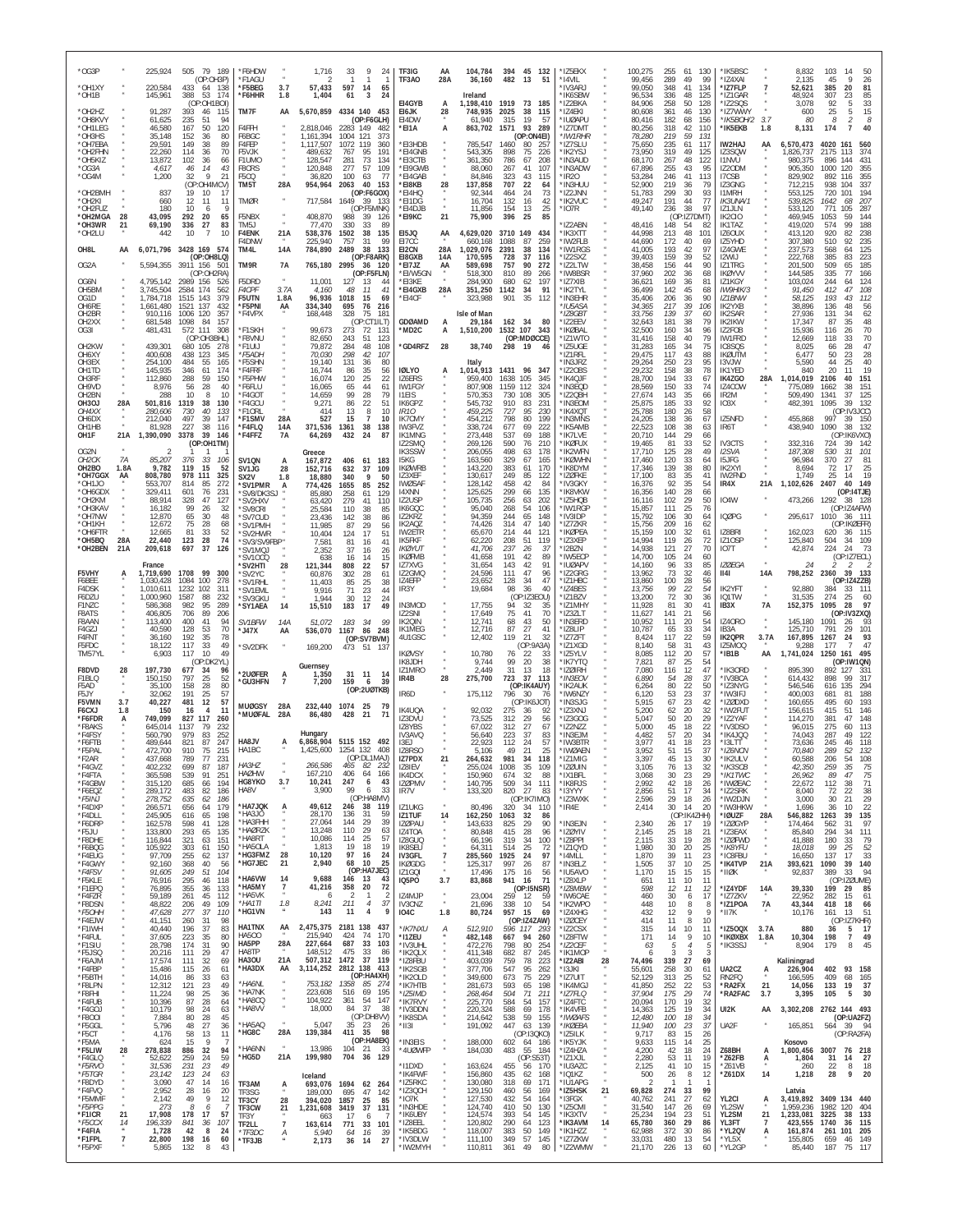*OG3P " 225,924 505 79 189 (OP:OH3P)
*OH1XY " 220,584 433 64 138
*OH1B " 145,961 388 53 174 (OP:OH1BOI)
*OH2HZ " 91,287 393 46 115
*OH8KVY " 61,625 235 51 94
*OH1LEG " 46,580 167 50 120
*OH3HS " 35,148 152 36 80
*OH7EBA " 29,591 149 38 89
*OH2HHN " 22,260 114 36 70
*OH6KZ " 13,872 102 36 66
*OG3A " 4,617 46 14 43
*OG4M " 1,200 32 9 21 (OP:OH4MCV)
*OH2BMH " 837 19 10 17
*OH2KI " 660 12 11 11
*OH2FUZ " 180 10 6 9
*OH2MGA 28 43,095 292 20 65
*OH3WR 21 69,190 336 27 83
*OH2LU " 442 10 7 10
OH8L AA 6,071,796 3428 169 574 (OP:OH8LQ)
OG2A " 5,594,355 3911 156 501 (OP:OH2RA)
OG6N " 4,795,142 2989 156 526
OH5BM " 3,745,504 2584 174 562
OG1D " 1,784,718 1515 143 379
OH6RE " 1,661,480 1521 137 432
OH2BR " 910,116 1006 120 357
OH2XX " 681,548 1098 84 157
OG3I " 481,431 572 111 308 (OP:OH3BHL)
OH2KW " 439,301 680 105 278
OH6XY " 400,608 438 123 345
OH3EX " 254,100 484 55 165
OH1TD " 145,935 346 61 174
OH3RF " 112,860 288 59 150
OH9VD " 8,976 56 28 40
OH2BN " 288 10 8 10
OH3OJ 28A 501,816 1319 38 130
OH4XX " 280,606 730 40 123
OH6DX " 212,040 497 39 147
OH1HB " 81,928 227 38 116
OH1F 21A 1,390,090 3378 39 146 (OP:OH1TM)
OG2N " 2 1 1 1
OH2CK 7A 85,207 376 33 106
OH2BO 1.8A 9,782 119 15 52
*OH7GGX AA 808,780 978 111 325
*OH1JO " 553,707 814 85 272
*OH6GDX " 329,411 601 76 201
*OH2KM " 88,914 328 47 127
*OH3KAV " 16,182 99 26 32
*OH7NW " 12,870 65 30 48
*OH1KH " 12,672 75 28 68
*OH6FTR " 12,665 81 33 52
*OH5BQ 28A 22,440 123 28 74
*OH2BEN 21A 209,618 697 37 126

**France**

F5VHY A 1,719,690 1708 99 300
F6BEE " 1,030,428 1084 100 278
F4DSK " 1,010,611 1232 102 311
F6DZU " 1,000,960 1587 88 238
F1NZC " 586,368 982 95 289
F8ATS " 406,805 706 89 206
F8AAN " 113,400 400 41 94
F4GZJ " 40,590 128 53 70
F4FNT " 36,160 192 35 78
F5FDC " 18,122 117 33 49
TM57YL " 6,903 117 10 49 (OP:DK2YL)
F8DVD 28 197,730 677 34 96
F1BLQ " 150,150 797 25 52
F5AD " 35,100 158 28 80
F5JY " 32,062 191 25 57
F5VMN 3.7 40,227 481 12 57
F6CKJ 1.8 150 16 4 11
*F6FDR A 749,099 827 117 260
*F8AKS " 645,014 1137 79 232
*F4FSY " 560,790 979 83 252
*F6FTB " 489,644 821 87 247
*F5PAL " 472,700 910 75 215
*F2AR " 437,668 789 77 231
*F4GVZ " 402,232 699 87 187
*F4FTA " 365,598 539 91 251
*F4GBW " 315,120 685 66 194
*F6BQZ " 289,172 483 82 186
*F5INJ " 278,752 635 62 186
*F4DXP " 266,571 656 64 179
*F4DLL " 245,905 616 65 198
*F6DRP " 162,578 598 41 128
*F5JU " 133,800 293 65 135
*F8DHE " 116,844 321 63 151
*F8DJQ " 105,922 303 61 150
*F4BJG " 97,709 255 62 137
*F4GWY " 92,160 368 40 56
*F4FSV " 91,605 249 51 104
*F5KLE " 76,916 295 46 118
*F1EPQ " 76,895 355 36 133
*F4FZR " 59,189 261 45 112
*F8DSN " 48,822 206 49 109
*F5OHH " 47,628 277 37 110
*F4EJW " 41,151 260 31 98
*F1VHM " 40,440 196 37 83
*F4FUL " 37,605 223 35 80
*F1SIU " 28,798 174 31 90
*F5JSQ " 20,216 111 29 47
*F6AJM " 17,574 111 32 69
*F4FBP " 15,486 115 26 61
*F5BTH " 14,016 86 33 63
*F8LPN " 12,312 121 23 53
*F8FHI " 11,224 98 25 36
*F4FUB " 10,396 87 28 64
*F4GOJ " 10,179 98 24 63
*F8OOI " 7,884 80 28 45
*F5GGL " 5,796 48 27 36
*F5CT " 4,176 58 13 11
*F5MA " 624 15 9 7
*F5LIW 28 278,838 886 32 94
*F4GLQ " 52,622 259 24 50
*F5RVO " 31,536 231 22 51
*F5TGR " 23,142 123 24 63
*F8DYD " 3,090 47 14 16
*F4FVQ " 2,952 28 16 20
*F5MMF " 2,142 49 9 12
*F5PPG " 273 8 7 14
*F1FCR 21 17,908 178 17 57
*F5CCX 14 196,339 841 36 107
*F4FIA " 1,728 42 8 24
*F1FPL 7 22,800 198 16 60
*F5PXF " 5,865 132 8 43
*F6HDW " 1,716 33 9 24
*F1AGU " 2 1 1 1
*F5BEG 3.7 57,433 597 14 65
*F6HHR 1.8 1,404 61 3 24
TM7F AA 5,670,859 4334 140 453 (OP:F6GLH)
F4FFH " 2,818,046 2283 149 482
F6BGC " 1,161,394 1004 121 373
F4FEP " 1,117,507 1072 119 360
F5VJK " 489,632 767 95 191
F1UMO " 128,547 281 73 134
F8CRS " 120,848 277 57 109
F5CQ " 36,820 100 63 77
TM5T 28A 954,964 2063 40 153 (OP:F6GOX)
TM0R " 717,584 1649 39 133 (OP:F5MNK)
F5NBX " 408,870 988 39 126
TM5J " 77,470 330 33 89
F4ENK 21A 538,376 1502 38 135
F4DNW " 225,940 757 31 99
TM4L 14A 784,890 2489 38 133 (OP:F8ARK)
TM9R 7A 765,180 2995 36 120 (OP:F5FLN)
F5DRD " 11,001 127 13 44
F4CPF 3.7A 4,160 48 11 41
F5UTN 1.8A 96,936 1018 15 69
*F5PNI AA 334,340 695 76 216
*F4VPX " 168,448 328 75 181 (OP:CT1ILT)
*F1SKH " 99,673 273 72 131
*F8VNU " 82,650 243 51 123
*F1UIJ " 79,872 284 48 108
*F5ADH " 70,030 298 42 107
*F5SHN " 19,140 131 36 80
*F4FRF " 16,744 86 35 56
*F5PHW " 16,074 120 25 22
*F6FLU " 16,065 65 44 61
*F4GOT " 14,659 99 28 79
*F4GCU " 9,271 86 22 51
*F1ORL " 414 13 8 10
*F1SMV 28A 527 15 7 10
*F4FLQ 14A 371,536 1361 38 138
*F4FFZ 7A 64,269 432 24 87

**Greece**

SV1GN A 167,872 406 61 183
SV1JG 28 152,716 632 37 109
SX2V 1.8 18,880 340 9 50
*SV1PMR A 774,426 1655 85 252
*SV8/DK3SJ " 85,880 258 61 129
*SV2HXV " 63,420 279 41 110
*SV8CRI " 25,584 110 38 85
*SV7CUD " 23,436 142 38 86
*SV1PMH " 11,985 87 29 56
*SV2HWR " 10,404 124 17 51
*SV3/SV9FBP " 7,581 81 16 41
*SV1MQJ " 2,352 37 16 26
*SV1COQ " 638 16 14 15
*SV2HTI 28 121,344 808 22 57
*SV2YC " 60,876 302 28 61
*SV1RHL " 11,403 85 25 38
*SV1EML " 9,916 71 23 44
*SV3GKU " 1,944 30 12 24
*SY1AEA 14 15,510 183 17 49
SV1BFW 14A 51,072 183 34 99
*J47X AA 536,070 1167 86 248 (OP:SV7BVM)
*SV2DFK " 169,200 473 51 137

**Guernsey**

*2U0FER A 1,350 31 11 14
*GU3HFN 7 7,200 159 6 39 (OP:2U0TKB)
MU0GSY 28A 232,440 1074 25 79
*MU0FAL 28A 86,480 428 21 71

**Hungary**

HA8JV A 6,868,904 5115 152 492
HA1BC " 1,425,600 1254 132 408 (OP:DL1MAJ)
HA3HZ " 266,586 465 82 232
HA0HW " 167,210 406 64 166
HG8YKO 3.7 10,241 247 6 43
HA8V " 3,900 99 6 33 (OP:HA8MV)
*HA7JQK A 49,612 246 38 119
*HA3JO " 28,170 136 31 59
*HA3FHH " 27,064 144 29 39
*HA0RZK " 13,248 110 29 63
*HA8RT " 10,086 114 25 57
*HA5OLA " 1,813 19 18 19
*HG3FMZ 28 10,120 97 16 24
*HG7JEC 21 2,940 68 10 25 (OP:HA7JEC)
*HA6VW 14 9,688 146 13 43
*HA5MY 7 41,216 358 20 72
*HA5VK " 6 2 1 2
*HA1TI 1.8 8,241 211 4 37
*HG1VN " 143 11 4 9
HA1TNX AA 2,475,375 2181 138 437
HA5OO " 215,940 424 74 170
HA5PP 28A 227,664 687 33 103
HA7TP " 148,512 475 33 86
HA3OU 21A 507,312 1472 37 119
*HA3DX AA 3,114,252 2812 138 413 (OP:HA4XH)
*HA6NL " 753,182 1358 85 274
*HA7NK " 223,608 516 69 195
*HA8CQ " 104,922 361 54 147
*HA8VV " 18,000 89 37 38 (OP:DH8VV)
*HA5AQ " 5,047 35 23 26
*HG8C 28A 139,384 411 35 98 (OP:HA8EK)
*HA6NN " 13,986 104 21 33
*HG5D 21A 199,980 704 36 129

**Iceland**

TF3AM A 693,076 1694 62 264
TF3CY " 374,922 981 54 183
TF3CW 21 1,231,608 3419 37 131
TF3Y 7 663 17 9 8
TF1LL 7 163,614 771 33 101
*TF3DC A 5,740 64 16 24
*TF3JB " 2,173 36 14 27
TF3IG AA 104,784 394 45 132
TF3AO 28A 36,160 482 13 51

**Ireland**

EI4GYB A 1,198,410 1919 73 185
EI6JK 28 748,935 2025 38 115
EI4DW " 61,940 315 19 57
*EI1A A 863,702 1571 93 289 (OP:ON4EI)
*EI3HDB " 785,547 1460 80 257
*EI4GNB " 543,305 898 75 226
*EI3CTB " 361,350 786 67 208
*EI9GWB " 88,060 267 41 107
*EI4GAB " 84,846 323 43 115
*EI8KB 28 137,858 707 22 64
*EI4HQ " 92,344 464 24 73
*EI1DG " 16,704 132 16 42
*EI4DJB " 11,856 154 13 25
*EI9KC 21 75,900 396 25 85
EI5JQ AA 4,629,020 3710 149 434
EI7CC " 660,168 1088 87 259
EI2CN 28A 1,029,076 2391 38 134
EI8GXB 14A 170,595 728 37 116
*EI7JZ AA 589,698 757 90 272
*EI/W5GN " 518,300 810 89 266
*EI3KE " 284,900 680 62 197
*EI4GXB 28A 351,250 1142 34 91
*EI4CF " 323,988 901 35 112

**Isle of Man**

GD0AMD A 29,184 162 34 80
*MD2C A 1,510,200 1532 107 343 (OP:MD0CCE)
*GD4RFZ 28 38,740 298 19 46

**Italy**

I0LYO A 1,014,913 1431 96 347
IZ6ERS " 959,400 1638 105 345
IW1FGY " 807,908 1159 112 324
I1EIS " 570,353 730 108 305
IK6GPZ " 545,732 910 83 231
IR1Q " 459,225 727 95 230
IK7CMY " 454,212 798 80 199
IW3FVZ " 338,724 677 69 222
IK1MNG " 273,448 537 69 188
IZ2SMQ " 269,126 590 76 210
IK3SSW " 206,055 498 63 178
I5KG " 163,560 329 67 165
IK0WRB " 143,220 383 61 170
IZ3XEF " 130,617 249 85 122
IW2SAF " 128,142 458 42 84
I4XNN " 125,625 299 66 135
IZ2USP " 105,735 256 63 202
IK6QCC " 95,040 268 54 106
IZ2KRZ " 94,359 244 65 148
IK2AQZ " 74,426 314 47 140
IW2ETR " 65,670 214 44 121
IK5FKF " 62,220 208 51 119
IKØYUT " 41,706 237 26 37
IKØFMB " 41,658 191 42 89
IZ7XVG " 31,654 143 42 91
IZ2GMQ " 24,596 111 47 96
IZ4EFP " 23,652 128 34 47
IR3Y " 19,684 98 36 40 (OP:IZ3EOL)
IN3MOD " 17,755 94 32 35
IZ2SNI " 17,649 75 41 70
IK2QIN " 12,741 68 43 50
IK1MEG " 12,716 87 27 41
4U1GSC " 12,402 119 21 32 (OP:9A3A)
IKØVSY " 10,780 76 22 33
IK8JDH " 9,744 99 20 38
IZ1MRO " 2,449 31 13 18
IR4B 28 275,700 723 37 113 (OP:IK4AUY)
IR6D " 175,112 796 30 76 (OP:IK6JOT)
IK4UQA " 92,032 275 36 92
IZ3DVU " 73,525 312 29 56
IZ8YBS " 67,022 312 27 67
IV3AVQ " 56,640 223 37 83
IZ8GRV " 22,922 112 24 57
IZ8RSO " 5,106 49 21 25
IZ7PDX 21 264,632 981 34 118
IZ8IEV " 255,024 1008 35 109
IK4DCX " 150,960 674 32 88
IZØPMV " 140,795 509 34 111
IR7V " 133,320 820 27 83 (OP:IK7IMO)
IZ1UKG " 80,496 320 34 110
IZ1TUF 14 162,250 1082 32 86
IZØPAU " 143,633 825 29 90
IZ4TOA " 80,848 415 28 96
IZ8GUQ " 66,196 319 34 100
IK8SEU " 64,331 514 25 72
IV3GFL 7 285,560 1925 24 97
IKØGDG " 125,317 997 26 87
IZ1GQI " 17,496 175 16 56
IQ5PO 3.7 83,868 941 16 71 (OP:IK5NSR)
IZ4MJP " 23,004 259 12 59
IV3CNZ " 21,696 338 10 54
IO4C 1.8 80,724 957 15 69 (OP:IZ4ZAW)
*IK7NXU A 512,910 936 77 233
*I1ZEU " 482,148 667 94 260
*IV3UHL " 472,276 798 80 254
*IK2QLX " 411,348 682 87 245
*IZ8FBU " 403,039 759 78 223
*IK2SGB " 377,706 547 95 262
*IZ2CLD " 349,600 673 75 229
*IK7HTB " 283,673 593 65 198
*IZ5IMD " 268,464 504 71 211
*IK7RVY " 225,770 584 54 157
*IK7DMN " 220,324 588 69 178
*IK8SDA " 214,630 538 59 155
*II3I " 191,092 447 63 139 (OP:I3QKO)
*IN3IBS " 188,000 602 45 155
*4U0WFP " 184,030 562 43 147
*I1DXD " 163,624 456 57 131
*IK4FWF " 156,860 433 66 122
*IZ5RKC " 130,080 321 66 126
*IZ3QCH " 129,150 374 55 110
*IZ8EEL " 120,800 392 53 107
*IK5BDG " 118,080 312 60 104
*IZ1EPQ " 114,086 302 62 103
*IV3DLW " 111,100 349 57 143
*IW2MYH " 110,811 361 49 80
*IZ5EKV " 100,275 255 61 130
*I4VIL " 99,456 289 49 99
*IV3ARJ " 99,050 348 41 134
*IK6SBW " 96,534 336 48 125
*IZ2BKA " 84,906 258 50 128
*IZ4EKI " 80,608 361 46 130
*IU0APU " 80,416 182 68 156
*IZ7DMT " 80,256 318 42 110
*IW1RHR " 78,280 219 59 131
*IZ7SLU " 75,650 235 61 117
*IK2YSJ " 73,950 319 49 125
*IK0AUD " 68,170 267 48 122
*IN3ADW " 67,896 255 43 95
*IR2O " 53,284 246 41 113
*IN3HUU " 52,900 219 36 79
*IZ3JNN " 51,783 299 30 93
*IK2VUC " 49,247 191 44 77
*IO7R " 49,140 236 38 97 (OP:IZ7DMT)
*IZ2ABN " 48,416 148 54 82
*IK3XTT " 44,998 213 48 101
*IW2FLB " 44,690 172 40 69
*IW1RGS " 41,005 193 42 97
*IZ2SXZ " 39,403 159 39 52
*IZ2LTW " 38,458 156 44 90
*IW8BSR " 37,960 202 36 68
*IZ7XIB " 36,621 169 36 81
*IK2TYL " 36,499 142 45 68
*IN3BHR " 35,406 206 36 90
*IU5ASA " 34,365 217 39 106
*IZ8GBT " 33,756 139 37 60
*IZ2EEV " 32,643 181 38 79
*IK0BAL " 32,500 160 34 96
*IZ1WTO " 31,416 158 40 79
*IZ5UGE " 31,283 165 34 75
*IZ1RFL " 29,475 117 43 88
*IN3JRZ " 29,264 250 23 95
*IZ2OBS " 29,232 158 38 78
*IK4QJF " 28,700 194 33 67
*IN3EQD " 28,569 150 33 74
*IZ2QBH " 27,674 143 35 66
*IN3EOM " 25,875 185 33 92
*IK4XQT " 25,788 180 26 58
*IN3MNS " 24,205 138 36 67
*IK5AMB " 22,523 108 38 63
*IK7LVE " 20,710 144 29 66
*IKØFUX " 19,465 81 33 52
*IK2WFN " 17,710 125 28 49
*IK0WHN " 17,460 120 33 64
*IK8DYM " 17,346 139 38 80
*IZ0FKE " 17,100 83 35 41
*IV3GKY " 16,376 92 35 54
*IK3MXW " 16,356 140 28 66
*IZ5HQB " 16,116 102 29 50
*IW1RGP " 15,857 111 25 76
*IV3IDP " 15,792 106 30 64
*IZ7ZKR " 15,756 209 16 62
*IK0PEA " 15,159 100 32 61
*IZ3XEP " 14,994 119 26 72
*IB2RN " 14,938 121 27 70
*IW5ECP " 14,700 105 24 60
*IU0APV " 14,160 96 33 85
*IZ5YLV " 13,962 73 32 46
*IZ1HBC " 13,860 100 28 56
*IZ4BES " 13,756 99 22 54
*IZ1BZV " 13,200 72 30 36
*IZ1MHY " 11,928 81 30 41
*IZ3ZLT " 11,627 141 21 56
*IN3ERD " 10,952 111 20 54
*IZ8LIP " 10,787 65 33 34
*IZ7ZFT " 8,424 117 22 59
*IZ1XGD " 8,140 58 31 43
*IZ5VLY " 8,085 112 20 57
*IK7YTQ " 7,821 87 25 54
*IZ0IRH " 7,080 116 12 47
*IN3RZW " 6,890 54 28 37
*IK2AUK " 6,264 80 22 50
*IW6NZY " 6,120 53 23 37
*IN3SJG " 5,915 67 23 42
*IZ3XNJ " 5,200 62 20 32
*IZ3GOG " 5,047 50 20 29
*IZ2NZZ " 5,000 45 18 22
*IN3EJM " 4,482 57 20 34
*IW3BTR " 3,977 41 18 23
*IWØAEN " 3,952 51 15 37
*IK1HDX " 3,397 45 13 30
*IZØIJN " 3,105 76 13 32
*IX1BFL " 3,068 30 23 29
*IK8RJS " 2,992 42 18 26
*I3YYY " 2,856 51 17 34
*IZ3WXK " 2,596 29 18 26
*IR4E " 2,414 30 14 20 (OP:IK4ZHH)
*IN3EJN " 2,340 26 17 19
*IZØYIV " 2,145 25 18 21
*IZ8PPI " 2,115 33 19 28
*IZ1OYD " 1,980 30 20 25
*I4MLL " 1,870 39 11 23
*IN3ELZ " 1,505 37 10 25
*IU5AVO " 1,170 15 15 15
*IZ8XLP " 651 11 10 11
*IZ8MBW " 598 12 11 12
*IW6ZAE " 460 30 6 17
*IK2WPO " 448 10 8 8
*IZ4XHG " 432 12 9 9
*IZ0CEY " 414 11 8 10
*IZ2CSX " 315 14 10 11
*IZ8FTW " 171 14 9 10
*IZ2GEF " 63 5 4 5
*IZ3XLL " 6 3 3 3
*I7AAB 28 74,496 339 27 69
*IK3JKI " 55,601 258 30 61
*IZ7UIT " 52,129 313 25 52
*IK4MGJ " 41,850 252 22 53
*IZ7FLQ " 41,692 278 23 53
*IZ4FTC " 20,094 170 19 32
*IK4VFB " 14,363 125 19 34
*IW6AFS " 12,240 110 12 22
*IKØEBA " 11,940 100 23 37
*IZ5ILK " 9,717 83 15 26
*IK5YJK " 9,633 105 12 29
*IZ4HZA " 4,200 42 18 24
*IZ5HSK 21 69,828 274 33 99
*IZ5CMI " 31,540 147 26 69
*IK1ZXV " 25,234 194 23 78
*IX3AVM 14 65,780 360 32 98
*IK1HZZ " 62,998 331 27 80
*IZ7ZKW " 33,011 207 25 66
*IZ2WMW " 21,170 206 17 56
*IK5BSC " 8,832 103 14 50
*IZ4XAI " 2,135 45 9 26
*IZ7FLP 7 52,621 385 20 81
*IZ1GAR " 48,924 307 23 85
*IZ2SQS " 3,078 92 5 33
*IZ7WWY " 600 25 5 15
*IK5BOH/2 3.7 80 8 2 8
*IK5EKB 1.8 8,131 174 7 40
IW2HAJ AA 6,570,473 4020 161 560
IZ3SQW " 1,826,737 2175 113 374
I1NVU " 980,375 896 144 431
IZ2ODM " 905,350 1000 120 355
I7CSB " 829,902 892 116 355
IZ3GNG " 712,215 938 104 337
I1MRH " 553,125 720 101 194
IK3UNA/1 " 539,825 1642 68 207
IZ1JLN " 533,120 771 105 287
IK2OIO " 469,945 1053 59 144
IK1TAZ " 419,070 574 99 188
IZ6OUX " 413,120 920 82 238
IZ5YHD " 307,380 510 92 235
IZ4GWE " 237,573 568 64 125
I2WIJ " 222,768 385 83 223
IZ1TRG " 201,500 509 65 185
IKØYVV " 144,585 335 77 166
IZ1KGY " 103,024 244 64 124
IW9HKK/3 " 91,450 412 47 108
IZ1BNW " 58,125 193 43 112
IK2YXB " 38,896 136 48 56
IK2SAR " 27,936 131 34 62
IK2IKW " 17,347 87 35 48
IZ2FOB " 15,936 116 26 70
IW1FRD " 12,669 118 33 70
IZ8GQS " 8,025 66 28 47
IKØUTM " 6,477 50 23 28
I3VJW " 5,590 44 25 40
IK1YED " 420 20 11 19
IK4ZGO 28A 1,014,019 2106 40 151
IZ4COW " 775,089 1662 38 151
IR2M " 509,490 1341 37 125
IC8X " 482,391 1095 39 132 (OP:IV3JCC)
IZ5NFD " 455,868 997 39 150
IR6T " 438,940 1090 38 132 (OP:IK6VXO)
IV3CTS " 332,316 724 39 142
IZ5VA " 187,308 530 31 101
I5JFG " 96,984 370 27 81
IK2XYI " 8,694 72 17 25
IW2FND " 1,749 25 14 19
IR4X 21A 1,102,626 2407 40 149 (OP:I4TJE)
IO4W " 473,266 1292 38 128 (OP:IZ4AFW)
IQØPG " 295,617 1010 36 111 (OP:IKØEFR)
IZ8BRI " 162,023 620 36 115
IZ1OSP " 125,840 504 34 109
IO7T " 42,874 224 24 73 (OP:IZ7ECL)
IZØEGA " 24 2 2 2
II4I 14A 798,252 2360 39 133 (OP:IZ4ZZB)
IK2YFT " 92,880 384 33 111
IQ1TW " 31,535 274 25 60
IB3X 7A 152,375 1095 28 97 (OP:IV3ZXQ)
IZ4ORO " 145,180 1091 26 93
IB3A " 125,710 791 29 101
IK2QPR 3.7A 167,895 1267 24 93
IZ5MOQ " 9,288 177 7 47
*IB1B AA 1,741,024 1250 161 495 (OP:IW1QN)
*IK3ORD " 895,390 892 127 331
*IZ4AZQ " 614,432 898 99 317
*IZ3NYG " 546,546 616 135 294
*IW3IFJ " 400,003 681 81 188
*IZØDXD " 160,655 495 60 193
*IW2FUT " 156,615 415 51 146
*IZ2YAF " 114,270 381 47 148
*IV3DSO " 96,015 275 60 113
*IK4JQQ " 74,043 287 49 122
*I3LTT " 73,636 245 46 118
*IZ6NOV " 70,840 289 52 132
*IK2ULV " 60,588 206 54 108
*IK3SCB " 42,350 259 35 75
*IK1TWC " 26,962 89 47 75
*IW2EAC " 22,672 112 38 71
*IZ2SRK " 8,040 72 22 38
*IW2DJN " 3,000 30 21 29
*IW9HKW " 1,696 36 10 22
*IØUZF 28A 546,882 1263 39 135
*IZØGYP " 174,464 562 31 97
*IZ3EAX " 85,840 294 34 111
*IZØFWD " 41,888 180 33 79
*IK8YFU " 18,018 99 25 52
*IC8FBU " 16,650 137 12 25
*IK4TVP 21A 393,621 1090 39 140
*II4K " 92,837 389 33 94 (OP:IZØUME)
*IZ4YDF 14A 39,330 199 29 85
*IZ7ZKV " 22,952 282 15 61
*IZ1POA 7A 43,344 418 18 66
*I17K " 10,176 161 13 51 (OP:IZ7KHR)
*IZ5OQX 3.7A 880 36 5 17
*IKØXBX 1.8A 10,304 198 7 49
*IK3SSJ " 8,904 179 8 45

**Kaliningrad**

UA2CZ A 226,904 402 93 158
RN2FQ " 166,595 409 68 165
*RA2FX 21 14,056 133 19 37
*RA2FAC 3.7 3,395 105 5 30

**Kosovo**

Z68BH A 1,800,456 3007 76 218
*Z62FB " 1,864 31 12 16
*Z61DX 14 1,218 28 9 12

**Latvia**

YL2CI A 3,419,892 3409 134 440
YL2SW " 1,959,236 1982 120 404
YL2II 28 1,233,081 3225 38 133
YL3FT 7 423,555 1740 36 115
*YL2PQ A 87,696 316 46 106
*YL5X " 155,805 659 46 149
*YL2GP " 85,440 187 75 117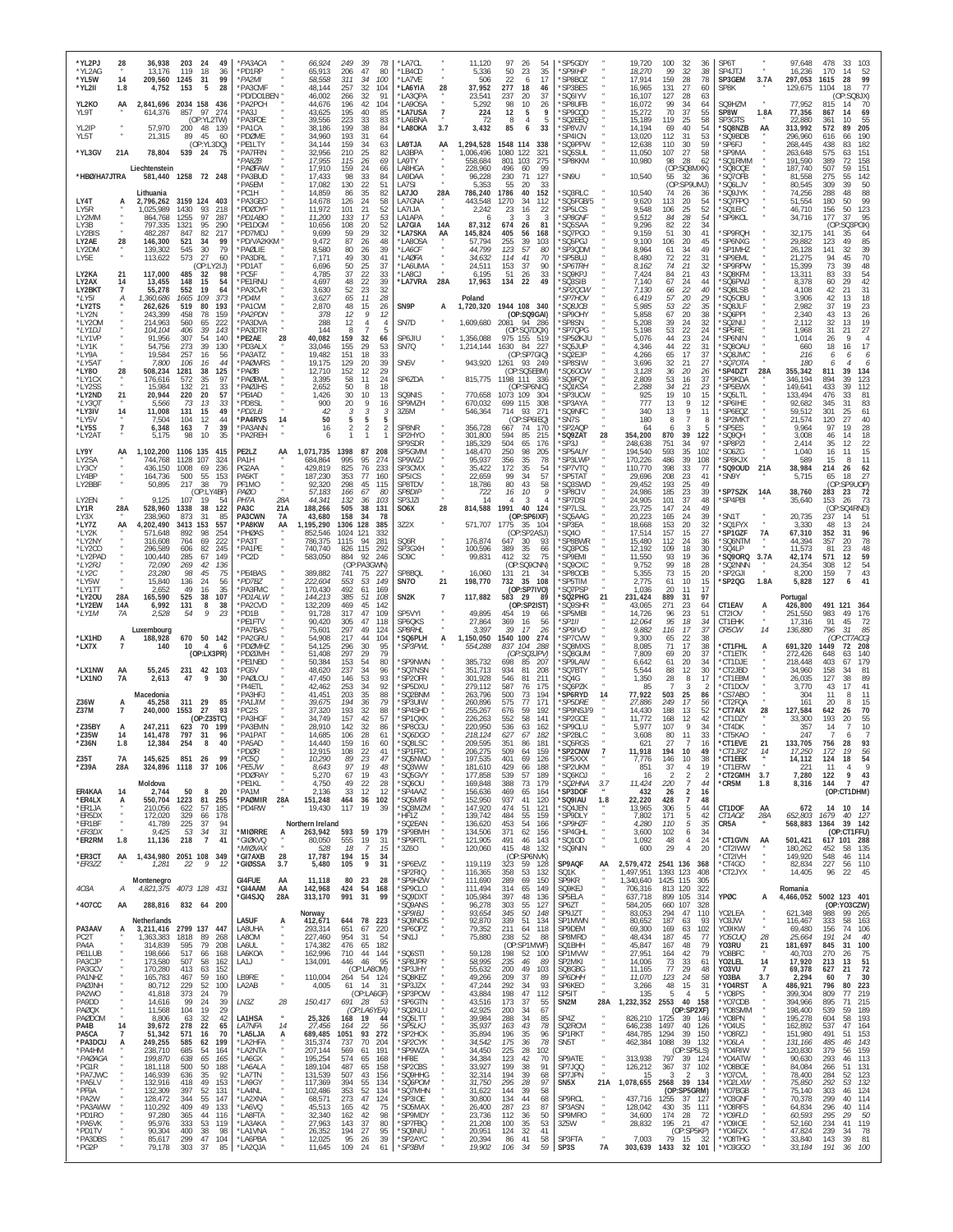| Call | Cat | Score | QSOs | Zones | Countries |
|---|---|---|---|---|---|
| *YL2PJ | 28 | 36,938 | 203 | 24 | 49 |
| *YL2AG | " | 13,176 | 119 | 18 | 36 |
| *YL5W | 14 | 209,560 | 1245 | 31 | 99 |
| *YL2II | 1.8 | 4,752 | 153 | 5 | 28 |
| YL2KO | AA | 2,841,696 | 2034 | 158 | 436 |
| YL9T | " | 614,376 | 857 | 97 | 274 |
| (OP:YL2TW) | | | | | |
| YL2IP | " | 57,970 | 200 | 48 | 139 |
| YL5T | " | 21,315 | 89 | 45 | 60 |
| (OP:YL3DQ) | | | | | |
| *YL3GV | 21A | 78,804 | 539 | 24 | 75 |

## Liechtenstein

| Call | Cat | Score | QSOs | Zones | Countries |
|---|---|---|---|---|---|
| *HB0/HA7JTRA | | 581,440 | 1258 | 72 | 248 |

## Lithuania

| Call | Cat | Score | QSOs | Zones | Countries |
|---|---|---|---|---|---|
| LY4T | A | 2,796,262 | 3159 | 124 | 403 |
| LY5R | " | 1,025,989 | 1430 | 93 | 218 |
| LY2MM | " | 864,768 | 1255 | 97 | 287 |
| LY3B | " | 797,335 | 1321 | 95 | 290 |
| LY2BIS | " | 482,287 | 847 | 82 | 217 |
| LY2AE | 28 | 146,300 | 521 | 34 | 99 |
| LY2DM | " | 139,302 | 545 | 30 | 79 |
| LY5E | " | 113,622 | 573 | 27 | 60 |
| (OP:LY2IJ) | | | | | |
| LY2KA | 21 | 117,000 | 485 | 32 | 98 |
| LY2AX | 14 | 13,455 | 148 | 15 | 54 |
| LY2BKT | 7 | 55,278 | 552 | 19 | 64 |
| *LY5I | A | 1,360,686 | 1665 | 109 | 373 |
| *LY2TS | " | 262,626 | 519 | 80 | 193 |
| *LY2N | " | 243,399 | 458 | 78 | 159 |
| *LY2OM | " | 214,963 | 560 | 65 | 222 |
| *LY1DJ | " | 104,104 | 406 | 39 | 143 |
| *LY1VP | " | 91,956 | 307 | 54 | 140 |
| *LY1K | " | 54,756 | 273 | 39 | 130 |
| *LY9A | " | 19,584 | 257 | 16 | 56 |
| *LY5AT | " | 7,800 | 106 | 16 | 44 |
| *LY8O | 28 | 508,234 | 1281 | 38 | 125 |
| *LY1CX | " | 176,616 | 572 | 35 | 97 |
| *LY2SS | " | 15,984 | 132 | 21 | 33 |
| *LY2ND | 21 | 20,944 | 220 | 20 | 57 |
| *LY3QT | " | 5,566 | 73 | 13 | 33 |
| *LY3IV | 14 | 11,008 | 131 | 15 | 49 |
| *LY5V | " | 7,504 | 104 | 12 | 44 |
| *LY5S | 7 | 6,348 | 163 | 7 | 39 |
| *LY2AT | " | 5,175 | 98 | 10 | 35 |
| LY9Y | AA | 1,102,200 | 1106 | 135 | 415 |
| LY2SA | " | 744,768 | 1128 | 107 | 324 |
| LY3CY | " | 436,150 | 1008 | 69 | 236 |
| LY4BP | " | 164,736 | 500 | 55 | 153 |
| LY2BBF | " | 50,895 | 217 | 38 | 79 |
| (OP:LY4BF) | | | | | |
| LY2EN | " | 9,125 | 107 | 19 | 54 |
| LY1R | 28A | 528,960 | 1338 | 38 | 122 |
| LY3X | " | 238,960 | 873 | 31 | 85 |
| *LY7Z | AA | 4,202,490 | 3413 | 153 | 557 |
| *LY2K | " | 571,648 | 892 | 98 | 254 |
| *LY2NY | " | 316,608 | 764 | 69 | 222 |
| *LY2CO | " | 296,589 | 606 | 82 | 245 |
| *LY2PAD | " | 100,440 | 285 | 67 | 149 |
| *LY2RJ | " | 72,090 | 269 | 42 | 136 |
| *LY2C | " | 23,280 | 98 | 45 | 75 |
| *LY5W | " | 15,840 | 136 | 24 | 56 |
| *LY1TT | " | 2,652 | 49 | 16 | 35 |
| *LY2OU | 28A | 165,590 | 525 | 38 | 107 |
| *LY2EW | 14A | 6,992 | 131 | 8 | 38 |
| *LY1M | 7A | 2,528 | 54 | 9 | 23 |

## Luxembourg

| Call | Cat | Score | QSOs | Zones | Countries |
|---|---|---|---|---|---|
| *LX1HD | A | 188,928 | 670 | 50 | 142 |
| *LX7X | 7 | 140 | 10 | 4 | 6 |
| (OP:LX3PR) | | | | | |
| *LX1NW | AA | 55,245 | 231 | 42 | 103 |
| *LX1NO | 7A | 2,613 | 47 | 9 | 30 |

## Macedonia

| Call | Cat | Score | QSOs | Zones | Countries |
|---|---|---|---|---|---|
| Z36W | A | 45,258 | 311 | 29 | 85 |
| Z37M | 7 | 240,000 | 1553 | 27 | 93 |
| (OP:Z35TC) | | | | | |
| *Z35BY | A | 247,211 | 623 | 70 | 199 |
| *Z35W | 14 | 141,478 | 797 | 31 | 96 |
| *Z36N | 1.8 | 12,384 | 254 | 8 | 40 |
| Z35T | 7A | 145,625 | 851 | 26 | 99 |
| *Z39A | 28A | 324,896 | 1118 | 37 | 106 |

## Moldova

| Call | Cat | Score | QSOs | Zones | Countries |
|---|---|---|---|---|---|
| ER4KAA | 14 | 2,744 | 50 | 8 | 20 |
| *ER4LX | A | 550,704 | 1223 | 81 | 255 |
| *ER1JA | " | 210,056 | 622 | 57 | 185 |
| *ER5DX | " | 172,020 | 329 | 66 | 198 |
| *ER1BF | " | 41,789 | 225 | 37 | 94 |
| *ER3DX | " | 9,425 | 53 | 34 | 31 |
| *ER2RM | 1.8 | 11,136 | 218 | 7 | 41 |
| *ER3CT | AA | 1,434,980 | 2051 | 108 | 349 |
| *ER3ZZ | " | 1,281 | 22 | 9 | 12 |

## Montenegro

| Call | Cat | Score | QSOs | Zones | Countries |
|---|---|---|---|---|---|
| 4O3A | A | 4,821,375 | 4073 | 128 | 431 |
| *4O7CC | AA | 288,816 | 832 | 64 | 200 |

## Netherlands

| Call | Cat | Score | QSOs | Zones | Countries |
|---|---|---|---|---|---|
| PA3AAV | A | 3,211,416 | 2799 | 137 | 447 |
| PC2T | " | 1,363,383 | 1818 | 89 | 268 |
| PA4A | " | 314,839 | 595 | 79 | 208 |
| PE1LUB | " | 198,666 | 517 | 66 | 168 |
| PA3CJP | " | 173,580 | 507 | 58 | 162 |
| PA3GCV | " | 170,280 | 413 | 63 | 152 |
| PA1JNH | " | 165,783 | 467 | 59 | 160 |
| PA0INH | " | 80,712 | 229 | 52 | 100 |
| PA2WO | " | 41,818 | 373 | 24 | 79 |
| PA9DD | " | 14,616 | 99 | 24 | 39 |
| PA0QX | " | 11,568 | 104 | 19 | 29 |
| PA0DOM | " | 8,806 | 63 | 32 | 42 |
| PA4B | 14 | 39,672 | 278 | 22 | 65 |
| PA5CA | 7 | 51,342 | 571 | 16 | 70 |
| *PA3DCU | A | 249,255 | 585 | 62 | 199 |
| *PA4HM | " | 238,710 | 685 | 54 | 156 |
| *PA0AGA | " | 199,870 | 524 | 61 | 169 |
| *PG1R | " | 181,118 | 500 | 50 | 188 |
| *PA7JWC | " | 146,939 | 636 | 35 | 92 |
| *PA5LV | " | 132,916 | 438 | 57 | 155 |
| *PF9A | " | 132,309 | 397 | 52 | 131 |
| *PA2W | " | 128,472 | 344 | 55 | 147 |
| *PA3AWW | " | 110,292 | 409 | 49 | 133 |
| *PA1RO | " | 97,280 | 365 | 44 | 116 |
| *PA5VK | " | 95,976 | 333 | 59 | 119 |
| *PD1TV | " | 90,304 | 408 | 35 | 93 |
| *PA3DBS | " | 85,617 | 299 | 47 | 104 |
| *PG2P | " | 79,178 | 303 | 37 | 85 |
| *PA3ACA | " | 66,924 | 249 | 39 | 78 |
| *PD1RP | " | 65,913 | 206 | 47 | 80 |
| *PA2MI | " | 58,558 | 311 | 34 | 100 |
| *PA3CMF | " | 48,144 | 257 | 32 | 104 |
| *PD/DO1BEN | " | 46,002 | 266 | 32 | 91 |
| *PA2PCH | " | 44,676 | 196 | 42 | 104 |
| *PA3J | " | 43,625 | 195 | 40 | 85 |
| *PA3FOE | " | 39,556 | 223 | 33 | 83 |
| *PA1CA | " | 38,186 | 199 | 38 | 84 |
| *PD2ME | " | 34,960 | 193 | 31 | 64 |
| *PE1LTY | " | 34,144 | 159 | 34 | 63 |
| *PA7FRN | " | 32,956 | 210 | 25 | 82 |
| *PA8ZB | " | 17,955 | 115 | 26 | 69 |
| *PA0FAW | " | 17,910 | 159 | 24 | 66 |
| *PA3BUD | " | 17,433 | 98 | 33 | 84 |
| *PA5EM | " | 17,082 | 130 | 22 | 51 |
| *PC1H | " | 14,859 | 86 | 35 | 82 |
| *PA3GEO | " | 14,678 | 126 | 24 | 58 |
| *PD2OYF | " | 11,972 | 101 | 21 | 52 |
| *PD1ABO | " | 11,200 | 133 | 17 | 53 |
| *PE1DGM | " | 10,656 | 108 | 20 | 52 |
| *PD7MDJ | " | 9,699 | 59 | 29 | 32 |
| *PD/VA2KKM | " | 9,472 | 87 | 26 | 48 |
| *PA0LIE | " | 8,580 | 80 | 26 | 39 |
| *PA3DRL | " | 7,171 | 49 | 30 | 41 |
| *PD1AT | " | 6,696 | 50 | 25 | 37 |
| *PC5F | " | 4,785 | 37 | 22 | 33 |
| *PE1RNU | " | 4,697 | 48 | 22 | 39 |
| *PA3CVR | " | 3,630 | 52 | 23 | 32 |
| *PD4M | " | 3,627 | 65 | 11 | 28 |
| *PA1CW | " | 2,870 | 48 | 15 | 26 |
| *PA2PDN | " | 378 | 12 | 9 | 12 |
| *PA3DVA | " | 288 | 12 | 4 | 4 |
| *PA3DTR | " | 144 | 8 | 5 | 7 |
| *PE2AE | 28 | 40,082 | 159 | 32 | 66 |
| *PD3ALX | " | 33,046 | 155 | 29 | 53 |
| *PA3ATZ | " | 19,482 | 151 | 18 | 33 |
| *PA0WRS | " | 19,175 | 129 | 20 | 39 |
| *PA0B | " | 12,710 | 152 | 12 | 29 |
| *PA0BWL | " | 3,395 | 58 | 11 | 24 |
| *PA0JHS | " | 2,652 | 50 | 8 | 18 |
| *PE4AD | " | 1,426 | 30 | 10 | 13 |
| *PD8SL | " | 900 | 20 | 9 | 16 |
| *PD2LB | " | 42 | 3 | 3 | 3 |
| *PA4RVS | 14 | 50 | 5 | 5 | 5 |
| *PA3ANN | " | 16 | 2 | 2 | 2 |
| *PA2REH | " | 6 | 1 | 1 | 1 |
| PE2LZ | AA | 1,071,735 | 1398 | 87 | 208 |
| PA1H | " | 684,864 | 995 | 95 | 274 |
| PG2AA | " | 429,819 | 825 | 76 | 233 |
| PA5KT | " | 187,230 | 353 | 77 | 160 |
| PF1MO | " | 92,320 | 298 | 45 | 115 |
| PA0O | " | 57,183 | 166 | 67 | 80 |
| PH7A | 28A | 44,341 | 132 | 36 | 103 |
| PA3C | 21A | 188,266 | 505 | 38 | 131 |
| PA3CWN | 7A | 43,680 | 158 | 34 | 78 |
| *PA8KW | AA | 1,195,290 | 1306 | 128 | 385 |
| *PH0AS | " | 852,546 | 1024 | 121 | 332 |
| *PA3T | " | 786,375 | 1115 | 94 | 281 |
| *PA1PE | " | 740,740 | 826 | 115 | 292 |
| *PC2D | " | 583,050 | 884 | 92 | 246 |
| (OP:PA3GWN) | | | | | |
| *PE4BAS | " | 389,882 | 741 | 75 | 227 |
| *PD7BZ | " | 222,604 | 553 | 53 | 149 |
| *PA3FMC | " | 170,430 | 492 | 61 | 169 |
| *PD1ALW | " | 144,213 | 385 | 51 | 108 |
| *PA2CVD | " | 132,209 | 469 | 45 | 142 |
| *PD1B | " | 91,728 | 317 | 47 | 109 |
| *PE1FTV | " | 90,420 | 305 | 47 | 118 |
| *PA7BAS | " | 75,601 | 297 | 49 | 124 |
| *PA2GRU | " | 54,908 | 217 | 44 | 104 |
| *PD0MHZ | " | 54,125 | 296 | 30 | 95 |
| *PD0JMH | " | 51,408 | 297 | 29 | 79 |
| *PE1NBD | " | 50,384 | 153 | 54 | 80 |
| *PG5V | " | 48,620 | 237 | 34 | 96 |
| *PA0LOU | " | 47,450 | 146 | 53 | 93 |
| *PI4ETL | " | 42,462 | 253 | 34 | 92 |
| *PA3HFJ | " | 41,451 | 203 | 35 | 88 |
| *PA1JIM | " | 39,675 | 194 | 36 | 79 |
| *PC2S | " | 37,320 | 193 | 32 | 88 |
| *PA3HGF | " | 34,749 | 157 | 42 | 57 |
| *PA3EMN | " | 28,910 | 142 | 32 | 86 |
| *PA3HNT | " | 14,685 | 106 | 28 | 61 |
| *PA5AD | " | 14,440 | 159 | 16 | 60 |
| *PD0R | " | 12,915 | 108 | 22 | 41 |
| *PC5Q | " | 10,290 | 89 | 23 | 47 |
| *PE5JW | " | 8,643 | 97 | 19 | 48 |
| *PD0RAY | " | 5,270 | 67 | 19 | 43 |
| *PE1KL | " | 4,750 | 49 | 22 | 28 |
| *PA1M | " | 2,136 | 33 | 12 | 12 |
| *PA0MIR | 28A | 151,248 | 464 | 36 | 102 |
| *PD4RW | " | 19,430 | 117 | 19 | 39 |

## Northern Ireland

| Call | Cat | Score | QSOs | Zones | Countries |
|---|---|---|---|---|---|
| *MI0RRE | A | 263,942 | 593 | 59 | 179 |
| *GI0KVQ | " | 80,050 | 555 | 19 | 31 |
| *MI0VAX | " | 528 | 12 | 7 | 15 |
| *GI7AXB | 28 | 17,787 | 194 | 15 | 34 |
| *GI0SSA | 3.7 | 5,480 | 105 | 9 | 31 |
| GI4FUE | AA | 11,118 | 80 | 23 | 28 |
| *GI4AAM | AA | 142,968 | 424 | 54 | 168 |
| *GI4SJQ | 28A | 313,170 | 991 | 31 | 99 |

## Norway

| Call | Cat | Score | QSOs | Zones | Countries |
|---|---|---|---|---|---|
| LA5UF | A | 412,671 | 644 | 78 | 223 |
| LA8UHA | " | 293,314 | 651 | 67 | 220 |
| LA8OM | " | 227,460 | 954 | 31 | 54 |
| LA6UL | " | 174,382 | 476 | 65 | 182 |
| LA6KOA | " | 162,096 | 710 | 44 | 144 |
| LA1J | " | 134,091 | 446 | 46 | 95 |
| (OP:LA8OM) | | | | | |
| LB9RE | " | 110,004 | 264 | 54 | 124 |
| LA2AB | " | 4,005 | 61 | 14 | 31 |
| LN3Z | 28 | 150,417 | 691 | 28 | 53 |
| (OP:LA6YIA) | | | | | |
| *LA1HSA | A | 25,326 | 168 | 19 | 44 |
| *LA7NFA | 14 | 27,456 | 164 | 22 | 56 |
| *LA5LJA | A | 689,485 | 1051 | 93 | 272 |
| *LA2HFA | " | 315,374 | 737 | 70 | 204 |
| *LA5NTA | " | 207,144 | 569 | 71 | 191 |
| *LA6GX | " | 195,254 | 576 | 72 | 187 |
| *LA6ALA | " | 189,104 | 487 | 65 | 158 |
| *LA7TN | " | 131,539 | 397 | 64 | 153 |
| *LA9GY | " | 117,369 | 436 | 58 | 129 |
| *LA4NL | " | 102,486 | 353 | 52 | 134 |
| *LA2XNA | " | 68,571 | 273 | 47 | 124 |
| *LA2TSA | " | 63,540 | 262 | 37 | 83 |
| *LA5VNA | " | 61,524 | 266 | 39 | 103 |
| *LA8FTA | " | 32,340 | 162 | 42 | 98 |
| *LA3AKA | " | 27,963 | 143 | 37 | 80 |
| *LA1VNA | " | 26,352 | 134 | 37 | 85 |
| *LA6PBA | " | 12,025 | 95 | 29 | 44 |
| *LA2QJA | " | 11,645 | 109 | 24 | 61 |
| *LA7CL | " | 11,120 | 97 | 26 | 54 |
| *LB4CD | " | 5,336 | 50 | 23 | 35 |
| *LA7VE | " | 506 | 22 | 6 | 17 |
| *LA6YIA | 28 | 37,952 | 277 | 18 | 46 |
| *LA3QPA | " | 23,541 | 237 | 20 | 37 |
| *LA9OSA | " | 5,292 | 98 | 10 | 26 |
| *LA7USA | 7 | 224 | 12 | 5 | 9 |
| *LA6BNA | " | 72 | 8 | 4 | 5 |
| *LA8OKA | 3.7 | 3,432 | 85 | 6 | 33 |
| LA9TJA | AA | 1,294,528 | 1548 | 114 | 338 |
| LA3BPA | " | 1,006,496 | 1080 | 122 | 321 |
| LA9TY | " | 558,684 | 801 | 103 | 275 |
| LA8HGA | " | 228,960 | 496 | 60 | 99 |
| LA9DAA | " | 96,228 | 230 | 71 | 127 |
| LA7SI | " | 5,353 | 55 | 20 | 33 |
| LA7JO | 28A | 786,240 | 1786 | 40 | 152 |
| LA7GNA | " | 443,548 | 1270 | 34 | 112 |
| LA7IJA | " | 2,242 | 23 | 16 | 22 |
| LA1APA | " | 6 | 3 | 3 | 3 |
| LA7GIA | 14A | 87,312 | 674 | 26 | 81 |
| *LA7SKA | AA | 145,824 | 405 | 56 | 168 |
| *LA8OSA | " | 57,794 | 255 | 39 | 103 |
| *LA6OF | " | 44,799 | 123 | 57 | 80 |
| *LA0FA | " | 34,632 | 114 | 41 | 70 |
| *LA6UMA | " | 24,511 | 153 | 37 | 90 |
| *LA8CJ | " | 6,195 | 51 | 26 | 33 |
| *LA7VRA | 28A | 17,963 | 134 | 22 | 49 |

## Poland

| Call | Cat | Score | QSOs | Zones | Countries |
|---|---|---|---|---|---|
| SN9P | A | 1,720,320 | 1944 | 108 | 340 |
| (OP:SQ9GAI) | | | | | |
| SN7D | " | 1,609,680 | 2081 | 94 | 286 |
| (OP:SP7DQR) | | | | | |
| SP6JIU | " | 1,356,088 | 975 | 155 | 519 |
| SN7Q | " | 1,214,144 | 1630 | 84 | 272 |
| (OP:SP7GIQ) | | | | | |
| SN5V | " | 943,920 | 1261 | 93 | 249 |
| (OP:SQ5EBM) | | | | | |
| SP6ZDA | " | 815,775 | 1198 | 111 | 338 |
| (OP:SP6NIC) | | | | | |
| SQ9NIS | " | 770,658 | 1073 | 109 | 304 |
| SP9MZH | " | 670,032 | 699 | 115 | 308 |
| 3Z6M | " | 546,364 | 714 | 93 | 271 |
| (OP:SP6IEQ) | | | | | |
| SP8NR | " | 356,728 | 667 | 74 | 170 |
| SP2HYO | " | 301,800 | 594 | 85 | 215 |
| SP9SDR | " | 185,329 | 504 | 65 | 176 |
| SP5GMM | " | 148,470 | 250 | 98 | 205 |
| SP9WZJ | " | 95,937 | 356 | 35 | 78 |
| SP3CMX | " | 35,422 | 172 | 35 | 54 |
| SP5ICS | " | 22,659 | 99 | 34 | 57 |
| SP8TDV | " | 18,780 | 80 | 43 | 58 |
| SP8DIP | " | 722 | 16 | 10 | 9 |
| SP3JZI | " | 14 | 4 | 3 | 4 |
| SO6X | 28 | 814,588 | 1991 | 40 | 124 |
| (OP:SP6IXF) | | | | | |
| 3Z2X | " | 571,707 | 1775 | 35 | 104 |
| (OP:SP2ASJ) | | | | | |
| SQ6R | " | 176,874 | 647 | 30 | 93 |
| SP3GXH | " | 100,596 | 389 | 35 | 66 |
| SO9C | " | 99,831 | 412 | 32 | 75 |
| (OP:SQ9CNN) | | | | | |
| SP8BQL | " | 16,060 | 131 | 21 | 34 |
| SN7O | 21 | 198,770 | 732 | 35 | 108 |
| (OP:SP7IVO) | | | | | |
| SN2K | 7 | 117,882 | 583 | 29 | 89 |
| (OP:SP2IST) | | | | | |
| SP5VYI | " | 49,895 | 454 | 19 | 66 |
| SP6QKS | " | 27,864 | 369 | 16 | 56 |
| SP8RHL | " | 3,397 | 39 | 17 | 26 |
| *SQ6PLH | A | 1,150,050 | 1540 | 100 | 274 |
| *SP3FWL | " | 554,288 | 837 | 104 | 288 |
| (OP:SQ3JPV) | | | | | |
| *SP9NWN | " | 385,732 | 698 | 85 | 207 |
| *SQ7NSN | " | 351,713 | 934 | 81 | 208 |
| *SP2OFR | " | 301,928 | 546 | 81 | 211 |
| *SP5DXU | " | 279,112 | 587 | 76 | 175 |
| *SQ2BNM | " | 263,796 | 500 | 73 | 194 |
| *SP3UIW | " | 260,896 | 575 | 77 | 171 |
| *SP4SHD | " | 255,267 | 676 | 59 | 192 |
| *SP1QXK | " | 226,263 | 552 | 58 | 141 |
| *SP8GGU | " | 220,950 | 536 | 63 | 162 |
| *SQ6DGO | " | 218,124 | 627 | 67 | 182 |
| *SQ8LSC | " | 209,595 | 351 | 86 | 181 |
| *SP1FRC | " | 206,275 | 509 | 64 | 159 |
| *SQ5NWD | " | 197,535 | 401 | 69 | 186 |
| *SQ9WW | " | 181,610 | 429 | 66 | 188 |
| *SQ5GVY | " | 177,858 | 539 | 57 | 189 |
| *SQ6OU | " | 169,848 | 388 | 73 | 179 |
| *SP4AAZ | " | 156,636 | 469 | 65 | 164 |
| *SQ5MRI | " | 152,950 | 937 | 41 | 120 |
| *SQ9MZM | " | 147,920 | 474 | 51 | 121 |
| *HF0Z | " | 139,742 | 484 | 55 | 159 |
| *SQ2EAN | " | 136,620 | 453 | 54 | 166 |
| *SP9BMH | " | 134,506 | 371 | 62 | 156 |
| *SP9RTL | " | 121,905 | 491 | 46 | 143 |
| *3Z6O | " | 120,060 | 415 | 48 | 132 |
| (OP:SP6NXK) | | | | | |
| *SP6EVZ | " | 119,119 | 323 | 59 | 128 |
| *SP2RIQ | " | 116,365 | 358 | 53 | 132 |
| *SP9HZW | " | 111,690 | 289 | 69 | 150 |
| *SP9CLO | " | 111,494 | 314 | 65 | 149 |
| *SQ9DXT | " | 105,984 | 397 | 48 | 136 |
| *SQ9ANS | " | 96,278 | 303 | 55 | 127 |
| *SP9BJ | " | 93,654 | 345 | 50 | 148 |
| *SQ9NOS | " | 92,870 | 339 | 51 | 134 |
| *SP6PAT | " | 75,880 | 238 | 52 | 88 |
| *SQ6STI | " | 59,128 | 198 | 52 | 100 |
| *SP8JPR | " | 58,995 | 235 | 46 | 89 |
| *SP3JZH | " | 55,632 | 200 | 49 | 103 |
| *SQ8KEZ | " | 49,266 | 209 | 37 | 89 |
| *SP2AZA | " | 47,244 | 292 | 34 | 93 |
| *SP3POW | " | 43,884 | 198 | 47 | 107 |
| *SP6GTN | " | 43,516 | 173 | 37 | 55 |
| *SQ2KLU | " | 42,920 | 200 | 34 | 67 |
| *SQ5LTT | " | 39,984 | 188 | 37 | 65 |
| *SP5KJ | " | 35,973 | 164 | 43 | 78 |
| *SP2CHK | " | 35,904 | 176 | 36 | 70 |
| *SP2CYK | " | 34,542 | 157 | 36 | 72 |
| *SP9WZA | " | 34,450 | 208 | 30 | 76 |
| *HF8E | " | 34,374 | 183 | 31 | 67 |
| *SP2MA | " | 33,154 | 167 | 39 | 76 |
| *SQ9HHG | " | 32,130 | 170 | 42 | 84 |
| *SQ6POM | " | 31,750 | 155 | 38 | 87 |
| *SQ7MHN | " | 31,622 | 144 | 39 | 98 |
| *SP3IOE | " | 30,800 | 180 | 34 | 66 |
| *SO6MAX | " | 29,690 | 166 | 37 | 73 |
| *SP2MFO | " | 29,458 | 186 | 29 | 66 |
| *SP7FBQ | " | 27,790 | 123 | 47 | 68 |
| *SP2LNW | " | 25,360 | 88 | 50 | 30 |
| *SP2AYC | " | 20,394 | 86 | 45 | 56 |
| *SP3BVI | " | 19,902 | 106 | 34 | 59 |
| *SP5GDY | " | 19,720 | 100 | 32 | 36 |
| *SP9HP | " | 18,270 | 99 | 32 | 38 |
| *SP8BOZ | " | 17,914 | 159 | 28 | 78 |
| *SP3BES | " | 16,965 | 131 | 27 | 60 |
| *SQ6IYV | " | 16,107 | 127 | 28 | 63 |
| *SP8UFB | " | 16,072 | 99 | 34 | 64 |
| *SP9CQD | " | 15,272 | 70 | 37 | 55 |
| *SQ2EEQ | " | 15,189 | 119 | 25 | 58 |
| *SP8VJV | " | 14,194 | 69 | 40 | 54 |
| *SP4ICN | " | 13,020 | 112 | 31 | 53 |
| *SQ9PPW | " | 12,638 | 110 | 30 | 59 |
| *SQ5SUL | " | 11,050 | 107 | 27 | 58 |
| *SP8KKM | " | 10,980 | 98 | 28 | 62 |
| (OP:SQ8MXK) | | | | | |
| *SN9U | " | 10,540 | 55 | 32 | 36 |
| (OP:SP9UMJ) | | | | | |
| *SQ3RLC | " | 10,540 | 74 | 26 | 36 |
| *SQ5FGB/5 | " | 9,620 | 113 | 20 | 54 |
| *SP5LCS | " | 9,548 | 106 | 25 | 52 |
| *SP9GNF | " | 9,512 | 84 | 28 | 54 |
| *SQ5SAA | " | 9,296 | 82 | 22 | 34 |
| *SQ7PGO | " | 9,159 | 51 | 30 | 41 |
| *SP5PGJ | " | 9,100 | 106 | 20 | 45 |
| *SP9QDM | " | 8,964 | 61 | 34 | 49 |
| *SP5BUJ | " | 8,480 | 72 | 22 | 31 |
| *SP6TRH | " | 8,162 | 74 | 21 | 32 |
| *SP9KPJ | " | 7,424 | 84 | 21 | 43 |
| *SQ3SIB | " | 7,140 | 67 | 24 | 44 |
| *SP2QOW | " | 7,130 | 66 | 22 | 40 |
| *SP7HOX | " | 6,419 | 57 | 20 | 29 |
| *SQ9JCB | " | 5,985 | 53 | 22 | 35 |
| *SP9OHY | " | 5,858 | 67 | 20 | 38 |
| *SP8SN | " | 5,208 | 39 | 24 | 32 |
| *SP7QFG | " | 5,198 | 53 | 22 | 24 |
| *SP5OKJU | " | 5,076 | 44 | 23 | 24 |
| *SQ5JUP | " | 4,346 | 44 | 22 | 31 |
| *SQ2EIP | " | 4,266 | 65 | 17 | 37 |
| *SP8SIW | " | 3,696 | 32 | 21 | 27 |
| *SQ6COW | " | 3,128 | 36 | 20 | 26 |
| *SQ9FQY | " | 2,809 | 53 | 16 | 37 |
| *SQ1KSA | " | 2,288 | 34 | 21 | 23 |
| *SP3UOW | " | 925 | 19 | 10 | 15 |
| *SP3AYA | " | 777 | 13 | 9 | 12 |
| *SQ9NFC | " | 340 | 13 | 9 | 11 |
| *SN7S | " | 180 | 8 | 7 | 8 |
| *SP2AQP | " | 64 | 6 | 3 | 5 |
| *SQ9ZAT | 28 | 354,200 | 870 | 39 | 122 |
| *SP3J | " | 248,638 | 751 | 34 | 97 |
| *SP5AUY | " | 194,540 | 593 | 35 | 102 |
| *SP3LWP | " | 170,226 | 486 | 39 | 108 |
| *SP7VTQ | " | 110,770 | 398 | 33 | 77 |
| *SP5TAT | " | 29,696 | 208 | 23 | 41 |
| *SQ3SWD | " | 29,452 | 193 | 25 | 49 |
| *SP8SQV | " | 24,986 | 185 | 23 | 39 |
| *SP7DSI | " | 24,905 | 101 | 37 | 48 |
| *SP7LSL | " | 23,725 | 147 | 24 | 49 |
| *SQ5AAG | " | 20,223 | 165 | 24 | 39 |
| *SP3EA | " | 18,668 | 153 | 20 | 32 |
| *SQ4O | " | 17,514 | 157 | 15 | 27 |
| *SP8BWR | " | 15,480 | 112 | 24 | 36 |
| *SQ9PCG | " | 12,192 | 109 | 18 | 30 |
| *SP9EMI | " | 11,550 | 93 | 19 | 36 |
| *SQ9CXC | " | 9,752 | 99 | 18 | 28 |
| *SP8COB | " | 5,355 | 73 | 15 | 20 |
| *SP5TIM | " | 2,775 | 61 | 10 | 15 |
| *SQ7PSP | " | 1,036 | 20 | 11 | 17 |
| *SP9PHG | 21 | 231,424 | 889 | 31 | 97 |
| *SQ9SHR | " | 43,065 | 271 | 23 | 64 |
| *SP5MBI | " | 14,726 | 96 | 23 | 51 |
| *SP1II | " | 12,064 | 95 | 18 | 34 |
| *SP9IVD | " | 9,882 | 116 | 17 | 37 |
| *SP7CVW | " | 9,300 | 65 | 22 | 38 |
| *SQ8MXS | " | 8,085 | 71 | 17 | 38 |
| *SQ9GUM | " | 7,809 | 69 | 20 | 37 |
| *SP9LAW | " | 6,642 | 61 | 20 | 34 |
| *SQ7BTY | " | 5,544 | 88 | 12 | 30 |
| *SQ4G | " | 1,350 | 28 | 8 | 17 |
| *SQ9PZK | " | 85 | 7 | 3 | 2 |
| *SP6RYD | 14 | 97,922 | 503 | 25 | 86 |
| *SP5DRE | " | 27,886 | 249 | 17 | 56 |
| *SP9NSJ/9 | " | 14,430 | 188 | 13 | 52 |
| *SP2GCE | " | 11,772 | 168 | 12 | 42 |
| *SP9CLU | " | 5,977 | 107 | 9 | 34 |
| *SP2BLC | " | 3,608 | 80 | 11 | 33 |
| *SQ5RGS | " | 621 | 27 | 7 | 16 |
| *SP2CNW | 7 | 11,918 | 194 | 10 | 49 |
| *SP5XXX | " | 7,776 | 146 | 10 | 38 |
| *SP2UKM | " | 851 | 37 | 4 | 19 |
| *SQ6KQJ | " | 16 | 2 | 2 | 2 |
| *SQ2HNA | 3.7 | 11,424 | 220 | 7 | 44 |
| *SP3DOF | " | 432 | 26 | 2 | 16 |
| *SQ9IAU | 1.8 | 22,220 | 428 | 7 | 48 |
| *SQ4JEN | " | 13,965 | 306 | 5 | 44 |
| *SP9DLY | " | 7,802 | 171 | 5 | 42 |
| *SP9HZF | " | 4,280 | 110 | 5 | 35 |
| *SP4GHL | " | 3,600 | 102 | 6 | 34 |
| *SQ1OD | " | 1,092 | 48 | 4 | 24 |
| *SQ9NIN | " | 600 | 29 | 4 | 20 |
| SP9AQF | AA | 2,579,472 | 2541 | 136 | 368 |
| SQ2K | " | 1,497,951 | 1393 | 123 | 408 |
| SP9KR | " | 1,340,640 | 1425 | 115 | 305 |
| SQ9KEJ | " | 706,316 | 813 | 120 | 322 |
| SP5ELA | " | 637,718 | 899 | 105 | 314 |
| SP6ZT | " | 584,205 | 660 | 107 | 328 |
| SP9JZT | " | 83,053 | 294 | 47 | 110 |
| SP1MWN | " | 80,652 | 187 | 63 | 93 |
| SP3DBM | " | 69,300 | 169 | 63 | 102 |
| SP8MRD | " | 48,434 | 187 | 45 | 77 |
| SQ1BHH | " | 45,847 | 167 | 48 | 79 |
| SP1MVW | " | 27,951 | 164 | 42 | 79 |
| SP2MKI | " | 14,006 | 73 | 33 | 61 |
| SQ6BGB | " | 11,165 | 77 | 29 | 48 |
| SP6IHE | " | 10,168 | 79 | 29 | 58 |
| SQ9DHH | " | 11,070 | 123 | 24 | 38 |
| SP6KEO | " | 3,266 | 48 | 15 | 31 |
| SP2EWQ | " | 2,300 | 58 | 7 | 18 |
| SN2M | 28A | 1,232,352 | 2553 | 40 | 158 |
| (OP:SP2XF) | | | | | |
| SP2ZRN | " | 646,238 | 1497 | 40 | 126 |
| SP5GRM | " | 560,480 | 1725 | 38 | 122 |
| SP1RKT | " | 484,785 | 1294 | 39 | 126 |
| SN5T | " | 462,384 | 1234 | 39 | 123 |
| SP3QFE | " | 441,952 | 1242 | 37 | 117 |
| SP9ATE | " | 313,938 | 797 | 38 | 124 |
| SP7JQQ | " | 126,212 | 367 | 37 | 109 |
| SP7JPN | " | 15 | 3 | 3 | 2 |
| SN5X | 21A | 1,078,855 | 2386 | 40 | 145 |
| SP7RCL | " | 437,716 | 1255 | 37 | 127 |
| SP9ARO | " | 34,650 | 174 | 28 | 72 |
| SP9PRO | " | 28,832 | 155 | 23 | 48 |
| SP3FTA | 7A | 7,003 | 79 | 15 | 22 |
| SP7K | " | 303,639 | 1433 | 32 | 101 |
| SP6T | " | 97,648 | 478 | 33 | 103 |
| SP4JTJ | " | 16,236 | 170 | 14 | 52 |
| SP3GEM | 3.7A | 297,053 | 1615 | 28 | 99 |
| SP8K | " | 129,675 | 1104 | 18 | 77 |
| (OP:SQ8JX) | | | | | |
| SQ9HZM | " | 77,952 | 815 | 14 | 70 |
| SP8W | 1.8A | 77,356 | 867 | 14 | 69 |
| SP3GTS | " | 22,880 | 361 | 10 | 55 |
| *SQ6NZB | AA | 313,992 | 572 | 89 | 205 |
| *SQ9BDB | " | 296,960 | 616 | 66 | 190 |
| *SP6FJ | " | 268,445 | 438 | 83 | 182 |
| *SP9MA | " | 263,648 | 575 | 63 | 151 |
| *SQ1RMM | " | 191,590 | 389 | 72 | 158 |
| *SQ8OQE | " | 187,740 | 507 | 59 | 151 |
| *SQ7OFB | " | 81,558 | 275 | 55 | 142 |
| *SQ6LJV | " | 80,545 | 309 | 39 | 50 |
| *SQ9JYK | " | 74,256 | 288 | 48 | 88 |
| *SQ7FPQ | " | 51,554 | 180 | 50 | 99 |
| *SQ1EIC | " | 46,710 | 156 | 50 | 123 |
| *SP9KOL | " | 34,716 | 177 | 37 | 95 |
| (OP:SQ8POK) | | | | | |
| *SP9RQH | " | 32,175 | 141 | 35 | 64 |
| *SP6NXG | " | 29,882 | 123 | 49 | 85 |
| *SP1MHZ | " | 26,128 | 141 | 32 | 39 |
| *SP9EML | " | 21,275 | 94 | 45 | 70 |
| *SP9RPW | " | 15,399 | 73 | 39 | 48 |
| *SQ8KFM | " | 13,311 | 83 | 33 | 54 |
| *SQ6PWJ | " | 8,378 | 60 | 29 | 42 |
| *SQ8LSB | " | 4,108 | 42 | 21 | 31 |
| *SQ5OBU | " | 3,906 | 42 | 13 | 18 |
| *SQ8JLF | " | 2,982 | 37 | 19 | 23 |
| *SQ6PPI | " | 2,340 | 43 | 13 | 26 |
| *SQ2NIJ | " | 2,112 | 32 | 13 | 19 |
| *SP5IRE | " | 1,968 | 31 | 21 | 27 |
| *SP6NIN | " | 1,014 | 26 | 9 | 4 |
| *SQ8OAU | " | 660 | 18 | 16 | 17 |
| *SQ8JMC | " | 216 | 6 | 6 | 6 |
| *SQ7OTA | " | 180 | 6 | 4 | 6 |
| *SP4DZT | 28A | 355,342 | 811 | 39 | 134 |
| *SP9KDA | " | 346,194 | 894 | 39 | 123 |
| *SP5EWX | " | 149,641 | 433 | 39 | 112 |
| *SQ5LTL | " | 133,494 | 476 | 33 | 118 |
| *SP6IHE | " | 92,682 | 345 | 31 | 83 |
| *SP6EQZ | " | 59,512 | 301 | 25 | 61 |
| *SP2MKT | " | 21,574 | 120 | 27 | 40 |
| *SP5ES | " | 9,964 | 97 | 19 | 28 |
| *SQ9QH | " | 3,008 | 46 | 14 | 18 |
| *SP8PZI | " | 2,414 | 35 | 12 | 22 |
| *SO6ZG | " | 1,040 | 16 | 11 | 15 |
| *SP6KJX | " | 589 | 15 | 8 | 11 |
| *SQ9OUD | 21A | 38,984 | 214 | 26 | 62 |
| *SN9Y | " | 5,715 | 65 | 18 | 27 |
| (OP:SP9UOP) | | | | | |
| *SP7SZK | 14A | 38,760 | 283 | 23 | 72 |
| *SP4PBI | " | 35,640 | 153 | 26 | 73 |
| (OP:SQ4RND) | | | | | |
| *SN1T | " | 20,735 | 237 | 14 | 51 |
| *SQ1FYX | " | 3,330 | 48 | 13 | 24 |
| *SP1GZF | 7A | 67,310 | 352 | 31 | 96 |
| *SQ6NTM | " | 44,394 | 357 | 20 | 78 |
| *SQ4LP | " | 11,573 | 81 | 23 | 48 |
| *SQ9ORQ | 3.7A | 42,174 | 571 | 12 | 59 |
| *SQ2NNN | " | 24,354 | 308 | 12 | 54 |
| *SP2GJI | " | 8,200 | 159 | 7 | 43 |
| *SP2QG | 1.8A | 5,828 | 127 | 6 | 41 |

## Portugal

| Call | Cat | Score | QSOs | Zones | Countries |
|---|---|---|---|---|---|
| CT1EAV | A | 426,800 | 491 | 121 | 364 |
| CT2IOV | " | 251,550 | 983 | 49 | 176 |
| CT1EHK | " | 17,316 | 91 | 45 | 72 |
| CR5CW | 14 | 136,880 | 796 | 31 | 85 |
| (OP:CT7ACG) | | | | | |
| *CT1FHL | A | 691,320 | 1449 | 72 | 208 |
| *CT1ETK | " | 272,426 | 648 | 63 | 140 |
| *CT1DJE | " | 218,448 | 403 | 67 | 179 |
| *CT2JBD | " | 34,960 | 158 | 34 | 81 |
| *CT1EBM | " | 26,035 | 127 | 38 | 89 |
| *CT1DOV | " | 3,770 | 43 | 17 | 41 |
| *CS7ABO | " | 304 | 11 | 8 | 11 |
| *CT2FQA | " | 161 | 20 | 8 | 15 |
| *CT7AIX | 28 | 127,584 | 642 | 26 | 70 |
| *CT1DZY | " | 33,300 | 193 | 20 | 55 |
| *CT4DK | " | 357 | 14 | 7 | 10 |
| *CT5KAO | " | 247 | 7 | 6 | 7 |
| *CT1EVE | 21 | 133,705 | 756 | 28 | 93 |
| *CT1JRZ | 14 | 17,250 | 172 | 19 | 56 |
| *CT1EEK | " | 14,112 | 124 | 18 | 54 |
| *CT1ERW | " | 221 | 11 | 4 | 9 |
| *CT2GMH | 3.7 | 7,280 | 122 | 9 | 43 |
| *CR5M | 1.8 | 8,316 | 144 | 7 | 47 |
| (OP:CT1DHM) | | | | | |
| CT1DOF | AA | 672 | 14 | 10 | 14 |
| CT1AQZ | 28A | 652,803 | 1571 | 40 | 127 |
| CR5A | " | 568,883 | 1364 | 39 | 142 |
| (OP:CT1FFU) | | | | | |
| *CT1GVN | AA | 501,421 | 617 | 101 | 288 |
| *CT2IWW | " | 180,262 | 452 | 58 | 135 |
| *CT1IVH | " | 149,920 | 548 | 46 | 114 |
| *CT4GO | " | 82,834 | 227 | 56 | 110 |
| *CT2JYX | " | 14,405 | 96 | 22 | 45 |

## Romania

| Call | Cat | Score | QSOs | Zones | Countries |
|---|---|---|---|---|---|
| YP0C | A | 4,466,052 | 5002 | 123 | 401 |
| (OP:YO3CZW) | | | | | |
| YO2LEA | " | 621,348 | 988 | 99 | 265 |
| YO3JW | " | 116,467 | 333 | 58 | 163 |
| YO8IKW | " | 69,480 | 156 | 74 | 106 |
| YO5CUQ | 28 | 25,664 | 191 | 24 | 40 |
| YO3RU | 21 | 181,697 | 845 | 31 | 100 |
| YO8BFB | " | 40,703 | 270 | 24 | 75 |
| YO2LEL | 14 | 17,920 | 213 | 13 | 51 |
| YO3VU | 7 | 69,378 | 627 | 21 | 72 |
| YO3BA | 3.7 | 2,294 | 60 | 7 | 30 |
| *YO4RST | A | 486,921 | 796 | 80 | 223 |
| *YO8PS | " | 399,304 | 809 | 77 | 219 |
| *YO7CDB | " | 394,966 | 895 | 71 | 215 |
| *YO8SMM | " | 198,400 | 539 | 69 | 181 |
| *YO8PN | " | 175,428 | 538 | 62 | 179 |
| *YO4US | " | 162,892 | 537 | 47 | 164 |
| *YO8RZJ | " | 151,980 | 491 | 51 | 153 |
| *YO6LA | " | 131,166 | 435 | 52 | 119 |
| *YO4RIW | " | 120,830 | 379 | 55 | 135 |
| *YO4ATW | " | 90,630 | 295 | 57 | 123 |
| *YO8BGE | " | 84,084 | 266 | 51 | 133 |
| *YO7CVL | " | 78,400 | 293 | 54 | 116 |
| *YO2LXW | " | 75,850 | 292 | 54 | 121 |
| *YO7BGB | " | 75,140 | 329 | 44 | 120 |
| *YO7GNF | " | 70,378 | 279 | 51 | 116 |
| *YO7BRM | " | 70,110 | 326 | 42 | 99 |
| *YO7FLD | " | 52,920 | 234 | 42 | 93 |
| *YO9ICE | " | 52,164 | 210 | 40 | 98 |
| *YO4FZX | " | 47,824 | 253 | 35 | 87 |
| *YO8THG | " | 33,840 | 140 | 53 | 88 |
| *YO3GCO | " | 33,184 | 191 | 36 | 100 |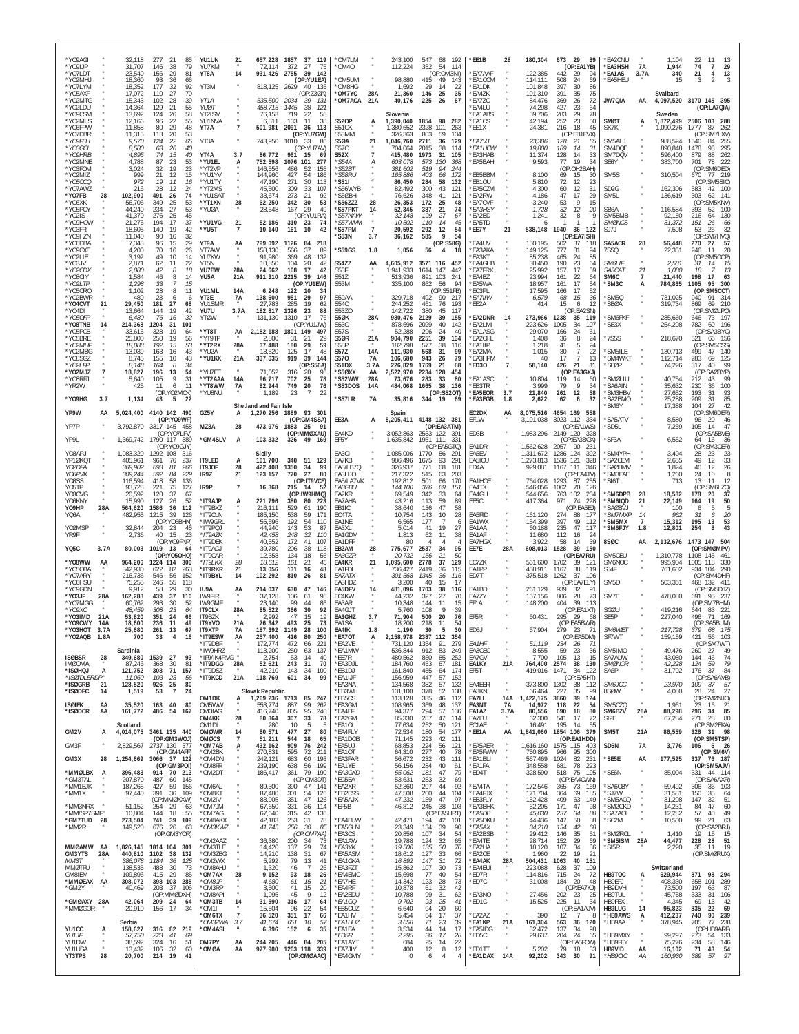*YO8AGI " 32,118 277 21 85
*YO8IJP " 31,707 146 38 79
*YO7LDT " 23,540 156 29 81
*YO2MHJ " 18,360 93 36 66
*YO7LYM " 18,352 177 32 92
*YO5AXF " 17,072 110 27 70
*YO2MTG " 15,343 102 28 39
*YO2LDU " 14,364 129 21 55
*YO9CSM " 13,692 124 26 58
*YO2MLS " 12,166 96 22 55
*YO6FPW " 11,858 80 29 48
*YO7DBR " 11,315 113 20 53
*YO9FEH " 9,570 124 22 65
*YO3GCL " 8,580 63 26 40
*YO9HRB " 4,895 74 15 40
*YO2MNE " 4,788 87 23 53
*YO8FOM " 3,024 32 19 23
*YO2MIZ " 999 21 12 15
*YO5COO " 972 19 11 16
*YO7AWZ " 216 28 12 24
*YO7FB 28 102,900 491 26 74
*YO6XK " 56,706 349 25 53
*YO5PCY " 44,240 234 27 70
*YO2IS " 41,370 276 25 45
*YO9HOW " 21,276 194 17 37
*YO8FRI " 18,605 140 19 42
*YO9HZN " 11,040 90 16 32
*YO6DBA " 7,348 96 15 29
*YO5OEE " 4,200 70 16 26
*YO2LIE " 3,192 49 10 14
*YO8JV " 2,871 62 11 22
*YO2CDX " 2,080 42 8 18
*YO8CIY " 1,584 46 8 14
*YO2LTP " 1,298 33 7 15
*YO5CRQ " 1,102 28 8 11
*YO2BWR " 480 23 6 6
*YO4CVT 21 29,450 181 27 68
*YO4DI " 13,664 144 19 42
*YO5CFP " 6,480 76 16 32
*YO8TNB 14 214,368 1204 31 101
*YO5PCB " 33,615 328 19 64
*YO5BRE " 25,800 250 19 56
*YO2MHF " 18,088 192 15 53
*YO2MBG " 13,039 163 16 43
*YO8SGZ " 8,745 155 10 43
*YO2LFP " 8,148 164 8 34
*YO2MJZ 7 18,827 196 13 54
*YO8RFJ " 5,640 105 9 31
*YR2W " 425 11 6 11
(OP:YO2MCK)
*YO9HG 3.7 1,134 43 5 22

YP9W AA 5,024,400 4140 142 490
(OP:YO9WF)
YP7P " 3,792,870 3317 145 458
(OP:YO7LFV)
YP9L " 1,369,742 1790 117 389
(OP:YO9GJY)
YO8APJ " 1,083,320 1292 108 316
YP1ØKQT " 405,961 961 76 237
YO2DFA " 369,902 693 81 266
YO6PVK " 309,244 592 84 229
YO8SS " 116,594 418 58 136
YO5TP " 93,728 221 75 127
YO3CVG " 20,592 120 37 67
YO9HQV " 15,792 127 26 52
YO9HP 28A 564,620 1586 36 112
YQ6A " 482,955 1215 39 126
(OP:YO6BHN)
YO2MSP " 32,844 204 23 45
YR9F " 2,736 40 15 23
(OP:YO9FNP)
YQ5C 3.7A 80,003 1019 13 64
(OP:YO5OHO)
*YO8WW AA 964,206 1224 114 300
*YO5OBA " 342,930 622 82 263
*YO7ARY " 216,736 546 56 152
*YO6HSU " 75,255 246 55 118
*YO9GDN " 9,912 58 29 30
*YO3JF 28A 162,288 439 37 110
*YO7MGG " 60,762 293 30 52
*YO9XC " 48,459 308 23 64
*YO3IMD 21A 53,820 351 24 66
*YO9CWY 14A 18,600 236 11 49
*YO3HOT 3.7A 25,680 261 13 67
*YO2AQB 1.8A 700 33 4 16

## Sardinia

ISØBSR 28 349,680 1539 27 93
IMØQVA " 87,246 368 30 81
*ISØHQJ A 121,752 308 71 157
*IS/DL5RDP " 11,060 103 23 56
*ISØGRB 21 128,520 926 25 80
*ISØDFC 14 1,519 53 7 24

ISØIEK AA 35,520 163 40 80
*ISØDCR AA 161,772 486 54 167

## Scotland

GM2V A 4,014,075 3461 135 440
(OP:GM3WOJ)
GM3F " 2,829,567 2737 130 377
(OP:GM4AFF)
GM3X 28 1,254,669 3066 37 122
(OP:GM3POI)
*MMØLBX A 396,483 914 70 213
*GM3TAL " 207,870 487 60 145
*MM1EJK " 187,265 427 59 156
*MM1X " 97,440 391 36 109
(OP:MMØXXH)
*MM3NRX " 51,152 254 29 63
*MM/SP7SMP " 10,804 144 18 55
*GM7TUD 28 273,504 741 39 109
*MM2R " 149,520 676 26 63
(OP:GM3YOR)

MMØAMW AA 1,826,145 1814 104 301
GM3YTS 28A 440,810 1102 38 132
MM3T " 386,078 1184 36 125
MMØTFU " 138,535 488 30 73
GM8IEM " 109,896 415 29 85
*MMØEAX AA 308,072 398 103 285
*GM2Y " 40,469 203 37 106
(OP:MMØDXH)
*GMØAXY 28A 42,064 209 24 64
*MMØGOR " 20,910 156 17 34

## Serbia

YU1CC A 158,627 316 82 219
YU1JF " 57,750 223 41 69
YU1DW " 38,592 324 16 51
YU1DSA " 13,432 106 32 60
YT3TPS 28 20,700 214 19 41
YU1UN 21 657,228 1857 37 119
YU7KM " 72,114 372 27 75
YT8A 14 931,426 2755 39 142
(OP:YU1EA)
YT3M " 818,125 2629 40 135
(OP:Z39A)
YT1A " 535,500 2034 39 131
YUØT " 458,715 1445 38 121
YT2ISM " 76,153 719 22 55
YU1NVA " 6,811 133 11 38
YT7A 7 501,981 2091 36 113
(OP:YU7GM)
YT3A " 243,950 1010 33 86
(OP:YU7AV)
YT4A 3.7 86,772 961 15 69
*YU1EL A 752,598 1076 101 277
*YT2VP " 146,556 486 52 155
*YU1YV " 144,960 427 54 186
*YU1TY " 47,130 271 30 113
*YT2MS " 45,500 309 33 107
*YU1SAT " 33,674 273 21 92
*YT1XN 28 62,250 342 30 53
*YUØA " 28,548 167 29 49
(OP:YU1RA)
*YU1VG 21 52,186 310 23 74
*YU5T 7 10,140 161 10 42

YT9A AA 799,092 1126 84 218
YT7AW " 158,130 566 37 89
YU7KW " 91,980 369 48 132
YT5N " 10,850 104 20 42
YU7BW 28A 24,662 168 17 42
YU5A 21A 911,310 2215 39 116
(OP:YU1EW)
YU1ML 14A 6,248 122 10 34
YT3E 7A 138,600 951 29 97
YU1SMR " 27,783 285 19 62
YU7U 3.7A 182,817 1326 23 88
YTØW " 131,130 1310 17 76
(OP:YU1JW)
*YT8T AA 2,182,188 1801 149 497
*YT9TP " 2,800 31 21 29
*YT2RX 28A 37,488 180 29 59
*YU2A " 13,520 125 17 48
*YU1KX 21A 337,635 919 39 144
(OP:S56A)
*YU7EE " 71,052 316 28 96
*YT2AAA 14A 96,717 702 25 78
*YT8WW 7A 82,944 749 20 76
*YU8NU " 1,189 23 7 22

## Shetland and Fair Isle

GZ5Y A 1,270,256 1889 93 301
(OP:GM4SSA)
MZ8A 28 473,976 1883 25 91
(OP:MMØXAU)
*GM4SLV A 103,332 326 49 169

## Sicily

IT9LED A 101,700 340 51 129
IT9JOF 28 422,408 1350 34 99
IR9Z 21 123,157 770 27 80
(OP:IT9VCE)
IR9P 7 16,368 215 14 52
(OP:IW9HMQ)
*IT9AJP A 221,796 380 80 223
*IT9BXZ " 216,111 529 61 190
*IT9CLN " 185,150 538 59 171
*IW9GRL " 55,596 192 54 110
*IT9PQJ " 44,240 143 53 87
*IT9AZK " 42,458 248 32 110
*IT9DEK " 40,552 172 41 107
*IT9ACJ " 39,730 206 38 118
*IT9CAR " 12,358 134 18 56
*IT9LKX 28 18,612 161 21 45
*IT9RKR 21 13,058 131 16 48
*IT9BYL 14 102,292 810 26 81

IU9A AA 214,037 630 47 146
IW9FIR " 37,126 106 61 95
IW9GMF " 23,140 99 44 86
IT9CLX 28A 85,522 366 30 92
IT9BZK " 2,992 47 15 19
IT9YVO 21A 76,342 493 25 73
IT9XTP 7A 187,392 1149 28 100
*IT9EBW AA 257,400 416 80 250
*IT9DBF " 172,774 472 66 221
*IW9HRZ " 113,200 250 63 137
*IF9/IK4RVG " 2,754 53 14 40
*IT9DGG 28A 52,621 243 31 70
*IT9DSZ " 42,210 143 34 100
*IT9KCD 21A 118,769 601 34 99

## Slovak Republic

OM1DK A 1,269,236 1713 85 247
OM5WW " 553,774 887 99 262
OM3IAG " 416,340 905 95 240
OM4KK 28 80,364 307 33 78
OM1DI " 280 10 5 5
OMØWR 14 80,571 477 27 80
OMØCS 7 51,211 544 18 65
*OM7AB A 432,162 909 76 242
*OM2BK " 270,831 595 72 211
*OM4DN " 242,121 683 60 193
*OM8FR " 239,190 638 56 199
*OM2DT " 186,417 361 79 190
(OP:OM3DT)
*OM6AL " 89,300 390 47 141
*OM8KT " 87,480 330 54 126
*OM2IV " 83,905 351 47 126
*OM7JM " 67,650 331 46 134
*OM7LM " 67,640 315 42 136
*OM8AKX " 42,153 263 27 72
*OM3KWZ " 41,745 256 30 85
(OP:OM7AA)
*OM2AAZ " 36,380 200 34 73
*OM3TLE " 14,420 137 29 74
*OM3ZBG " 14,210 138 21 77
*OM2WX " 5,292 79 13 41
*OM7AX 28 43,810 242 26 43
*OM8JP " 4,680 61 15 21
*OM8RP " 3,500 41 15 20
*OM8APR " 1,995 45 9 12
*OM3TB 14 31,590 316 17 64
*OM1II " 15,504 200 12 36
*OM6TX 7 36,520 351 17 66
*OM3ZWA 3.7 41,674 651 10 57
*OM4ASI " 6,396 152 6 35

OM7PY AA 244,205 446 84 205
*OMØA AA 977,980 1263 118 339
(OP:OMØAAO)
*OM7LM " 243,100 547 68 192
*OM4O " 112,224 352 54 114
(OP:OM3INI)
*OM5UM " 98,880 415 49 143
*OM8HG " 1,692 29 14 22
*OM7YC 28A 21,360 146 25 35
*OM7ACA 21A 40,176 225 26 67

## Slovenia

S52OP A 1,390,040 1854 98 282
S51CK " 1,380,652 2328 101 263
S53MM " 326,363 803 59 134
S5ØA 21 1,046,760 2711 36 129
S57C " 704,064 2015 38 114
S52X 7 415,480 1973 31 105
*S54A " 603,078 573 130 368
*S52BT " 381,602 519 94 244
*S58RU " 165,886 403 66 172
*S51I " 86,450 284 58 132
*S56WYB " 82,492 300 43 121
*S5ØBH " 76,626 348 41 121
*S56ZZZ 28 26,353 172 25 48
*S57PKT 14 52,345 387 21 74
*S57NAW " 32,148 199 27 67
*S57WMM " 10,502 110 14 45
*S57PM 7 20,592 292 12 54
*S53N 3.7 36,162 585 9 54
(OP:S58G)
*S59GS 1.8 1,056 56 4 18

S54ZZ AA 4,605,912 3571 116 452
S53F " 1,941,933 1614 147 442
S51Z " 513,936 891 103 241
S53M " 335,100 862 56 94
(OP:S51FB)
S59AA " 329,718 492 90 217
S54O " 244,252 461 76 193
S53ZO " 142,722 380 45 117
S5ØK 28A 980,476 2129 39 155
S53O " 878,696 2029 40 142
S57S " 52,288 296 24 40
S5ØR 21A 904,790 2251 39 134
S58P " 182,798 577 38 116
S57Z 14A 111,930 568 31 99
S57O 7A 106,680 943 26 79
S51DX 3.7A 226,829 1769 21 88
*S5ØXX AA 2,522,970 2234 128 454
*S52WW 28A 73,676 283 33 80
*S53DOS 14A 484,068 1665 38 136
(OP:S52OT)
*S57LR 7A 35,816 344 19 69

## Spain

EA3A A 5,205,411 4148 132 381
(OP:EA3ATM)
EA4KD " 3,052,863 2553 122 391
EF5Y " 1,635,842 1951 111 331
(OP:EA5GTQ)
EA3CI " 1,085,006 1770 86 291
EA7KB " 986,496 1675 93 291
EA5/LB7Q " 326,937 771 68 181
EA3HJO " 217,322 515 63 203
EA5/LA7VK " 192,812 501 66 170
EA3GBU " 144,100 376 69 151
EA2KR " 69,549 342 33 64
EA7AHA " 43,216 113 59 89
EB1IC " 38,640 136 47 58
ED4TA " 10,754 143 10 28
EA1NE " 6,565 177 7 6
EA3XL " 5,014 41 19 27
EA1GDM " 1,813 62 11 38
EA1DFP " 80 4 4 4
EB2AM 28 775,677 2537 34 95
EA3GZR " 20,732 156 21 50
EA4KR 21 1,095,600 2778 37 129
EA1FDI " 736,427 2419 36 115
EA7ATX " 301,568 1345 36 116
EA2HD " 3,200 40 15 17
EA5DFV 14 481,096 1703 38 116
EC4KW " 44,232 327 27 70
EA3AR " 10,348 144 11 15
EA4GJT " 5,760 108 9 39
EA3GHZ 3.7 71,904 500 20 76
EA1SA " 18,200 218 11 54
EA4IK 1.8 1,190 30 5 30
*EA7OT A 2,158,978 2387 112 354
*EA2VE " 731,120 1354 91 279
*EA1MW " 536,844 912 83 249
*EE7R " 480,562 850 85 252
*EA3DJL " 184,760 453 67 181
*EB1DJ " 161,840 465 64 174
*EA1JF " 156,959 447 57 152
*EA3NA " 134,568 382 57 127
*EB3WH " 131,100 378 52 138
*EB5CS " 113,128 335 46 112
*EA3GM " 108,965 369 48 137
*EA4EF " 94,377 294 57 136
*EA2GM " 85,330 287 47 114
*EA1OL " 77,634 252 50 121
*EA1FLY " 72,534 190 54 177
*EA1DOB " 71,145 293 42 111
*EA5UJ " 68,853 224 56 121
*EA1OT " 64,310 277 46 124
*EA3FAR " 56,672 232 43 111
*EA1YE " 56,156 284 40 61
*EA3GXD " 55,062 187 47 79
*EC5EA " 53,631 253 32 69
*EA2XR " 52,360 207 44 131
*EB2EES " 47,508 200 44 104
*EA5ALX " 47,232 159 47 97
*EF5B " 46,812 245 38 103
(OP:EA5HRT)
*EA5ELW " 42,471 194 42 101
*EA5GLN " 23,349 134 39 90
*EA3GS " 20,856 106 37 64
*EA1AW " 19,740 128 32 52
*EA3YK " 19,500 135 30 48
*EA5ASM " 18,314 101 37 60
*EA1GKA " 16,892 137 31 72
*EA3FZT " 15,862 107 30 73
*EA1EMC " 15,688 77 40 54
*EA7HE " 14,342 123 28 75
*EA4RF " 10,878 61 32 42
*EA2EDU " 10,788 93 25 37
*EA1GQ " 10,080 73 25 35
*EB5CUZ " 6,640 40 27 13
*EA1AHA " 5,913 53 24 33
*EA1HUZ " 3,658 71 23 39
*ED5R " 2,295 36 17 28
*EA1AYT " 684 25 14 22
*EA7JY " 400 10 11 9
*EA4GMY " 0 6 4 4
*EE1B 28 180,304 673 29 89
(OP:EA1YB)
*EA7AAF " 122,385 442 29 94
*EA1COM " 114,111 508 24 69
*EA1DK " 101,848 397 30 86
*EA4ZK " 101,310 391 35 75
*EA7ZC " 84,476 369 26 72
*EA4LU " 74,298 427 23 64
*EA1ABS " 59,706 283 29 78
*EA1CS " 42,194 252 23 50
*EE1X " 24,381 216 18 45
(OP:EB1EVX)
*EA7VJ " 23,306 128 21 65
*EA1HCW " 19,800 189 14 31
*EA3HAB " 11,374 128 14 33
*EA5BAH " 9,593 77 19 34
(OP:EH2BAH)
*EB5BBM " 8,100 69 15 30
*EB1OU " 5,810 72 12 23
*EA5CZM " 4,300 60 12 31
*EA2RW " 4,186 47 17 29
*EA7CVF " 3,240 53 9 15
*EA3HSY " 1,728 32 12 20
*EA2BD " 1,241 32 8 9
*EA5TD " 6 1 1 1
*EE7Y 21 538,148 1940 36 122
(OP:EA7ISH)
*EA4UV " 150,195 502 37 118
*EA3AKA " 149,125 777 31 94
*EA3KT " 85,238 465 24 85
*EA4GHB " 30,450 190 23 64
*EA7BKX " 25,992 157 17 59
*EA4BZ " 23,994 161 22 64
*EA5WA " 18,957 161 17 54
*EC3PL " 17,595 166 17 52
*EA7IIW " 6,579 68 15 36
*EE2A " 414 15 6 12
(OP:EA2SN)
*EA2DNR 14 273,966 1238 35 119
*EA2LMI " 223,626 1005 34 107
*EA1ASG " 29,070 166 24 61
*EA2CHL " 1,408 36 8 24
*EA1IIP " 1,218 41 5 24
*EA2MA " 1,015 30 7 22
*EA3HPM " 40 17 7 13
*ED3O 7 58,140 426 21 81
(OP:EA3GXJ)
*EA1ASC " 10,804 119 14 60
*EE3TR " 3,999 79 9 34
*EA5EOR 3.7 21,840 261 12 58
*EA3EGB 1.8 2,622 62 6 32

EC2DX AA 8,075,516 4654 169 558
EF1W " 3,101,038 3023 112 334
(OP:EA1WS)
ED3B " 1,983,296 2149 120 328
(OP:EA3BOX)
EA1DR " 1,562,628 2057 90 231
EA5EV " 1,311,672 1286 124 392
EA5ICU " 1,273,813 1536 121 328
ED4A " 929,081 1167 111 346
(OP:EA4TV)
EA1HOE " 764,028 1293 87 255
EA4TX " 546,056 1062 70 126
EA4GLI " 544,656 763 102 234
EA5C " 417,364 971 74 228
(OP:EA5EJ)
EA5RD " 161,120 274 88 177
EA1WX " 154,399 397 49 112
EA1AA " 60,188 235 47 117
EA1AF " 11,680 112 16 24
EA7HGX " 3,922 58 14 39
EE7E 28A 608,013 1528 39 150
(OP:EA7RU)
EC7ZK " 561,600 1702 39 121
EA1PP " 458,911 1167 38 119
ED7T " 375,518 1262 37 106
(OP:EA7ELY)
EA1BD " 261,129 939 32 91
EA7ZY " 157,156 806 28 73
EF1A " 148,200 404 39 113
(OP:EA1XT)
EF5R " 60,431 295 29 68
(OP:EA5BWR)
ED5J " 57,904 279 23 71
(OP:EA5DM)
EA1HF " 51,119 234 26 71
EA3CEC " 8,555 59 23 36
EA7GV " 7,700 105 13 15
EA1KY 21A 764,400 2574 38 130
EF5T " 419,016 1471 34 122
(OP:EA5HT)
EA4EER " 373,800 1302 38 112
EA3KN " 66,464 227 35 99
EA7LL 14A 1,422,175 3860 39 124
EA3NT 7A 14,972 118 22 54
EA1AZ 3.7A 80,556 690 18 80
EA7EU " 62,300 541 17 72
EC1AE " 16,491 195 14 55
*EA1A AA 1,841,060 1854 106 379
(OP:EA1HDD)
*EA5AER " 1,616,160 1575 115 403
*EA5FWW " 750,895 966 95 300
*EA1BLI " 567,469 1024 82 231
*EA1FA " 348,558 681 78 223
*ED4T " 328,590 518 75 195
(OP:EA4CWN)
*EA4TA " 172,546 365 73 169
*EA4FJX " 171,804 364 69 185
*EA4LY " 152,428 409 63 149
*EA3BHK " 62,205 171 47 98
*EA5DB " 45,030 237 34 80
*EA3AGD " 44,436 147 27 70
*EA5AX " 34,210 134 42 68
*EA2BSB " 29,412 146 35 51
*EA4TE " 28,714 152 29 69
*EA2HA " 18,120 107 38 42
*EA2CE " 1,960 22 19 21
*EA4K 28A 504,431 1063 40 151
(OP:EA4KR)
*ED7R " 114,816 355 27 69
*ED7C " 31,008 184 20 48
(OP:EA7HJ)
*EA3NO " 27,456 171 18 47
*EA7IOE " 15,525 225 11 34
(OP:EA1AJV)
*EA2AZ " 1,860 18 15 15
*EA1KP 21A 161,304 563 36 120
*EA5IDG " 59,280 342 29 91
*ED5C " 29,637 200 22 59
(OP:EA5FOW)
*EA2EG " 4,182 61 15 26
*ED1TT " 5,200 ...
*EA1DAX 14A 92,202 343 30 91
*EA2CNU " 1,104 22 11 13
*EA3HSH 7A 1,944 74 7 29
*EA1AS 3.7A 340 21 4 13
*EA5HEU " 15 3 2 3

## Svalbard

JW7QIA AA 4,097,520 3170 145 395
(OP:LA7QIA)

## Sweden

SMØT A 1,872,499 2506 103 288
SK7K " 1,090,276 1777 87 262
(OP:SM7LXV)
SM5ALJ " 988,524 1540 84 255
SM4DQE " 890,848 1478 93 295
SM7DQV " 596,400 879 88 262
SE6Y " 383,700 701 78 222
(OP:SM6DED)
SM5S " 310,504 670 77 219
(OP:SM5SIC)
SD2G " 162,306 583 42 100
SM5L " 136,619 303 62 141
(OP:SM5KNV)
SB6A " 116,584 393 52 100
SM5BMB " 92,150 216 64 130
SMØNCS " 31,372 151 26 66
SJ7J " 7,598 53 26 32
(OP:SM7HVQ)
SA5ACR 28 56,448 270 27 57
7S5Q " 22,351 246 11 20
(OP:SM5COP)
SM6LIF " 2,581 31 14 15
SA3CAT 21 1,080 18 7 13
SM6C 7 21,440 198 17 63
*SM3C A 784,865 1105 95 300
(OP:SM5CCT)
*SM5Q " 731,025 940 91 314
*SBØA " 319,734 869 69 210
(OP:SMØLPO)
*SM6FKF " 285,660 646 73 197
*SE3X " 254,208 782 60 196
(OP:SA3BYC)
*7S5S " 218,670 521 66 156
(OP:SM5CSS)
*SM5ILE " 130,713 499 47 140
*SM4WKT " 112,714 283 69 125
*SEØP " 74,226 317 40 99
(OP:SAØBYP)
*SMØLIU " 40,754 212 43 99
*SA6AIN " 35,632 230 36 100
*SM3HBV " 27,652 193 31 93
*SA2BMO " 25,288 209 31 85
*SM6Y " 17,388 104 27 42
(OP:SM6DER)
*SA5ATV " 8,580 96 20 46
*SD5L " 7,259 105 14 47
(OP:SA5BVE)
*SF3A " 6,552 64 16 36
(OP:SM3CER)
*SM4YPH " 3,404 28 23 23
*SA2CEM " 2,655 49 12 33
*SAØBMS " 1,824 40 12 26
*SM3EAE " 1,260 24 10 8
*SI6T " 713 13 11 12
(OP:SM6LZQ)
*SM6DPB 28 18,582 178 20 37
*SM6IQD 21 22,149 164 19 50
*SAØBVJ " 100 6 5 5
*SM7MXP 14 962 31 6 20
*SM5MX 7 15,312 195 13 53
*SM6FJY 1.8 12,801 254 8 43

8SØC AA 2,132,676 1473 147 504
(OP:SMØMPV)
SM5CEU " 1,310,778 1108 145 461
SM6NOC " 995,904 1005 118 330
SJ4F " 761,602 934 104 290
(OP:SM4DHF)
SM5D " 503,361 468 132 411
(OP:SM5DJZ)
SM7E " 478,080 691 95 237
(OP:SM7BHM)
SGØU " 419,216 644 83 221
SE5P " 227,040 496 71 169
(OP:SA5BUM)
SM6WET " 217,728 379 68 175
SF7WT " 159,159 421 56 103
(OP:SM7WWT)
SM5IMO " 49,476 260 27 49
SA7AUW " 43,080 144 46 74
SMØNOR " 42,228 124 59 79
SA6P " 31,702 176 37 84
(OP:SA6AVB)
SM6JCC " 23,970 109 37 57
8SØW " 4,080 28 24 27
(OP:SMØNJO)
SM5CZQ " 1,961 23 16 21
SM6BZV 28A 88,298 296 34 85
SI2E " 67,284 271 28 80
(OP:SM2EKA)
SM5T 21A 86,559 326 31 98
(OP:SM5TSP)
SD6N 7A 5,776 72 15 37
(OP:SM6V)
*SE5E AA 177,525 337 76 187
(OP:SM5AJV)
*SE6N " 85,004 331 44 114
(OP:SA6AXR)
*SA6CBY " 59,492 306 36 103
*SJ7W " 31,581 150 35 64
*SM5ACQ " 31,208 147 32 51
*SM2OKD " 14,231 84 47 60
*SA7AOI " 12,282 57 40 49
*SC2M " 10,500 99 21 63
(OP:SA2BRJ)
*SMØRCL " 1,410 19 15 15
*SM5ISM 28A 44,477 228 28 51
*SI5R " 2,220 35 11 19
(OP:SM2RUX)

## Switzerland

HB9TOC A 629,944 871 98 294
HB9EFJ " 408,330 658 101 289
HB9DVH " 73,500 197 63 87
HB9TUL " 45,758 333 31 106
HB9FEX " 4,345 69 13 42
HB9LUG 14 45,850 316 18 57
*HB9AWS A 412,237 740 90 239
*HB9AA " 378,945 705 77 238
(OP:HB9ARF)
*HB9MXY " 99,297 273 54 135
*HB9FEY " 75,276 234 58 120
*HB9VID " 16,410 71 37 53
*HB9CIC AA 160,930 389 57 97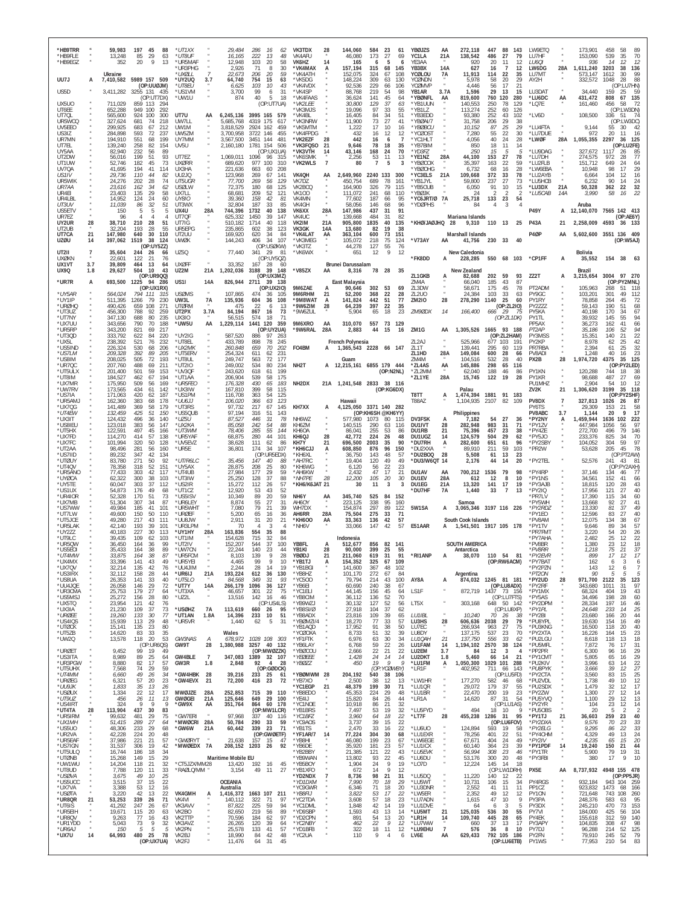*HB9TRR " 59,983 197 45 88
*HB9FLE " 13,248 85 29 63
*HB9EGZ " 352 20 9 13

Ukraine
UU7J A 7,410,582 5989 157 509
(OP:UU0JM)
US5D " 3,411,282 3255 131 435
(OP:UT7DX)
UX5UO " 711,029 859 113 294
UT6EE " 652,288 949 100 292
UT7QL " 565,600 924 100 300
UR5WCQ " 327,624 681 74 218
UV5EEO " 299,925 683 67 212
US3IZ " 284,898 593 72 237
UR7MN " 194,910 551 68 199
UT7EL " 139,240 258 82 154
UY5AA " 82,940 232 56 89
UT2DW " 56,016 199 51 93
UT1UW " 52,746 182 45 73
UV7QA " 41,695 194 41 114
US1IV " 29,736 110 44 82
UR5WIK " 24,276 202 28 74
UR7AA " 23,616 162 34 62
UR4EI " 23,403 135 29 58
UR4LBL " 14,952 124 24 60
UT3UV " 11,039 86 32 51
US5ETV " 150 5 5 5
UR7EZ " 96 4 4 4
UY2UR 28 38,710 210 28 51
UT2UB " 32,204 193 28 55
UT7CA 21 147,980 640 30 110
UZ0U 14 397,062 1519 38 124
(OP:UY5ZZ)
UT2II 7 35,604 244 26 66
UX0KN " 22,601 122 21 76
UX1VT 3.7 39,809 464 13 64
UX9Q 1.8 29,627 504 10 43
(OP:UR9QQ)
*UR7R A 693,500 1225 94 286
(OP:UX1RX)
*UY5AR " 564,024 794 111 315
*UY1IP " 511,395 1266 79 230
*UR0HQ " 490,426 659 108 271
*UT3UZ " 456,300 788 92 258
*UT7NY " 347,130 688 80 235
*UX7UU " 343,656 790 70 188
*UR5RP " 343,200 821 69 217
*UT3QD " 333,792 622 84 220
*UX5L " 238,392 521 76 232
*US5IND " 226,324 530 68 206
*US7LM " 209,328 392 89 205
*US8IM " 208,025 505 72 193
*UR7QC " 207,760 488 69 211
*UT5ULX " 201,400 501 59 153
*UT8IM " 184,527 462 67 194
*UX7MR " 175,950 509 56 169
*UW7RV " 173,565 434 61 142
*US7IA " 171,063 420 62 187
*UR5AMJ " 162,360 383 68 178
*UX7QG " 141,489 369 58 179
*UT4EW " 132,459 425 51 150
*UX3IT " 124,432 496 36 140
*US8IEU " 123,018 383 56 147
*UT5HX " 122,591 497 45 166
*UX7FD " 114,270 414 57 138
*UX7FC " 101,994 320 50 128
*UT2AA " 98,496 281 56 160
*US7IID " 89,232 347 42 134
*UT0UY " 83,780 271 50 92
*UT4QV " 78,358 318 52 151
*UR5ANO " 77,433 303 41 117
*UY0CA " 62,322 300 38 103
*UY5TE " 60,047 303 37 112
*US1UX " 54,873 176 49 68
*UR4IOR " 52,528 170 51 73
*UX7MB " 51,304 307 34 87
*US7WW " 49,984 185 41 101
*UT7LW " 49,600 150 50 110
*UT5JCE " 49,280 217 43 111
*UR5LAK " 42,140 193 39 101
*UY2ZZ " 40,183 227 30 113
*UT9LC " 39,435 109 62 103
*UR5QW " 36,450 164 36 99
*US5EO " 35,433 164 38 89
*UT4MW " 33,875 164 38 87
*UX4MX " 33,396 141 43 49
*UX7QV " 32,214 135 42 76
*US3IRX " 32,112 158 28 44
*US8UA " 26,353 141 33 40
*UU4JQE " 26,058 146 29 72
*UR3QMA " 25,753 179 27 64
*US5MSJ " 25,272 156 28 80
*UX5TQ " 23,954 121 42 76
*UX3IA " 21,230 109 37 73
*UR0EE " 19,260 133 30 77
*US4IQS " 15,939 113 29 48
*UT0CK " 15,141 135 23 80
*UT5ZB " 14,620 83 33 35
*UW2Q " 13,578 118 20 53
(OP:UR6QS)
*UR0ET " 9,452 99 19 49
*US3ITA " 8,989 89 25 44
*UR3PGW " 8,880 82 17 57
*UT5UHX " 7,568 74 29 59
*UT4MM " 6,660 49 26 34
*UR0EG " 6,321 57 20 23
*UU9JK " 1,833 35 13 26
*US0UX " 1,334 22 12 17
*UT9UZ " 456 26 11 13
*US4IRT " 324 9 9 9
*UT4TA 28 113,904 437 30 83
*UR5IRM " 99,631 481 29 75
*UX1MH " 51,415 289 27 64
*US5UO " 48,306 233 29 68
*UR2VA " 42,228 224 20 58
*UR5EAF " 37,986 221 21 57
*US7IGN " 31,537 306 19 42
*UT5ULQ " 16,744 186 18 34
*UT0NB " 15,268 149 15 29
*UW1WU " 14,208 118 21 27
*UT8UD " 7,788 120 11 33
*US0VA " 3,675 49 10 25
*US5UCC " 3,515 37 15 22
*UX7VA " 3,388 53 12 16
*US0TA " 3,220 41 13 22
*UR8QR 21 53,253 339 26 71
*UT6IS " 41,292 247 26 67
*UR5EIH " 19,671 115 20 37
*UR8QV " 9,263 95 20 43
*UR1YDD " 5,043 73 9 32
*UR6AJ " 150 5 5 5
*UX7U 14 64,993 285 25 78
(OP:UX7UA)
*UT1XX " 29,484 286 16 62
*UT8UF " 16,165 222 13 48
*UR5MAF " 12,948 103 20 58
*UR3PHG " 2,926 71 8 30
*UX0LL 7 22,673 206 20 59
*UY2UQ 3.7 64,740 754 15 63
*UT8EU " 6,625 103 10 43
*US1VM " 3,700 99 6 31
*UW1U " 874 40 5 18
(OP:UT7UA)
UT7U AA 6,245,136 3995 165 579
UW7LL " 5,685,768 4319 175 617
UW1M " 3,818,529 2924 162 459
UW5ZM " 3,700,958 3722 146 455
UY7MM " 3,567,500 3451 144 481
UV5U " 2,160,180 1781 154 506
(OP:UX1UA)
UT7EZ " 1,069,011 1096 96 315
UX0RR " 689,620 977 100 310
UX3HA " 221,636 663 60 208
UU2JQ " 123,968 269 67 141
UT5UGR " 77,700 269 56 129
US0LW " 72,375 180 68 125
UX7LL " 68,681 209 52 121
UY8IO " 39,360 158 42 81
UT3WX " 32,804 187 33 85
UX4U 28A 744,396 1732 40 138
UT7QF " 625,332 1450 39 147
UT7IG " 510,182 1714 40 118
UR5EPG " 235,865 602 38 123
UT2UU " 169,920 620 34 84
UW0K " 144,243 406 34 107
(OP:US0KW)
UZ5Q " 77,440 341 29 81
(OP:UY5QZ)
UX0FF " 33,352 167 28 60
UZ2M 21A 1,202,036 3188 39 148
(OP:UX3MZ)
US1I 14A 826,944 2711 39 138
(OP:UX2IO)
US0MS " 107,865 474 36 105
UW3L 7A 135,936 604 36 108
UT0RM " 475 22 6 13
UT2PX 3.7A 84,194 867 16 73
UX3IO " 56,515 574 18 71
*UW5U AA 1,229,114 1441 120 359
(OP:UY2UA)
*UY2IG " 587,520 886 97 263
*UT8EL " 433,789 898 78 245
*UX2MK " 260,848 659 70 202
*UT5ERV " 254,324 611 62 231
*UT8UL " 249,747 563 72 177
*UT2IO " 249,002 534 80 234
*UX3QF " 243,620 618 61 199
*UT1AA " 206,904 539 58 175
*UR5FEO " 176,328 430 65 183
*UX3IW " 167,810 399 58 115
*US1PM " 116,708 363 54 125
*UU6JJ " 106,020 366 63 123
*UT3RS " 97,732 217 67 145
*US5QUB " 97,194 316 51 143
*UZ5U " 87,527 446 31 78
*UX2KA " 85,058 242 54 88
*UT3WM " 78,406 285 55 144
*UR5YAF " 68,875 280 44 101
*UV5EVZ " 38,628 111 62 86
*UR5E " 36,801 174 34 107
(OP:UR5EDX)
*UT/R6LCC " 35,456 147 40 88
*UY5AX " 28,875 208 25 80
*UT4UB " 27,984 172 29 59
*UT3IW " 25,250 128 37 88
*US2IR " 15,272 112 26 57
*UT1CZ " 12,920 53 43 52
*US5ISV " 10,349 89 20 59
*UR6LEY " 8,874 55 27 31
*UR5WHT " 7,080 79 21 39
*UR0EF " 5,200 65 16 36
*UU8JW " 2,911 31 20 21
*UR3LPM " 70 4 3 4
*UY1HY 28A 163,836 554 35 88
*UT1IM " 154,628 715 32 84
*UT2IV " 152,207 544 37 100
*UW7CN " 22,244 140 23 44
*UR5FCM " 8,103 139 9 28
*UR5YU " 4,465 99 9 10
*UU4JIM " 2,244 28 14 19
*UR8IJ 21A 193,224 612 36 130
*UT5LO " 84,568 349 31 93
*UT7Y 14A 266,179 1096 36 127
*UT3XA " 46,657 301 22 75
*UZ2L " 13,516 142 16 46
(OP:US4LS)
*US0HZ 7A 113,619 660 26 95
*UT1AN 1.8A 14,396 233 10 51
*UR5VR " 1,440 62 5 31

Wales
GW3NAS A 678,972 1028 108 303
GW9T 28 1,380,988 3257 40 132
(OP:MW0ZZK)
GW4BLE 7 347,083 1389 32 107
GW3R 1.8 2,848 92 4 28
(OP:G0DCK)
*GW4HBK 28 39,216 233 25 61
*GW4EVX 21 72,200 416 23 72
MW0JZE 28A 252,853 715 39 110
GW0GEI 21A 125,646 649 29 100
*GW9X AA 351,764 864 60 178
(OP:MW1LCR)
*GW7ERI " 97,968 337 46 110
*MW0CRI 28A 50,784 290 33 59
*GW6W 21A 60,440 339 23 71
(OP:GW0ETF)
*GW0RYT " 21,638 157 15 47
*MW0EDX 7A 208,152 1203 26 92

Maritime Mobile EU
*CT3JZX/MM 28 13,420 192 16 45
*RA0LQ/MM " 3,154 49 11 27

OCEANIA
Australia
VK4GMH A 1,416,372 1663 107 211
VK4VI " 140,112 322 77 97
VK3AVV " 87,822 225 59 94
VK2BO " 82,650 210 65 92
VK2TTP " 76,356 281 53 70
VK3AVZ " 26,265 120 39 66
VK2PN " 25,578 141 35 52
VK2BQ " 18,630 109 34 47
VK2FJ " 11,476 64 31 45
VK3TDX 28 144,060 584 23 61
VK4AFU " 46,080 173 27 69
VK6HZ 14 165 6 5 6
*VK4MAX A 157,194 315 68 145
*VK4ATH " 152,075 324 67 108
*VK5DG " 148,224 309 63 130
*VK4VDX " 92,536 229 66 106
*VK4SP " 88,768 219 54 98
*VK4FAAS " 36,624 141 45 64
*VK2LEE " 30,800 129 37 63
*VK3MJS " 19,096 97 33 55
*VK4BL " 16,405 84 34 51
*VK3NRW " 11,900 73 27 41
*VK3MTM " 1,222 17 10 16
*VK4FPDG " 432 16 12 12
*VK2EZF 28 442 16 6 7
*VK3FQSO 21 9,646 78 18 35
*VK3VTH 14 43,146 168 24 70
*VK6SMK " 2,256 53 11 13
*VK2WLS 7 80 7 5 3
VK4QH AA 2,649,960 2240 133 300
VK7DZ " 450,754 689 78 161
VK2BQQ " 164,900 326 79 115
VK1OO " 111,072 241 68 110
VK4MN " 77,602 187 66 95
VK4GH " 58,056 146 68 96
VK6XX 28A 147,986 437 31 91
VK4UC " 139,668 484 31 82
VK2IM 21A 905,800 1835 40 135
VK3GK 14A 13,680 82 19 38
*VK4LAT AA 363,104 600 73 151
*VK3TZ " 105,072 218 75 124
*VK3MEG " 44,278 127 55 76
*VK6WX " 651 12 9 12

Brunei Darussalam
*V85ZX AA 8,316 78 28 35

East Malaysia
9M6ZAE A 90,646 302 53 69
9M6RHM 21 52,200 368 22 28
*9M8WAT A 141,824 442 51 77
*9W6ZIM 28 64,239 397 22 35
*9W6ZUL " 5,904 65 18 23
9M6XRO AA 310,070 557 73 129
*9W6RAL 28A 2,883 44 15 16

French Polynesia
FO4BM A 1,365,543 2228 66 147

Guam
NH2T A 12,215,161 6855 179 444
(OP:N2NL)
NH2DX 21A 1,241,548 2833 38 116
(OP:KG6DX)

Hawaii
KH7XX A 4,125,050 3371 140 282
(OP:KH6SH @KH6YY)
NH6WZ " 577,980 1073 80 115
KH6ZM " 140,515 290 63 116
KH6OA " 86,041 255 53 86
KH6QJ 28 42,772 224 26 48
KH7Y 21 696,500 2003 35 90
*KH6CJJ A 608,850 876 96 150
*KH6XL " 36,750 143 48 57
*AH7RC " 19,404 120 49 49
*KH6WG " 6,120 56 22 23
*AH6KW " 2,432 47 17 21
*NH7PE 28 12,200 105 20 30
*KH6/K6JAT 21 30 11 3 3
NH6Y AA 345,740 525 84 152
AH6OY " 223,125 338 95 160
WH7DX " 154,874 297 89 122
AH6RR 28A 75,504 275 33 71
*KH6OO AA 33,363 136 42 57
*NH6V " 33,066 147 42 57

Indonesia
YB8FL A 512,677 856 82 141
YB1KI 28 90,000 399 25 55
YB0DJ 21 211,060 619 31 91
*YB1TJ A 154,352 325 67 109
*YB1BGI " 141,600 367 48 102
*YB8HZ " 101,170 272 67 84
*YC5OO " 79,794 214 43 100
*YB6EI " 60,690 240 38 67
*YC1ELI " 44,145 156 45 64
*YB8CIM " 36,112 136 52 70
*YB9WZJ " 30,132 127 52 56
*YB8SI/0 " 27,918 104 37 62
*YB8ADX " 23,818 109 39 65
*YB0MZI/4 " 18,270 77 33 57
*YB1AQD " 17,952 91 38 50
*YC0OXA " 8,733 51 32 39
*YF1FTK " 6,976 63 30 34
*YB6LAY " 6,768 59 22 26
*YB2COJ " 2,666 22 21 22
*YE0EEE " 1,428 24 14 14
*YB0ZZ " 450 19 9 9
(OP:YC0MBY)
*YB0MWM 28 204,192 540 38 106
*YB7XO " 2,500 38 12 13
*YC1EGP 21 48,379 199 30 71
*YB8EDO " 45,353 224 29 48
*YE1IJ " 15,820 84 26 44
*YC1NOE " 10,918 86 21 32
*YB1BRS " 9,102 66 25 32
*YC1BFZ " 3,960 64 18 22
*YC9AOS " 3,737 39 15 22
*YB1TS " 2,470 33 16 22
*YD2NDX 7 8,736 98 21 31
*YD1DXM " 7,990 78 20 27
*YC9GWR " 3,283 57 9 22
*YB8RJ " 3,822 53 17 22
*YB8BX " 2,352 49 12 16
*YF1AR/7 14 77,224 304 30 68
YB8HI AA 46,080 199 23 67
*YD9SBP " 35,700 181 43 63
*YB8DE " 35,920 181 37 59
*YB2BBY " 21,385 121 22 43
*YB9WAN " 13,802 93 22 45
*YB5BOY " 1,904 24 15 19
*YB1XFO " 672 14 9 12
*YD2TAV " 400 8 7 10
*YB2MRQ " 160 9 6 10
*YC2FDA " 150 5 5 5
*YC2TDA " 72 4 3 3
*YC2UA " 110 9 4 6

YB0JZS AA 272,118 447 88 143
YC1LA 21A 138,542 486 27 79
YE3AA " 920 20 11 12
YB3BX 14A 627 16 7 12
YC0LOU 7A 11,913 114 22 35
YC0NDN " 5,978 58 20 29
YC0MVP " 4,446 56 17 21
YB1AR 3.7A 1,596 29 13 15
*YB0NFL AA 819,600 760 120 280
*YB1UUN " 140,553 250 78 129
*YB1LZ " 113,274 252 60 126
*YB3EDD " 93,380 252 43 102
*YB0AV/7 " 31,758 206 29 38
*YB0BCU " 10,152 87 25 29
*YC0DST " 7,280 55 22 30
*YC1HLT " 4,056 40 24 28
*YB0IK " 1,820 33 17 18
*YB7BIM " 850 18 11 14
*YD3FZ " 250 15 5 5
*YE1NZ 28A 44,100 153 27 78
*YB0CCX " 35,397 163 22 59
*YB0OHG " 6,732 68 16 28
*YC3ELS 21A 109,668 372 33 78
*YB1JYL " 59,800 237 27 73
*YB5OUB " 6,050 91 10 15
*YB1K " 24 2 2 2
*YC6JRT/0 7A 25,718 133 23 54
*YD0PHS " 84 4 3 4

Mariana Islands
*KH0/JA0JHQ 28 9,310 110 13 25

Marshall Islands
*V73AY AA 41,756 230 33 40

New Caledonia
*FK8DD A 228,285 550 68 103

New Zealand
ZL1GKB A 82,688 202 59 93
ZM4A " 66,040 185 43 87
ZL3DW " 58,671 175 45 78
ZL2UO " 24,384 103 33 63
ZM2IO 28 278,290 1140 25 60
(OP:ZL2IO)
ZM90DX 14 166,400 666 29 75
(OP:ZL1DK)
ZM1G AA 1,305,526 1665 93 188
(OP:ZL2HAM)
ZL2AJ " 525,966 677 103 191
ZL1T " 139,441 295 60 119
ZL1HD 28A 149,084 600 28 66
ZM4M " 104,516 532 28 40
*ZL4AS AA 145,886 298 65 116
*ZL2MM " 62,040 188 46 86
*ZL1YE 28A 15,745 122 19 28

Palau
T8TT A 1,474,394 1881 91 183
T88AZ " 1,104,935 2107 82 109

Philippines
DV3FSK A 7,182 54 27 36
DU1IVT 28 282,948 983 31 71
DU1RB 21 75,396 457 23 38
DU1UGZ 14 124,579 504 29 62
*DU7RH A 282,600 651 61 96
*DU2XXA " 89,910 211 59 103
*DU2BOQ 28 5,508 61 13 23
*DU3/W6QT 14 2,176 44 14 20
DU1AV AA 700,212 1536 79 98
DU1EV 28A 612 12 8 10
DU1EG 21A 13,320 141 17 19
*DU7HF 7A 1,440 33 7 13

Samoa
5W1SA A 3,065,346 3197 116 226

South Cook Islands
E51AAR A 1,541,501 1917 105 178

SOUTH AMERICA
Antarctica
*RI1ANP A 38,070 110 54 81
(OP:RW6ACM)

Argentina
AY8A A 874,032 1245 81 181
(OP:LU8ADX)
LS1F " 872,719 1437 73 156
(OP:LU7FTS)
LT5X " 303,168 648 50 142
(OP:LU5FD)
LU1IBL " 10,240 70 26 38
LU3HS 28 606,636 2038 29 79
LT7EC " 266,934 963 27 75
LU8DY " 137,175 537 23 70
LU1QAH 21 137,750 556 33 62
LU1FAM 14 1,194,102 2570 38 124
LU2EM 3.7 84 12 3 4
LU2DKT 1.8 5,460 66 14 21
*LU1FM A 1,050,300 1029 101 288
*LR1F " 402,952 711 66 143
(OP:LU5FF)
*LW1HR " 177,270 582 46 68
*LU1QR " 29,072 179 37 55
*LU1BR " 22,470 200 19 23
*LR1A " 14,620 87 31 54
(OP:LU1AS)
*LU5FYD " 494 18 10 9
*LT7F 28 455,238 1286 31 95
(OP:LU6FOV)
*LU6UO " 124,894 593 19 58
*LU1EXR " 78,256 401 22 51
*LW6EGE " 67,671 404 24 49
*LU1ICX " 60,144 364 23 49
*LU2DX " 58,089 273 23 73
*LU6DU " 53,176 300 22 46
*LO7D " 12,224 145 14 18
(OP:LW1DRH)
*LU5DQ " 11,220 140 12 22
*LU5WT " 10,731 106 15 22
*LU3DNR " 2,552 41 11 11
*LW5ER " 2,352 49 12 16
*LU7ADN " 1,615 47 9 10
*LU1DVE " 64 6 3 5
*LU5MT 21 125,035 536 30 55
*LR1H 14 149,740 445 28 66
*LU7WW " 660 37 13 17
*LU9EHU 7 576 30 3 9
*LR1E AA 629,433 792 105 186
(OP:LU6ETB)
LW9ETQ " 173,901 458 58 89
LU7HF " 153,090 539 35 70
LU6QI " 936 14 12 12
LW6DG 28A 1,611,240 3203 38 136
LU7MT " 573,147 1612 30 99
AY2H " 332,572 1048 28 88
(OP:LU7HN)
LU3DAT " 34,440 159 25 59
*LU6DC AA 431,472 808 67 135
*LQ7E " 161,460 456 58 72
(OP:LW3DN)
*LV6D " 108,500 336 51 74
(OP:LW3DC)
*LU4FTA " 9,144 55 30 42
*LU7DUE " 972 20 11 16
*LW0F 28A 1,055,355 2297 36 125
(OP:LU2FE)
*LU9DAG " 327,672 1117 26 85
*LU7DH " 274,575 972 28 77
*LU2FLB " 151,712 649 24 64
*LW6EBA " 10,948 98 17 29
*LU2AYB " 6,664 104 12 16
*LU5HCB " 6,232 90 14 24
*LU3DX 21A 50,328 362 22 32
*LU5CAB 14A 3,990 58 16 22

Aruba
P49Y A 12,140,070 7565 142 413
(OP:AE6Y)
P43A 21 2,258,009 4593 36 133
P40P AA 5,602,600 3551 136 409
(OP:W5AJ)

Bolivia
*CP1FF A 35,552 154 38 63

Brazil
ZZ2T A 3,215,654 3004 97 270
(OP:PY2MNL)
PT2ADM " 105,963 268 51 118
PY9QC " 103,201 301 49 112
PY1RY " 78,858 264 45 72
PY2ZZZ " 59,143 190 51 68
PY5KA " 40,198 170 34 67
PY1TL " 39,932 145 55 94
PP5AX " 36,273 162 41 66
PT2AP " 35,186 106 52 94
PY3MSS " 15,351 140 21 22
PY2KP " 8,978 62 25 42
PR7RBA " 2,394 61 25 32
PV8ADI " 1,248 40 16 23
PX2B 28 1,974,720 4375 35 125
(OP:PY2LED)
PY1KN " 120,288 744 18 38
PY1KR " 98,688 487 27 69
PU1MHZ " 2,904 54 10 12
ZV2K 21 1,306,620 3199 35 118
(OP:PY2SHF)
PV8DX 7 327,813 1026 26 87
PY6TS " 29,309 153 21 58
PV8ABC 3.7 1,144 20 9 17
*PY2NY A 1,459,944 1636 102 222
*PY1ZV " 447,984 1056 56 97
*PY4ZE " 272,700 496 79 146
*PY5JO " 233,376 825 34 70
*PY2SBY " 104,052 304 59 97
*PR2W " 53,628 205 45 78
(OP:PT2AW)
*PY2TEL " 52,576 241 43 81
(OP:PY2AXH)
*PY4RP " 37,146 134 46 77
*PY1NS " 34,561 152 41 66
*PY3AJB " 18,815 120 28 43
*PY2IQ " 17,956 121 27 40
*PR7LV " 17,390 115 34 60
*PY5WH " 13,668 92 27 41
*PY2RDZ " 13,330 81 37 49
*PY1EO " 12,596 83 27 40
*PV8AM " 12,075 134 38 67
*PY1TV " 9,646 89 34 57
*PR7RMT " 3,220 54 20 26
*PY7AHA " 2,482 25 12 22
*PV8BR " 1,380 23 12 18
*PV8RR " 1,218 25 21 37
*PY2EVR " 899 17 12 17
*PY7BAT " 162 6 3 6
*PY2PZN " 143 12 6 7
*PT2OV " 90 5 5 5
*PY2UD 28 971,700 2122 35 123
*PY2RF " 343,681 1011 31 97
*PY1MX " 68,324 404 19 43
*PY5AS " 34,496 198 28 60
*PY2DPM " 28,334 197 16 46
*PY1PL " 24,648 233 14 25
*PY2BI " 23,680 166 20 44
*PU8YPL " 19,630 154 16 49
*PU8KNG " 16,500 118 20 40
*PY2XTA " 16,226 164 15 23
*PU2LGU " 8,618 118 13 18
*PU5MFL " 7,872 76 17 31
*PP2PR " 6,300 96 16 29
*PY1CMT " 5,805 65 16 29
*PU2KIV " 3,996 63 14 22
*PU8PYK " 3,666 39 12 27
*PY2CTA " 3,560 83 15 25
*PU2VDL " 1,738 49 10 12
*PU2SDX " 1,479 32 12 17
*PY2ZW " 1,300 27 12 14
*PU5YVQ " 1,100 29 12 13
*PY2YR " 104 23 12 14
*PU5OBS " 20 5 2 2
*PY1TJ 21 36,603 259 23 40
*PY2DXA " 9,576 70 23 33
*PY2ELG " 9,295 86 22 33
*PY4CHM " 4,329 49 13 24
*PY2IV " 4,235 65 15 20
*PY1PDF 14 19,240 150 21 44
*PY1TR " 5,900 79 19 31
*PY3FBI " 380 17 9 10
PX5E AA 8,737,932 4948 155 478
(OP:PP5JR)
PY4RGS " 932,184 943 104 259
PP1CZ " 923,832 1473 68 166
PY1CN " 721,648 743 108 260
PY2LED " 545,805 710 103 182
PY3DX " 245,210 470 73 153
PY2VA " 164,970 346 73 122
PY4EK " 155,618 312 79 140
PY1AP " 104,835 305 47 98
PY7DJ " 96,288 214 52 125
PY2RN " 79,910 245 52 79
PY2LU " 59,331 226 51 73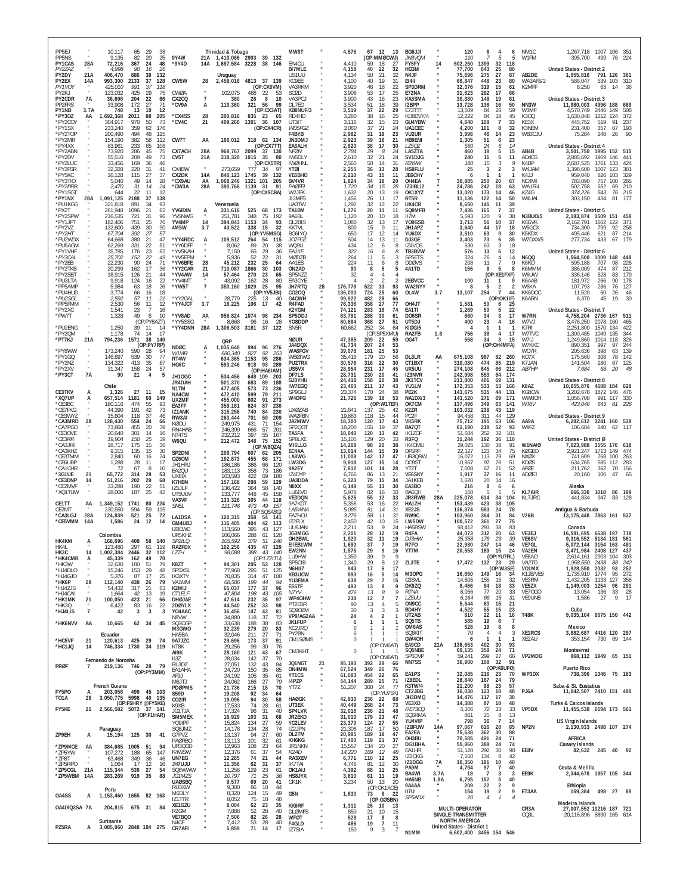PP5EJ " 10,117 65 29 38
PP5NS " 9,135 82 20 25
PY1CAS 28A 72,216 367 24 48
PY2ZAZ " 4,998 90 16 26
PY2DY 21A 406,470 886 38 132
PY2EX 14A 993,300 2133 37 128
PY1VOY " 425,010 991 37 118
PY2KJ " 123,032 425 29 75
PY2CDR 7A 36,696 204 22 66
PP2FRS " 33,908 172 27 71
PY1NB 3.7A 748 13 10 12
*PY3OZ AA 1,692,368 2011 88 205
*PY2COY " 304,917 970 50 73
*PY1SX " 233,240 359 62 176
*PY2TOP " 200,490 494 48 115
*PY2MR " 154,190 382 58 112
*PY4XX " 83,961 233 65 106
*PY2ABN " 73,920 286 45 75
*PY2DV " 55,510 209 49 73
*PY2LUC " 33,456 169 36 46
*PY2RSR " 32,328 220 31 41
*PY5KC " 16,128 115 27 37
*PY5TIO " 5,040 49 14 28
*PY2PRB " 2,470 31 14 24
*PY1SGT " 644 22 11 12
*PY1NX 28A 1,091,125 2188 37 138
*PU1KGG " 321,818 891 34 93
*PX2T " 261,948 1096 21 62
*PY2SPW " 216,535 721 31 96
*PY1JPT " 182,406 751 25 76
*PY2VZ " 132,600 439 30 90
*PY2HT " 67,704 392 27 57
*PU2WDX " 64,668 380 21 47
*PU5AGM " 62,269 331 22 51
*PY1VHF " 35,785 176 23 62
*PY3CAL " 25,702 152 22 49
*PY2EB " 22,230 90 24 71
*PY2TKB " 20,299 162 17 36
*PY2SBT " 18,915 126 21 44
*PU8LTA " 9,918 124 16 22
*PP5AMP " 5,984 63 18 26
*PU4HUD " 3,774 66 16 18
*PU2SQL " 2,592 57 11 21
*PP5FMM " 2,530 56 11 12
*PY2XC " 1,541 23 7 16
*PW7T " 1,328 49 6 10
(OP:PY8AZT)
*PU2ENG " 1,250 39 11 14
*PY2QM " 1,178 74 14 17
*PT7KJ 21A 794,236 1571 38 140
(OP:PY7RP)
*PY8WW " 173,240 590 28 94
*PY1GQ " 146,697 539 30 77
*PY2NZ " 134,322 413 35 87
*PY2XV " 31,347 158 24 57
*PY3CT 7A 90 21 4 5

Chile
CE3TKV A 1,326 27 11 15
*XQ7UP A 657,514 1181 60 149
*CE3BC " 180,116 474 55 93
*CE7FKG " 44,390 191 42 73
*CE3WYZ " 15,604 118 37 46
*CA3MRD 28 128,430 554 24 66
*CA7PGO " 73,868 455 20 39
*CE3CNE " 20,640 301 14 16
*CE3RR " 19,904 150 25 39
*CA3JRI " 18,717 175 15 36
*CA3KHZ " 9,315 135 15 30
*CE3TMM " 2,840 60 16 24
*CE6UBP " 1,288 28 11 17
*CA1CHR " 72 67 8 10
*3G1UE 21 65,772 314 28 53
*CE3DNP 14 51,216 202 29 68
*CE2MVF " 33,288 190 22 51
*XQ1TUW " 28,006 187 25 42

CE1TT AA 1,349,152 1741 80 224
CE2MT " 230,550 594 59 115
*CA3LGJ 28A 124,839 521 25 72
*CE5VMM 14A 1,586 24 12 14

Colombia
HK4KM A 168,696 408 58 140
HK4L " 123,480 297 61 119
HK3C 14 1,002,384 2446 32 112
*HK4CMB A 45,339 162 49 70
*HK3W " 32,630 100 51 79
*HJ4DLO " 15,246 153 29 48
*HJ4GJO " 5,376 87 17 25
*HK6P 28 112,140 438 26 79
*HJ4ZJS " 54,432 317 21 63
*HJ4CAI " 1,664 42 13 19
*HK1MK 21 100,050 423 21 66
*HK3Q " 6,422 83 16 22
*HJ4US 7 42 3 3 3

*HK6NVV AA 10,665 62 34 45

Ecuador
*HC5VF 21 120,613 425 29 74
*HC1JQ 14 746,334 1730 34 119

Fernando de Noronha
PRØF 7 219,136 746 28 79
(OP:PY3MM)

French Guiana
FY5PO A 203,056 499 45 103
TO1A 28 3,050,775 5998 40 135
(OP:F5HRY @FY5KE)
FY5KE 21 2,566,582 5072 37 141
(OP:F1HAR)

Paraguay
ZP9EH A 15,194 125 30 41

*ZP9MCE AA 384,685 1005 51 94
*ZP5YW " 107,272 188 65 147
*ZP8T " 63,468 349 36 46
*ZP5RPO " 1,064 17 12 16
*ZP5CGL 21A 115,344 539 27 54
*ZP5WBM 14A 283,269 919 35 88

Peru
OA4SS A 1,153,460 1655 82 163

OA4/XQ3SA 7A 204,815 675 31 84

Suriname
PZ5RA A 3,085,060 2848 104 275

Trinidad & Tobago
9Y4W 21A 1,410,066 2903 39 132
*9Y4D 14A 1,697,584 3228 38 146

Uruguay
CW5W 28 2,458,016 4813 37 139
(OP:CX6VM)
CWØA " 102,075 488 22 53
CX2CQ 7 360 26 8 10
*CV9A A 110,360 321 56 99
(OP:CX3AT)
*CX4SS 28 200,816 835 23 65
*CV4C 21 409,266 1301 36 107
(OP:CX4CR)

CW7T AA 166,012 318 62 134
(OP:CX7TT)
CX7ACH 28A 968,767 2099 37 130
CV5T 21A 318,320 1015 35 80
(OP:CX5TR)
CX4BW " 273,659 777 34 97
CX2DK 14A 840,123 1745 39 132
*CX9AU AA 1,068,246 1321 101 205
*CW3A 28A 390,766 1139 31 91
(OP:CX5CBA)

Venezuela
YV6BXN A 331,616 525 68 173
YV5NWG " 251,781 348 75 192
YV4MP 14 394,843 1153 34 93
4M5W 3.7 43,522 338 15 32
(OP:YV5MSG)
*YV4RDC A 109,512 264 54 115
*YY6DFF " 8,062 89 20 38
*YV5KAH " 7,150 65 29 36
*YV5EPM " 5,936 52 22 31
*YV6BFE 28 45,212 232 25 64
*YY2CAR 21 710,087 1866 30 103
*YV4AW 14 57,464 270 23 65
*YV4MT " 43,092 162 28 80
*YW5T 7 350,160 1029 25 95
(OP:YV5JBI)
*YY2GAL " 28,779 225 13 40
*YY4JCF 3.7 16,225 106 17 42

*YV8AD AA 956,824 1074 98 234
*YY5SSG " 8,668 96 16 28
*YY4DNN 28A 1,306,503 3181 37 122

QRP
NDØC A 1,035,648 994 96 276
W1MR " 680,340 827 92 253
RT4W " 634,365 1153 95 286
HG6C " 593,246 918 93 289
(OP:HA6IAM)
JH1OGC " 534,456 648 109 203
JR4DAH " 501,370 683 89 188
N1TM " 477,405 573 73 236
NA4CW " 472,410 599 79 211
UX2MF " 455,000 802 91 273
EA3FF " 359,161 624 87 230
IZ1ANK " 315,256 740 84 230
RW3AI " 263,444 701 59 209
KØOU " 249,975 431 71 154
RN4HAB " 246,390 666 57 201
NT4TS " 232,212 397 55 167
W6QU " 212,472 348 75 152
(OP:W8QZA)
SP2DNI " 208,794 607 62 205
OZ6OM " 192,873 455 68 171
JH1HRJ " 186,186 386 66 120
EA2QU " 183,113 358 73 186
UX8IX " 163,593 422 69 180
K7HBN " 157,168 298 59 129
IZ5JLF " 136,422 364 58 140
UT5UUV " 133,777 448 45 158
VA3VF " 133,326 305 44 118
SN5L " 121,746 473 49 157
(OP:SQ5ABG)
LA1DSA " 120,315 358 54 141
GM4UBJ " 116,405 404 42 113
IZ8EWD " 113,560 395 43 127
UR5KHZ " 106,066 288 61 120
SP2ILO " 105,592 379 51 146
RA2FDX " 102,256 435 47 129
LZ7H " 98,088 388 43 140
(OP:LZ1TW)
K8ZT " 94,301 205 53 128
SP5XSL " 77,968 295 51 125
IK3XTY " 70,835 314 47 108
VA1MM " 68,586 199 44 94
K2MIJ " 65,037 177 37 96
CT1ELF " 47,804 198 43 105
DHØJAE " 47,614 232 36 97
2DØYLX " 44,540 252 33 98
YO4AAC " 36,455 147 43 81
N8VW " 34,880 118 37 72
SQ3OGP " 33,638 188 38 83
M3GWO " 32,239 279 20 83
HA5BA " 32,046 211 27 71
9A7JZC " 29,696 173 37 91
KT8K " 29,256 99 30 76
AI9K " 28,160 121 43 67
II3Z " 28,034 142 37 70
RL3DZ " 27,051 132 43 84
EA1AHA " 24,720 150 35 85
AF8J " 24,192 105 35 61
M6JTJ " 24,062 166 27 79
PDØPMS " 21,736 215 18 70
S59D " 19,208 92 34 64
OO2IR " 19,096 94 30 58
K9XB " 17,533 74 28 61
JG1TJA " 17,324 96 31 40
SM5MEK " 16,929 103 31 68
YO8IPF " 15,824 134 27 59
SQ8JMZ " 14,178 134 28 74
G7PVZ " 13,137 94 27 60
PAØRBO " 13,113 101 32 61
UR3QOD " 12,963 108 23 64
K4WSW " 12,376 61 37 54
UN7EG " 12,285 74 21 44
JH7UJU " 11,356 62 37 36
SQ6WWW " 11,256 129 23 61
JG1MZS " 10,797 71 25 36
UAØSBQ " 9,577 69 20 41
RU3XW " 9,300 86 18 44
M6DLY " 8,320 124 15 49
IZ1TTR " 8,052 75 18 48
XE1GZU " 8,004 62 23 46
R2GM " 7,888 52 28 40
VE7BQO " 7,506 82 26 28
N4CF " 7,452 63 28 26
CR7AFI " 5,859 71 14 17

MW8T " 4,575 67 12 13
(OP:MMØCWJ)
EA4CU " 4,410 59 18 27
BI7MLE " 4,158 40 22 32
US1UU " 4,134 50 21 32
KC9EE " 4,100 40 19 31
VA3RKM " 3,920 46 18 22
SO2D " 3,906 53 17 25
VA3PCJ " 3,900 43 16 23
DL7ED " 3,534 51 18 39
KB8NUF/3 " 3,519 37 22 29
RD4HD " 3,280 38 16 25
UT3IT " 3,116 32 15 23
WD5FGZ " 3,060 37 21 24
F4BYB " 2,982 31 19 23
JN3DMJ " 2,923 39 16 21
EA6ALH " 2,820 38 17 30
NFØN " 2,784 29 8 24
IW5DLY " 2,610 32 21 24
IWØHNL " 2,565 50 14 31
YTØI " 2,255 36 13 28
VE6BHO " 2,210 43 15 11
BV4VR " 1,824 34 18 20
PAØFEI " 1,720 34 15 28
W2JEK " 1,632 20 13 19
JI3MFS " 1,456 26 11 17
UA3TW " 1,292 32 12 22
TA1BM " 1,276 20 11 11
9A6BL " 1,120 20 10 18
DL2BIS " 1,080 32 13 17
KK7VL " 800 15 9 11
BG6IYQ " 774 17 12 14
JO7FGZ " 504 14 13 11
WQ9U " 434 12 6 8
EA1IIE " 322 16 6 8
MØDZB " 264 11 5 3
AA1ES " 224 11 6 8
ON2AD " 90 8 5 5
SP5NZZ " 32 4 4 4
EA3GYE " 4 2 2 2
JH7RTQ 28 176,778 522 33 93
CO2OQ " 136,000 724 25 60
G4CWH " 99,922 482 28 66
R4FAD " 76,336 358 27 77
K2YGM " 74,121 283 19 74
SP5DDJ " 63,791 288 30 61
YO8DDP " 60,684 368 27 51
SN5R " 60,662 252 34 64
(OP:SP5XMU)
NØUR " 47,385 209 22 59
JA4DQX " 41,734 207 24 53
WA6FGV " 39,078 181 25 53
WBØIWG " 35,416 179 20 56
PU2TRX " 30,576 316 22 30
US5VX " 28,954 231 17 45
DF7LS " 28,731 230 20 41
GJ3YHU " 24,418 158 20 38
IW7EGQ " 23,460 211 17 43
SP9GLJ " 23,374 170 24 38
W4DFG " 21,726 139 18 53
(OP:W1TEF)
UXØZAB " 21,641 137 25 42
WA2FBN " 19,883 118 15 44
JA2MWV " 18,300 120 17 43
SP2QOT " 18,200 155 19 37
TA5FA " 18,040 120 13 42
SP8LXE " 15,105 129 20 33
MI6LLG " 14,268 98 20 38
EC4AA " 13,014 144 15 39
LA8WG " 11,008 142 17 47
LW3DG " 9,918 127 15 14
9A2EY " 7,812 101 14 28
IZ4DYP " 6,766 86 13 21
IK1ZOF " 6,223 79 15 34
UA3DDA " 6,149 55 13 30
N8XX " 5,978 82 16 30
VE3DQN " 5,625 55 12 33
9A7KDT " 5,358 53 16 22
LA5WNA " 5,085 81 14 31
EA7HOJ " 3,276 58 11 31
IZ2FLX " 2,450 42 10 15
UU9JAN " 2,211 53 9 24
JG3MGG " 2,201 28 12 19
OH2BWL " 1,920 32 11 19
EI/EB1WM " 1,690 37 7 19
EW2NN " 1,575 29 9 16
LU9HW " 1,350 39 9 9
SP5CIB " 1,340 29 8 12
N6HI/7 " 943 17 6 17
KB3UCW " 893 16 5 14
YU3EMA " 638 29 7 15
ES5TF " 493 13 8 9
N7YV " 476 13 8 9
YT7Z " 238 12 7 7
WP4OHW " 232 17 6 2
PT2EBR " 90 13 9 9
SQ9OZM " 30 3 3 3
VP9/AG2AA " 24 4 2 1
JK1FUP " 6 1 1 1
KC2JRQ " 6 1 1 1
PY2BN " 6 1 1 1
OM1SØMS " 6 1 1 1
(OP:OM6AT)
OM3KHT " 0 1 1 1
(OP:OM6AT)
JQ1NGT 21 95,190 392 29 66
ON4MW " 67,524 349 26 76
YT1CS " 61,488 454 22 65
I4PZP " 54,144 289 25 71
YT7Z " 51,207 300 24 77
(OP:YU7SK)
HAØGK " 42,930 236 22 68
UT3EK " 40,449 268 24 73
SP4LVK " 32,016 236 21 48
JR2EKD " 31,070 179 23 47
YC2LEV " 23,370 124 27 55
IZ2JPN " 21,306 187 17 50
DL2TM " 20,956 189 18 47
KH6KG " 17,400 119 21 37
JR1NKN " 15,557 134 20 27
R2AD " 14,220 169 17 28
RA3XEV " 6,771 110 12 25
IK7TAI " 4,746 81 12 30
OK1AIJ " 3,843 61 11 16
HS8JYX " 3,610 61 13 25
OK1K " 3,234 50 12 30
G5N " 1,830 73 8 22
(OP:GØSBN)
KK6RF " 1,311 27 12 11
DLØMFS " 528 17 8 8
WFØT " 528 17 8 8
F4GLD " 486 19 7 11
IZ7SIA " 150 9 3 7

BG6JJI " 120 6 4 6
JN3VQM " 110 7 5 5
FY5FY 14 602,250 1399 32 118
HG3M " 77,700 643 25 80
N4JF " 75,696 275 27 87
EI4II " 66,847 448 23 80
SP3DRM " 32,376 319 15 61
E72NA " 31,623 292 17 66
KA8SMA " 30,880 148 19 61
I2BPP " 13,728 136 16 50
E73TTT " 13,509 84 20 59
KD8DVY/4 " 12,222 84 18 45
GU4YBW " 4,640 108 7 33
UA1CEC " 4,200 101 8 32
VU2UR " 3,996 46 14 23
HB9ENI " 1,305 51 6 23
LZ5QZ " 560 24 6 14
LA5ZTA " 460 19 5 15
SV1DJG " 240 11 5 11
R2WW " 180 15 3 9
HS8FLU " 25 3 2 3
JE6CHY " 6 1 1 1
OH4EA 7 30,885 250 20 67
IZ3IBL/2 " 24,786 242 18 63
OK1XYZ " 13,020 173 14 46
RT5R " 11,136 122 14 50
UX4CR " 8,650 145 11 39
SQ8MFB " 7,436 165 7 37
II7M " 5,593 120 9 38
YO9GSB " 3,713 56 10 37
JH1APZ " 3,640 44 17 18
YU6DX " 3,510 63 9 30
DJ3GE " 3,403 73 6 35
IZ4VQS " 630 63 3 18
TB3BVW " 576 13 6 12
SP5ETS " 324 26 4 14
DDØVS " 208 11 7 9
4A1TD " 156 8 5 8
(OP:XE1FXF)
2EØVCC " 100 11 1 9
WA2NYY " 8 5 2 2
OL4W 3.7 13,107 254 7 44
(OP:OK1IF)
OH4JT " 1,581 50 6 25
EA1TI " 1,269 50 5 22
DO6SR " 660 34 3 17
UT5DJ " 400 23 4 16
KIØG/5 " 4 1 1 1
RA2FB 1.8 756 38 4 17
OG4T " 558 34 3 15
(OP:OH4MFA)

DL8LR AA 675,108 987 82 260
CT1BXT " 310,080 474 85 219
UX5UU " 274,108 645 66 212
IZ3NVR " 242,998 553 64 174
JK1TCV " 213,800 401 69 131
YU1LM " 172,353 533 53 166
PE2K " 143,675 535 44 131
NA1DX/3 " 143,520 271 69 111
OK7CM " 137,496 349 63 141
K2ZR " 103,032 238 43 119
PC2F " 94,458 311 44 129
VK5RK " 75,712 195 63 106
BA7QT " 61,190 219 52 93
IK1ZOF " 51,604 252 32 101
R3FQ " 31,244 192 36 110
IK4OMU " 29,025 130 38 91
DF5RF " 22,127 123 34 75
UR5QRW " 16,072 113 29 69
DO9ST " 10,857 97 26 51
YT2T " 7,008 67 21 52
VE6SKY " 1,917 37 16 11
JA1KEB " 1,620 20 14 16
EA3BO " 216 8 6 6
BA6QH " 150 5 5 5
JR3RWB 28A 225,078 614 34 104
HA1ZH " 153,439 423 38 105
XE2JS " 136,374 583 24 78
RW9C " 103,960 364 31 84
LW5DW " 100,572 361 27 75
HA5BSW " 93,412 293 38 83
R4FA " 44,073 312 20 63
DJ3HW " 25,358 176 23 39
DK9ZQ " 22,980 247 14 46
R7FO " 20,553 189 15 24
(OP:YU7RL)
ZL3TE " 17,472 132 23 29
(OP:W3SE)
M3OPG " 16,650 149 16 34
G3SVL " 14,805 155 15 32
DK9ZQ " 8,466 94 18 33
F7NA " 8,056 77 20 33
LZ5UU " 6,164 66 15 31
ON9CC " 5,544 60 15 21
BD4HY " 4,522 55 15 23
UT2AB " 810 22 11 16
SQ5TB " 585 19 6 7
OM6AS " 528 19 8 8
SQ8KIT " 70 4 4 3
GW4OH " 6 1 1 1
EA9CD 21A 136,653 402 30 93
SQ5NBE " 60,135 358 24 71
SP6DVP " 59,241 299 27 66
NN7SS " 36,900 108 32 91
(OP:K6UFO)
EA1PS " 32,085 216 23 70
IZ8EDL " 28,840 167 24 79
K3TW/4 " 21,200 98 23 57
CT2JBG " 16,038 123 18 48
JH3DMQ " 14,476 117 17 30
VE3XD " 14,388 87 18 48
FE73QQ " 5,106 72 13 33
SQ6RMA " 861 25 8 13
YU4VIP " 798 36 7 14
IZØFUW 14A 97,067 616 28 85
EA2EA " 75,638 362 30 88
OH3BU " 70,585 481 34 87
DG1BHA " 55,860 388 24 74
S21RC " 51,120 292 30 90
IZ2QKG " 7,650 134 8 42
IZ1DGG 7A 10,350 181 10 40
PA9M " 4,074 97 7 35
BA4WI 3.7A 18 7 3 3
HA5NB 1.8A 6,795 152 5 40
9A4AA " 209 22 2 9
II7U " 156 13 2 11
SP5ADX " 20 4 1 4

MULTI-OPERATOR
SINGLE-TRANSMITTER
NORTH AMERICA
United States - District 1
N1MM 6,602,400 3456 154 546
NM1C 1,267,718 1007 106 351
W1FM 395,700 499 76 224

United States - District 2
AB2DE 1,055,816 791 126 361
WA3AFS/2 586,047 539 103 310
K2MFF 8,250 63 14 36

United States - District 3
NN3W 11,980,003 4996 188 669
W3MF 4,570,749 2446 149 508
K3OQ 1,630,848 1212 124 372
KE3X 445,752 519 91 237
K3NEM 231,400 357 67 193
WB3CJU 75,284 248 26 90

United States - District 4
AB4B 3,501,750 1995 152 515
AD4ES 2,885,692 1969 146 441
K4BP 2,687,525 1761 133 424
W4JAM 1,398,600 1007 123 381
K4JJ 959,040 826 103 329
NC4MI 783,090 757 100 285
WA1F4 502,758 652 69 210
KZ4G 374,226 543 76 215
W4UAL 303,150 434 81 177

United States - District 5
N3BUO/5 2,183,874 1509 151 458
KG5VK 2,162,791 1662 122 371
W5GCX 734,300 799 92 258
K5KDX 495,446 621 87 214
W7DXX/5 277,734 433 67 179

United States - District 6
N6QQ 1,564,500 1009 148 448
K6KO 595,188 707 98 226
K6MMM 386,009 474 87 212
W6UW 336,146 528 83 179
K6AAB 181,972 266 90 178
W6KA 107,793 286 76 127
KK6DOC 11,520 60 26 46
K6ARN 6,370 45 19 30

United States - District 7
W7RN 4,758,204 2736 167 511
W7VJ 3,476,250 2078 160 465
K7RI 2,251,800 1570 134 422
W7TVC 1,300,485 1049 135 344
W7IJ 1,249,860 1014 118 326
W7KKC 890,351 997 97 244
WO7R 205,636 398 63 139
KO7X 175,560 308 78 132
K7JAN 141,504 280 67 125
AB7HP 7,684 68 20 48

United States - District 8
K8AZ 10,655,876 4688 184 628
KG8CW 3,202,678 1872 146 476
WW8OH 1,056,708 991 117 330
WT8V 423,046 643 81 226

United States - District 9
AA9A 6,282,612 3241 160 539
W9FZ 106,684 240 62 117

United States - District Ø
W1NAØ 7,623,988 3555 176 618
KØGEO 2,921,247 1713 149 474
NXØX 741,609 768 100 263
KDØS 634,765 585 112 283
AFØE 211,762 362 70 156
ADØFJ 20,160 106 47 65

Alaska
KL7AIR 666,330 1018 86 199
KL7JRC 441,834 947 83 128

Antigua & Barbuda
V26B 13,175,448 7863 161 537

Canada
VE3EJ 16,591,695 6638 197 718
VE6SV 9,316,552 5134 181 561
VE7GL 5,072,144 3154 163 481
VA2EN 3,471,984 2408 127 437
VE6AO 2,614,161 2903 104 303
VA2TG 1,958,550 2438 88 242
VO1MX 1,928,550 2032 93 252
KJ1B/VE9 1,735,910 1774 96 272
VE3RM 1,432,205 1133 127 358
VE5ZX 1,149,003 1254 96 291
VE7OGO 13,054 136 33 28
VE9UNB 1,586 27 9 17

Cuba
T48K 9,035,104 6675 150 442

Mexico
XE1RCS 3,882,687 4416 120 297
XE2AU 353,154 730 69 144

Montserrat
VP2MDG 968,112 1949 65 151

Puerto Rico
WP3DX 738,396 1346 75 183

Saba & St. Eustatius
PJ6A 11,042,507 7410 151 490

Turks & Caicos Islands
VP5DX 11,455,538 6694 173 561

US Virgin Islands
NP2N 2,130,933 2498 107 274

AFRICA
Canary Islands
EE8V 82,632 245 40 92

Ceuta & Melilla
EE9K 2,344,678 1857 105 344

Ethiopia
ET3AA 159,384 498 27 89

Madeira Islands
CR3A 27,007,552 10216 187 721
CQ3L 20,116,896 8890 165 614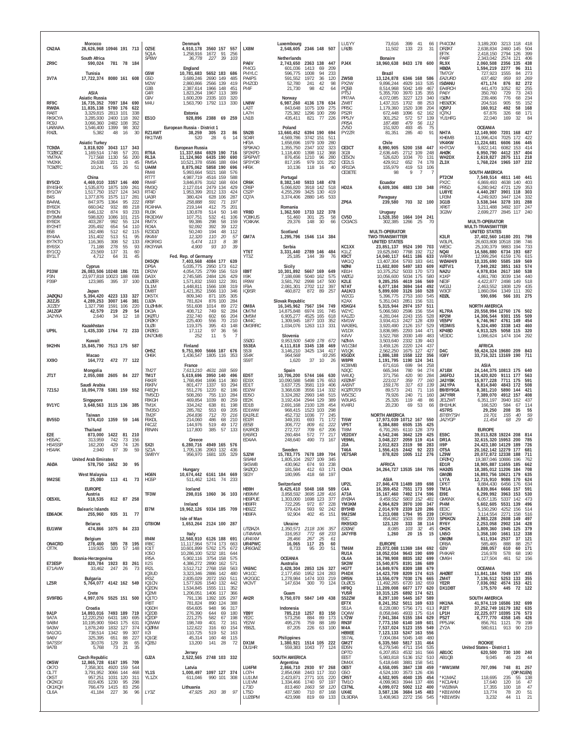**Morocco**
CN2AA 28,626,968 10946 191 713

**South Africa**
ZR9C 590,024 781 78 184

**Tunisia**
3V7A 17,722,374 8080 161 608

**ASIA**
**Asiatic Russia**
RF9C 16,735,352 7097 184 690
RW0A 11,835,138 5780 176 622
RA8T 3,329,815 2813 101 338
RK9CYA 3,285,930 2400 118 392
RC9J 3,066,360 2482 108 352
UA8WAA 1,546,400 1399 98 302
RX0L 5,382 48 16 30

**Asiatic Turkey**
TC9ØA 3,818,920 3043 117 343
TC2BOZ 1,169,514 1748 57 201
YM7KA 717,568 1130 56 200
YM2KK 29,638 221 13 45
TC9ØTC 10,241 55 26 51

**China**
BY5CD 4,469,010 3357 146 400
BY4SHX 1,535,870 1875 109 261
BY1CW 1,517,750 1527 124 343
B4S 1,377,876 1575 117 281
BA4WL 847,975 1364 95 222
BY6DX 660,042 932 88 218
BY8CN 646,132 874 93 233
BY3MM 598,820 1086 101 215
BY8DX 403,287 992 55 124
BY2HIT 205,492 654 54 110
B5B 162,486 512 62 115
BY4AA 151,402 513 51 95
BY7KTO 116,365 308 52 133
BY6SX 71,188 278 55 93
BY1CQ 23,569 137 31 60
BY1LT 4,712 64 31 45

**Cyprus**
P33W 26,083,506 10248 186 721
P3N 23,977,818 10023 188 698
P39P 123,985 395 37 100

**Japan**
JA0QNJ 5,394,420 4223 133 327
JI2ZJS 4,289,253 3007 146 381
JI2ZEY 1,327,798 1591 106 220
JA1ZGP 42,579 219 29 54
JA2YKA 2,640 34 12 18

**Kazakhstan**
UP9L 1,435,330 1764 72 233

**Kuwait**
9K2HN 15,845,790 7513 175 587

**Macao**
XX9O 164,772 472 77 122

**Mongolia**
JT1T 2,055,088 2605 84 227

**Saudi Arabia**
7Z1SJ 10,094,778 5381 159 552

**Singapore**
9V1YC 3,648,563 3115 136 385

**Taiwan**
BV55D 574,410 1359 59 146

**Thailand**
E2E 873,000 1422 81 210
HS5AC 313,959 742 73 156
HS4SSP 162,200 429 74 126
HS4AK 2,940 97 39 59

**United Arab Emirates**
A6ØA 578,750 1652 30 95

**West Malaysia**
9M2SE 25,080 113 41 73

**EUROPE**
**Austria**
OE5XIL 518,535 812 87 258

**Balearic Islands**
EB6AOK 255,960 935 31 77

**Belarus**
EU1WW 474,866 1075 84 233

**Belgium**
ON4CRD 278,460 585 78 195
OT7K 119,925 320 57 148

**Bosnia-Herzegovina**
E73ESP 820,784 1923 83 261
E71AVW 33,462 247 26 73

**Bulgaria**
LZ5R 5,764,077 4142 162 549

**Crete**
SV9FBG 4,997,076 5525 151 500

**Croatia**
9A1P 14,893,016 7493 189 719
9A7A 12,220,250 6431 180 695
9A8M 10,195,900 5943 175 631
9A3W 1,878,249 1832 127 374
9A1CIG 738,514 1342 99 307
9A6V 325,395 651 88 227
9A7SSY 30,076 129 38 65
9A7B 5,768 73 21 35

**Czech Republic**
OK5W 12,865,728 6167 195 709
OK7O 7,358,301 4920 159 544
OL7T 3,791,952 3066 144 468
OK5T 957,251 1031 120 311
OK2KOJ 819,405 1230 95 298
OK1KQH 766,479 1415 83 256
OL6A 41,184 227 36 96

**Denmark**
OZ5E 4,910,178 3560 157 557
5Q1A 1,258,916 1672 91 256
*5P8W* *36,778* *227* *39* *103*

**England**
G5W 10,781,683 5652 183 686
G6D 3,689,246 2690 149 485
M2W 2,860,866 2566 139 419
G3B 2,387,614 1966 148 451
G4R 1,823,264 1967 113 389
G9V 1,600,209 2335 103 320
M4U 1,563,790 1792 113 330

**Estonia**
ES1O 928,896 2388 69 259

**European Russia - District 1**
RZ1AWT 38,259 305 23 86
RK1TWB 520 28 6 14

**European Russia**
RT6A 11,337,684 6929 190 716
RL3A 11,124,960 6435 190 690
RM5A 10,521,378 6586 188 694
UA4M 8,875,062 5858 190 696
RM4I 5,993,664 5021 168 576
RT7T 4,987,719 4516 159 588
RM4F 3,846,876 3162 168 604
RM3Q 2,127,014 2479 134 429
RT4D 1,953,399 2012 133 424
UA3R 380,424 628 106 287
*RF8F* *258,888* *591* *71* *197*
RC4HAA 219,144 412 75 201
RU3K 130,878 514 50 148
RK3DXW 107,751 532 41 106
RM7X 99,386 298 58 159
RO4A 92,092 392 39 122
RZ3DZI 50,240 194 48 112
*RK4W* *12,320* *110* *20* *57*
*RK3RXG* *5,474* *113* *8* *38*
*RK3YWA* *4,900* *93* *10* *39*

**Fed. Rep. of Germany**
DK5QN 7,403,568 4084 177 639
DP6A 5,035,775 2950 173 612
DR2W 4,054,725 2799 156 519
DA3X 2,745,585 2484 126 429
DLØER 1,571,832 1593 122 391
DL1M 1,448,811 1566 108 319
DM8T 1,421,352 1566 110 346
DK5TX 809,340 871 105 305
DJ0A 781,824 876 100 284
DLØHMK 551,608 1014 89 272
DK3A 408,712 749 92 284
DKØTU 232,740 602 66 204
DFØKY 225,400 556 70 210
DLØII 119,375 395 43 148
DFØEG 17,112 97 36 56
DN7OMB 252 11 5 7

**Finland**
OH5Z 9,751,900 5666 187 676
OH6K 1,436,547 1805 116 353

**France**
*TM2T* *7,613,210* *4631* *168* *569*
TM1T 5,619,696 3950 140 496
F4KIR 1,768,494 1696 114 360
F6KPV 801,477 1337 93 294
F4EQH 551,276 1220 82 186
TM5CD 508,260 755 110 284
F8KGH 469,854 1039 80 259
TM1K 334,242 638 81 198
TM35O 285,782 553 69 205
*TM2F* *264,836* *712* *70* *216*
F6KDL 214,060 486 68 210
F4CJZ 144,976 519 49 172
F8NAN 117,800 385 57 133

**Greece**
SX2I 6,280,716 4949 165 576
SZ1A 1,705,136 2063 132 436
SW8YY 956,970 1681 105 329

**Hungary**
HG6N 10,674,442 6161 184 669
HG5P 511,462 1241 74 233

**Iceland**
TF3W 298,016 1060 36 103

**Ireland**
EI7M 19,962,126 9334 185 709

**Isle of Man**
GT8IOM 1,653,264 2124 100 287

**Italy**
IR4M 12,560,910 6126 188 691
IR8C 11,117,964 5774 173 663
IO1T 10,601,899 5762 175 672
IO5O 10,286,100 5232 181 644
IR5A 5,902,116 3754 158 575
II2S 4,386,272 2890 162 571
IR2L 3,512,712 2768 158 563
IQ3UD 3,323,346 2886 142 480
IR3Z 2,835,029 2072 150 511
IQ1CN 1,577,926 1540 132 442
IQ2DN 1,534,845 1555 111 352
IQ2MI 1,206,051 1406 117 366
IQ1TO 791,136 1392 105 297
IR8T 781,824 890 124 388
IQ6DH 654,605 948 96 317
IQ2DB 276,390 644 69 180
IQ2DP 221,275 582 67 198
IQ3WW 198,749 401 72 161
IQØRM 122,622 316 60 154
II2I 110,725 519 52 163
IQ1GE 45,314 160 48 115
IQ2BJ 13,200 141 28 72

**Jersey**
GJ2A 2,522,565 2748 103 332

**Latvia**
YL1S 1,000,497 1097 127 374
YL1ZX 611,046 990 101 308

**Lithuania**
*LY3Z* *47,925* *263* *38* *97*

**Luxembourg**
LX8M 2,548,605 2346 148 507

**Netherlands**
PA6V 2,743,650 2363 138 447
PI4CG 601,036 1413 69 209
PI4YLC 596,775 1008 94 233
PA4PS 591,552 1972 36 120
PA4ZOD 52,780 241 42 98
PI4F 21,730 98 42 64

**Norway**
LN8W 6,987,260 4136 178 634
LA3T 843,648 1075 109 275
LA7H 725,382 1296 100 299
LN1B 435,411 821 77 226

**Poland**
SN2B 13,660,452 6394 190 694
SO4R 4,569,786 3742 151 511
HF3A 1,658,696 1979 109 280
SP9KAO 1,355,750 2347 102 323
SP2KPD 1,118,400 1398 112 368
SP6PWT 876,456 1210 96 280
SP3YOR 817,195 979 101 252
HF6K 10,136 118 16 40

**Portugal**
CR6K 8,382,140 5933 148 478
CR6P 5,066,820 3918 142 518
CS2P 4,255,299 3425 130 419
CQ7A 3,374,406 2880 145 533

**Romania**
YR8D 1,362,500 1733 122 378
YO8KUS 51,460 301 25 58
YO4KAK 29,376 148 30 66

**Scotland**
GM7A 1,295,796 1546 114 384

**Serbia**
YT6T 3,331,440 2789 146 484
YT3Z 25,185 144 39 76

**Sicily**
IB9T 10,301,892 5667 169 649
II9K 7,188,698 5040 162 575
IR9W 3,581,792 2998 147 500
IF9A 2,081,301 2702 112 397
IQ9SR 460,872 872 89 257

**Slovak Republic**
OM8A 16,345,962 7567 194 749
OM7M 14,875,848 6974 191 745
OM5M 6,905,277 4525 165 618
OM4C 1,309,945 1877 103 352
OM3RRC 1,034,076 1263 113 331

**Slovenia**
*S5ØG* *9,953,500* *5409* *178* *672*
S53EA 4,111,818 3345 138 469
S53I 3,146,210 3425 134 417
*S54K* *964,568* *93 295*
S59T 1,620 37 10 26

**Spain**
ED5T 10,706,200 5744 166 630
ED3X 10,090,588 5498 176 653
ED1T 3,637,725 3581 119 406
ED2W 3,368,638 3556 114 332
ED5O 3,324,282 2993 148 515
EE2K 3,192,434 2944 126 389
ED1B 2,691,168 2100 128 454
ED1WW 968,415 1523 103 298
EA1RLE 452,732 1036 77 245
ED2R 349,191 693 71 172
EE5B 306,772 809 61 222
EA3RCB 272,727 709 67 206
EA5RCI 260,484 572 77 217
ED4AA 248,640 490 73 167

**Sweden**
SJ2W 15,783,775 7678 189 704
SI9AM 1,805,104 2927 109 345
SK5WB 430,962 674 93 238
SKØQO 181,584 412 63 171
SE3Y 180,995 418 68 197

**Switzerland**
HB9H 8,425,410 5048 168 589
*HB9MM* *3,858,592* *3695* *128* *416*
HB9PUE 1,303,000 1698 123 377
HB9FR 722,295 972 87 228
HB9ZZ 379,424 593 92 242
HB9FA 92,904 402 45 151

**Ukraine**
*UTØAZA* *1,350,571* *2118* *106* *357*
*UT4MWA* *316,953* *772* *68* *233*
*UR4IXM* *28,466* *267* *25* *61*
UR4PWC 16,065 117 25 60
UR6QWZ 8,733 95 20 51

**OCEANIA**
**Australia**
VK6NC 3,428,304 2853 126 327
VK1CC 2,177,450 1952 124 283
VK2GGC 1,278,984 1474 103 219
VK3VT 147,634 300 70 124

**Guam**
AH2R 9,750,070 5847 149 438

**Indonesia**
YB9Y 785,210 1257 83 150
YE2C 573,256 884 89 173
YE2W 495,276 759 88 189
YB8ZL 87,205 226 63 100

**Philippines**
DX1M 1,380,921 1514 105 222
DU1HR 559,383 1043 77 124

**SOUTH AMERICA**
**Argentina**
LU4FM 2,866,710 2930 97 268
LO7H 2,854,068 2443 117 310
LU1UM 2,423,871 2771 101 220
LU1VM 1,334,466 1740 97 197
*L73D* *813,460* *1663* *58* *120*
LT5D 437,580 710 87 168
LU2BPM 423,998 819 69 133

LU1YY 73,616 399 41 66
LRØB 11,502 133 23 31

**Bonaire**
PJ4X 18,960,638 8433 178 600

**Brazil**
ZW5B 13,124,878 6346 168 586
PX2W 9,896,244 4929 163 535
PQ5B 8,514,968 5042 149 467
PT5J 5,355,700 3970 135 355
PR7AA 4,072,085 3227 123 340
ZW8T 1,437,315 1702 88 253
PR5C 1,179,360 1520 108 204
PS2R 672,448 1096 62 162
PR5JY 301,252 572 57 139
*PR5A* *187,488* *479* *56* *112*
ZV5D 151,920 493 45 75
PY2ZR 81,351 285 40 91

**Chile**
CE3CT 8,990,905 5200 158 447
3G3I 2,636,445 2712 109 248
CE5CN 526,620 1034 70 131
CE2LS 429,912 652 74 178
XR1DA 155,979 419 53 106
CE3ETE 98 9 7 7

**Ecuador**
HD2A 6,609,306 4883 130 348

**Paraguay**
ZP6A 239,580 703 32 100

**Uruguay**
CV5D 1,528,350 1664 104 241
CX3ACS 302,385 1266 25 70

**MULTI-OPERATOR**
**TWO-TRANSMITTER**
**UNITED STATES**
KC1XX 23,851,137 9524 190 703
K1LZ 19,625,840 7768 192 712
K9CT 14,040,117 6411 186 633
WK1Q 13,407,304 5793 183 641
NØNI 11,602,800 5497 183 609
KB1H 10,375,252 5033 170 573
WØGJ 10,056,600 5034 175 580
K2LE 9,295,255 4619 166 569
N7AT 6,077,184 3694 164 492
AA1K/3 5,899,600 3126 160 528
W2CG 5,396,775 2753 160 545
K2AX 5,351,043 2851 156 531
K5KG/4 5,315,944 2974 157 511
W2YC 5,066,560 2596 156 554
KA1ZD 4,281,044 2243 155 528
KM1W 3,934,413 2427 128 439
WA3EKL 3,920,490 2126 157 529
W1DX 3,836,985 2293 144 471
K4VV 3,522,768 2030 149 483
NØMA 3,503,640 2332 139 443
W1CSM 3,459,126 2220 124 437
W1QK 2,562,250 1675 127 427
K5GDX 1,886,188 1558 122 356
W8PR 1,191,795 1190 124 341
KC8IMB 671,616 699 94 258
N3QC 665,344 780 94 274
W4UQ 371,756 420 90 284
*K2EMF* *223,017* *359* *77* *160*
*AA5NT* *159,176* *317* *63* *139*
KQØTOT/9 89,573 241 71 116
W5CSC 79,926 240 71 160
W3UAS 25,326 119 48 86
KV4RJ 20,230 69 53 66

**NORTH AMERICA**
TI5W 17,973,039 10712 167 550
VP5T 8,384,880 6505 135 425
TI8M 6,791,265 6110 128 379
VE2DXY 4,542,246 3642 129 425
VE9ML 3,048,227 2059 119 414
J3A 2,012,823 2319 98 283
T46A 1,556,415 2442 92 223
VE7SAR 878,820 1005 112 276

**AFRICA**
CN3A 34,264,727 13535 184 705

**ASIA**
UP2L 27,846,478 11489 189 698
C4A 16,359,452 7551 173 599
A73A 15,167,460 7492 174 596
*BYØAA* *9,459,552* *5903* *152* *481*
YM3KM 4,964,829 3970 100 347
BY5HB 2,014,978 2339 120 286
9M2SM 1,213,088 1794 95 239
B3C 854,862 1503 89 200
RK9SXD 123,120 333 38 114
*EZØAE* *8,085* *103* *32* *45*
JA7YFB 1,260 20 15 15

**EUROPE**
TM6M 23,072,088 11369 184 692
RU1A 18,052,034 9643 190 699
OL4A 16,798,908 8835 182 699
SK3W 15,540,875 8191 186 689
HG7T 14,849,976 8309 178 679
PI4DX 14,423,709 8209 174 615
DR5N 13,556,079 7030 176 665
DL0CS 11,492,265 6720 182 659
HF9Q 11,209,008 6677 177 620
YU5R 10,315,125 6892 174 621
S52ZW 8,297,100 5445 167 589
EF7X 8,241,352 5011 169 633
S51A 8,228,080 5756 171 613
DQ4W 8,058,846 4933 175 614
LY2W 7,941,384 5155 184 629
RN3F 7,773,150 6140 169 601
M4A 7,537,024 5123 155 549
HB9EE 7,123,133 5247 163 556
S57AL 7,004,084 5045 148 480
GM2T 6,335,560 5817 131 464
ED5N 6,279,546 4711 154 535
DP7D 6,207,853 4532 161 566
EE5T 5,983,818 5136 152 510
DM4X 5,418,648 3881 158 541
OE5T 4,558,095 3847 138 459
G5O 4,524,100 3573 126 436
YU1EA 4,361,650 4040 135 454
TM1O 4,099,963 3944 137 486
C37NL 4,099,072 5002 112 400
UX4E 3,587,136 3684 145 483
DL9DRA 3,408,963 2272 156 545

PI4COM 3,189,200 3213 118 418
DFØAT 2,638,834 2460 145 504
EF7K 2,418,150 2794 126 399
PA8F 2,343,042 2574 121 406
RL9X 2,060,508 2356 135 438
HBØA 1,594,219 2277 96 311
TM7GY 727,923 1555 84 273
*EA2URD* *637,482* *959* *93* *269*
ISØANU 471,174 876 82 272
EA4RCH 441,470 1052 82 255
PA6Y 350,760 729 73 243
ISØM 239,486 776 68 234
HB3ØOK 204,516 905 55 152
IQ5PJ 160,912 492 58 168
IQ7KJ 67,876 326 68 171
YU1HFG 22,040 169 32 84

**OCEANIA**
NH7A 12,149,900 7201 168 427
KH6MB 11,996,424 7025 172 422
VK4KW 11,224,681 6606 166 445
KH7CW 9,822,141 6082 153 414
AHØK 6,950,790 4412 157 404
WH2DX 2,619,827 2875 111 218
ZL3X 1,768,224 1965 107 232

**SOUTH AMERICA**
PT2CM 7,549,514 4811 140 441
PX2C 6,869,493 4638 140 403
PS5D 6,280,942 4721 129 353
LU8YE 4,440,287 3901 118 303
LR3M 4,249,920 3447 124 332
3G1B 3,538,344 3278 101 288
XR6T 3,211,488 3492 107 247
3G3W 2,699,277 2845 117 240

**MULTI-OPERATOR**
**MULTI-TRANSMITTER**
**UNITED STATES**
K3LR 37,402,560 14180 201 798
W3LPL 26,603,808 10518 198 746
WE3C 25,100,379 9883 194 733
NQ4I 14,586,880 6734 193 687
W4RM 12,999,294 6159 176 615
WØAIH/9 10,335,690 5585 169 569
KØTV/1 7,949,282 3851 163 574
NA2U 4,978,834 2617 160 538
K1KP 4,861,780 3039 134 440
NE3F 4,422,877 2498 149 518
WG3J 2,463,552 1808 129 435
W3OF 1,860,094 1349 111 392
KEØL 590,696 566 101 275

**NORTH AMERICA**
KL7RA 20,558,994 12760 176 502
KP2M 14,306,544 9301 155 509
VE5PV 6,746,967 4761 149 454
VE3MIS 5,324,490 3338 143 460
KP4BD 4,913,325 5058 115 320
VE3DC 1,086,624 1474 104 292

**AFRICA**
D4C 59,424,324 19680 209 843
IG9Y 33,716,321 13169 190 711

**ASIA**
A71BX 24,144,375 10813 175 640
JA5FDJ 18,420,820 9111 177 563
JA3YBK 15,977,228 7711 175 591
JA1YPA 8,814,840 4843 172 508
B9/BY9GA 8,381,210 5890 144 421
JA7YRR 7,389,070 4912 157 408
JE1ZWT 6,351,197 3940 162 437
BH1HUK 166,520 584 67 114
4S7RS 29,250 208 35 55
*B7/BY7SH* *19,701* *155* *40* *59*
*JA2YGP* *11,454* *68* *29* *40*

**EUROPE**
ES9C 39,013,828 19224 208 814
DR1A 32,615,320 15953 200 785
II9P 24,423,180 14129 189 726
OT5A 20,162,142 12279 177 681
LZ9W 20,072,872 12338 188 711
DFØHQ 19,387,046 10886 196 762
ED1R 18,905,887 11655 185 662
HA3ØS 18,385,012 11206 184 708
GMØB 16,893,756 10621 179 635
LY7A 12,715,910 9086 170 624
DP6T 9,884,430 6456 176 634
TM1A 8,839,864 6666 157 591
EI9E 6,299,992 3963 153 530
GM6NX 6,057,135 5337 142 473
PI4M 5,602,605 5531 139 496
EE3C 5,150,290 4252 156 514
DR3W 3,114,554 2271 158 516
SP6KCN 2,983,228 2608 149 497
RY6Y 2,253,058 2902 134 428
OH2K 1,809,360 1945 125 379
LN5O 1,358,100 1661 112 338
OMØM 611,934 2537 37 121
DR8A 585,465 888 88 257
G3V 288,057 610 60 171
PI4KAR 216,978 578 68 190
OM6H 127,504 461 52 156

**OCEANIA**
AHØBT 11,841,184 7049 157 435
ZM4T 7,136,512 5253 133 355
YE2R 7,036,092 4574 153 421
DX1DBT 175,570 445 72 122

**SOUTH AMERICA**
HK1NA 41,974,119 16586 192 699
PJ2T 37,252,749 16179 182 635
LP1H 22,225,077 10395 176 573
PS2T 6,777,770 4358 145 426
PP5JAK 856,761 1121 79 198
ZY2A 580,611 913 90 219

**ROOKIE**
**United States - District 1**
AB1OC 620,500 730 100 240
AB1QB 9,045 46 23 44

*WW1MM 707,096 748 81 257
(OP:N1EN)
*K1MAZ 118,695 235 55 138
*KC1AHU 17,640 120 16 47
*W1BWA 17,355 100 18 47
*KB1WXM 13,774 78 20 51
*KB1WSN 3,232 44 11 21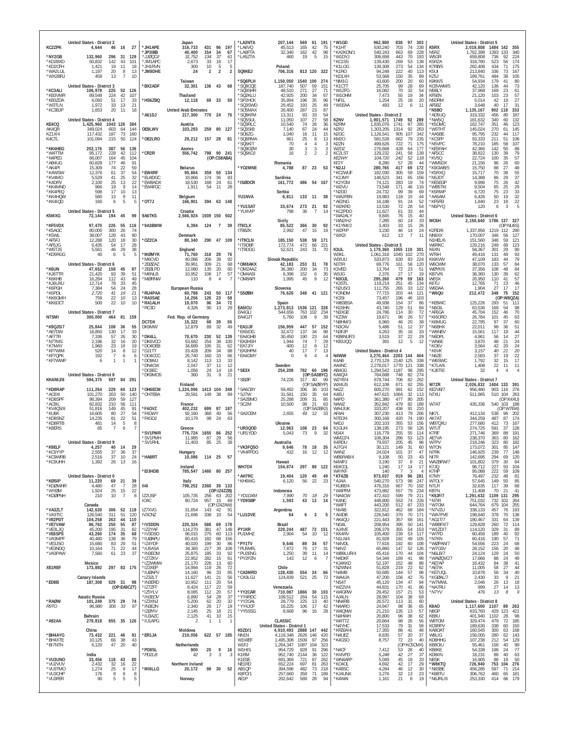**United States - District 2**

| Call | Score | QSOs | Mult | Hours |
|---|---|---|---|---|
| KC2ZPK | 4,644 | 46 | 16 | 27 |
| *NY2GB | 132,960 | 296 | 31 | 129 |
| *KD2BXD | 50,832 | 142 | 43 | 101 |
| *KD2CFH | 1,421 | 19 | 11 | 18 |
| *WA2LUL | 1,197 | 20 | 8 | 13 |
| *WX2BRJ | 459 | 13 | 7 | 10 |

**United States - District 3**

| Call | Score | QSOs | Mult | Hours |
|---|---|---|---|---|
| *KC3ALI | 106,978 | 225 | 52 | 126 |
| *KB3VMR | 89,549 | 224 | 42 | 107 |
| *KB3ZDA | 6,050 | 51 | 17 | 33 |
| *W3TLN | 1,972 | 33 | 13 | 21 |
| *KC3BJP | 1,653 | 20 | 11 | 18 |

**United States - District 4**

| Call | Score | QSOs | Mult | Hours |
|---|---|---|---|---|
| KE4CQ | 1,425,960 | 1043 | 126 | 384 |
| AK4QR | 349,024 | 603 | 64 | 144 |
| KZ1X/4 | 117,432 | 187 | 73 | 160 |
| K4CTL | 101,094 | 215 | 50 | 124 |
| *KK4HEG | 202,176 | 387 | 56 | 136 |
| *W4TTM | 95,172 | 228 | 42 | 112 |
| *N4PEG | 66,007 | 164 | 45 | 104 |
| *AB4UG | 60,828 | 177 | 46 | 91 |
| *AK4PI | 15,309 | 74 | 22 | 59 |
| *K4WSW | 12,376 | 61 | 37 | 54 |
| *KV4MO | 5,529 | 41 | 25 | 32 |
| *K4DRV | 2,100 | 25 | 13 | 22 |
| *KK4MND | 966 | 19 | 9 | 14 |
| *KK4PEQ | 598 | 17 | 10 | 13 |
| *KK4HQW | 560 | 13 | 9 | 11 |
| *KK4IQD | 160 | 6 | 5 | 5 |

**United States - District 5**

| Call | Score | QSOs | Mult | Hours |
|---|---|---|---|---|
| K5MXG | 72,144 | 194 | 45 | 99 |
| *KF5VDX | 97,470 | 226 | 55 | 116 |
| *K5AGC | 80,000 | 300 | 26 | 74 |
| *K5WL | 38,007 | 128 | 43 | 80 |
| *AF5FJ | 12,288 | 120 | 18 | 30 |
| *AF5JG | 6,435 | 54 | 17 | 28 |
| *W5TJS | 5,561 | 46 | 29 | 38 |
| *KD5RGG | 40 | 6 | 5 | 5 |

**United States - District 6**

| Call | Score | QSOs | Mult | Hours |
|---|---|---|---|---|
| *K6UN | 47,652 | 158 | 45 | 87 |
| *KJ6TTR | 21,420 | 93 | 39 | 51 |
| *K6KHB | 16,284 | 112 | 43 | 49 |
| *KJ6UXU | 12,714 | 78 | 33 | 45 |
| *K6PGH | 7,384 | 54 | 24 | 28 |
| *K6PDL | 2,720 | 41 | 19 | 21 |
| *KK6GMH | 759 | 22 | 10 | 13 |
| *KK6DCT | 500 | 22 | 10 | 10 |

**United States - District 7**

| Call | Score | QSOs | Mult | Hours |
|---|---|---|---|---|
| N7SMI | 300,000 | 464 | 81 | 159 |
| *K9QJS/7 | 25,844 | 108 | 36 | 55 |
| *AE7DW | 16,850 | 130 | 17 | 33 |
| *AF7TR | 7,336 | 57 | 26 | 30 |
| *N7TMS | 2,196 | 32 | 16 | 20 |
| *K7MAY | 1,960 | 23 | 16 | 19 |
| *KF7WIM | 520 | 14 | 8 | 12 |
| *KF7QPK | 192 | 7 | 6 | 6 |
| *KF7WWP | 6 | 1 | 1 | 1 |

**United States - District 8**

| Call | Score | QSOs | Mult | Hours |
|---|---|---|---|---|
| KK4IMJ/8 | 594,375 | 597 | 84 | 291 |
| *KD8RAP | 111,264 | 229 | 60 | 123 |
| *AC8XI | 101,270 | 203 | 50 | 140 |
| *KD8SPF | 98,394 | 209 | 59 | 127 |
| *AC8IL | 82,832 | 210 | 56 | 111 |
| *KV4QS/8 | 51,816 | 149 | 45 | 91 |
| *KU8K | 16,605 | 80 | 27 | 54 |
| *KD8SNZ | 14,235 | 81 | 22 | 51 |
| *KD8RTB | 481 | 14 | 5 | 8 |
| *K8ERS | 65 | 7 | 6 | 7 |

**United States - District 9**

| Call | Score | QSOs | Mult | Hours |
|---|---|---|---|---|
| *K9ELF | 4,257 | 40 | 14 | 29 |
| *KC9YYP | 2,555 | 37 | 36 | 37 |
| *KC9WRB | 2,516 | 37 | 10 | 24 |
| *KC9UHH | 1,392 | 26 | 13 | 16 |

**United States - District 0**

| Call | Score | QSOs | Mult | Hours |
|---|---|---|---|---|
| *KØSIP | 11,220 | 69 | 21 | 39 |
| *KDØWHR | 4,480 | 47 | 7 | 28 |
| *WYØM | 1,924 | 25 | 15 | 22 |
| *KDØPNH | 210 | 10 | 7 | 8 |

**Canada**

| Call | Score | QSOs | Mult | Hours |
|---|---|---|---|---|
| *VA3ZLT | 142,630 | 306 | 52 | 118 |
| *VA3TIC | 126,540 | 311 | 51 | 120 |
| *VE2PDT | 104,258 | 263 | 44 | 110 |
| *VE7VAW | 86,762 | 250 | 55 | 87 |
| *VE3LJQ | 45,200 | 195 | 31 | 82 |
| *VE6SPS | 43,260 | 174 | 35 | 68 |
| *VA3MPF | 40,480 | 138 | 36 | 79 |
| *VE3JSO | 15,680 | 83 | 29 | 51 |
| *VE3NDQ | 10,164 | 71 | 22 | 44 |
| *VA3PAW | 7,560 | 61 | 23 | 37 |

**Mexico**

| Call | Score | QSOs | Mult | Hours |
|---|---|---|---|---|
| XE1REF | 173,892 | 297 | 83 | 175 |

**Canary Islands**

| Call | Score | QSOs | Mult | Hours |
|---|---|---|---|---|
| *ED8B | 187,308 | 529 | 31 | 98 |
| | (OP:EA8CZT) | | | |

**Asiatic Russia**

| Call | Score | QSOs | Mult | Hours |
|---|---|---|---|---|
| *RAØW | 101,249 | 375 | 29 | 74 |
| R9TO | 96,980 | 306 | 33 | 97 |

**Bahrain**

| Call | Score | QSOs | Mult | Hours |
|---|---|---|---|---|
| *A92AA | 279,818 | 655 | 35 | 126 |

**China**

| Call | Score | QSOs | Mult | Hours |
|---|---|---|---|---|
| *BH4AYG | 73,432 | 221 | 46 | 91 |
| *BH4XTE | 10,125 | 66 | 38 | 43 |
| *BI7NTN | 6,120 | 47 | 20 | 40 |

**India**

| Call | Score | QSOs | Mult | Hours |
|---|---|---|---|---|
| *VU3UNO | 33,456 | 118 | 43 | 80 |
| *VU2VJV | 2,432 | 32 | 16 | 22 |
| *VU3TMO | 1,274 | 25 | 9 | 17 |
| *VU3CHP | 176 | 8 | 8 | 8 |
| *VU3FER | 90 | 5 | 5 | 5 |

**Japan**

| Call | Score | QSOs | Mult | Hours |
|---|---|---|---|---|
| *JH1APE | 316,733 | 431 | 96 | 197 |
| *JP3IBB | 40,400 | 154 | 34 | 67 |
| *JJØQQJ | 31,752 | 134 | 37 | 61 |
| *JM1APC | 2,673 | 33 | 16 | 17 |
| *JH1RVN | 300 | 10 | 5 | 5 |
| *JM8DHE | 24 | 2 | 2 | 2 |

**Taiwan**

| Call | Score | QSOs | Mult | Hours |
|---|---|---|---|---|
| *BX2ADF | 32,301 | 136 | 43 | 68 |

**Thailand**

| Call | Score | QSOs | Mult | Hours |
|---|---|---|---|---|
| *HS6ZBQ | 12,118 | 69 | 33 | 50 |

**United Arab Emirates**

| Call | Score | QSOs | Mult | Hours |
|---|---|---|---|---|
| *A61DJ | 217,300 | 770 | 24 | 76 |

**Austria**

| Call | Score | QSOs | Mult | Hours |
|---|---|---|---|---|
| OE9LWV | 103,293 | 259 | 80 | 127 |
| *OE2LRO | 29,212 | 157 | 28 | 81 |

**Azores**

| Call | Score | QSOs | Mult | Hours |
|---|---|---|---|---|
| *CR2R | 556,742 | 798 | 90 | 241 |
| | (OP:CS8ABA) | | | |

**Belarus**

| Call | Score | QSOs | Mult | Hours |
|---|---|---|---|---|
| *EW4RF | 95,864 | 359 | 50 | 134 |
| *EU4DGC | 33,866 | 174 | 35 | 83 |
| *EW8ADX | 18,530 | 168 | 24 | 61 |
| *EW4FGC | 1,911 | 54 | 11 | 28 |

**Belgium**

| Call | Score | QSOs | Mult | Hours |
|---|---|---|---|---|
| *OT7J | 166,901 | 394 | 63 | 148 |

**Croatia**

| Call | Score | QSOs | Mult | Hours |
|---|---|---|---|---|
| 9A6TKS | 2,566,924 | 1939 | 150 | 502 |
| *9A3BWW | 6,394 | 124 | 7 | 39 |

**Denmark**

| Call | Score | QSOs | Mult | Hours |
|---|---|---|---|---|
| *OZ2CA | 80,340 | 290 | 47 | 109 |

**England**

| Call | Score | QSOs | Mult | Hours |
|---|---|---|---|---|
| *MØMYK | 71,760 | 318 | 28 | 76 |
| *M6CVD | 40,086 | 206 | 39 | 92 |
| *2EØZAZ | 39,961 | 309 | 21 | 68 |
| *2EØLPD | 12,080 | 135 | 20 | 60 |
| *M6NLB | 10,952 | 106 | 17 | 57 |
| *MØRNW | 110 | 8 | 4 | 7 |

**European Russia**

| Call | Score | QSOs | Mult | Hours |
|---|---|---|---|---|
| *RU4PAA | 60,788 | 243 | 50 | 117 |
| *RA3SAE | 14,256 | 126 | 23 | 58 |
| *RA1ALH | 10,070 | 96 | 34 | 72 |
| *RC3D | 4,326 | 90 | 13 | 29 |

**Fed. Rep. of Germany**

| Call | Score | QSOs | Mult | Hours |
|---|---|---|---|---|
| DC7DX | 15,322 | 69 | 39 | 55 |
| DK9MW | 12,679 | 89 | 32 | 49 |
| *DK4LL | 70,670 | 230 | 52 | 139 |
| *DK6VCO | 53,682 | 254 | 38 | 100 |
| *DO4DEB | 34,689 | 195 | 31 | 62 |
| *DJ1TT | 33,428 | 209 | 34 | 88 |
| *DO4CDC | 25,740 | 160 | 33 | 66 |
| *DO9MJ | 8,142 | 113 | 13 | 33 |
| *DN4CW | 2,047 | 37 | 11 | 12 |
| *DO8EC | 1,056 | 24 | 14 | 18 |
| *DK9MOS | 360 | 31 | 9 | 21 |

**Finland**

| Call | Score | QSOs | Mult | Hours |
|---|---|---|---|---|
| *OH6ECM | 1,224,006 | 1413 | 104 | 349 |
| *OH7EBA | 29,591 | 149 | 38 | 89 |

**France**

| Call | Score | QSOs | Mult | Hours |
|---|---|---|---|---|
| *F4GVZ | 402,232 | 699 | 87 | 187 |
| *F4GWY | 92,160 | 368 | 40 | 56 |
| *F4GOJ | 10,179 | 98 | 24 | 63 |

**Greece**

| Call | Score | QSOs | Mult | Hours |
|---|---|---|---|---|
| *SV1PMR | 776,724 | 1655 | 86 | 252 |
| *SV1PMH | 11,985 | 87 | 29 | 56 |
| *SV1RHL | 11,403 | 85 | 25 | 38 |

**Hungary**

| Call | Score | QSOs | Mult | Hours |
|---|---|---|---|---|
| *HA8RT | 10,086 | 114 | 25 | 57 |

**Ireland**

| Call | Score | QSOs | Mult | Hours |
|---|---|---|---|---|
| *EI3HDB | 785,547 | 1460 | 80 | 257 |

**Italy**

| Call | Score | QSOs | Mult | Hours |
|---|---|---|---|---|
| II4I | 798,252 | 2360 | 39 | 133 |
| | (OP:IZ4ZZB) | | | |
| IZ2USP | 105,735 | 256 | 63 | 202 |
| IO4C | 80,724 | 957 | 15 | 69 |
| | (OP:IZ4ZAW) | | | |
| IZ7XVG | 31,654 | 143 | 42 | 91 |
| IV3CNZ | 21,696 | 338 | 10 | 54 |
| *IV3DDN | 220,324 | 588 | 69 | 178 |
| *IZ2YAF | 114,270 | 381 | 47 | 148 |
| *IV3DSO | 96,015 | 275 | 60 | 113 |
| *IUØAPU | 80,416 | 182 | 68 | 156 |
| *IZ4YDF | 40,020 | 199 | 30 | 86 |
| *IU5ASA | 34,365 | 217 | 39 | 106 |
| *IN3EOM | 25,875 | 185 | 33 | 92 |
| *IZ7ZKV | 22,952 | 282 | 15 | 61 |
| *IZ2WMW | 21,170 | 226 | 13 | 60 |
| *IZ3XEP | 14,994 | 119 | 26 | 72 |
| *IUØAPV | 14,160 | 96 | 33 | 85 |
| *IZ3ZLT | 11,627 | 141 | 21 | 56 |
| *IN3ERD | 10,952 | 111 | 20 | 54 |
| *IZ7ZFT | 8,424 | 117 | 22 | 59 |
| *IZ5YLV | 8,085 | 112 | 20 | 57 |
| *IN3EOV | 6,890 | 54 | 28 | 37 |
| *IZ3XNJ | 5,280 | 62 | 20 | 32 |
| *IN3EJN | 2,340 | 26 | 17 | 19 |
| *IZØMV | 2,145 | 25 | 18 | 21 |
| *IU3AZC | 2,125 | 41 | 10 | 15 |
| *IU1APG | 2 | 1 | 1 | 1 |

**Moldova**

| Call | Score | QSOs | Mult | Hours |
|---|---|---|---|---|
| *ER1JA | 210,056 | 622 | 57 | 185 |

**Netherlands**

| Call | Score | QSOs | Mult | Hours |
|---|---|---|---|---|
| *PD8SL | 900 | 20 | 9 | 16 |
| *PD2LB | 42 | 3 | 3 | 3 |

**Northern Ireland**

| Call | Score | QSOs | Mult | Hours |
|---|---|---|---|---|
| *MI6LLG | 20,172 | 98 | 30 | 52 |

**Norway**

| Call | Score | QSOs | Mult | Hours |
|---|---|---|---|---|
| *LA2NTA | 207,144 | 569 | 61 | 191 |
| *LA6VQ | 45,513 | 165 | 42 | 75 |
| *LA8FTA | 32,340 | 162 | 42 | 98 |
| *LA5ZTA | 460 | 19 | 5 | 15 |

**Poland**

| Call | Score | QSOs | Mult | Hours |
|---|---|---|---|---|
| SQ9KEJ | 706,316 | 813 | 120 | 322 |
| *SQ6PLH | 1,150,050 | 1540 | 100 | 274 |
| *SQ8OQE | 187,740 | 507 | 59 | 151 |
| *SQ9SHR | 48,510 | 271 | 27 | 71 |
| *SQ2KLU | 42,925 | 200 | 34 | 67 |
| *SP2HOK | 35,894 | 196 | 35 | 96 |
| *SQ3SWD | 29,452 | 193 | 25 | 49 |
| *SO5MAX | 26,400 | 287 | 23 | 87 |
| *SQ8KFM | 13,311 | 83 | 33 | 54 |
| *SQ5SUL | 11,050 | 107 | 27 | 58 |
| *SQ8RLC | 10,540 | 74 | 26 | 36 |
| *SQ3SIB | 7,140 | 67 | 24 | 44 |
| *SO8ZG | 1,040 | 16 | 11 | 15 |
| *SQ6RMA | 861 | 25 | 8 | 13 |
| *SQ6KIT | 70 | 4 | 4 | 3 |
| *SQ9OZM | 30 | 3 | 3 | 3 |
| *SQ6KOJ | 16 | 2 | 2 | 2 |

**Romania**

| Call | Score | QSOs | Mult | Hours |
|---|---|---|---|---|
| *YO2MNE | 4,788 | 87 | 23 | 53 |

**Sardinia**

| Call | Score | QSOs | Mult | Hours |
|---|---|---|---|---|
| *ISØDCR | 161,772 | 486 | 54 | 167 |

**Serbia**

| Call | Score | QSOs | Mult | Hours |
|---|---|---|---|---|
| YU1NVA | 6,811 | 133 | 11 | 38 |
| *YU1SAT | 33,674 | 273 | 21 | 92 |
| *YU4VIP | 798 | 36 | 7 | 14 |

**Sicily**

| Call | Score | QSOs | Mult | Hours |
|---|---|---|---|---|
| IT9CLX | 85,522 | 366 | 30 | 92 |
| IT9BZK | 2,992 | 47 | 15 | 19 |
| *IT9CLN | 185,150 | 538 | 59 | 171 |
| *IT9OBF | 172,774 | 472 | 66 | 221 |
| *IT9DGG | 52,621 | 243 | 31 | 70 |

**Slovak Republic**

| Call | Score | QSOs | Mult | Hours |
|---|---|---|---|---|
| *OM8AKX | 42,183 | 253 | 31 | 78 |
| *OM2AAZ | 36,380 | 200 | 34 | 73 |
| *OM4ASI | 6,396 | 152 | 6 | 35 |
| *OM8API | 1,995 | 45 | 9 | 12 |

**Slovenia**

| Call | Score | QSOs | Mult | Hours |
|---|---|---|---|---|
| *S5ØBH | 76,626 | 348 | 41 | 121 |

**Spain**

| Call | Score | QSOs | Mult | Hours |
|---|---|---|---|---|
| EA5ICU | 1,273,813 | 1536 | 121 | 328 |
| EA4GLI | 544,656 | 763 | 102 | 234 |
| EA4GJT | 5,760 | 108 | 9 | 39 |
| *EA1IJF | 156,959 | 447 | 57 | 152 |
| *EA5IDG | 32,472 | 137 | 34 | 98 |
| *EA4GHB | 30,450 | 190 | 23 | 64 |
| *EA3HSH | 1,944 | 74 | 7 | 29 |
| *EA7JIY | 400 | 12 | 8 | 12 |
| *EA3HPM | 40 | 17 | 7 | 13 |
| *EA4GMY | 0 | 6 | 4 | 4 |

**Sweden**

| Call | Score | QSOs | Mult | Hours |
|---|---|---|---|---|
| *SE3X | 254,208 | 782 | 60 | 196 |
| | (OP:SA3BYC) | | | |
| *SEØP | 74,226 | 317 | 40 | 99 |
| | (OP:SAØBYP) | | | |
| *SA6CBY | 59,492 | 306 | 36 | 103 |
| *SJ7W | 31,581 | 150 | 35 | 64 |
| *SA2BMO | 25,288 | 209 | 31 | 85 |
| *SC2M | 10,500 | 99 | 21 | 63 |
| | (OP:SA2BRJ) | | | |
| *SA2CEM | 2,655 | 49 | 12 | 33 |

**Ukraine**

| Call | Score | QSOs | Mult | Hours |
|---|---|---|---|---|
| *UR3QOD | 12,963 | 108 | 23 | 64 |
| *UR1YDD | 5,043 | 73 | 9 | 32 |

**Australia**

| Call | Score | QSOs | Mult | Hours |
|---|---|---|---|---|
| *VK3FQSO | 9,646 | 78 | 18 | 35 |
| *VK4FPDG | 432 | 16 | 12 | 12 |

**Hawaii**

| Call | Score | QSOs | Mult | Hours |
|---|---|---|---|---|
| WH7DX | 154,874 | 297 | 89 | 122 |
| *AH7RC | 19,404 | 120 | 49 | 49 |
| *KH6WG | 6,120 | 56 | 22 | 23 |

**Indonesia**

| Call | Score | QSOs | Mult | Hours |
|---|---|---|---|---|
| *YD1DXM | 7,990 | 70 | 18 | 29 |
| *YD9SBP | 1,593 | 43 | 13 | 14 |

**Argentina**

| Call | Score | QSOs | Mult | Hours |
|---|---|---|---|---|
| *LU1DVE | 64 | 6 | 3 | 5 |

**Brazil**

| Call | Score | QSOs | Mult | Hours |
|---|---|---|---|---|
| PY1KR | 229,244 | 487 | 72 | 151 |
| PU1MHZ | 2,904 | 54 | 10 | 12 |
| *PY1TV | 9,646 | 89 | 34 | 57 |
| *PU5MFL | 7,872 | 76 | 17 | 31 |
| *PU2ENG | 1,250 | 39 | 11 | 14 |
| *PY2PZN | 143 | 12 | 6 | 7 |

**Chile**

| Call | Score | QSOs | Mult | Hours |
|---|---|---|---|---|
| *CA3MRD | 128,430 | 554 | 24 | 66 |
| *CA3LGJ | 124,839 | 521 | 25 | 72 |

**Venezuela**

| Call | Score | QSOs | Mult | Hours |
|---|---|---|---|---|
| *YY2CAR | 710,087 | 1866 | 30 | 103 |
| *YY4RDC | 109,512 | 264 | 54 | 115 |
| *YY2GAL | 28,779 | 225 | 13 | 40 |
| *YY4JCF | 16,225 | 106 | 17 | 42 |
| *YY5SSG | 8,668 | 96 | 16 | 28 |

**CLASSIC**

**United States - District 1**

| Call | Score | QSOs | Mult | Hours |
|---|---|---|---|---|
| K5ZD/1 | 4,910,493 | 2888 | 147 | 442 |
| NN1N | 4,119,348 | 2626 | 146 | 420 |
| W1WEF | 1,495,308 | 1509 | 97 | 256 |
| W1FJ | 1,264,347 | 1087 | 104 | 323 |
| W1HIS | 954,729 | 928 | 91 | 296 |
| K1RM | 952,740 | 2144 | 36 | 122 |
| K1ESE | 691,392 | 721 | 87 | 262 |
| NE1RD | 652,224 | 697 | 81 | 263 |
| AB1QP | 394,596 | 482 | 73 | 218 |
| K8PO/1 | 257,660 | 359 | 71 | 189 |
| AE1P | 202,642 | 589 | 28 | 94 |
| *W1GD | 962,800 | 838 | 97 | 303 |
| *K1HT | 630,240 | 703 | 74 | 238 |
| *KA2KON/1 | 540,243 | 663 | 69 | 228 |
| *W1DYJ | 306,658 | 443 | 70 | 193 |
| *KC1SS | 139,430 | 269 | 53 | 138 |
| *K1LOG | 139,308 | 273 | 54 | 134 |
| *K1RO | 94,248 | 222 | 40 | 113 |
| *KD1XH | 53,568 | 150 | 35 | 89 |
| *NM1G | 43,600 | 200 | 20 | 60 |
| *K1CTT | 25,705 | 99 | 28 | 69 |
| *W1ZFG | 16,082 | 70 | 32 | 54 |
| *W1OHM | 7,473 | 55 | 19 | 34 |
| *NF1L | 1,254 | 25 | 18 | 20 |
| *W1EAA | 493 | 12 | 6 | 11 |

**United States - District 2**

| Call | Score | QSOs | Mult | Hours |
|---|---|---|---|---|
| K2NV | 1,901,571 | 1749 | 92 | 289 |
| N2RM | 1,835,076 | 1741 | 87 | 285 |
| N2RJ | 1,303,205 | 1314 | 92 | 263 |
| N2GC | 1,126,541 | 905 | 107 | 342 |
| KM2O | 581,528 | 662 | 79 | 235 |
| N2ZN | 499,626 | 722 | 71 | 175 |
| W2DZ | 276,668 | 428 | 64 | 177 |
| KC2LST | 129,232 | 241 | 58 | 139 |
| KE2WY | 104,720 | 242 | 52 | 118 |
| KF2Y | 8,280 | 57 | 28 | 44 |
| *N2JJ | 280,765 | 417 | 69 | 172 |
| *KC2WUF | 182,030 | 305 | 59 | 159 |
| *K2UMY | 146,523 | 341 | 65 | 156 |
| *K2YGM | 74,121 | 283 | 19 | 74 |
| *W2VU | 73,548 | 171 | 46 | 116 |
| *N2DD | 24,732 | 99 | 39 | 69 |
| *WA2FBN | 19,883 | 118 | 15 | 44 |
| *AE2NG | 16,188 | 91 | 24 | 52 |
| *W2KRD | 13,530 | 72 | 28 | 54 |
| *KC2PDO | 11,627 | 61 | 33 | 44 |
| *WA2ALY | 9,845 | 76 | 15 | 40 |
| *WN2HJ | 7,285 | 60 | 14 | 33 |
| *K1YMI/2 | 3,403 | 33 | 15 | 26 |
| *W2PIP | 3,230 | 46 | 14 | 24 |
| *WX2I | 612 | 13 | 7 | 11 |

**United States - District 3**

| Call | Score | QSOs | Mult | Hours |
|---|---|---|---|---|
| K3UL | 1,179,360 | 1055 | 119 | 301 |
| W3KL | 1,061,316 | 1045 | 102 | 270 |
| W3IUU | 533,873 | 630 | 83 | 224 |
| N3TIR | 69,776 | 161 | 58 | 120 |
| K3VED | 13,764 | 72 | 23 | 51 |
| W3JG | 2,376 | 27 | 17 | 19 |
| *N3OJL | 295,260 | 479 | 59 | 163 |
| *K3STL | 119,214 | 251 | 45 | 134 |
| *N2US/3 | 111,755 | 265 | 33 | 122 |
| *K3NDM | 77,715 | 203 | 44 | 121 |
| *K3SI | 73,457 | 196 | 46 | 103 |
| *WB3BSA | 49,938 | 154 | 37 | 86 |
| *KD3HN | 43,740 | 129 | 51 | 84 |
| *N3XGE | 24,786 | 114 | 30 | 72 |
| *KZ3W | 19,671 | 96 | 26 | 57 |
| *NB8HM/3 | 6,960 | 46 | 20 | 38 |
| *N3CAV | 5,488 | 51 | 12 | 37 |
| *N3FJP | 4,263 | 35 | 16 | 33 |
| *KB8NUF/3 | 3,519 | 37 | 22 | 29 |
| *KB3JQQ | 391 | 12 | 5 | 12 |

**United States - District 4**

| Call | Score | QSOs | Mult | Hours |
|---|---|---|---|---|
| N4WW | 3,270,464 | 2203 | 144 | 404 |
| K4AB | 2,770,129 | 2140 | 125 | 338 |
| AA4NC | 2,278,017 | 1770 | 121 | 338 |
| AB4GG | 1,294,542 | 1187 | 98 | 295 |
| KA8Q/4 | 764,688 | 748 | 82 | 274 |
| W2YE/4 | 679,744 | 706 | 82 | 262 |
| WX4US | 612,108 | 671 | 92 | 255 |
| N4ZZ | 600,270 | 991 | 62 | 152 |
| K4EU | 447,615 | 1064 | 32 | 113 |
| N4PD | 361,380 | 477 | 80 | 205 |
| N4WZ | 352,842 | 479 | 82 | 189 |
| WA4JUK | 333,207 | 436 | 91 | 210 |
| AF4AI | 307,230 | 413 | 79 | 206 |
| N7EO/4 | 300,168 | 420 | 74 | 190 |
| N4DJ | 202,103 | 355 | 53 | 156 |
| K1GU/4 | 138,195 | 273 | 59 | 126 |
| NS4X | 116,779 | 255 | 55 | 114 |
| WM2Z/4 | 106,304 | 286 | 53 | 123 |
| K4RDU | 79,937 | 205 | 45 | 98 |
| AJ7G/4 | 30,121 | 149 | 31 | 60 |
| W4NZ | 24,024 | 101 | 37 | 47 |
| WB6RAB/4 | 9,108 | 50 | 23 | 43 |
| N4WPJ | 3,190 | 37 | 8 | 21 |
| KE4COL | 1,240 | 17 | 14 | 17 |
| W4YKF | 140 | 7 | 3 | 4 |
| *KT4ZB | 973,037 | 919 | 96 | 281 |
| *AJ4A | 540,270 | 573 | 98 | 247 |
| *KU8E/4 | 476,316 | 667 | 70 | 192 |
| *W4PFM | 473,882 | 557 | 79 | 234 |
| *NA4CW | 472,410 | 599 | 79 | 211 |
| *K4NC | 448,800 | 553 | 74 | 226 |
| *W4FT | 443,200 | 512 | 87 | 233 |
| *NV4B | 322,812 | 462 | 68 | 184 |
| *AI4DB | 226,540 | 370 | 70 | 171 |
| *AK4QU | 221,463 | 357 | 68 | 161 |
| *NG4L | 208,954 | 395 | 50 | 141 |
| *AJ4VE | 206,379 | 355 | 54 | 153 |
| *K4RV | 105,400 | 239 | 53 | 117 |
| *N1LN/4 | 81,928 | 192 | 49 | 105 |
| *N4VDL | 77,616 | 192 | 60 | 108 |
| *N4VZ | 65,860 | 147 | 52 | 126 |
| *WB5LUR/4 | 65,416 | 170 | 44 | 104 |
| *N4DKF | 54,349 | 169 | 41 | 98 |
| *KJ4KKD | 52,197 | 152 | 48 | 89 |
| *N2WN/4 | 51,828 | 219 | 22 | 62 |
| *N4MB | 50,685 | 144 | 57 | 98 |
| *WA4JA | 47,200 | 156 | 42 | 76 |
| *NS4T | 45,120 | 134 | 47 | 94 |
| *W2ZV/4 | 44,831 | 170 | 41 | 86 |
| *W4GRW | 29,452 | 157 | 21 | 53 |
| *AJ4LN | 28,997 | 104 | 38 | 69 |
| *NN4RB | 26,572 | 113 | 31 | 60 |
| *N4ARO | 24,947 | 98 | 35 | 65 |
| *W4QNW | 21,210 | 135 | 13 | 57 |
| *N4HWH | 20,800 | 96 | 38 | 62 |
| *W4TTZ | 17,653 | 94 | 37 | 62 |
| *N4YHC | 17,533 | 79 | 31 | 58 |
| *KR2J/4 | 17,355 | 88 | 41 | 48 |
| *N4JEZ | 8,835 | 57 | 20 | 37 |
| *K4GSO | 8,757 | 72 | 23 | 40 |
| | (OP:KC5OMX) | | | |
| *N4CF | 7,412 | 53 | 28 | 40 |
| *KI4VPD | 5,248 | 42 | 27 | 37 |
| *WN4APF | 5,049 | 45 | 18 | 33 |
| *KX4CL | 4,692 | 42 | 17 | 29 |
| *K4BSC | 4,284 | 46 | 12 | 30 |
| *KJ4UNX | 3,276 | 32 | 13 | 23 |
| *K4WAI | 1,161 | 21 | 8 | 19 |

**United States - District 5**

| Call | Score | QSOs | Mult | Hours |
|---|---|---|---|---|
| K5RX | 2,019,808 | 1484 | 142 | 355 |
| N5RZ | 1,762,398 | 1393 | 133 | 340 |
| W5GFI | 659,808 | 736 | 92 | 224 |
| K5RZA | 318,780 | 523 | 56 | 174 |
| K7RB/5 | 282,408 | 434 | 71 | 175 |
| K5UI | 213,840 | 336 | 73 | 167 |
| K2SJ | 189,761 | 484 | 38 | 105 |
| K9KK/5 | 54,934 | 179 | 41 | 80 |
| KC8WWM/5 | 42,120 | 136 | 44 | 73 |
| N5BLY | 37,968 | 169 | 23 | 61 |
| KF5EN | 21,120 | 103 | 23 | 57 |
| N5DRM | 5,014 | 42 | 19 | 27 |
| AF5BZ | 3,648 | 40 | 17 | 31 |
| *N5BO | 1,135,167 | 902 | 118 | 333 |
| *AD5UQ | 319,332 | 456 | 80 | 187 |
| *NW5Q | 181,632 | 340 | 60 | 132 |
| *K5OMC | 162,747 | 351 | 46 | 123 |
| *W5THT | 145,024 | 270 | 61 | 145 |
| *AA5BE | 95,795 | 232 | 44 | 117 |
| *KC5FP | 93,333 | 211 | 51 | 108 |
| *N5VPC | 78,210 | 185 | 58 | 107 |
| *KE5FAH | 42,366 | 142 | 50 | 88 |
| *AF5CC | 38,822 | 130 | 39 | 79 |
| *KV5Q | 22,724 | 100 | 35 | 57 |
| *WM5DX | 21,156 | 96 | 26 | 60 |
| *K9GWB/5 | 15,750 | 88 | 27 | 48 |
| *K5RXQ | 15,717 | 70 | 38 | 55 |
| *N5JDT | 14,388 | 86 | 29 | 37 |
| *KE5EGP | 9,996 | 75 | 26 | 42 |
| *WB5TKI | 9,504 | 65 | 25 | 29 |
| *K5RWP | 6,720 | 75 | 23 | 33 |
| *AA5AM | 6,426 | 50 | 19 | 32 |
| *KF5FEI | 1,840 | 23 | 18 | 22 |
| *N5PYQ | 120 | 6 | 3 | 5 |

**United States - District 6**

| Call | Score | QSOs | Mult | Hours |
|---|---|---|---|---|
| WC6H | 2,150,640 | 1786 | 137 | 327 |
| | (OP:N6IS) | | | |
| K2RD/6 | 1,337,856 | 1219 | 112 | 290 |
| NN6XX | 170,007 | 346 | 56 | 127 |
| N1HEL/6 | 151,560 | 348 | 59 | 121 |
| W6RKC | 129,216 | 249 | 69 | 123 |
| K6XN | 94,367 | 301 | 29 | 90 |
| WT6H | 49,416 | 131 | 49 | 93 |
| KI6KVW | 47,109 | 183 | 44 | 79 |
| W6CWM | 38,070 | 133 | 57 | 84 |
| WØYK/6 | 37,356 | 108 | 48 | 84 |
| KB7V/6 | 36,360 | 130 | 39 | 62 |
| W6SX | 26,950 | 110 | 41 | 57 |
| K6TU | 12,765 | 71 | 23 | 46 |
| W6DAA | 1,904 | 27 | 17 | 17 |
| *W6QU | 212,472 | 348 | 75 | 152 |
| | (OP:W8QZA) | | | |
| *KE6WC | 125,226 | 293 | 51 | 111 |
| *N6OIL | 63,536 | 169 | 54 | 98 |
| *AF6GA | 45,704 | 152 | 46 | 70 |
| *KI6ORO | 26,784 | 101 | 45 | 63 |
| *K6MUG | 22,795 | 97 | 37 | 60 |
| *N6BHX | 22,011 | 98 | 36 | 51 |
| *W6NEV | 15,561 | 117 | 19 | 44 |
| *N6DPL | 4,961 | 56 | 14 | 27 |
| *WN6E | 3,870 | 48 | 21 | 24 |
| *KO6V | 3,564 | 42 | 20 | 24 |
| *K6VK | 3,157 | 40 | 21 | 20 |
| *N6ZE | 2,583 | 37 | 19 | 22 |
| *W6SWC | 1,792 | 32 | 15 | 17 |
| *K7LA/6 | 1,408 | 22 | 11 | 11 |
| *KJ6TIE | 32 | 4 | 4 | 4 |

**United States - District 7**

| Call | Score | QSOs | Mult | Hours |
|---|---|---|---|---|
| W7ZR | 2,026,832 | 1404 | 133 | 391 |
| KE7VB/7 | 956,480 | 903 | 116 | 276 |
| N7XU | 511,965 | 510 | 104 | 263 |
| | (OP:K4XU) | | | |
| W7AT | 435,336 | 540 | 103 | 188 |
| | (OP:W7EW) | | | |
| NK7L | 412,134 | 538 | 96 | 202 |
| AK7AT | 344,259 | 487 | 87 | 174 |
| WB7QXU | 277,680 | 412 | 73 | 167 |
| W7UT | 274,725 | 591 | 37 | 128 |
| K7RF | 271,746 | 369 | 88 | 191 |
| AE7VA | 238,370 | 363 | 80 | 162 |
| W7PV | 218,246 | 323 | 80 | 182 |
| W7ON | 173,072 | 301 | 85 | 147 |
| N7RK | 146,925 | 239 | 77 | 148 |
| NI7R | 142,695 | 294 | 69 | 120 |
| WA2BFW/7 | 101,802 | 379 | 30 | 84 |
| K7JQ | 96,712 | 227 | 50 | 104 |
| K7HP | 95,088 | 222 | 59 | 109 |
| K7MY | 76,497 | 232 | 48 | 81 |
| W7OLY | 57,645 | 149 | 50 | 85 |
| N7LR | 32,635 | 117 | 39 | 68 |
| KB7N | 11,408 | 70 | 21 | 41 |
| *K9JF/7 | 1,291,632 | 1109 | 131 | 295 |
| *N7IR | 751,032 | 732 | 102 | 264 |
| *W7OM | 644,764 | 679 | 104 | 255 |
| *N7VZU | 338,133 | 457 | 76 | 193 |
| *WA7PVE | 198,640 | 378 | 70 | 138 |
| *AG1T/7 | 180,467 | 331 | 64 | 139 |
| *W8BFX/7 | 129,828 | 260 | 72 | 114 |
| *W1ZD/7 | 114,120 | 329 | 31 | 89 |
| *W7FD | 60,456 | 189 | 40 | 92 |
| *N7KN | 60,416 | 190 | 57 | 71 |
| *WØPAN/7 | 54,556 | 223 | 24 | 68 |
| *W7GSV | 28,152 | 156 | 20 | 48 |
| *N6LB/7 | 24,124 | 129 | 24 | 50 |
| *WAØQVC/7 | 17,666 | 88 | 24 | 49 |
| *AE7AP | 16,432 | 84 | 38 | 41 |
| *AE7IK | 11,005 | 58 | 27 | 44 |
| *KE7UQL | 10,878 | 58 | 34 | 40 |
| *KGØAL/7 | 2,430 | 33 | 9 | 21 |
| *W7MWL | 2,046 | 26 | 13 | 18 |
| *NA7RU | 999 | 27 | 14 | 13 |
| *N7YV | 476 | 13 | 8 | 9 |

**United States - District 8**

| Call | Score | QSOs | Mult | Hours |
|---|---|---|---|---|
| K8AO | 1,117,600 | 1107 | 89 | 263 |
| N8GP | 633,760 | 429 | 123 | 421 |
| KB8U | 401,940 | 1102 | 28 | 98 |
| W8TOM | 329,474 | 479 | 72 | 185 |
| KC8RPV | 189,630 | 338 | 60 | 150 |
| KA8OAT | 160,545 | 300 | 62 | 168 |
| W8LIG | 156,005 | 324 | 43 | 122 |
| KD8HHG | 107,238 | 212 | 54 | 129 |
| KB8OIU | 55,461 | 158 | 40 | 99 |
| KB8KE | 54,338 | 198 | 24 | 77 |
| KD8IIN | 18,231 | 88 | 40 | 63 |
| N8SK | 16,905 | 91 | 20 | 50 |
| *W8KTQ | 726,940 | 753 | 104 | 276 |
| *N8SBE | 456,285 | 597 | 71 | 214 |
| *KB8TU | 306,762 | 460 | 65 | 181 |
| *N6JRL/8 | 253,330 | 414 | 66 | 179 |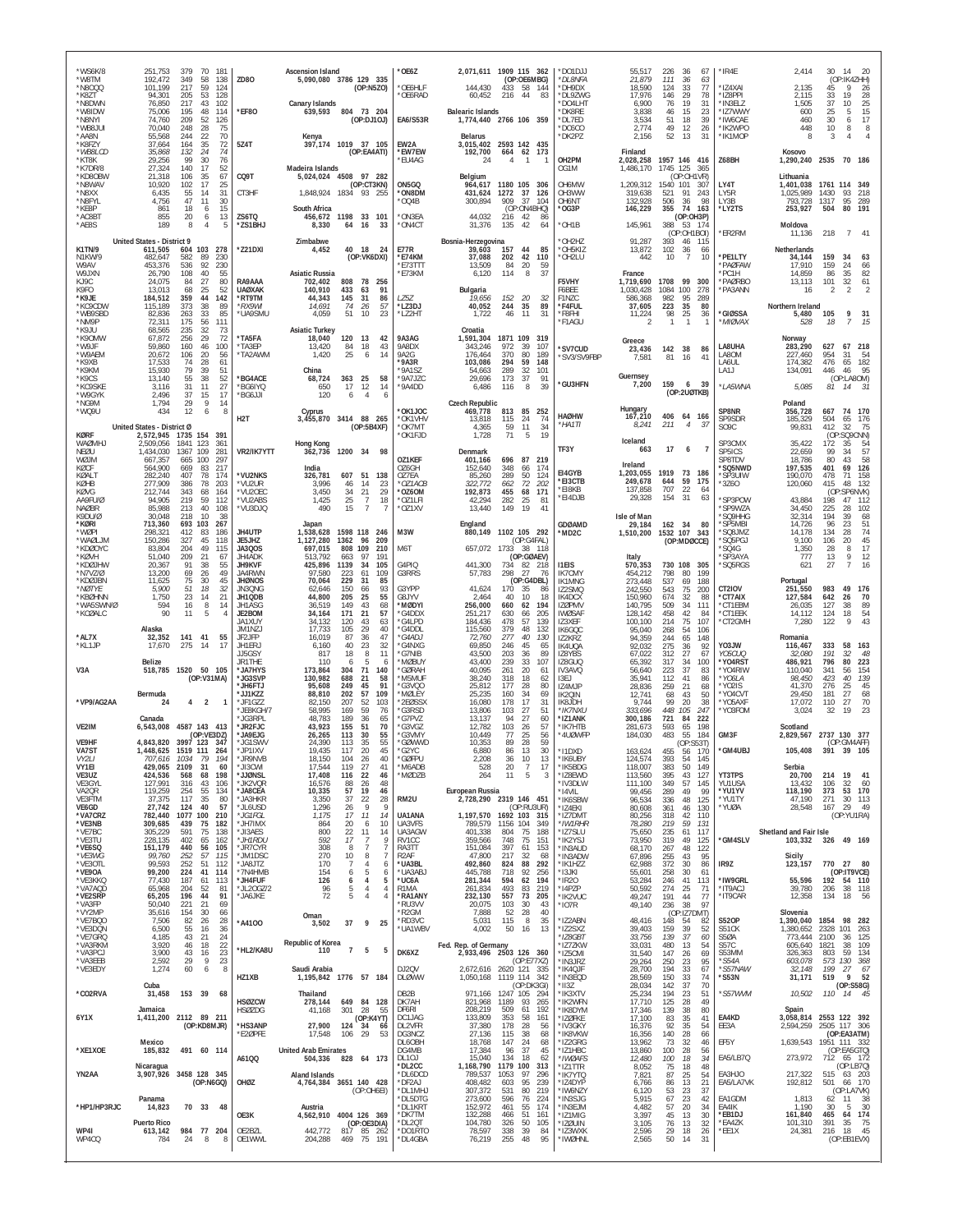*WS6K/8 251,753 379 70 181
*W8TM 192,472 349 58 138
*N8CQQ 101,199 217 59 124
*K8ZT 94,301 205 53 128
*N8DWN 76,850 217 43 102
*W8IDW 75,006 195 48 114
*N8NYI 74,760 209 52 126
*WB8JUI 70,040 248 28 75
*AA8N 55,568 244 22 70
*K8FZY 37,664 164 35 72
*WB8LCD 35,868 132 24 74
*KT8K 29,256 99 30 76
*K7DR/8 27,324 140 17 52
*KD8OBW 21,318 106 35 67
*N8WAV 10,920 102 17 25
*N8XX 6,435 55 14 31
*N8FYL 4,756 47 11 30
*KE8P 861 18 6 15
*AC8BT 855 20 6 13
*AE8S 189 8 4 5

**United States - District 9**
K1TN/9 611,505 604 103 278
N1KW/9 482,647 582 89 230
W9AV 453,376 536 92 230
W9JXN 26,790 108 40 55
KJ9C 24,075 84 27 80
K9FO 13,013 68 25 52
*K9JE 184,512 359 44 142
*KC9CDW 115,189 373 38 89
*WB9SBD 82,836 263 33 85
*NM9P 72,311 175 56 111
*K9JU 68,565 235 32 73
*K9OMW 67,872 256 29 72
*W9JF 59,860 160 46 100
*W9AEM 20,672 106 20 56
*K9XB 17,533 74 28 61
*K9KM 15,930 79 39 51
*K9CS 13,140 55 38 52
*KC9SKE 3,116 31 11 27
*W9GYK 2,496 37 15 17
*NG9M 1,794 29 9 14
*WQ9U 434 12 6 8

**United States - District Ø**
KØRF 2,572,945 1735 154 391
WAØMHJ 2,509,056 1841 123 361
NEØU 1,434,030 1367 109 281
WØJM 667,357 665 100 297
KØCF 564,900 669 83 217
KØALT 282,240 407 78 174
KØHB 277,909 386 78 203
KØVG 212,744 343 68 164
AA9FU/Ø 94,905 219 59 112
NAØBR 85,988 213 40 108
KIØDU/Ø 30,048 218 10 38
*KØRI 713,360 693 103 267
*WØPI 298,321 412 83 186
*WAØLJM 150,286 327 45 118
*KDØOYC 83,804 204 49 115
*KØVH 51,040 209 21 67
*KDØJHW 20,367 91 38 55
*NVØV/Ø 13,200 69 26 49
*KDØIBN 11,625 75 30 45
*NØTYE 5,900 51 18 32
*KBØHNN 1,750 23 14 21
*WA5SWN/Ø 594 16 8 14
*KCØALC 90 11 5 4

**Alaska**
*AL7X 32,352 141 41 55
*KL1JP 17,670 275 14 17

**Belize**
V3A 518,785 1520 50 105
(OP:V31MA)

**Bermuda**
*VP9/AG2AA 24 4 2 1

**Canada**
VE2IM 6,543,008 4587 143 413
(OP:VE3DZ)
VE9HF 4,843,820 3997 123 347
VA7ST 1,448,625 1519 111 264
VY2LI 707,616 1034 79 194
VY1EI 429,065 2109 31 60
VE3UZ 424,536 568 68 198
VE3GYL 127,991 316 43 106
VA2QR 119,259 254 55 134
VE3FTM 37,375 117 35 80
VE6GD 27,742 124 40 57
*VA7CRZ 782,440 1077 100 210
*VE3NB 309,685 439 75 182
*VE7BC 305,229 591 75 138
*VE3TU 228,135 402 65 162
*VE6SQ 151,179 440 56 105
*VE3WG 99,760 252 57 115
*VE3OTL 99,593 252 51 112
*VE9OA 99,200 224 41 114
*VE3KKQ 77,430 187 61 113
*VA7AQD 65,968 204 52 81
*VE2SRP 65,205 196 44 91
*VA3FP 50,040 221 21 69
*VY2MP 35,616 154 30 66
*VE7BQO 7,506 82 26 28
*VE3DQN 6,500 55 16 36
*VE7GRQ 4,185 43 21 24
*VA3RKM 3,920 46 18 22
*VA3PCJ 3,900 43 16 23
*VA3EEB 2,592 29 9 23
*VE3EDY 1,274 60 6 8

**Cuba**
*CO2RVA 31,458 153 39 68

**Jamaica**
6Y1X 1,411,200 2112 89 211
(OP:KD8MJR)

**Mexico**
*XE1XOE 185,832 491 60 114

**Nicaragua**
YN2AA 3,907,926 3458 128 345
(OP:N6GQ)

**Panama**
*HP1/HP3RJC 14,823 70 33 48

**Puerto Rico**
WP4I 613,142 984 77 204
WP4CQ 784 24 8 8

**Ascension Island**
ZD8O 5,090,080 3786 129 335
(OP:N5ZO)

**Canary Islands**
*EF8O 639,593 804 73 204
(OP:DJ1OJ)

**Kenya**
5Z4T 397,174 1019 37 105
(OP:EA4ATI)

**Madeira Islands**
CQ9T 5,024,024 4508 97 282
(OP:CT3KN)
CT3HF 1,848,924 1834 93 255

**South Africa**
ZS6TQ 456,672 1198 33 101
*ZS1BHJ 8,330 64 16 33

**Zimbabwe**
*Z21DXI 4,452 40 18 24
(OP:VK6DXI)

**Asiatic Russia**
RA9AAA 702,402 808 78 256
UAØXAK 140,910 433 63 91
*RT9TM 44,343 145 31 86
*RX9WI 14,691 74 26 57
*UA9SMU 4,059 51 10 23

**Asiatic Turkey**
*TA5FA 18,040 120 13 42
*TA3EP 13,420 84 18 43
*TA2AWM 1,420 25 6 14

**China**
*BG4ACE 68,724 363 25 58
*BG6IYQ 650 17 12 14
*BG6JJI 120 6 4 6

**Cyprus**
H2T 3,455,870 3414 88 265
(OP:5B4XF)

**Hong Kong**
VR2/IK7YTT 362,736 1200 34 98

**India**
*VU2NKS 326,781 607 51 138
*VU2UR 3,996 46 14 23
*VU2OEC 3,450 34 21 29
*VU2ABS 1,425 25 7 18
*VU3DJQ 490 15 7 7

**Japan**
JH4UTP 1,538,628 1598 118 246
JE5JHZ 1,127,280 1362 96 209
JA3QOS 697,015 808 109 210
JH4ADK 513,792 663 97 191
JH9KVF 425,896 1139 34 105
JA4RWN 97,580 223 61 109
JHØNOS 70,064 229 31 85
JN3QNG 62,646 150 66 93
JH1QDB 44,800 205 25 55
JH1ASG 36,519 149 43 68
JE2BOM 34,164 171 21 57
JA1XUY 34,132 120 43 63
JM1NZJ 17,733 105 29 48
JF2JFP 16,019 87 36 47
JH1ERJ 6,160 40 23 32
JJ5GSY 817 18 8 11
JR1THE 110 6 5 6
*JA7HYS 173,864 304 71 140
*JG3SVP 130,982 688 21 58
*JH6FTJ 95,608 249 45 91
*JJ1KZZ 88,810 202 57 109
*JF1GZZ 82,150 207 52 103
*JE8KGH/7 58,995 169 59 76
*JG3RPL 48,783 189 36 65
*JR2FJC 43,923 155 51 70
*JA9EJG 26,265 113 30 55
*JG1SWV 24,390 113 35 55
*JP1IXV 19,435 117 20 45
*JR9NVB 18,150 104 26 40
*JI3CJW 17,544 119 27 41
*JJØNSL 17,408 116 22 46
*JK2VQR 16,576 88 26 48
*JA8CEA 10,335 57 19 46
*JA3HKR 3,350 37 22 28
*JL6USD 1,296 26 9 9
*JG1FGL 1,175 17 11 14
*JH7IMX 864 20 6 10
*JI3AES 800 22 11 14
*JH1RDU 592 17 7 9
*JR7CYR 308 8 7 7
*JM1DSC 270 10 8 7
*JA8JTZ 170 7 4 6
*7N4HMB 154 6 5 6
*JH4FUF 126 6 4 5
*JL2OGZ/2 96 5 4 4
*JA6JKE 72 5 4 4

**Oman**
*A41OO 3,502 37 9 25

**Republic of Korea**
*HL2/KA8U 110 7 5 5

**Saudi Arabia**
HZ1XB 1,195,842 1776 57 184

**Thailand**
HSØZCW 278,144 649 84 128
HSØZDG 41,168 301 28 55
(OP:K4YT)
*HS3ANP 27,900 124 34 66
*E2ØPFE 17,548 106 29 53

**United Arab Emirates**
A61QQ 504,336 828 64 173

**Aland Islands**
OHØZ 4,764,384 3651 140 428
(OP:OH6EI)

**Austria**
OE3K 4,562,910 4004 126 369
(OP:OE3DIA)
OE2BZL 442,772 817 85 262
OE1WWL 204,288 469 75 191
*OE6Z 2,071,611 1909 115 362
(OP:OE5MBG)
*OE6HLF 144,430 433 58 144
*OE6RAD 60,452 216 44 83

**Balearic Islands**
EA6/S53R 1,774,440 2766 106 359

**Belarus**
EW2A 3,015,402 2593 142 435
*EW7EW 192,700 664 62 173
*EU4AG 24 4 1 1

**Belgium**
ON5GQ 964,617 1180 105 306
*ON8DM 431,624 1272 37 126
*OQ4B 300,894 909 37 104
(OP:ON4BHQ)
*ON3EA 44,032 216 42 86
*ON4CT 31,376 135 42 64

**Bosnia-Herzegovina**
E77R 39,603 157 44 85
*E74KM 37,088 202 42 110
*E73TTT 13,509 84 20 59
*E73KM 6,120 114 8 37

**Bulgaria**
LZ5Z 19,656 152 20 32
*LZ3DJ 40,052 244 35 89
*LZ2HT 1,722 46 11 31

**Croatia**
9A3AG 1,591,304 1871 109 319
9A8DX 343,246 972 39 107
9A2G 176,464 370 80 189
*9A3R 103,086 294 59 148
*9A1SZ 54,663 289 32 101
*9A7JZC 29,696 173 37 91
*9A4DD 6,486 116 8 39

**Czech Republic**
*OK1JOC 469,778 813 85 252
*OK1VHV 13,818 115 24 74
*OK7MT 4,365 59 11 34
*OK1FJD 1,728 71 5 19

**Denmark**
OZ1KEF 401,166 696 87 219
OZ6GH 152,640 348 66 174
OZ7EA 85,260 289 50 124
*OZ1ACB 322,772 662 72 202
*OZ6OM 192,873 455 68 171
*OZ1LFI 42,294 282 25 81
*OZ1XV 13,440 149 19 41

**England**
M3W 880,149 1102 105 292
(OP:G4FAL)
M6T 657,072 1733 38 118
(OP:GØAEV)
G4PIQ 441,300 734 82 218
G3RRS 57,783 298 27 76
(OP:G4DBL)
G3YPP 41,624 170 35 86
G8JYV 2,464 40 10 18
*MØDYI 256,000 660 62 194
*G4DDX 251,217 630 66 205
*G4LPD 184,436 478 57 139
*G4DDL 115,560 379 48 132
*G4ADJ 72,760 277 40 130
*G4NXG 69,850 246 45 65
*G7NIB 43,500 203 36 89
*MØBUY 43,400 239 33 107
*GØRAH 40,095 261 20 61
*M5MUF 38,240 318 18 62
*G3VQO 25,812 177 28 80
*MØLEY 25,235 160 34 69
*2EØSSX 16,080 178 17 31
*G3RSD 13,806 103 27 51
*G7PVZ 13,137 94 27 60
*G3VGZ 12,782 103 26 57
*G3VMY 10,449 77 25 56
*GØWWD 10,353 89 28 59
*G2YC 6,880 86 13 30
*GØRPU 2,208 36 10 13
*M6ADB 528 20 7 17
*MØDZB 264 11 5 3

**European Russia**
RM2U 2,728,290 2319 146 451
(OP:RU3UR)
UA1ANA 1,197,570 1692 103 315
UA3VFS 789,579 1156 104 349
UA3AGW 401,338 804 75 188
RV1CC 359,560 748 75 151
RA3TT 151,064 397 61 153
R2AF 47,800 217 32 68
*UA3BL 492,860 824 88 292
*UA3ABJ 445,788 718 92 256
*UC6A 281,344 594 92 194
R1MA 261,834 493 83 219
*RA1ANY 232,130 557 73 205
*RU3VV 20,075 103 30 43
*R2GM 7,888 52 28 40
*RD3VC 5,031 115 8 35
*UA1WBV 4,002 50 16 13

**Fed. Rep. of Germany**
DK6XZ 2,933,496 2503 126 360
(OP:E77XZ)
DJ2QV 2,672,616 2620 121 335
DLØWW 1,050,168 1119 114 342
(OP:DK3GI)
DB2B 971,166 1247 105 294
DK7AH 821,968 1189 93 265
DF6RI 208,219 509 61 192
DC1JAG 133,809 353 58 161
DL2VFR 37,380 178 28 56
DG3NCZ 27,136 115 38 68
DL6OBH 18,768 147 24 68
DG4MB 17,384 96 37 45
DL1OJ 15,040 134 18 62
*DL2CC 1,168,790 1179 100 313
*DL6DCD 789,537 1053 97 296
*DF2AJ 408,482 603 95 239
*DL1MHJ 307,372 531 80 219
*DL5DTG 273,600 596 76 224
*DL1KRT 152,972 461 55 174
*DK7TM 132,288 466 51 161
*DL2QT 104,780 326 50 105
*DO1RTO 78,597 338 39 84
*DL4GBA 76,219 255 48 95
*DO1DJJ 55,517 226 36 67
*DL8NFA 21,879 111 36 63
*DH8DX 18,590 124 33 72
*DL9ZWG 17,976 146 29 78
*DO4LHT 6,900 76 19 31
*DK8RE 3,838 46 15 23
*DL7ED 3,534 51 18 39
*DO5CO 2,774 49 12 26
*DK2PZ 2,156 52 13 31

**Finland**
OH2PM 2,028,258 1957 146 416
OG1M 1,486,170 1745 125 365
(OP:OH1VR)
OH6MW 1,209,312 1540 101 307
OH3WW 319,638 521 91 243
OH6NT 132,928 506 36 98
*OG3P 146,229 355 74 163
(OP:OH3P)
*OH1B 145,961 388 53 174
(OP:OH1BOI)
*OH2HZ 91,287 393 46 115
*OH5KIZ 13,872 102 36 66
*OH2LU 442 10 7 10

**France**
F5VHY 1,719,690 1708 99 300
F6BEE 1,030,428 1084 100 278
F1NZC 586,368 982 95 289
*F4FUL 37,605 223 35 80
*F8FHI 11,224 98 25 36
*F1AGU 2 1 1 1

**Greece**
*SV7CUD 23,436 142 38 86
*SV3/SV9FBP 7,581 81 16 41

**Guernsey**
*GU3HFN 7,200 159 6 39
(OP:2UØTKB)

**Hungary**
HAØHW 167,210 406 64 166
*HA1TI 8,241 211 4 37

**Iceland**
TF3Y 663 17 6 7

**Ireland**
EI4GYB 1,203,055 1919 73 186
*EI3CTB 249,678 644 59 175
*EI8KB 137,858 707 22 64
*EI4DJB 29,328 154 31 63

**Isle of Man**
GDØAMD 29,184 162 34 80
*MD2C 1,510,200 1532 107 343
(OP:MDØCCE)

**Italy**
I1EIS 570,353 730 108 305
IK7OMY 454,212 786 80 199
IK1MNG 273,448 537 69 188
IZ2SMQ 242,550 543 75 200
IK4DCX 150,960 674 32 88
IZØPMV 140,795 509 34 111
IWØSAF 128,142 458 42 84
IZ3XEF 100,100 214 75 107
IK6GQC 95,040 268 54 106
IZ2KRZ 94,359 244 65 148
IK4UQA 92,032 275 36 92
IZ8YBS 67,022 312 27 67
IZ8GUQ 65,392 317 34 100
IV3AVQ 56,640 223 37 83
I3EJ 35,941 112 41 86
IZ4MJP 28,836 259 21 68
IK2QIN 12,741 68 43 50
IK8JDH 9,744 99 20 38
*IK7NXU 333,696 448 105 247
*IZ1ANK 300,186 721 84 222
*IK7HTB 281,673 593 65 198
*4UØWFP 184,030 483 55 184
(OP:S53T)
*I1DXD 163,624 455 56 170
*IK8UBY 124,574 393 54 145
*IK8BDG 118,007 383 50 149
*IZ8EWD 113,560 395 43 127
*IV3DLW 111,100 349 57 145
*I4VIL 99,456 289 49 99
*IK6SBW 96,534 336 48 125
*IZ4EKI 80,608 361 46 130
*IZ7DMT 80,256 318 42 110
*IW1RHR 78,280 219 59 131
*IZ7SLU 75,650 235 61 117
*IK2YSJ 73,950 319 49 125
*IN3AUD 68,170 267 48 122
*IN3ADW 67,896 255 43 95
*IK1HZZ 62,988 372 30 86
*I3JKI 55,601 258 30 61
*IR2O 53,284 246 41 113
*I4PZP 50,592 274 25 71
*IK2VUC 49,247 191 44 77
*IO7R 49,140 236 38 97
(OP:IZ7DMT)
*IZ2ABN 48,416 148 54 82
*IZ2SXZ 39,403 159 39 52
*IZ8GBT 33,756 139 37 60
*IZ7ZKW 33,031 480 13 54
*IZ5OMI 31,540 147 26 69
*IN3JRZ 29,264 250 23 53
*IK4QJF 28,780 194 33 78
*IN3EQD 28,569 150 33 74
*II3Z 28,034 142 37 70
*IK3XTV 25,234 194 23 61
*IK2WFN 17,710 125 28 49
*IK8DYM 17,346 139 38 40
*IZØFKE 17,100 83 35 41
*IV3GKY 16,376 92 35 56
*IK8XWW 16,356 140 28 66
*IZ2GRG 13,962 73 32 46
*IZ1HBC 13,860 100 28 56
*IWØAFS 12,480 100 18 34
*IZ1TTR 8,052 75 18 48
*IK7YTQ 7,821 87 25 54
*IZ4DYP 6,766 86 21 23
*IW6NZY 6,120 53 23 37
*IN3SJG 5,615 67 23 42
*IN3EJM 4,482 57 20 34
*IZ1MIG 3,397 45 13 30
*IZØUIN 3,105 76 13 32
*IZ3WXK 2,596 78 8 36
*IWØHNL 2,565 50 14 31
*IR4E 2,414 30 14 20
(OP:IK4ZHH)
*IZ4XAI 2,135 45 9 26
*IZ8PPI 2,115 33 19 28
*IN3ELZ 1,505 37 10 25
*IZ7WWY 600 25 5 15
*IW6CAE 460 30 6 17
*IK2WPO 448 10 8 8
*IK1MOP 8 3 4 4

**Kosovo**
Z68BH 1,290,240 2535 70 186

**Lithuania**
LY4T 1,401,038 1761 114 349
LY5R 1,025,989 1430 93 218
LY3B 793,728 1317 95 289
*LY2TS 253,927 504 80 191

**Moldova**
*ER2RM 11,136 218 7 41

**Netherlands**
*PE1LTY 34,144 159 34 63
*PAØFAW 17,910 159 24 66
*PC1H 14,859 86 35 82
*PAØRBO 13,113 101 32 61
*PA3ANN 16 2 2 2

**Northern Ireland**
*GIØSSA 5,480 105 9 31
*MIØVAX 528 18 7 15

**Norway**
LA8UHA 283,290 627 67 218
LA8OM 227,460 954 31 54
LA6UL 174,382 476 65 182
LA1J 134,091 446 46 95
(OP:LA8OM)
*LA5WNA 5,085 81 14 31

**Poland**
SP8NR 356,728 667 74 170
SP9SDR 185,329 504 65 176
SO9C 99,831 412 32 75
(OP:SQ9CNN)
SP3CMX 35,422 172 35 54
SP5ICS 22,659 99 34 57
SP8TDV 18,786 80 43 58
*SQ5NWD 197,535 401 69 126
*SP3UIW 190,070 478 71 158
*3Z6O 120,060 415 48 132
(OP:SP6NWK)
*SP3POW 43,884 198 47 112
*SP9WZA 34,450 225 28 102
*SQ9HHG 32,314 194 39 68
*SP5MBI 14,726 96 23 51
*SQ8JMZ 14,178 134 28 74
*SQ5PGJ 9,100 106 20 45
*SQ4G 1,350 28 8 17
*SP3AYA 777 13 9 12
*SQ5RGS 621 27 7 16

**Portugal**
CT2IOV 251,550 983 49 176
*CT7AIX 127,584 642 26 70
*CT1EBM 26,035 127 38 89
*CT1EEK 14,112 124 18 54
*CT2GMH 7,280 122 9 43

**Romania**
YO3JW 116,467 333 58 163
YO5CUQ 32,080 191 32 48
*YO4RST 486,921 796 80 223
*YO4RIW 110,040 341 56 154
*YO6LA 98,450 423 40 139
*YO2IS 41,370 276 25 45
*YO4CVT 29,450 181 27 68
*YO5AXF 17,072 110 27 70
*YO8FOM 3,024 32 19 23

**Scotland**
GM3F 2,829,567 2737 130 377
(OP:GM4AFF)
*GM4UBJ 105,408 391 39 105

**Serbia**
YT3TPS 20,700 214 19 41
YU1USA 13,432 106 32 60
*YU1YV 118,190 373 53 170
*YU1TY 47,190 271 30 113
*YUØA 28,548 167 29 49
(OP:YU1RA)

**Shetland and Fair Isle**
*GM4SLV 103,332 326 49 169

**Sicily**
IR9Z 123,157 770 27 80
(OP:IT9VCE)
*IW9GRL 55,596 192 54 110
*IT9ACJ 39,780 206 38 118
*IT9CAR 12,358 134 18 56

**Slovenia**
S52OP 1,390,040 1854 98 282
S51OK 1,390,652 2328 101 263
S5ØA 773,444 2100 36 125
S57C 605,640 1821 38 109
S53MM 326,363 803 59 134
*S54A 603,078 573 130 368
*S57NAW 32,148 199 27 67
*S53N 31,171 519 9 52
(OP:S58G)
*S57WM 10,502 110 14 45

**Spain**
EA4KD 3,058,814 2553 122 392
EE3A 2,594,259 2505 117 306
(OP:EA3ATM)
EF5Y 1,639,543 1951 111 332
(OP:EA5GTQ)
EA5/LB7Q 273,972 712 65 172
(OP:LB7Q)
EA3HJO 217,322 515 63 203
EA5/LA7VK 192,812 501 66 170
(OP:LA7VK)
EA1GDM 1,813 62 11 38
EA4IK 1,190 30 5 30
*EB1DJ 161,840 465 64 174
*EA4ZK 101,310 391 35 75
*EE1X 24,381 216 18 45
(OP:EB1EVX)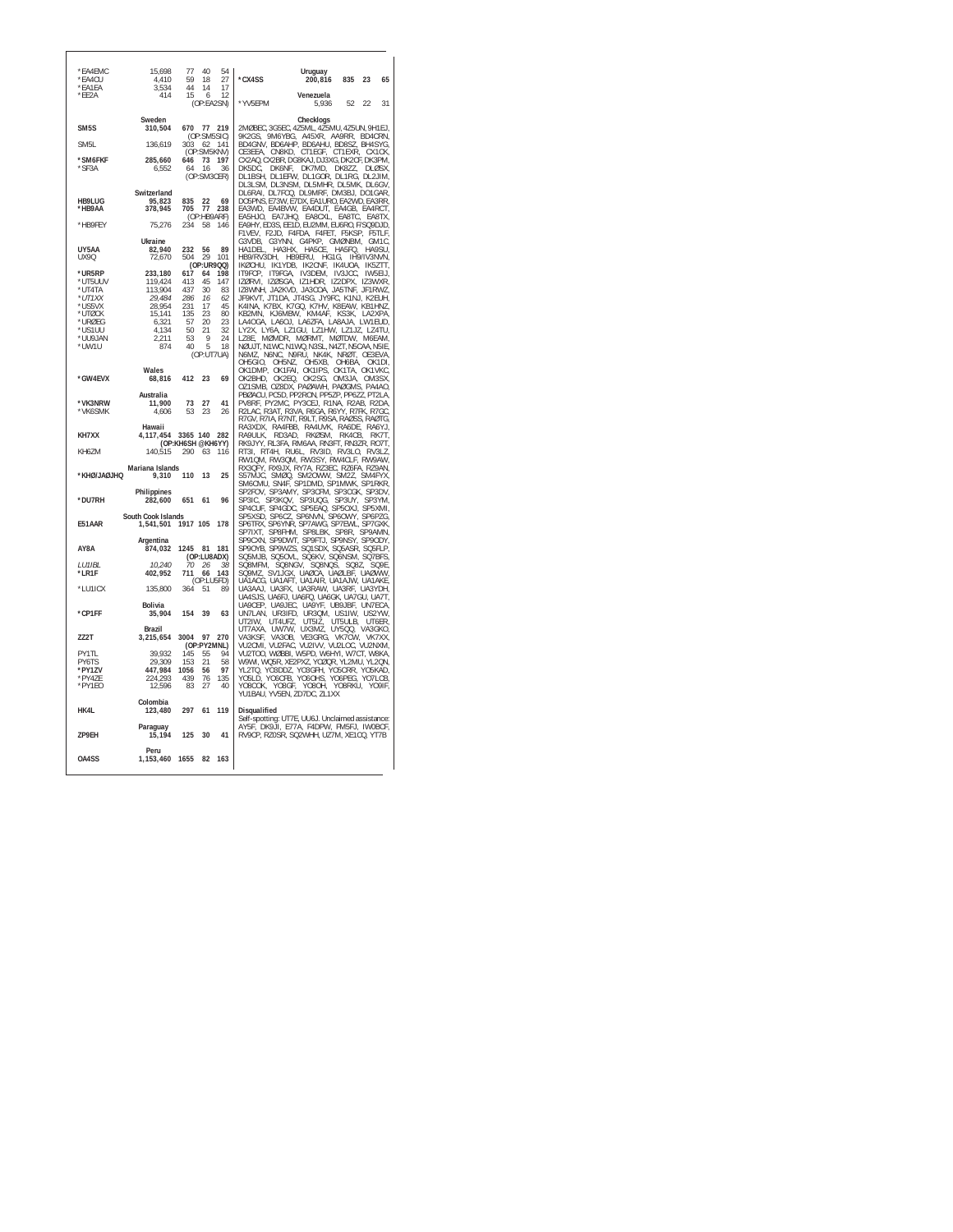| | | | | |
|---|---|---|---|---|
| *EA4EMC | 15,698 | 77 | 40 | 54 |
| *EA4CU | 4,410 | 59 | 18 | 27 |
| *EA1EA | 3,534 | 44 | 14 | 17 |
| *EE2A | 414 | 15 | 6 | 12 |
| | | | | (OP:EA2SN) |

**Sweden**

| | | | | |
|---|---|---|---|---|
| **SM5S** | **310,504** | **670** | **77** | **219** |
| | | | | (OP:SM5SIC) |
| SM5L | 136,619 | 303 | 62 | 141 |
| | | | | (OP:SM5KNV) |
| ***SM6FKF** | **285,660** | **646** | **73** | **197** |
| *SF3A | 6,552 | 64 | 16 | 36 |
| | | | | (OP:SM3CER) |

**Switzerland**

| | | | | |
|---|---|---|---|---|
| **HB9LUG** | **95,823** | **835** | **22** | **69** |
| ***HB9AA** | **378,945** | **705** | **77** | **238** |
| | | | | (OP:HB9ARF) |
| *HB9FEY | 75,276 | 234 | 58 | 146 |

**Ukraine**

| | | | | |
|---|---|---|---|---|
| **UY5AA** | **82,940** | **232** | **56** | **89** |
| UX9Q | 72,670 | 504 | 29 | 101 |
| | | | | **(OP:UR9QQ)** |
| ***UR5RP** | **233,180** | **617** | **64** | **198** |
| *UT5UUV | 119,424 | 413 | 45 | 147 |
| *UT4TA | 113,904 | 437 | 30 | 83 |
| *UT1XX | 29,484 | 286 | 16 | 62 |
| *US5VX | 28,954 | 231 | 17 | 45 |
| *UTØCK | 15,141 | 135 | 23 | 80 |
| *URØEG | 6,321 | 57 | 20 | 23 |
| *US1UU | 4,134 | 50 | 21 | 32 |
| *UU9JAN | 2,211 | 53 | 9 | 24 |
| *UW1U | 874 | 40 | 5 | 18 |
| | | | | (OP:UT7UA) |

**Wales**

| | | | | |
|---|---|---|---|---|
| ***GW4EVX** | **68,816** | **412** | **23** | **69** |

**Australia**

| | | | | |
|---|---|---|---|---|
| ***VK3NRW** | **11,900** | **73** | **27** | **41** |
| *VK6SMK | 4,606 | 53 | 23 | 26 |

**Hawaii**

| | | | | |
|---|---|---|---|---|
| **KH7XX** | **4,117,454** | **3365** | **140** | **282** |
| | | | | **(OP:KH6SH @KH6YY)** |
| KH6ZM | 140,515 | 290 | 63 | 116 |

**Mariana Islands**

| | | | | |
|---|---|---|---|---|
| ***KHØ/JAØJHQ** | **9,310** | **110** | **13** | **25** |

**Philippines**

| | | | | |
|---|---|---|---|---|
| ***DU7RH** | **282,600** | **651** | **61** | **96** |

**South Cook Islands**

| | | | | |
|---|---|---|---|---|
| **E51AAR** | **1,541,501** | **1917** | **105** | **178** |

**Argentina**

| | | | | |
|---|---|---|---|---|
| **AY8A** | **874,032** | **1245** | **81** | **181** |
| | | | | **(OP:LU8ADX)** |
| *LU1BL* | *10,240* | *70* | *26* | *38* |
| ***LR1F** | **402,952** | **711** | **66** | **143** |
| | | | | (OP:LU5FD) |
| *LU1ICX | 135,800 | 364 | 51 | 89 |

**Bolivia**

| | | | | |
|---|---|---|---|---|
| ***CP1FF** | **35,904** | **154** | **39** | **63** |

**Brazil**

| | | | | |
|---|---|---|---|---|
| **ZZ2T** | **3,215,654** | **3004** | **97** | **270** |
| | | | | **(OP:PY2MNL)** |
| PY1TL | 39,932 | 145 | 55 | 94 |
| PY6TS | 29,309 | 153 | 21 | 58 |
| ***PY1ZV** | **447,984** | **1056** | **56** | **97** |
| *PY4ZE | 224,293 | 439 | 76 | 135 |
| *PY1EO | 12,596 | 83 | 27 | 40 |

**Colombia**

| | | | | |
|---|---|---|---|---|
| **HK4L** | **123,480** | **297** | **61** | **119** |

**Paraguay**

| | | | | |
|---|---|---|---|---|
| **ZP9EH** | **15,194** | **125** | **30** | **41** |

**Peru**

| | | | | |
|---|---|---|---|---|
| **OA4SS** | **1,153,460** | **1655** | **82** | **163** |

**Uruguay**

| | | | | |
|---|---|---|---|---|
| ***CX4SS** | **200,816** | **835** | **23** | **65** |

**Venezuela**

| | | | | |
|---|---|---|---|---|
| *YV5EPM | 5,936 | 52 | 22 | 31 |

**Checklogs**

2MØBEC, 3G5EC, 4Z5ML, 4Z5MU, 4Z5UN, 9H1EJ, 9K2GS, 9M6YBG, A45XR, AA9RR, BD4CRN, BD4GNV, BD6AHP, BD6AHU, BD8SZ, BH4SYG, CE3EEA, CN8KD, CT1EGF, CT1EXR, CX1CK, CX2AQ, CX2BR, DG8KAJ, DJ3XG, DK2CF, DK3PM, DK5DC, DK6NF, DK7MD, DK8ZZ, DLØSX, DL1BSH, DL1EFW, DL1GOR, DL1RG, DL2JIM, DL3LSM, DL3NSM, DL5MHR, DL5MK, DL6GV, DL6RAI, DL7FCQ, DL9MRF, DM3BJ, DO1GAR, DO5PNS, E73W, E7DX, EA1URO, EA2WD, EA3RR, EA3WD, EA4BVW, EA4DUT, EA4GB, EA4RCT, EA5HJO, EA7JHQ, EA8CXL, EA8TC, EA8TX, EA9HY, ED3S, EE1D, EU2MM, EU6RO, F/SQ9DJD, F1VEV, F2JD, F4FDA, F4FET, F5KSP, F5TLF, G3VDB, G3YNN, G4PKP, GMØNBM, GM1C, HA1DEL, HA3HX, HA5CE, HA5FQ, HA9SU, HB9/RV3DH, HB9ERU, HG1G, IH9/IV3NVN, IKØCHU, IK1YDB, IK2CNF, IK4UOA, IK5ZTT, IT9FCP, IT9FGA, IV3DEM, IV3JCC, IW5EIJ, IZØRVI, IZØSGA, IZ1HDR, IZ2DPX, IZ3WXR, IZ8WNH, JA2KVD, JA3COA, JA5TNF, JF1RWZ, JF9KVT, JT1DA, JT4SG, JY9FC, K1NJ, K2EUH, K4INA, K7BX, K7GQ, K7HV, K8EAW, KB1HNZ, KB2MN, KJ6MBW, KM4AF, KS3K, LA2XPA, LA4OGA, LA6OJ, LA6ZFA, LA8AJA, LW1EUD, LY2X, LY6A, LZ1GU, LZ1HW, LZ1JZ, LZ4TU, LZ8E, MØMDR, MØRMT, MØTDW, M6EAM, NØUJT, N1WC, N1WQ, N3SL, N4ZT, N5CAA, N5IE, N6MZ, N6NC, N9RU, NK4K, NRØT, OE3EVA, OH5GIO, OH5NZ, OH5XB, OH6BA, OK1DI, OK1DMP, OK1FAI, OK1IPS, OK1TA, OK1VKC, OK2BHD, OK2EQ, OK2SG, OM3JA, OM3SX, OZ1SMB, OZ8DX, PAØAWH, PAØGMS, PA4AO, PBØACU, PC5D, PP2RON, PP5ZP, PP6ZZ, PT2LA, PV8RF, PY2MC, PY3CEJ, R1NA, R2AB, R2DA, R2LAC, R3AT, R3VA, R6GA, R6YY, R7FK, R7GC, R7GV, R7IA, R7NT, R9LT, R9SA, RAØSS, RAØTG, RA3XDX, RA4FBB, RA4UVK, RA6DE, RA6YJ, RA9ULK, RD3AD, RKØSM, RK4CB, RK7T, RK9JYY, RL3FA, RM6AA, RN3FT, RN3ZR, RO7T, RT3I, RT4H, RU6L, RV3ID, RV3LO, RV3LZ, RW1QM, RW3QM, RW3SY, RW4CLF, RW9AW, RX3QFY, RX9JX, RY7A, RZ3EC, RZ6FA, RZ9AN, S57MJC, SMØQ, SM2OWW, SM2Z, SM4FYX, SM6CMU, SN4F, SP1DMD, SP1MWK, SP1RKR, SP2FOV, SP3AMY, SP3CFM, SP3CGK, SP3DV, SP3IC, SP3KQV, SP3UQG, SP3UY, SP3YM, SP4CUF, SP4GDC, SP5EAQ, SP5OXJ, SP5XMI, SP5XSD, SP6CZ, SP6NVN, SP6OWY, SP6PZG, SP6TRX, SP6YNR, SP7AWG, SP7EWL, SP7GXK, SP7IXT, SP8FHM, SP8LBK, SP8R, SP9AMN, SP9CXN, SP9DWT, SP9FTJ, SP9NSY, SP9ODY, SP9OYB, SP9WZS, SQ1SDX, SQ5ASR, SQ5FLP, SQ5MJB, SQ5OVL, SQ6KV, SQ6NSM, SQ7BFS, SQ8MFM, SQ8NGV, SQ8NQS, SQ8Z, SQ9E, SQ9MZ, SV1JGX, UAØCA, UAØLBF, UAØWW, UA1ACG, UA1AFT, UA1AIR, UA1AJW, UA1AKE, UA3AAJ, UA3FX, UA3RAW, UA3RF, UA3YDH, UA4SJS, UA6FJ, UA6FQ, UA6GK, UA7GU, UA7T, UA9CEP, UA9JEC, UA9YF, UB9JBF, UN7ECA, UN7LAN, UR3IFD, UR3QM, US1IW, US2YW, UT2IW, UT4UFZ, UT5IZ, UT5ULB, UT6ER, UT7AXA, UW7W, UX3MZ, UY5QQ, VA3GKO, VA3KSF, VA3OB, VE3GRG, VK7OW, VK7XX, VU2CMI, VU2FAC, VU2IVV, VU2LOC, VU2NXM, VU2TOO, WØBBI, W5PD, W6HYI, W7CT, W8KA, W9WI, WQ5R, XE2PXZ, YOØQR, YL2MU, YL2QN, YL2TQ, YO3DDZ, YO3GFH, YO5CRR, YO5KAD, YO5LD, YO6CFB, YO6OHS, YO6PEG, YO7LCB, YO8COK, YO8GF, YO8OH, YO8RKU, YO9IIF, YU1BAU, YV5EN, ZD7DC, ZL1XX

**Disqualified**

Self-spotting: UT7E, UU6J. Unclaimed assistance: AY5F, DK9JI, E77A, F4DPW, FM5FJ, IWØBCF, RV9CP, RZ0SR, SQ2WHH, UZ7M, XE1CQ, YT7B